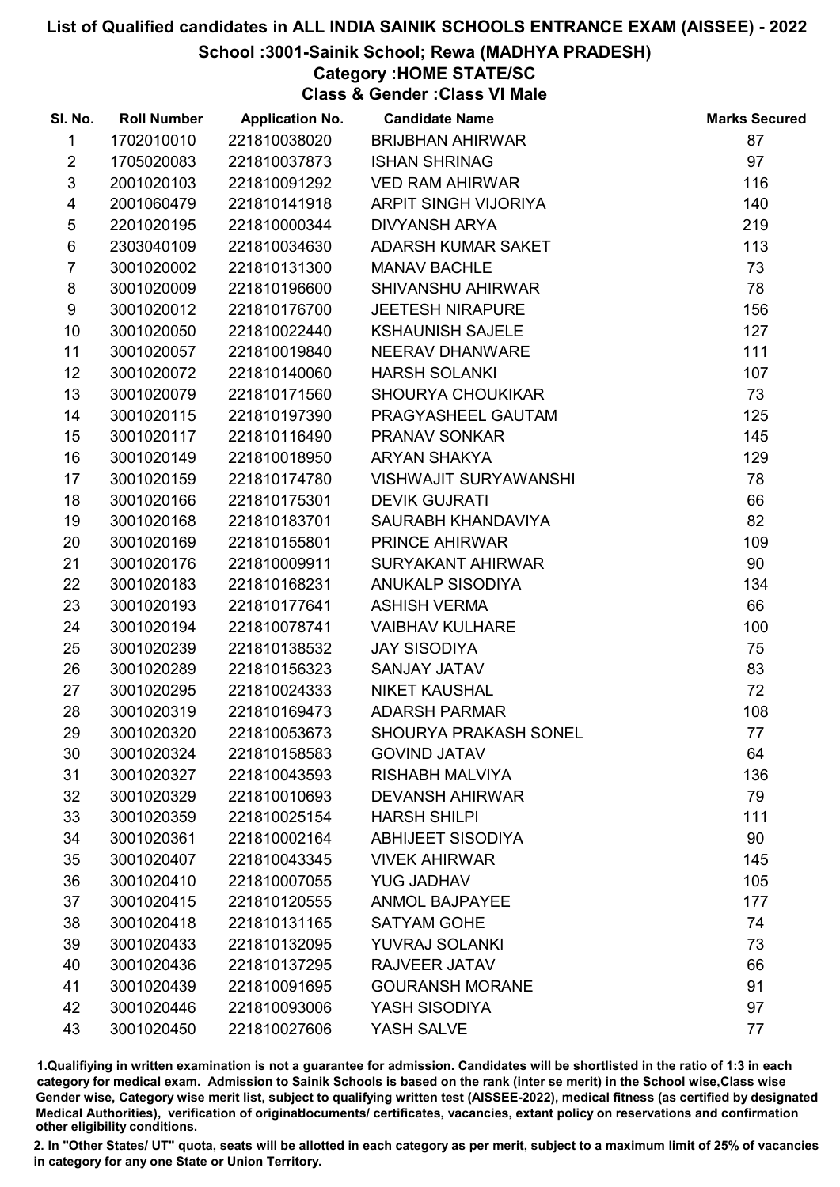# List of Qualified candidates in ALL INDIA SAINIK SCHOOLS ENTRANCE EXAM (AISSEE) - 2022

## School :3001-Sainik School; Rewa (MADHYA PRADESH)

### Category :HOME STATE/SC

### Class & Gender :Class VI Male

| Sl. No. | Roll Number | Application No. | Candidate Name | Marks Secured |
|---|---|---|---|---|
| 1 | 1702010010 | 221810038020 | BRIJBHAN AHIRWAR | 87 |
| 2 | 1705020083 | 221810037873 | ISHAN SHRINAG | 97 |
| 3 | 2001020103 | 221810091292 | VED RAM AHIRWAR | 116 |
| 4 | 2001060479 | 221810141918 | ARPIT SINGH VIJORIYA | 140 |
| 5 | 2201020195 | 221810000344 | DIVYANSH ARYA | 219 |
| 6 | 2303040109 | 221810034630 | ADARSH KUMAR SAKET | 113 |
| 7 | 3001020002 | 221810131300 | MANAV BACHLE | 73 |
| 8 | 3001020009 | 221810196600 | SHIVANSHU AHIRWAR | 78 |
| 9 | 3001020012 | 221810176700 | JEETESH NIRAPURE | 156 |
| 10 | 3001020050 | 221810022440 | KSHAUNISH SAJELE | 127 |
| 11 | 3001020057 | 221810019840 | NEERAV DHANWARE | 111 |
| 12 | 3001020072 | 221810140060 | HARSH SOLANKI | 107 |
| 13 | 3001020079 | 221810171560 | SHOURYA CHOUKIKAR | 73 |
| 14 | 3001020115 | 221810197390 | PRAGYASHEEL GAUTAM | 125 |
| 15 | 3001020117 | 221810116490 | PRANAV SONKAR | 145 |
| 16 | 3001020149 | 221810018950 | ARYAN SHAKYA | 129 |
| 17 | 3001020159 | 221810174780 | VISHWAJIT SURYAWANSHI | 78 |
| 18 | 3001020166 | 221810175301 | DEVIK GUJRATI | 66 |
| 19 | 3001020168 | 221810183701 | SAURABH KHANDAVIYA | 82 |
| 20 | 3001020169 | 221810155801 | PRINCE AHIRWAR | 109 |
| 21 | 3001020176 | 221810009911 | SURYAKANT AHIRWAR | 90 |
| 22 | 3001020183 | 221810168231 | ANUKALP SISODIYA | 134 |
| 23 | 3001020193 | 221810177641 | ASHISH VERMA | 66 |
| 24 | 3001020194 | 221810078741 | VAIBHAV KULHARE | 100 |
| 25 | 3001020239 | 221810138532 | JAY SISODIYA | 75 |
| 26 | 3001020289 | 221810156323 | SANJAY JATAV | 83 |
| 27 | 3001020295 | 221810024333 | NIKET KAUSHAL | 72 |
| 28 | 3001020319 | 221810169473 | ADARSH PARMAR | 108 |
| 29 | 3001020320 | 221810053673 | SHOURYA PRAKASH SONEL | 77 |
| 30 | 3001020324 | 221810158583 | GOVIND JATAV | 64 |
| 31 | 3001020327 | 221810043593 | RISHABH MALVIYA | 136 |
| 32 | 3001020329 | 221810010693 | DEVANSH AHIRWAR | 79 |
| 33 | 3001020359 | 221810025154 | HARSH SHILPI | 111 |
| 34 | 3001020361 | 221810002164 | ABHIJEET SISODIYA | 90 |
| 35 | 3001020407 | 221810043345 | VIVEK AHIRWAR | 145 |
| 36 | 3001020410 | 221810007055 | YUG JADHAV | 105 |
| 37 | 3001020415 | 221810120555 | ANMOL BAJPAYEE | 177 |
| 38 | 3001020418 | 221810131165 | SATYAM GOHE | 74 |
| 39 | 3001020433 | 221810132095 | YUVRAJ SOLANKI | 73 |
| 40 | 3001020436 | 221810137295 | RAJVEER JATAV | 66 |
| 41 | 3001020439 | 221810091695 | GOURANSH MORANE | 91 |
| 42 | 3001020446 | 221810093006 | YASH SISODIYA | 97 |
| 43 | 3001020450 | 221810027606 | YASH SALVE | 77 |

1.Qualifying in written examination is not a guarantee for admission. Candidates will be shortlisted in the ratio of 1:3 in each category for medical exam. Admission to Sainik Schools is based on the rank (inter se merit) in the School wise,Class wise Gender wise, Category wise merit list, subject to qualifying written test (AISSEE-2022), medical fitness (as certified by designated Medical Authorities), verification of originaldocuments/ certificates, vacancies, extant policy on reservations and confirmation other eligibility conditions.

2. In "Other States/ UT" quota, seats will be allotted in each category as per merit, subject to a maximum limit of 25% of vacancies in category for any one State or Union Territory.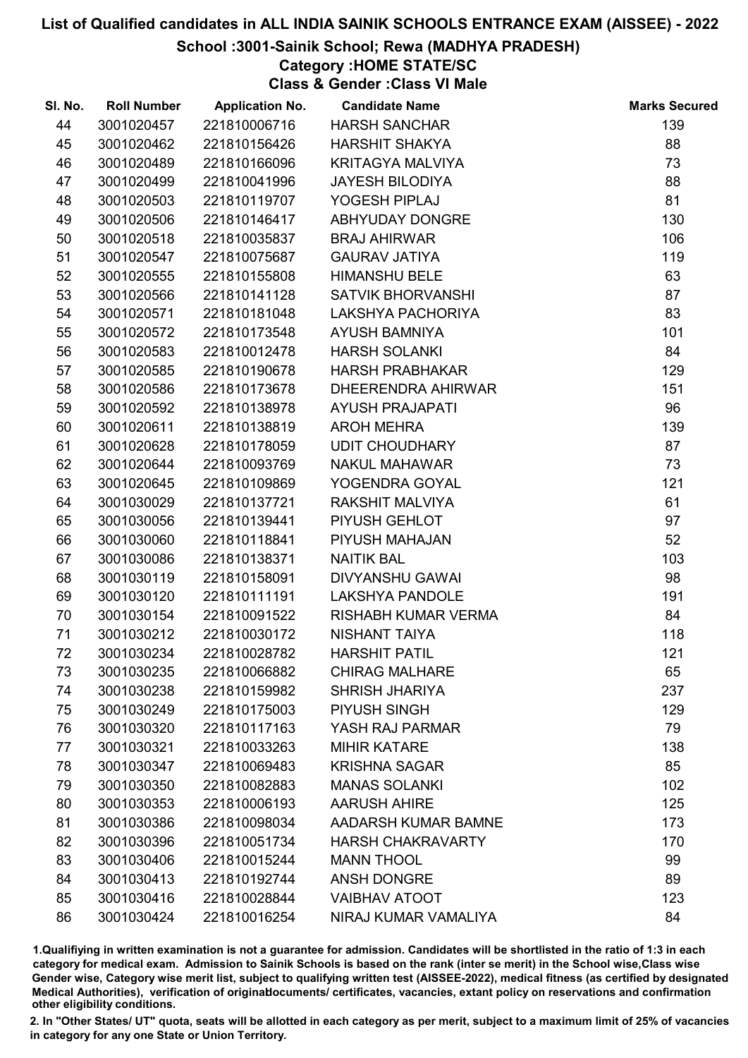# List of Qualified candidates in ALL INDIA SAINIK SCHOOLS ENTRANCE EXAM (AISSEE) - 2022

## School :3001-Sainik School; Rewa (MADHYA PRADESH)

### Category :HOME STATE/SC

### Class & Gender :Class VI Male

| Sl. No. | Roll Number | Application No. | Candidate Name | Marks Secured |
|---|---|---|---|---|
| 44 | 3001020457 | 221810006716 | HARSH SANCHAR | 139 |
| 45 | 3001020462 | 221810156426 | HARSHIT SHAKYA | 88 |
| 46 | 3001020489 | 221810166096 | KRITAGYA MALVIYA | 73 |
| 47 | 3001020499 | 221810041996 | JAYESH BILODIYA | 88 |
| 48 | 3001020503 | 221810119707 | YOGESH PIPLAJ | 81 |
| 49 | 3001020506 | 221810146417 | ABHYUDAY DONGRE | 130 |
| 50 | 3001020518 | 221810035837 | BRAJ AHIRWAR | 106 |
| 51 | 3001020547 | 221810075687 | GAURAV JATIYA | 119 |
| 52 | 3001020555 | 221810155808 | HIMANSHU BELE | 63 |
| 53 | 3001020566 | 221810141128 | SATVIK BHORVANSHI | 87 |
| 54 | 3001020571 | 221810181048 | LAKSHYA PACHORIYA | 83 |
| 55 | 3001020572 | 221810173548 | AYUSH BAMNIYA | 101 |
| 56 | 3001020583 | 221810012478 | HARSH SOLANKI | 84 |
| 57 | 3001020585 | 221810190678 | HARSH PRABHAKAR | 129 |
| 58 | 3001020586 | 221810173678 | DHEERENDRA AHIRWAR | 151 |
| 59 | 3001020592 | 221810138978 | AYUSH PRAJAPATI | 96 |
| 60 | 3001020611 | 221810138819 | AROH MEHRA | 139 |
| 61 | 3001020628 | 221810178059 | UDIT CHOUDHARY | 87 |
| 62 | 3001020644 | 221810093769 | NAKUL MAHAWAR | 73 |
| 63 | 3001020645 | 221810109869 | YOGENDRA GOYAL | 121 |
| 64 | 3001030029 | 221810137721 | RAKSHIT MALVIYA | 61 |
| 65 | 3001030056 | 221810139441 | PIYUSH GEHLOT | 97 |
| 66 | 3001030060 | 221810118841 | PIYUSH MAHAJAN | 52 |
| 67 | 3001030086 | 221810138371 | NAITIK BAL | 103 |
| 68 | 3001030119 | 221810158091 | DIVYANSHU GAWAI | 98 |
| 69 | 3001030120 | 221810111191 | LAKSHYA PANDOLE | 191 |
| 70 | 3001030154 | 221810091522 | RISHABH KUMAR VERMA | 84 |
| 71 | 3001030212 | 221810030172 | NISHANT TAIYA | 118 |
| 72 | 3001030234 | 221810028782 | HARSHIT PATIL | 121 |
| 73 | 3001030235 | 221810066882 | CHIRAG MALHARE | 65 |
| 74 | 3001030238 | 221810159982 | SHRISH JHARIYA | 237 |
| 75 | 3001030249 | 221810175003 | PIYUSH SINGH | 129 |
| 76 | 3001030320 | 221810117163 | YASH RAJ PARMAR | 79 |
| 77 | 3001030321 | 221810033263 | MIHIR KATARE | 138 |
| 78 | 3001030347 | 221810069483 | KRISHNA SAGAR | 85 |
| 79 | 3001030350 | 221810082883 | MANAS SOLANKI | 102 |
| 80 | 3001030353 | 221810006193 | AARUSH AHIRE | 125 |
| 81 | 3001030386 | 221810098034 | AADARSH KUMAR BAMNE | 173 |
| 82 | 3001030396 | 221810051734 | HARSH CHAKRAVARTY | 170 |
| 83 | 3001030406 | 221810015244 | MANN THOOL | 99 |
| 84 | 3001030413 | 221810192744 | ANSH DONGRE | 89 |
| 85 | 3001030416 | 221810028844 | VAIBHAV ATOOT | 123 |
| 86 | 3001030424 | 221810016254 | NIRAJ KUMAR VAMALIYA | 84 |

1.Qualifiying in written examination is not a guarantee for admission. Candidates will be shortlisted in the ratio of 1:3 in each category for medical exam. Admission to Sainik Schools is based on the rank (inter se merit) in the School wise,Class wise Gender wise, Category wise merit list, subject to qualifying written test (AISSEE-2022), medical fitness (as certified by designated Medical Authorities), verification of originaldocuments/ certificates, vacancies, extant policy on reservations and confirmation other eligibility conditions.

2. In "Other States/ UT" quota, seats will be allotted in each category as per merit, subject to a maximum limit of 25% of vacancies in category for any one State or Union Territory.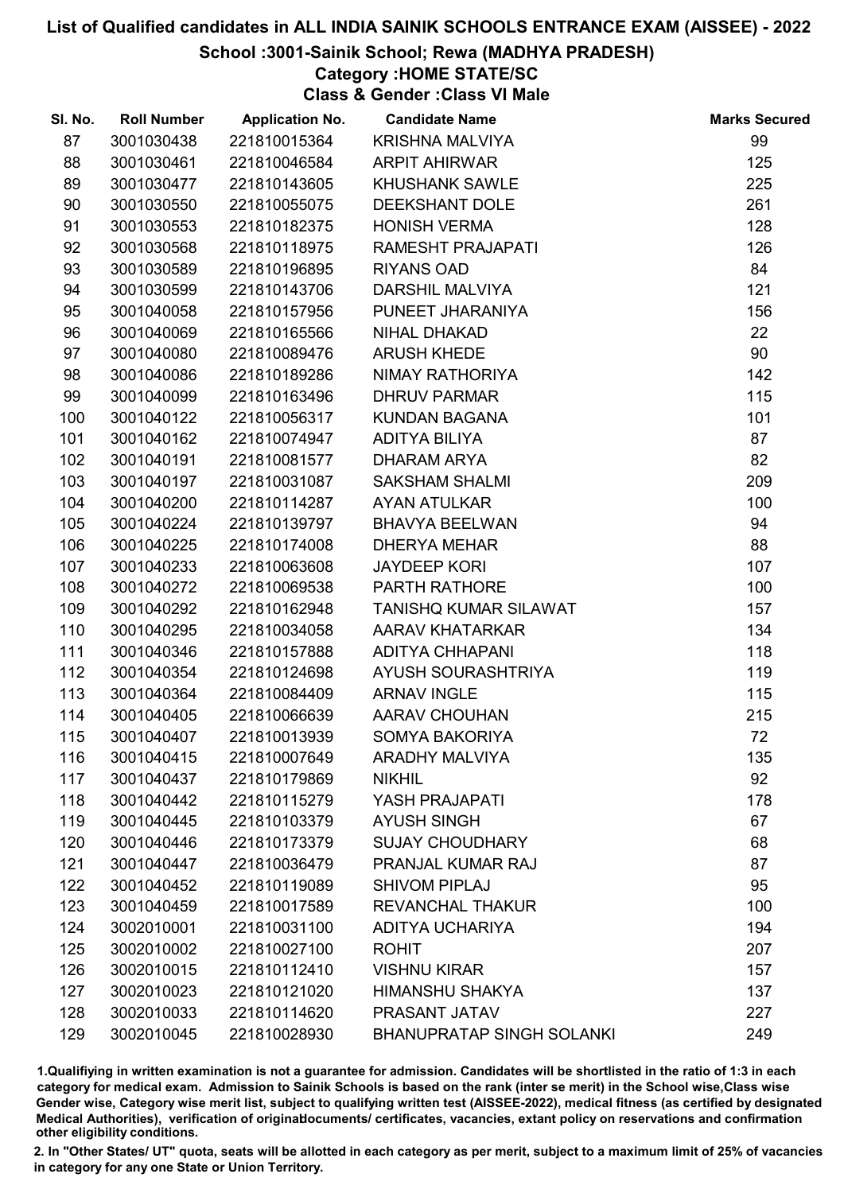# List of Qualified candidates in ALL INDIA SAINIK SCHOOLS ENTRANCE EXAM (AISSEE) - 2022

## School :3001-Sainik School; Rewa (MADHYA PRADESH)

### Category :HOME STATE/SC

### Class & Gender :Class VI Male

| Sl. No. | Roll Number | Application No. | Candidate Name | Marks Secured |
|---|---|---|---|---|
| 87 | 3001030438 | 221810015364 | KRISHNA MALVIYA | 99 |
| 88 | 3001030461 | 221810046584 | ARPIT AHIRWAR | 125 |
| 89 | 3001030477 | 221810143605 | KHUSHANK SAWLE | 225 |
| 90 | 3001030550 | 221810055075 | DEEKSHANT DOLE | 261 |
| 91 | 3001030553 | 221810182375 | HONISH VERMA | 128 |
| 92 | 3001030568 | 221810118975 | RAMESHT PRAJAPATI | 126 |
| 93 | 3001030589 | 221810196895 | RIYANS OAD | 84 |
| 94 | 3001030599 | 221810143706 | DARSHIL MALVIYA | 121 |
| 95 | 3001040058 | 221810157956 | PUNEET JHARANIYA | 156 |
| 96 | 3001040069 | 221810165566 | NIHAL DHAKAD | 22 |
| 97 | 3001040080 | 221810089476 | ARUSH KHEDE | 90 |
| 98 | 3001040086 | 221810189286 | NIMAY RATHORIYA | 142 |
| 99 | 3001040099 | 221810163496 | DHRUV PARMAR | 115 |
| 100 | 3001040122 | 221810056317 | KUNDAN BAGANA | 101 |
| 101 | 3001040162 | 221810074947 | ADITYA BILIYA | 87 |
| 102 | 3001040191 | 221810081577 | DHARAM ARYA | 82 |
| 103 | 3001040197 | 221810031087 | SAKSHAM SHALMI | 209 |
| 104 | 3001040200 | 221810114287 | AYAN ATULKAR | 100 |
| 105 | 3001040224 | 221810139797 | BHAVYA BEELWAN | 94 |
| 106 | 3001040225 | 221810174008 | DHERYA MEHAR | 88 |
| 107 | 3001040233 | 221810063608 | JAYDEEP KORI | 107 |
| 108 | 3001040272 | 221810069538 | PARTH RATHORE | 100 |
| 109 | 3001040292 | 221810162948 | TANISHQ KUMAR SILAWAT | 157 |
| 110 | 3001040295 | 221810034058 | AARAV KHATARKAR | 134 |
| 111 | 3001040346 | 221810157888 | ADITYA CHHAPANI | 118 |
| 112 | 3001040354 | 221810124698 | AYUSH SOURASHTRIYA | 119 |
| 113 | 3001040364 | 221810084409 | ARNAV INGLE | 115 |
| 114 | 3001040405 | 221810066639 | AARAV CHOUHAN | 215 |
| 115 | 3001040407 | 221810013939 | SOMYA BAKORIYA | 72 |
| 116 | 3001040415 | 221810007649 | ARADHY MALVIYA | 135 |
| 117 | 3001040437 | 221810179869 | NIKHIL | 92 |
| 118 | 3001040442 | 221810115279 | YASH PRAJAPATI | 178 |
| 119 | 3001040445 | 221810103379 | AYUSH SINGH | 67 |
| 120 | 3001040446 | 221810173379 | SUJAY CHOUDHARY | 68 |
| 121 | 3001040447 | 221810036479 | PRANJAL KUMAR RAJ | 87 |
| 122 | 3001040452 | 221810119089 | SHIVOM PIPLAJ | 95 |
| 123 | 3001040459 | 221810017589 | REVANCHAL THAKUR | 100 |
| 124 | 3002010001 | 221810031100 | ADITYA UCHARIYA | 194 |
| 125 | 3002010002 | 221810027100 | ROHIT | 207 |
| 126 | 3002010015 | 221810112410 | VISHNU KIRAR | 157 |
| 127 | 3002010023 | 221810121020 | HIMANSHU SHAKYA | 137 |
| 128 | 3002010033 | 221810114620 | PRASANT JATAV | 227 |
| 129 | 3002010045 | 221810028930 | BHANUPRATAP SINGH SOLANKI | 249 |

1.Qualifiying in written examination is not a guarantee for admission. Candidates will be shortlisted in the ratio of 1:3 in each category for medical exam. Admission to Sainik Schools is based on the rank (inter se merit) in the School wise,Class wise Gender wise, Category wise merit list, subject to qualifying written test (AISSEE-2022), medical fitness (as certified by designated Medical Authorities), verification of originaldocuments/ certificates, vacancies, extant policy on reservations and confirmation other eligibility conditions.

2. In "Other States/ UT" quota, seats will be allotted in each category as per merit, subject to a maximum limit of 25% of vacancies in category for any one State or Union Territory.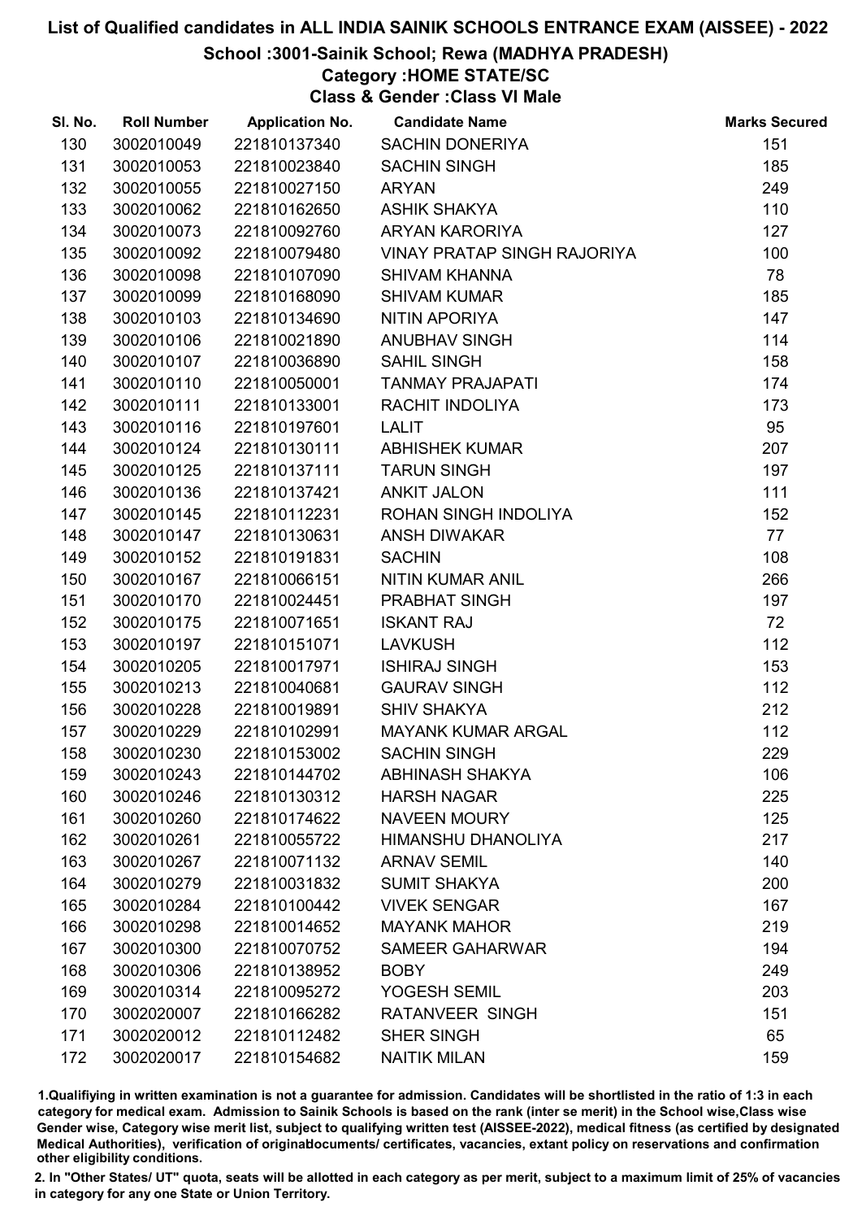# List of Qualified candidates in ALL INDIA SAINIK SCHOOLS ENTRANCE EXAM (AISSEE) - 2022

## School :3001-Sainik School; Rewa (MADHYA PRADESH)

### Category :HOME STATE/SC

### Class & Gender :Class VI Male

| Sl. No. | Roll Number | Application No. | Candidate Name | Marks Secured |
|---|---|---|---|---|
| 130 | 3002010049 | 221810137340 | SACHIN DONERIYA | 151 |
| 131 | 3002010053 | 221810023840 | SACHIN SINGH | 185 |
| 132 | 3002010055 | 221810027150 | ARYAN | 249 |
| 133 | 3002010062 | 221810162650 | ASHIK SHAKYA | 110 |
| 134 | 3002010073 | 221810092760 | ARYAN KARORIYA | 127 |
| 135 | 3002010092 | 221810079480 | VINAY PRATAP SINGH RAJORIYA | 100 |
| 136 | 3002010098 | 221810107090 | SHIVAM KHANNA | 78 |
| 137 | 3002010099 | 221810168090 | SHIVAM KUMAR | 185 |
| 138 | 3002010103 | 221810134690 | NITIN APORIYA | 147 |
| 139 | 3002010106 | 221810021890 | ANUBHAV SINGH | 114 |
| 140 | 3002010107 | 221810036890 | SAHIL SINGH | 158 |
| 141 | 3002010110 | 221810050001 | TANMAY PRAJAPATI | 174 |
| 142 | 3002010111 | 221810133001 | RACHIT INDOLIYA | 173 |
| 143 | 3002010116 | 221810197601 | LALIT | 95 |
| 144 | 3002010124 | 221810130111 | ABHISHEK KUMAR | 207 |
| 145 | 3002010125 | 221810137111 | TARUN SINGH | 197 |
| 146 | 3002010136 | 221810137421 | ANKIT JALON | 111 |
| 147 | 3002010145 | 221810112231 | ROHAN SINGH INDOLIYA | 152 |
| 148 | 3002010147 | 221810130631 | ANSH DIWAKAR | 77 |
| 149 | 3002010152 | 221810191831 | SACHIN | 108 |
| 150 | 3002010167 | 221810066151 | NITIN KUMAR ANIL | 266 |
| 151 | 3002010170 | 221810024451 | PRABHAT SINGH | 197 |
| 152 | 3002010175 | 221810071651 | ISKANT RAJ | 72 |
| 153 | 3002010197 | 221810151071 | LAVKUSH | 112 |
| 154 | 3002010205 | 221810017971 | ISHIRAJ SINGH | 153 |
| 155 | 3002010213 | 221810040681 | GAURAV SINGH | 112 |
| 156 | 3002010228 | 221810019891 | SHIV SHAKYA | 212 |
| 157 | 3002010229 | 221810102991 | MAYANK KUMAR ARGAL | 112 |
| 158 | 3002010230 | 221810153002 | SACHIN SINGH | 229 |
| 159 | 3002010243 | 221810144702 | ABHINASH SHAKYA | 106 |
| 160 | 3002010246 | 221810130312 | HARSH NAGAR | 225 |
| 161 | 3002010260 | 221810174622 | NAVEEN MOURY | 125 |
| 162 | 3002010261 | 221810055722 | HIMANSHU DHANOLIYA | 217 |
| 163 | 3002010267 | 221810071132 | ARNAV SEMIL | 140 |
| 164 | 3002010279 | 221810031832 | SUMIT SHAKYA | 200 |
| 165 | 3002010284 | 221810100442 | VIVEK SENGAR | 167 |
| 166 | 3002010298 | 221810014652 | MAYANK MAHOR | 219 |
| 167 | 3002010300 | 221810070752 | SAMEER GAHARWAR | 194 |
| 168 | 3002010306 | 221810138952 | BOBY | 249 |
| 169 | 3002010314 | 221810095272 | YOGESH SEMIL | 203 |
| 170 | 3002020007 | 221810166282 | RATANVEER SINGH | 151 |
| 171 | 3002020012 | 221810112482 | SHER SINGH | 65 |
| 172 | 3002020017 | 221810154682 | NAITIK MILAN | 159 |

1.Qualifying in written examination is not a guarantee for admission. Candidates will be shortlisted in the ratio of 1:3 in each category for medical exam. Admission to Sainik Schools is based on the rank (inter se merit) in the School wise,Class wise Gender wise, Category wise merit list, subject to qualifying written test (AISSEE-2022), medical fitness (as certified by designated Medical Authorities), verification of originaldocuments/ certificates, vacancies, extant policy on reservations and confirmation other eligibility conditions.

2. In "Other States/ UT" quota, seats will be allotted in each category as per merit, subject to a maximum limit of 25% of vacancies in category for any one State or Union Territory.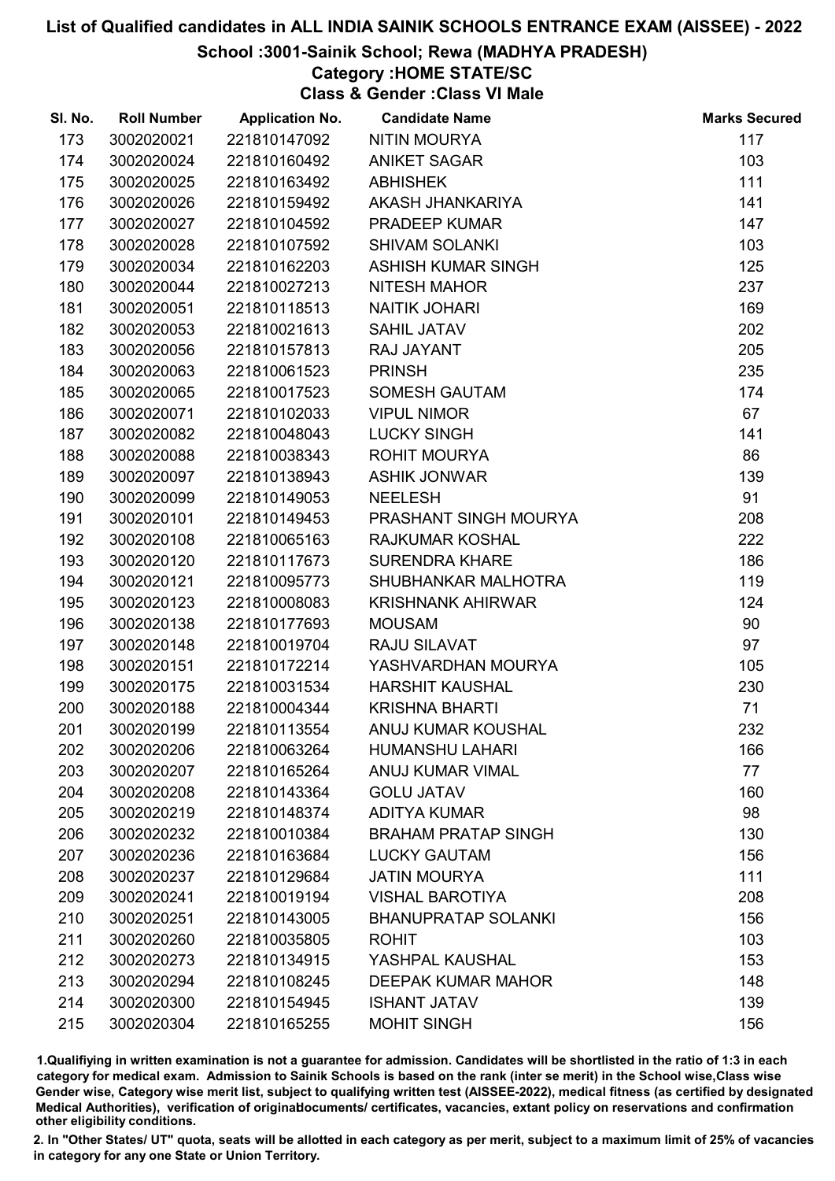# List of Qualified candidates in ALL INDIA SAINIK SCHOOLS ENTRANCE EXAM (AISSEE) - 2022

## School :3001-Sainik School; Rewa (MADHYA PRADESH)

### Category :HOME STATE/SC

### Class & Gender :Class VI Male

| Sl. No. | Roll Number | Application No. | Candidate Name | Marks Secured |
|---|---|---|---|---|
| 173 | 3002020021 | 221810147092 | NITIN MOURYA | 117 |
| 174 | 3002020024 | 221810160492 | ANIKET SAGAR | 103 |
| 175 | 3002020025 | 221810163492 | ABHISHEK | 111 |
| 176 | 3002020026 | 221810159492 | AKASH JHANKARIYA | 141 |
| 177 | 3002020027 | 221810104592 | PRADEEP KUMAR | 147 |
| 178 | 3002020028 | 221810107592 | SHIVAM SOLANKI | 103 |
| 179 | 3002020034 | 221810162203 | ASHISH KUMAR SINGH | 125 |
| 180 | 3002020044 | 221810027213 | NITESH MAHOR | 237 |
| 181 | 3002020051 | 221810118513 | NAITIK JOHARI | 169 |
| 182 | 3002020053 | 221810021613 | SAHIL JATAV | 202 |
| 183 | 3002020056 | 221810157813 | RAJ JAYANT | 205 |
| 184 | 3002020063 | 221810061523 | PRINSH | 235 |
| 185 | 3002020065 | 221810017523 | SOMESH GAUTAM | 174 |
| 186 | 3002020071 | 221810102033 | VIPUL NIMOR | 67 |
| 187 | 3002020082 | 221810048043 | LUCKY SINGH | 141 |
| 188 | 3002020088 | 221810038343 | ROHIT MOURYA | 86 |
| 189 | 3002020097 | 221810138943 | ASHIK JONWAR | 139 |
| 190 | 3002020099 | 221810149053 | NEELESH | 91 |
| 191 | 3002020101 | 221810149453 | PRASHANT SINGH MOURYA | 208 |
| 192 | 3002020108 | 221810065163 | RAJKUMAR KOSHAL | 222 |
| 193 | 3002020120 | 221810117673 | SURENDRA KHARE | 186 |
| 194 | 3002020121 | 221810095773 | SHUBHANKAR MALHOTRA | 119 |
| 195 | 3002020123 | 221810008083 | KRISHNANK AHIRWAR | 124 |
| 196 | 3002020138 | 221810177693 | MOUSAM | 90 |
| 197 | 3002020148 | 221810019704 | RAJU SILAVAT | 97 |
| 198 | 3002020151 | 221810172214 | YASHVARDHAN MOURYA | 105 |
| 199 | 3002020175 | 221810031534 | HARSHIT KAUSHAL | 230 |
| 200 | 3002020188 | 221810004344 | KRISHNA BHARTI | 71 |
| 201 | 3002020199 | 221810113554 | ANUJ KUMAR KOUSHAL | 232 |
| 202 | 3002020206 | 221810063264 | HUMANSHU LAHARI | 166 |
| 203 | 3002020207 | 221810165264 | ANUJ KUMAR VIMAL | 77 |
| 204 | 3002020208 | 221810143364 | GOLU JATAV | 160 |
| 205 | 3002020219 | 221810148374 | ADITYA KUMAR | 98 |
| 206 | 3002020232 | 221810010384 | BRAHAM PRATAP SINGH | 130 |
| 207 | 3002020236 | 221810163684 | LUCKY GAUTAM | 156 |
| 208 | 3002020237 | 221810129684 | JATIN MOURYA | 111 |
| 209 | 3002020241 | 221810019194 | VISHAL BAROTIYA | 208 |
| 210 | 3002020251 | 221810143005 | BHANUPRATAP SOLANKI | 156 |
| 211 | 3002020260 | 221810035805 | ROHIT | 103 |
| 212 | 3002020273 | 221810134915 | YASHPAL KAUSHAL | 153 |
| 213 | 3002020294 | 221810108245 | DEEPAK KUMAR MAHOR | 148 |
| 214 | 3002020300 | 221810154945 | ISHANT JATAV | 139 |
| 215 | 3002020304 | 221810165255 | MOHIT SINGH | 156 |

1.Qualifiying in written examination is not a guarantee for admission. Candidates will be shortlisted in the ratio of 1:3 in each category for medical exam. Admission to Sainik Schools is based on the rank (inter se merit) in the School wise,Class wise Gender wise, Category wise merit list, subject to qualifying written test (AISSEE-2022), medical fitness (as certified by designated Medical Authorities), verification of originaldocuments/ certificates, vacancies, extant policy on reservations and confirmation other eligibility conditions.

2. In "Other States/ UT" quota, seats will be allotted in each category as per merit, subject to a maximum limit of 25% of vacancies in category for any one State or Union Territory.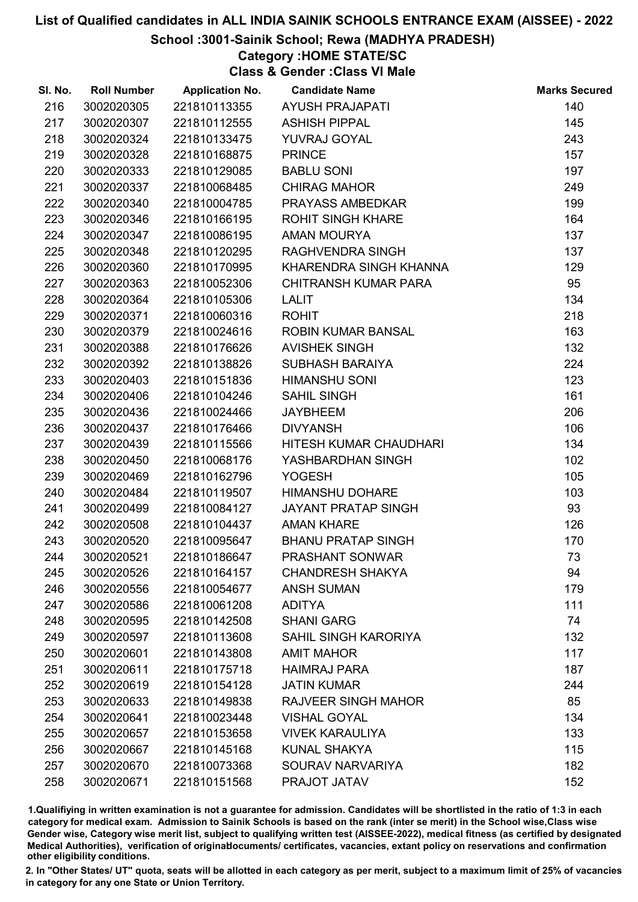# List of Qualified candidates in ALL INDIA SAINIK SCHOOLS ENTRANCE EXAM (AISSEE) - 2022

## School :3001-Sainik School; Rewa (MADHYA PRADESH)

### Category :HOME STATE/SC

### Class & Gender :Class VI Male

| Sl. No. | Roll Number | Application No. | Candidate Name | Marks Secured |
|---|---|---|---|---|
| 216 | 3002020305 | 221810113355 | AYUSH PRAJAPATI | 140 |
| 217 | 3002020307 | 221810112555 | ASHISH PIPPAL | 145 |
| 218 | 3002020324 | 221810133475 | YUVRAJ GOYAL | 243 |
| 219 | 3002020328 | 221810168875 | PRINCE | 157 |
| 220 | 3002020333 | 221810129085 | BABLU SONI | 197 |
| 221 | 3002020337 | 221810068485 | CHIRAG MAHOR | 249 |
| 222 | 3002020340 | 221810004785 | PRAYASS AMBEDKAR | 199 |
| 223 | 3002020346 | 221810166195 | ROHIT SINGH KHARE | 164 |
| 224 | 3002020347 | 221810086195 | AMAN MOURYA | 137 |
| 225 | 3002020348 | 221810120295 | RAGHVENDRA SINGH | 137 |
| 226 | 3002020360 | 221810170995 | KHARENDRA SINGH KHANNA | 129 |
| 227 | 3002020363 | 221810052306 | CHITRANSH KUMAR PARA | 95 |
| 228 | 3002020364 | 221810105306 | LALIT | 134 |
| 229 | 3002020371 | 221810060316 | ROHIT | 218 |
| 230 | 3002020379 | 221810024616 | ROBIN KUMAR BANSAL | 163 |
| 231 | 3002020388 | 221810176626 | AVISHEK SINGH | 132 |
| 232 | 3002020392 | 221810138826 | SUBHASH BARAIYA | 224 |
| 233 | 3002020403 | 221810151836 | HIMANSHU SONI | 123 |
| 234 | 3002020406 | 221810104246 | SAHIL SINGH | 161 |
| 235 | 3002020436 | 221810024466 | JAYBHEEM | 206 |
| 236 | 3002020437 | 221810176466 | DIVYANSH | 106 |
| 237 | 3002020439 | 221810115566 | HITESH KUMAR CHAUDHARI | 134 |
| 238 | 3002020450 | 221810068176 | YASHBARDHAN SINGH | 102 |
| 239 | 3002020469 | 221810162796 | YOGESH | 105 |
| 240 | 3002020484 | 221810119507 | HIMANSHU DOHARE | 103 |
| 241 | 3002020499 | 221810084127 | JAYANT PRATAP SINGH | 93 |
| 242 | 3002020508 | 221810104437 | AMAN KHARE | 126 |
| 243 | 3002020520 | 221810095647 | BHANU PRATAP SINGH | 170 |
| 244 | 3002020521 | 221810186647 | PRASHANT SONWAR | 73 |
| 245 | 3002020526 | 221810164157 | CHANDRESH SHAKYA | 94 |
| 246 | 3002020556 | 221810054677 | ANSH SUMAN | 179 |
| 247 | 3002020586 | 221810061208 | ADITYA | 111 |
| 248 | 3002020595 | 221810142508 | SHANI GARG | 74 |
| 249 | 3002020597 | 221810113608 | SAHIL SINGH KARORIYA | 132 |
| 250 | 3002020601 | 221810143808 | AMIT MAHOR | 117 |
| 251 | 3002020611 | 221810175718 | HAIMRAJ PARA | 187 |
| 252 | 3002020619 | 221810154128 | JATIN KUMAR | 244 |
| 253 | 3002020633 | 221810149838 | RAJVEER SINGH MAHOR | 85 |
| 254 | 3002020641 | 221810023448 | VISHAL GOYAL | 134 |
| 255 | 3002020657 | 221810153658 | VIVEK KARAULIYA | 133 |
| 256 | 3002020667 | 221810145168 | KUNAL SHAKYA | 115 |
| 257 | 3002020670 | 221810073368 | SOURAV NARVARIYA | 182 |
| 258 | 3002020671 | 221810151568 | PRAJOT JATAV | 152 |

1.Qualifiying in written examination is not a guarantee for admission. Candidates will be shortlisted in the ratio of 1:3 in each category for medical exam. Admission to Sainik Schools is based on the rank (inter se merit) in the School wise,Class wise Gender wise, Category wise merit list, subject to qualifying written test (AISSEE-2022), medical fitness (as certified by designated Medical Authorities), verification of originaldocuments/ certificates, vacancies, extant policy on reservations and confirmation other eligibility conditions.

2. In "Other States/ UT" quota, seats will be allotted in each category as per merit, subject to a maximum limit of 25% of vacancies in category for any one State or Union Territory.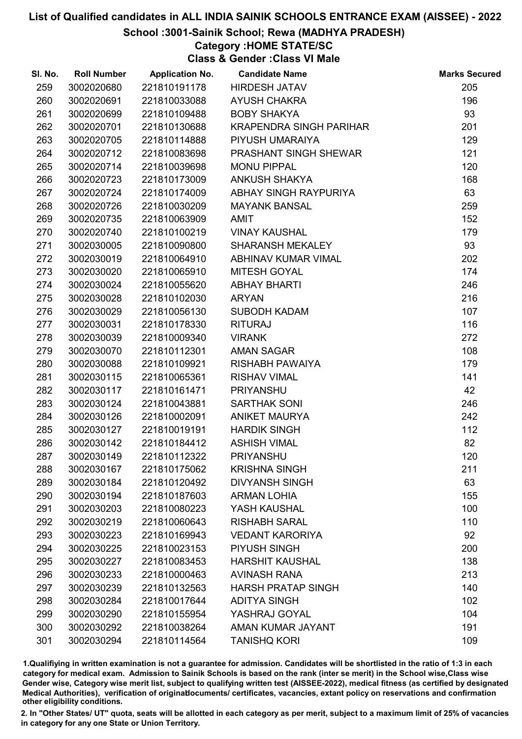# List of Qualified candidates in ALL INDIA SAINIK SCHOOLS ENTRANCE EXAM (AISSEE) - 2022

## School :3001-Sainik School; Rewa (MADHYA PRADESH)

### Category :HOME STATE/SC

### Class & Gender :Class VI Male

| Sl. No. | Roll Number | Application No. | Candidate Name | Marks Secured |
|---|---|---|---|---|
| 259 | 3002020680 | 221810191178 | HIRDESH JATAV | 205 |
| 260 | 3002020691 | 221810033088 | AYUSH CHAKRA | 196 |
| 261 | 3002020699 | 221810109488 | BOBY SHAKYA | 93 |
| 262 | 3002020701 | 221810130688 | KRAPENDRA SINGH PARIHAR | 201 |
| 263 | 3002020705 | 221810114888 | PIYUSH UMARAIYA | 129 |
| 264 | 3002020712 | 221810083698 | PRASHANT SINGH SHEWAR | 121 |
| 265 | 3002020714 | 221810039698 | MONU PIPPAL | 120 |
| 266 | 3002020723 | 221810173009 | ANKUSH SHAKYA | 168 |
| 267 | 3002020724 | 221810174009 | ABHAY SINGH RAYPURIYA | 63 |
| 268 | 3002020726 | 221810030209 | MAYANK BANSAL | 259 |
| 269 | 3002020735 | 221810063909 | AMIT | 152 |
| 270 | 3002020740 | 221810100219 | VINAY KAUSHAL | 179 |
| 271 | 3002030005 | 221810090800 | SHARANSH MEKALEY | 93 |
| 272 | 3002030019 | 221810064910 | ABHINAV KUMAR VIMAL | 202 |
| 273 | 3002030020 | 221810065910 | MITESH GOYAL | 174 |
| 274 | 3002030024 | 221810055620 | ABHAY BHARTI | 246 |
| 275 | 3002030028 | 221810102030 | ARYAN | 216 |
| 276 | 3002030029 | 221810056130 | SUBODH KADAM | 107 |
| 277 | 3002030031 | 221810178330 | RITURAJ | 116 |
| 278 | 3002030039 | 221810009340 | VIRANK | 272 |
| 279 | 3002030070 | 221810112301 | AMAN SAGAR | 108 |
| 280 | 3002030088 | 221810109921 | RISHABH PAWAIYA | 179 |
| 281 | 3002030115 | 221810065361 | RISHAV VIMAL | 141 |
| 282 | 3002030117 | 221810161471 | PRIYANSHU | 42 |
| 283 | 3002030124 | 221810043881 | SARTHAK SONI | 246 |
| 284 | 3002030126 | 221810002091 | ANIKET MAURYA | 242 |
| 285 | 3002030127 | 221810019191 | HARDIK SINGH | 112 |
| 286 | 3002030142 | 221810184412 | ASHISH VIMAL | 82 |
| 287 | 3002030149 | 221810112322 | PRIYANSHU | 120 |
| 288 | 3002030167 | 221810175062 | KRISHNA SINGH | 211 |
| 289 | 3002030184 | 221810120492 | DIVYANSH SINGH | 63 |
| 290 | 3002030194 | 221810187603 | ARMAN LOHIA | 155 |
| 291 | 3002030203 | 221810080223 | YASH KAUSHAL | 100 |
| 292 | 3002030219 | 221810060643 | RISHABH SARAL | 110 |
| 293 | 3002030223 | 221810169943 | VEDANT KARORIYA | 92 |
| 294 | 3002030225 | 221810023153 | PIYUSH SINGH | 200 |
| 295 | 3002030227 | 221810083453 | HARSHIT KAUSHAL | 138 |
| 296 | 3002030233 | 221810000463 | AVINASH RANA | 213 |
| 297 | 3002030239 | 221810132563 | HARSH PRATAP SINGH | 140 |
| 298 | 3002030284 | 221810017644 | ADITYA SINGH | 102 |
| 299 | 3002030290 | 221810155954 | YASHRAJ GOYAL | 104 |
| 300 | 3002030292 | 221810038264 | AMAN KUMAR JAYANT | 191 |
| 301 | 3002030294 | 221810114564 | TANISHQ KORI | 109 |

1.Qualifying in written examination is not a guarantee for admission. Candidates will be shortlisted in the ratio of 1:3 in each category for medical exam. Admission to Sainik Schools is based on the rank (inter se merit) in the School wise,Class wise Gender wise, Category wise merit list, subject to qualifying written test (AISSEE-2022), medical fitness (as certified by designated Medical Authorities), verification of originaldocuments/ certificates, vacancies, extant policy on reservations and confirmation other eligibility conditions.

2. In "Other States/ UT" quota, seats will be allotted in each category as per merit, subject to a maximum limit of 25% of vacancies in category for any one State or Union Territory.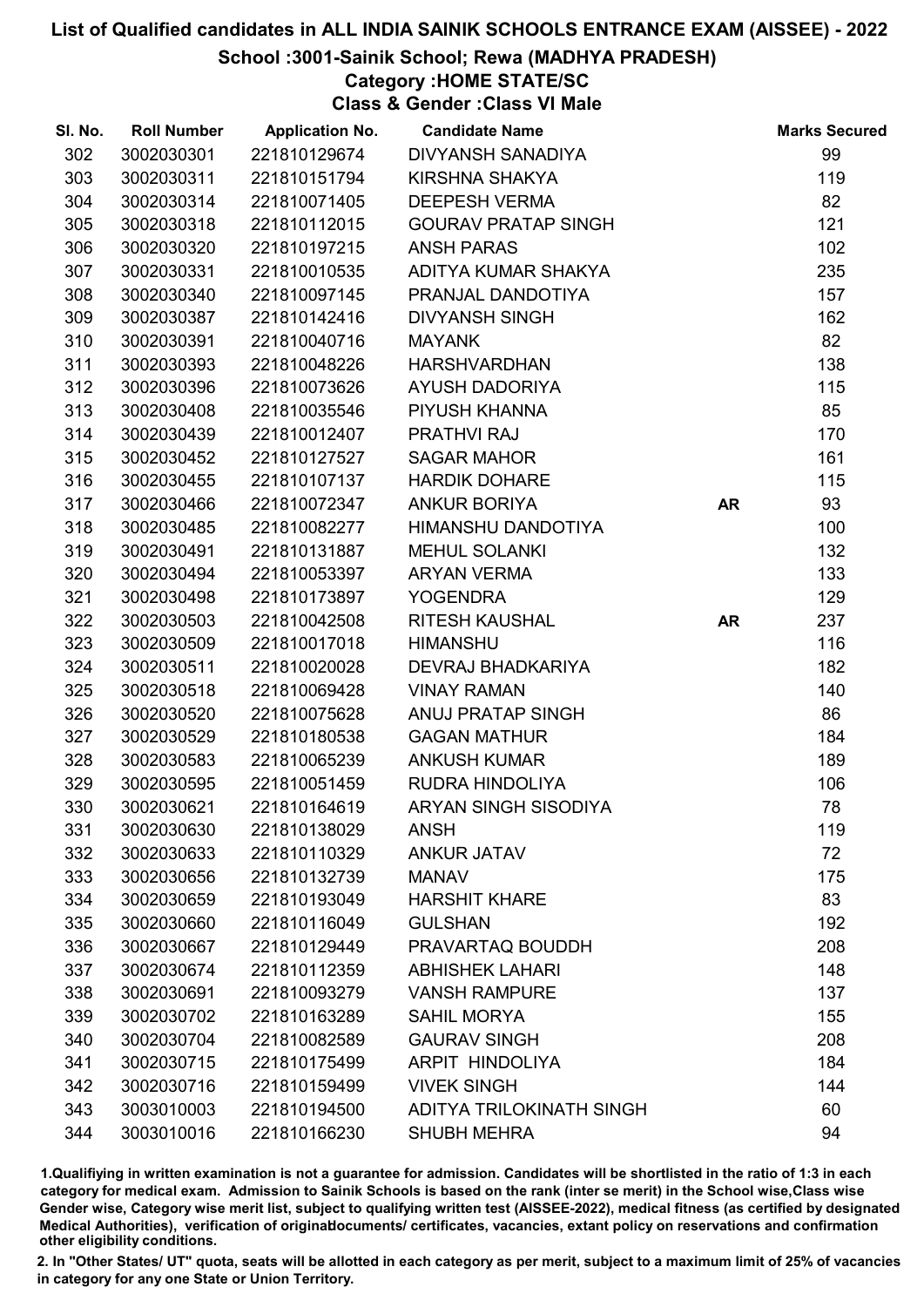# List of Qualified candidates in ALL INDIA SAINIK SCHOOLS ENTRANCE EXAM (AISSEE) - 2022

## School :3001-Sainik School; Rewa (MADHYA PRADESH)

### Category :HOME STATE/SC

### Class & Gender :Class VI Male

| Sl. No. | Roll Number | Application No. | Candidate Name | | Marks Secured |
|---|---|---|---|---|---|
| 302 | 3002030301 | 221810129674 | DIVYANSH SANADIYA | | 99 |
| 303 | 3002030311 | 221810151794 | KIRSHNA SHAKYA | | 119 |
| 304 | 3002030314 | 221810071405 | DEEPESH VERMA | | 82 |
| 305 | 3002030318 | 221810112015 | GOURAV PRATAP SINGH | | 121 |
| 306 | 3002030320 | 221810197215 | ANSH PARAS | | 102 |
| 307 | 3002030331 | 221810010535 | ADITYA KUMAR SHAKYA | | 235 |
| 308 | 3002030340 | 221810097145 | PRANJAL DANDOTIYA | | 157 |
| 309 | 3002030387 | 221810142416 | DIVYANSH SINGH | | 162 |
| 310 | 3002030391 | 221810040716 | MAYANK | | 82 |
| 311 | 3002030393 | 221810048226 | HARSHVARDHAN | | 138 |
| 312 | 3002030396 | 221810073626 | AYUSH DADORIYA | | 115 |
| 313 | 3002030408 | 221810035546 | PIYUSH KHANNA | | 85 |
| 314 | 3002030439 | 221810012407 | PRATHVI RAJ | | 170 |
| 315 | 3002030452 | 221810127527 | SAGAR MAHOR | | 161 |
| 316 | 3002030455 | 221810107137 | HARDIK DOHARE | | 115 |
| 317 | 3002030466 | 221810072347 | ANKUR BORIYA | **AR** | 93 |
| 318 | 3002030485 | 221810082277 | HIMANSHU DANDOTIYA | | 100 |
| 319 | 3002030491 | 221810131887 | MEHUL SOLANKI | | 132 |
| 320 | 3002030494 | 221810053397 | ARYAN VERMA | | 133 |
| 321 | 3002030498 | 221810173897 | YOGENDRA | | 129 |
| 322 | 3002030503 | 221810042508 | RITESH KAUSHAL | **AR** | 237 |
| 323 | 3002030509 | 221810017018 | HIMANSHU | | 116 |
| 324 | 3002030511 | 221810020028 | DEVRAJ BHADKARIYA | | 182 |
| 325 | 3002030518 | 221810069428 | VINAY RAMAN | | 140 |
| 326 | 3002030520 | 221810075628 | ANUJ PRATAP SINGH | | 86 |
| 327 | 3002030529 | 221810180538 | GAGAN MATHUR | | 184 |
| 328 | 3002030583 | 221810065239 | ANKUSH KUMAR | | 189 |
| 329 | 3002030595 | 221810051459 | RUDRA HINDOLIYA | | 106 |
| 330 | 3002030621 | 221810164619 | ARYAN SINGH SISODIYA | | 78 |
| 331 | 3002030630 | 221810138029 | ANSH | | 119 |
| 332 | 3002030633 | 221810110329 | ANKUR JATAV | | 72 |
| 333 | 3002030656 | 221810132739 | MANAV | | 175 |
| 334 | 3002030659 | 221810193049 | HARSHIT KHARE | | 83 |
| 335 | 3002030660 | 221810116049 | GULSHAN | | 192 |
| 336 | 3002030667 | 221810129449 | PRAVARTAQ BOUDDH | | 208 |
| 337 | 3002030674 | 221810112359 | ABHISHEK LAHARI | | 148 |
| 338 | 3002030691 | 221810093279 | VANSH RAMPURE | | 137 |
| 339 | 3002030702 | 221810163289 | SAHIL MORYA | | 155 |
| 340 | 3002030704 | 221810082589 | GAURAV SINGH | | 208 |
| 341 | 3002030715 | 221810175499 | ARPIT HINDOLIYA | | 184 |
| 342 | 3002030716 | 221810159499 | VIVEK SINGH | | 144 |
| 343 | 3003010003 | 221810194500 | ADITYA TRILOKINATH SINGH | | 60 |
| 344 | 3003010016 | 221810166230 | SHUBH MEHRA | | 94 |

1.Qualifying in written examination is not a guarantee for admission. Candidates will be shortlisted in the ratio of 1:3 in each category for medical exam. Admission to Sainik Schools is based on the rank (inter se merit) in the School wise,Class wise Gender wise, Category wise merit list, subject to qualifying written test (AISSEE-2022), medical fitness (as certified by designated Medical Authorities), verification of originaldocuments/ certificates, vacancies, extant policy on reservations and confirmation other eligibility conditions.

2. In "Other States/ UT" quota, seats will be allotted in each category as per merit, subject to a maximum limit of 25% of vacancies in category for any one State or Union Territory.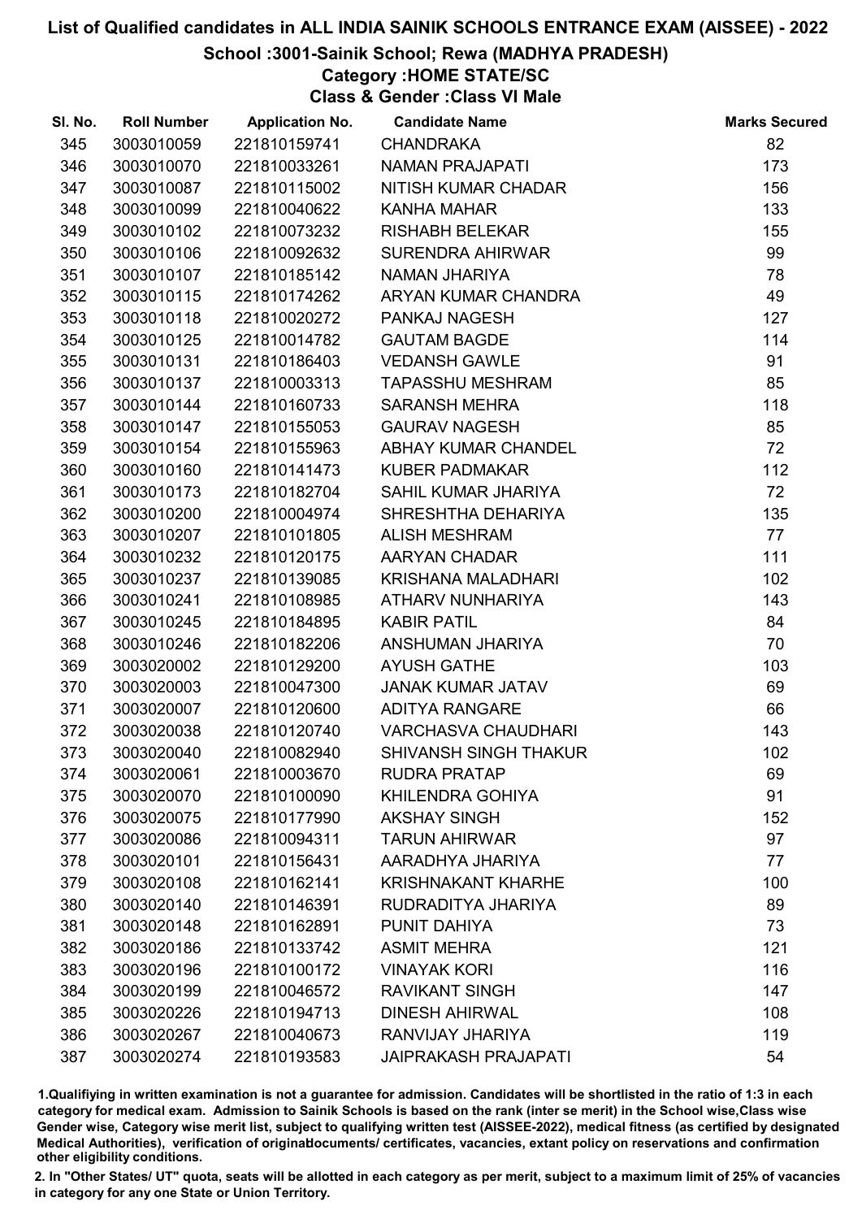# List of Qualified candidates in ALL INDIA SAINIK SCHOOLS ENTRANCE EXAM (AISSEE) - 2022

## School :3001-Sainik School; Rewa (MADHYA PRADESH)

### Category :HOME STATE/SC

### Class & Gender :Class VI Male

| Sl. No. | Roll Number | Application No. | Candidate Name | Marks Secured |
|---|---|---|---|---|
| 345 | 3003010059 | 221810159741 | CHANDRAKA | 82 |
| 346 | 3003010070 | 221810033261 | NAMAN PRAJAPATI | 173 |
| 347 | 3003010087 | 221810115002 | NITISH KUMAR CHADAR | 156 |
| 348 | 3003010099 | 221810040622 | KANHA MAHAR | 133 |
| 349 | 3003010102 | 221810073232 | RISHABH BELEKAR | 155 |
| 350 | 3003010106 | 221810092632 | SURENDRA AHIRWAR | 99 |
| 351 | 3003010107 | 221810185142 | NAMAN JHARIYA | 78 |
| 352 | 3003010115 | 221810174262 | ARYAN KUMAR CHANDRA | 49 |
| 353 | 3003010118 | 221810020272 | PANKAJ NAGESH | 127 |
| 354 | 3003010125 | 221810014782 | GAUTAM BAGDE | 114 |
| 355 | 3003010131 | 221810186403 | VEDANSH GAWLE | 91 |
| 356 | 3003010137 | 221810003313 | TAPASSHU MESHRAM | 85 |
| 357 | 3003010144 | 221810160733 | SARANSH MEHRA | 118 |
| 358 | 3003010147 | 221810155053 | GAURAV NAGESH | 85 |
| 359 | 3003010154 | 221810155963 | ABHAY KUMAR CHANDEL | 72 |
| 360 | 3003010160 | 221810141473 | KUBER PADMAKAR | 112 |
| 361 | 3003010173 | 221810182704 | SAHIL KUMAR JHARIYA | 72 |
| 362 | 3003010200 | 221810004974 | SHRESHTHA DEHARIYA | 135 |
| 363 | 3003010207 | 221810101805 | ALISH MESHRAM | 77 |
| 364 | 3003010232 | 221810120175 | AARYAN CHADAR | 111 |
| 365 | 3003010237 | 221810139085 | KRISHANA MALADHARI | 102 |
| 366 | 3003010241 | 221810108985 | ATHARV NUNHARIYA | 143 |
| 367 | 3003010245 | 221810184895 | KABIR PATIL | 84 |
| 368 | 3003010246 | 221810182206 | ANSHUMAN JHARIYA | 70 |
| 369 | 3003020002 | 221810129200 | AYUSH GATHE | 103 |
| 370 | 3003020003 | 221810047300 | JANAK KUMAR JATAV | 69 |
| 371 | 3003020007 | 221810120600 | ADITYA RANGARE | 66 |
| 372 | 3003020038 | 221810120740 | VARCHASVA CHAUDHARI | 143 |
| 373 | 3003020040 | 221810082940 | SHIVANSH SINGH THAKUR | 102 |
| 374 | 3003020061 | 221810003670 | RUDRA PRATAP | 69 |
| 375 | 3003020070 | 221810100090 | KHILENDRA GOHIYA | 91 |
| 376 | 3003020075 | 221810177990 | AKSHAY SINGH | 152 |
| 377 | 3003020086 | 221810094311 | TARUN AHIRWAR | 97 |
| 378 | 3003020101 | 221810156431 | AARADHYA JHARIYA | 77 |
| 379 | 3003020108 | 221810162141 | KRISHNAKANT KHARHE | 100 |
| 380 | 3003020140 | 221810146391 | RUDRADITYA JHARIYA | 89 |
| 381 | 3003020148 | 221810162891 | PUNIT DAHIYA | 73 |
| 382 | 3003020186 | 221810133742 | ASMIT MEHRA | 121 |
| 383 | 3003020196 | 221810100172 | VINAYAK KORI | 116 |
| 384 | 3003020199 | 221810046572 | RAVIKANT SINGH | 147 |
| 385 | 3003020226 | 221810194713 | DINESH AHIRWAL | 108 |
| 386 | 3003020267 | 221810040673 | RANVIJAY JHARIYA | 119 |
| 387 | 3003020274 | 221810193583 | JAIPRAKASH PRAJAPATI | 54 |

1.Qualifying in written examination is not a guarantee for admission. Candidates will be shortlisted in the ratio of 1:3 in each category for medical exam. Admission to Sainik Schools is based on the rank (inter se merit) in the School wise,Class wise Gender wise, Category wise merit list, subject to qualifying written test (AISSEE-2022), medical fitness (as certified by designated Medical Authorities), verification of originaldocuments/ certificates, vacancies, extant policy on reservations and confirmation other eligibility conditions.

2. In "Other States/ UT" quota, seats will be allotted in each category as per merit, subject to a maximum limit of 25% of vacancies in category for any one State or Union Territory.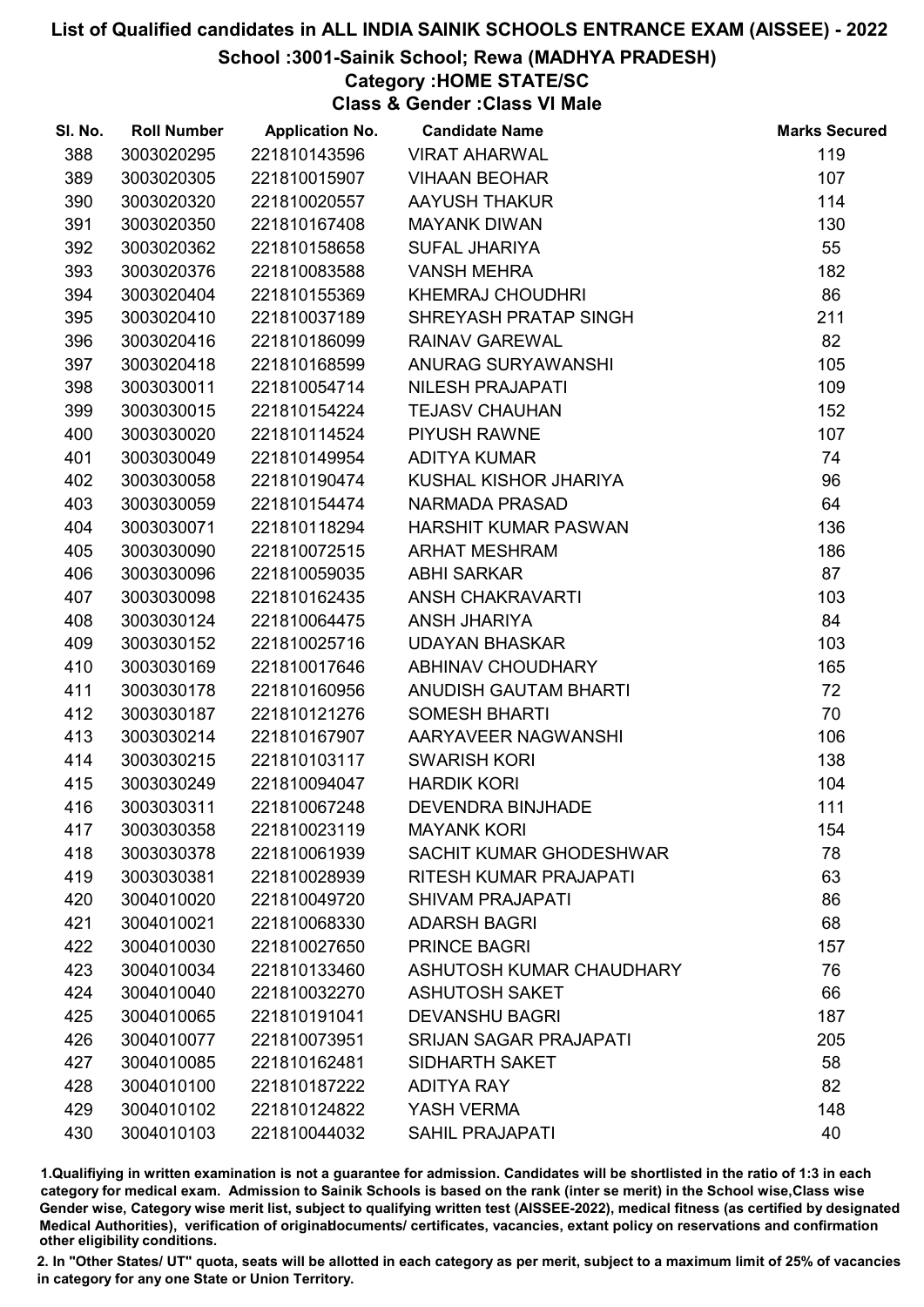# List of Qualified candidates in ALL INDIA SAINIK SCHOOLS ENTRANCE EXAM (AISSEE) - 2022

## School :3001-Sainik School; Rewa (MADHYA PRADESH)

### Category :HOME STATE/SC

### Class & Gender :Class VI Male

| Sl. No. | Roll Number | Application No. | Candidate Name | Marks Secured |
|---|---|---|---|---|
| 388 | 3003020295 | 221810143596 | VIRAT AHARWAL | 119 |
| 389 | 3003020305 | 221810015907 | VIHAAN BEOHAR | 107 |
| 390 | 3003020320 | 221810020557 | AAYUSH THAKUR | 114 |
| 391 | 3003020350 | 221810167408 | MAYANK DIWAN | 130 |
| 392 | 3003020362 | 221810158658 | SUFAL JHARIYA | 55 |
| 393 | 3003020376 | 221810083588 | VANSH MEHRA | 182 |
| 394 | 3003020404 | 221810155369 | KHEMRAJ CHOUDHRI | 86 |
| 395 | 3003020410 | 221810037189 | SHREYASH PRATAP SINGH | 211 |
| 396 | 3003020416 | 221810186099 | RAINAV GAREWAL | 82 |
| 397 | 3003020418 | 221810168599 | ANURAG SURYAWANSHI | 105 |
| 398 | 3003030011 | 221810054714 | NILESH PRAJAPATI | 109 |
| 399 | 3003030015 | 221810154224 | TEJASV CHAUHAN | 152 |
| 400 | 3003030020 | 221810114524 | PIYUSH RAWNE | 107 |
| 401 | 3003030049 | 221810149954 | ADITYA KUMAR | 74 |
| 402 | 3003030058 | 221810190474 | KUSHAL KISHOR JHARIYA | 96 |
| 403 | 3003030059 | 221810154474 | NARMADA PRASAD | 64 |
| 404 | 3003030071 | 221810118294 | HARSHIT KUMAR PASWAN | 136 |
| 405 | 3003030090 | 221810072515 | ARHAT MESHRAM | 186 |
| 406 | 3003030096 | 221810059035 | ABHI SARKAR | 87 |
| 407 | 3003030098 | 221810162435 | ANSH CHAKRAVARTI | 103 |
| 408 | 3003030124 | 221810064475 | ANSH JHARIYA | 84 |
| 409 | 3003030152 | 221810025716 | UDAYAN BHASKAR | 103 |
| 410 | 3003030169 | 221810017646 | ABHINAV CHOUDHARY | 165 |
| 411 | 3003030178 | 221810160956 | ANUDISH GAUTAM BHARTI | 72 |
| 412 | 3003030187 | 221810121276 | SOMESH BHARTI | 70 |
| 413 | 3003030214 | 221810167907 | AARYAVEER NAGWANSHI | 106 |
| 414 | 3003030215 | 221810103117 | SWARISH KORI | 138 |
| 415 | 3003030249 | 221810094047 | HARDIK KORI | 104 |
| 416 | 3003030311 | 221810067248 | DEVENDRA BINJHADE | 111 |
| 417 | 3003030358 | 221810023119 | MAYANK KORI | 154 |
| 418 | 3003030378 | 221810061939 | SACHIT KUMAR GHODESHWAR | 78 |
| 419 | 3003030381 | 221810028939 | RITESH KUMAR PRAJAPATI | 63 |
| 420 | 3004010020 | 221810049720 | SHIVAM PRAJAPATI | 86 |
| 421 | 3004010021 | 221810068330 | ADARSH BAGRI | 68 |
| 422 | 3004010030 | 221810027650 | PRINCE BAGRI | 157 |
| 423 | 3004010034 | 221810133460 | ASHUTOSH KUMAR CHAUDHARY | 76 |
| 424 | 3004010040 | 221810032270 | ASHUTOSH SAKET | 66 |
| 425 | 3004010065 | 221810191041 | DEVANSHU BAGRI | 187 |
| 426 | 3004010077 | 221810073951 | SRIJAN SAGAR PRAJAPATI | 205 |
| 427 | 3004010085 | 221810162481 | SIDHARTH SAKET | 58 |
| 428 | 3004010100 | 221810187222 | ADITYA RAY | 82 |
| 429 | 3004010102 | 221810124822 | YASH VERMA | 148 |
| 430 | 3004010103 | 221810044032 | SAHIL PRAJAPATI | 40 |

1.Qualifying in written examination is not a guarantee for admission. Candidates will be shortlisted in the ratio of 1:3 in each category for medical exam. Admission to Sainik Schools is based on the rank (inter se merit) in the School wise,Class wise Gender wise, Category wise merit list, subject to qualifying written test (AISSEE-2022), medical fitness (as certified by designated Medical Authorities), verification of originaldocuments/ certificates, vacancies, extant policy on reservations and confirmation other eligibility conditions.

2. In "Other States/ UT" quota, seats will be allotted in each category as per merit, subject to a maximum limit of 25% of vacancies in category for any one State or Union Territory.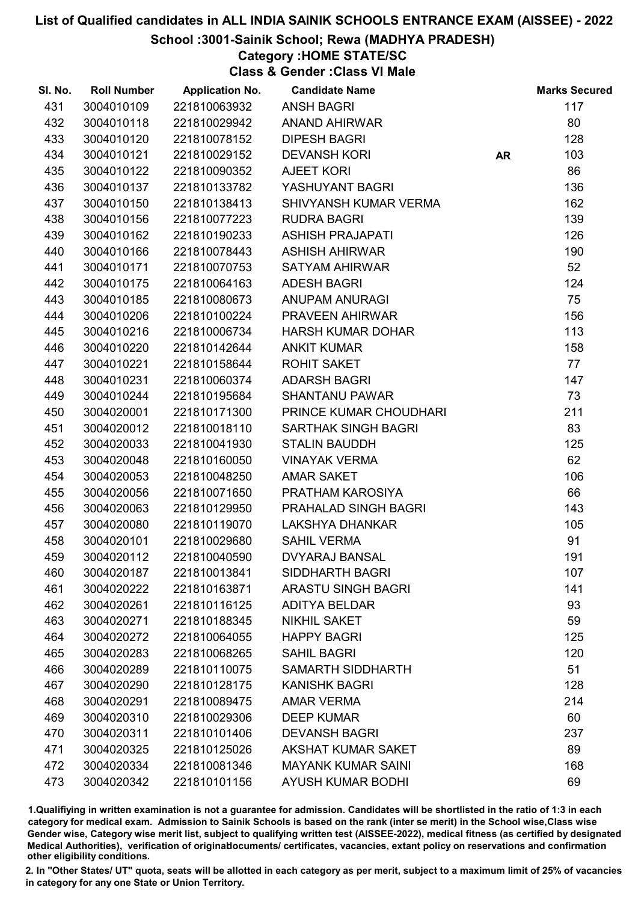# List of Qualified candidates in ALL INDIA SAINIK SCHOOLS ENTRANCE EXAM (AISSEE) - 2022

## School :3001-Sainik School; Rewa (MADHYA PRADESH)

### Category :HOME STATE/SC

### Class & Gender :Class VI Male

| Sl. No. | Roll Number | Application No. | Candidate Name | | Marks Secured |
|---|---|---|---|---|---|
| 431 | 3004010109 | 221810063932 | ANSH BAGRI | | 117 |
| 432 | 3004010118 | 221810029942 | ANAND AHIRWAR | | 80 |
| 433 | 3004010120 | 221810078152 | DIPESH BAGRI | | 128 |
| 434 | 3004010121 | 221810029152 | DEVANSH KORI | **AR** | 103 |
| 435 | 3004010122 | 221810090352 | AJEET KORI | | 86 |
| 436 | 3004010137 | 221810133782 | YASHUYANT BAGRI | | 136 |
| 437 | 3004010150 | 221810138413 | SHIVYANSH KUMAR VERMA | | 162 |
| 438 | 3004010156 | 221810077223 | RUDRA BAGRI | | 139 |
| 439 | 3004010162 | 221810190233 | ASHISH PRAJAPATI | | 126 |
| 440 | 3004010166 | 221810078443 | ASHISH AHIRWAR | | 190 |
| 441 | 3004010171 | 221810070753 | SATYAM AHIRWAR | | 52 |
| 442 | 3004010175 | 221810064163 | ADESH BAGRI | | 124 |
| 443 | 3004010185 | 221810080673 | ANUPAM ANURAGI | | 75 |
| 444 | 3004010206 | 221810100224 | PRAVEEN AHIRWAR | | 156 |
| 445 | 3004010216 | 221810006734 | HARSH KUMAR DOHAR | | 113 |
| 446 | 3004010220 | 221810142644 | ANKIT KUMAR | | 158 |
| 447 | 3004010221 | 221810158644 | ROHIT SAKET | | 77 |
| 448 | 3004010231 | 221810060374 | ADARSH BAGRI | | 147 |
| 449 | 3004010244 | 221810195684 | SHANTANU PAWAR | | 73 |
| 450 | 3004020001 | 221810171300 | PRINCE KUMAR CHOUDHARI | | 211 |
| 451 | 3004020012 | 221810018110 | SARTHAK SINGH BAGRI | | 83 |
| 452 | 3004020033 | 221810041930 | STALIN BAUDDH | | 125 |
| 453 | 3004020048 | 221810160050 | VINAYAK VERMA | | 62 |
| 454 | 3004020053 | 221810048250 | AMAR SAKET | | 106 |
| 455 | 3004020056 | 221810071650 | PRATHAM KAROSIYA | | 66 |
| 456 | 3004020063 | 221810129950 | PRAHALAD SINGH BAGRI | | 143 |
| 457 | 3004020080 | 221810119070 | LAKSHYA DHANKAR | | 105 |
| 458 | 3004020101 | 221810029680 | SAHIL VERMA | | 91 |
| 459 | 3004020112 | 221810040590 | DVYARAJ BANSAL | | 191 |
| 460 | 3004020187 | 221810013841 | SIDDHARTH BAGRI | | 107 |
| 461 | 3004020222 | 221810163871 | ARASTU SINGH BAGRI | | 141 |
| 462 | 3004020261 | 221810116125 | ADITYA BELDAR | | 93 |
| 463 | 3004020271 | 221810188345 | NIKHIL SAKET | | 59 |
| 464 | 3004020272 | 221810064055 | HAPPY BAGRI | | 125 |
| 465 | 3004020283 | 221810068265 | SAHIL BAGRI | | 120 |
| 466 | 3004020289 | 221810110075 | SAMARTH SIDDHARTH | | 51 |
| 467 | 3004020290 | 221810128175 | KANISHK BAGRI | | 128 |
| 468 | 3004020291 | 221810089475 | AMAR VERMA | | 214 |
| 469 | 3004020310 | 221810029306 | DEEP KUMAR | | 60 |
| 470 | 3004020311 | 221810101406 | DEVANSH BAGRI | | 237 |
| 471 | 3004020325 | 221810125026 | AKSHAT KUMAR SAKET | | 89 |
| 472 | 3004020334 | 221810081346 | MAYANK KUMAR SAINI | | 168 |
| 473 | 3004020342 | 221810101156 | AYUSH KUMAR BODHI | | 69 |

1.Qualifiying in written examination is not a guarantee for admission. Candidates will be shortlisted in the ratio of 1:3 in each category for medical exam. Admission to Sainik Schools is based on the rank (inter se merit) in the School wise,Class wise Gender wise, Category wise merit list, subject to qualifying written test (AISSEE-2022), medical fitness (as certified by designated Medical Authorities), verification of originaldocuments/ certificates, vacancies, extant policy on reservations and confirmation other eligibility conditions.

2. In "Other States/ UT" quota, seats will be allotted in each category as per merit, subject to a maximum limit of 25% of vacancies in category for any one State or Union Territory.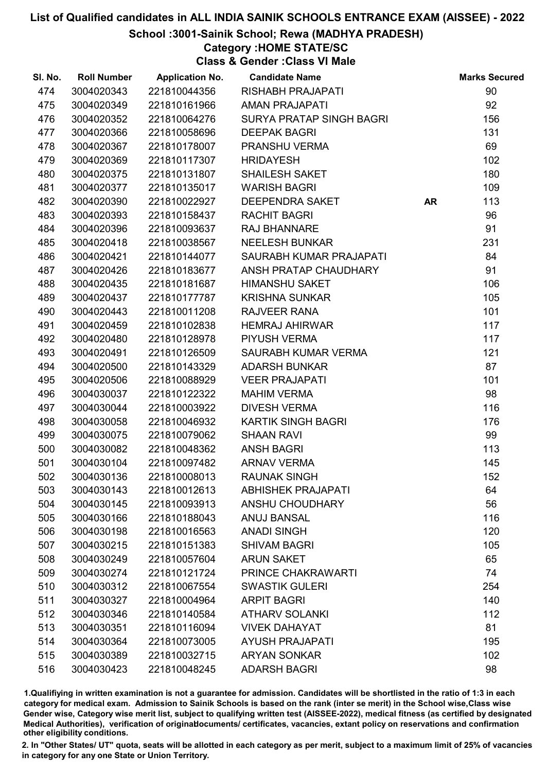# List of Qualified candidates in ALL INDIA SAINIK SCHOOLS ENTRANCE EXAM (AISSEE) - 2022

## School :3001-Sainik School; Rewa (MADHYA PRADESH)

### Category :HOME STATE/SC

### Class & Gender :Class VI Male

| Sl. No. | Roll Number | Application No. | Candidate Name | | Marks Secured |
|---|---|---|---|---|---|
| 474 | 3004020343 | 221810044356 | RISHABH PRAJAPATI | | 90 |
| 475 | 3004020349 | 221810161966 | AMAN PRAJAPATI | | 92 |
| 476 | 3004020352 | 221810064276 | SURYA PRATAP SINGH BAGRI | | 156 |
| 477 | 3004020366 | 221810058696 | DEEPAK BAGRI | | 131 |
| 478 | 3004020367 | 221810178007 | PRANSHU VERMA | | 69 |
| 479 | 3004020369 | 221810117307 | HRIDAYESH | | 102 |
| 480 | 3004020375 | 221810131807 | SHAILESH SAKET | | 180 |
| 481 | 3004020377 | 221810135017 | WARISH BAGRI | | 109 |
| 482 | 3004020390 | 221810022927 | DEEPENDRA SAKET | AR | 113 |
| 483 | 3004020393 | 221810158437 | RACHIT BAGRI | | 96 |
| 484 | 3004020396 | 221810093637 | RAJ BHANNARE | | 91 |
| 485 | 3004020418 | 221810038567 | NEELESH BUNKAR | | 231 |
| 486 | 3004020421 | 221810144077 | SAURABH KUMAR PRAJAPATI | | 84 |
| 487 | 3004020426 | 221810183677 | ANSH PRATAP CHAUDHARY | | 91 |
| 488 | 3004020435 | 221810181687 | HIMANSHU SAKET | | 106 |
| 489 | 3004020437 | 221810177787 | KRISHNA SUNKAR | | 105 |
| 490 | 3004020443 | 221810011208 | RAJVEER RANA | | 101 |
| 491 | 3004020459 | 221810102838 | HEMRAJ AHIRWAR | | 117 |
| 492 | 3004020480 | 221810128978 | PIYUSH VERMA | | 117 |
| 493 | 3004020491 | 221810126509 | SAURABH KUMAR VERMA | | 121 |
| 494 | 3004020500 | 221810143329 | ADARSH BUNKAR | | 87 |
| 495 | 3004020506 | 221810088929 | VEER PRAJAPATI | | 101 |
| 496 | 3004030037 | 221810122322 | MAHIM VERMA | | 98 |
| 497 | 3004030044 | 221810003922 | DIVESH VERMA | | 116 |
| 498 | 3004030058 | 221810046932 | KARTIK SINGH BAGRI | | 176 |
| 499 | 3004030075 | 221810079062 | SHAAN RAVI | | 99 |
| 500 | 3004030082 | 221810048362 | ANSH BAGRI | | 113 |
| 501 | 3004030104 | 221810097482 | ARNAV VERMA | | 145 |
| 502 | 3004030136 | 221810008013 | RAUNAK SINGH | | 152 |
| 503 | 3004030143 | 221810012613 | ABHISHEK PRAJAPATI | | 64 |
| 504 | 3004030145 | 221810093913 | ANSHU CHOUDHARY | | 56 |
| 505 | 3004030166 | 221810188043 | ANUJ BANSAL | | 116 |
| 506 | 3004030198 | 221810016563 | ANADI SINGH | | 120 |
| 507 | 3004030215 | 221810151383 | SHIVAM BAGRI | | 105 |
| 508 | 3004030249 | 221810057604 | ARUN SAKET | | 65 |
| 509 | 3004030274 | 221810121724 | PRINCE CHAKRAWARTI | | 74 |
| 510 | 3004030312 | 221810067554 | SWASTIK GULERI | | 254 |
| 511 | 3004030327 | 221810004964 | ARPIT BAGRI | | 140 |
| 512 | 3004030346 | 221810140584 | ATHARV SOLANKI | | 112 |
| 513 | 3004030351 | 221810116094 | VIVEK DAHAYAT | | 81 |
| 514 | 3004030364 | 221810073005 | AYUSH PRAJAPATI | | 195 |
| 515 | 3004030389 | 221810032715 | ARYAN SONKAR | | 102 |
| 516 | 3004030423 | 221810048245 | ADARSH BAGRI | | 98 |

1.Qualifying in written examination is not a guarantee for admission. Candidates will be shortlisted in the ratio of 1:3 in each category for medical exam. Admission to Sainik Schools is based on the rank (inter se merit) in the School wise,Class wise Gender wise, Category wise merit list, subject to qualifying written test (AISSEE-2022), medical fitness (as certified by designated Medical Authorities), verification of originaldocuments/ certificates, vacancies, extant policy on reservations and confirmation other eligibility conditions.

2. In "Other States/ UT" quota, seats will be allotted in each category as per merit, subject to a maximum limit of 25% of vacancies in category for any one State or Union Territory.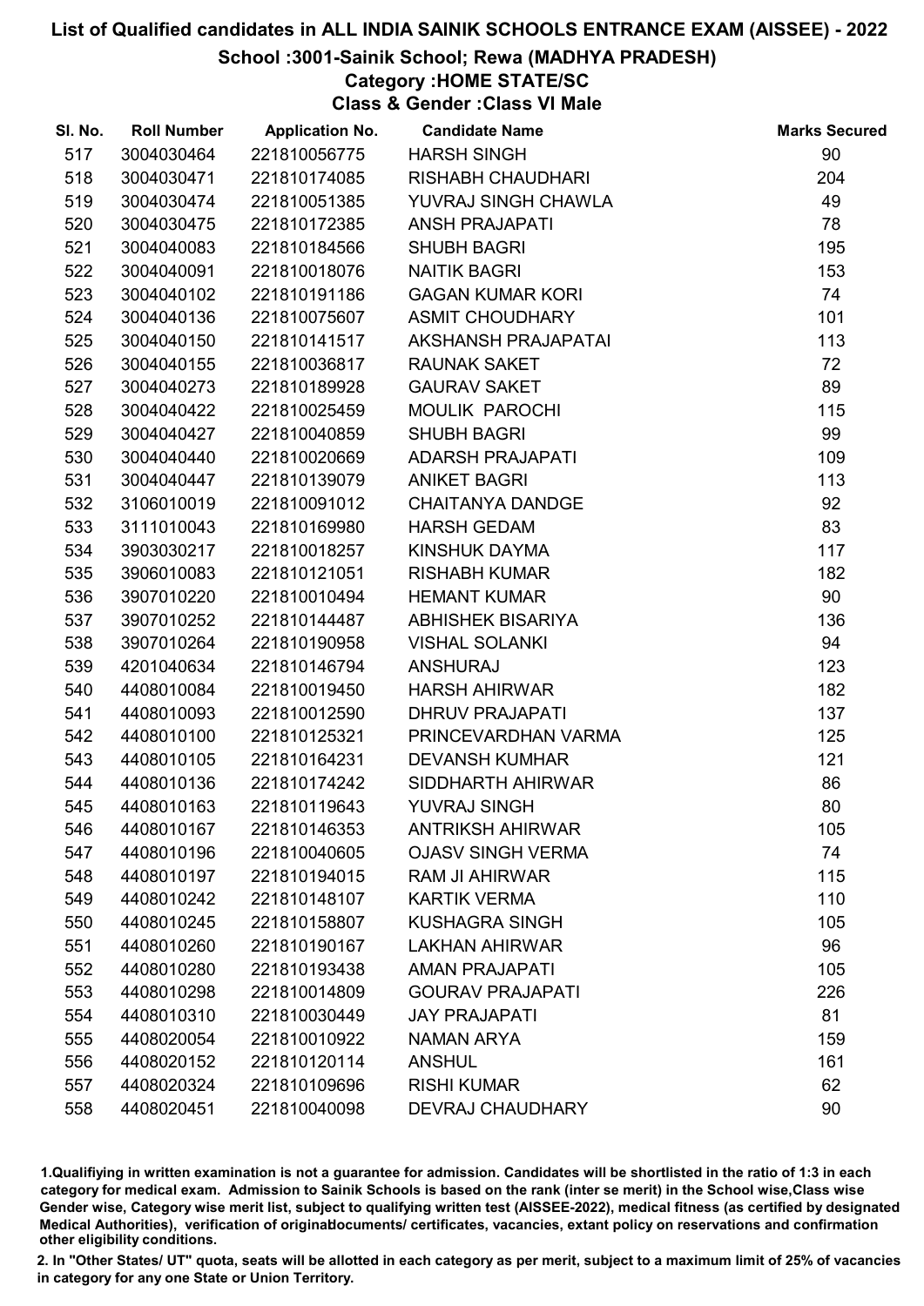# List of Qualified candidates in ALL INDIA SAINIK SCHOOLS ENTRANCE EXAM (AISSEE) - 2022

## School :3001-Sainik School; Rewa (MADHYA PRADESH)

### Category :HOME STATE/SC

### Class & Gender :Class VI Male

| Sl. No. | Roll Number | Application No. | Candidate Name | Marks Secured |
|---|---|---|---|---|
| 517 | 3004030464 | 221810056775 | HARSH SINGH | 90 |
| 518 | 3004030471 | 221810174085 | RISHABH CHAUDHARI | 204 |
| 519 | 3004030474 | 221810051385 | YUVRAJ SINGH CHAWLA | 49 |
| 520 | 3004030475 | 221810172385 | ANSH PRAJAPATI | 78 |
| 521 | 3004040083 | 221810184566 | SHUBH BAGRI | 195 |
| 522 | 3004040091 | 221810018076 | NAITIK BAGRI | 153 |
| 523 | 3004040102 | 221810191186 | GAGAN KUMAR KORI | 74 |
| 524 | 3004040136 | 221810075607 | ASMIT CHOUDHARY | 101 |
| 525 | 3004040150 | 221810141517 | AKSHANSH PRAJAPATAI | 113 |
| 526 | 3004040155 | 221810036817 | RAUNAK SAKET | 72 |
| 527 | 3004040273 | 221810189928 | GAURAV SAKET | 89 |
| 528 | 3004040422 | 221810025459 | MOULIK PAROCHI | 115 |
| 529 | 3004040427 | 221810040859 | SHUBH BAGRI | 99 |
| 530 | 3004040440 | 221810020669 | ADARSH PRAJAPATI | 109 |
| 531 | 3004040447 | 221810139079 | ANIKET BAGRI | 113 |
| 532 | 3106010019 | 221810091012 | CHAITANYA DANDGE | 92 |
| 533 | 3111010043 | 221810169980 | HARSH GEDAM | 83 |
| 534 | 3903030217 | 221810018257 | KINSHUK DAYMA | 117 |
| 535 | 3906010083 | 221810121051 | RISHABH KUMAR | 182 |
| 536 | 3907010220 | 221810010494 | HEMANT KUMAR | 90 |
| 537 | 3907010252 | 221810144487 | ABHISHEK BISARIYA | 136 |
| 538 | 3907010264 | 221810190958 | VISHAL SOLANKI | 94 |
| 539 | 4201040634 | 221810146794 | ANSHURAJ | 123 |
| 540 | 4408010084 | 221810019450 | HARSH AHIRWAR | 182 |
| 541 | 4408010093 | 221810012590 | DHRUV PRAJAPATI | 137 |
| 542 | 4408010100 | 221810125321 | PRINCEVARDHAN VARMA | 125 |
| 543 | 4408010105 | 221810164231 | DEVANSH KUMHAR | 121 |
| 544 | 4408010136 | 221810174242 | SIDDHARTH AHIRWAR | 86 |
| 545 | 4408010163 | 221810119643 | YUVRAJ SINGH | 80 |
| 546 | 4408010167 | 221810146353 | ANTRIKSH AHIRWAR | 105 |
| 547 | 4408010196 | 221810040605 | OJASV SINGH VERMA | 74 |
| 548 | 4408010197 | 221810194015 | RAM JI AHIRWAR | 115 |
| 549 | 4408010242 | 221810148107 | KARTIK VERMA | 110 |
| 550 | 4408010245 | 221810158807 | KUSHAGRA SINGH | 105 |
| 551 | 4408010260 | 221810190167 | LAKHAN AHIRWAR | 96 |
| 552 | 4408010280 | 221810193438 | AMAN PRAJAPATI | 105 |
| 553 | 4408010298 | 221810014809 | GOURAV PRAJAPATI | 226 |
| 554 | 4408010310 | 221810030449 | JAY PRAJAPATI | 81 |
| 555 | 4408020054 | 221810010922 | NAMAN ARYA | 159 |
| 556 | 4408020152 | 221810120114 | ANSHUL | 161 |
| 557 | 4408020324 | 221810109696 | RISHI KUMAR | 62 |
| 558 | 4408020451 | 221810040098 | DEVRAJ CHAUDHARY | 90 |

1.Qualifiying in written examination is not a guarantee for admission. Candidates will be shortlisted in the ratio of 1:3 in each category for medical exam. Admission to Sainik Schools is based on the rank (inter se merit) in the School wise,Class wise Gender wise, Category wise merit list, subject to qualifying written test (AISSEE-2022), medical fitness (as certified by designated Medical Authorities), verification of originaldocuments/ certificates, vacancies, extant policy on reservations and confirmation other eligibility conditions.

2. In "Other States/ UT" quota, seats will be allotted in each category as per merit, subject to a maximum limit of 25% of vacancies in category for any one State or Union Territory.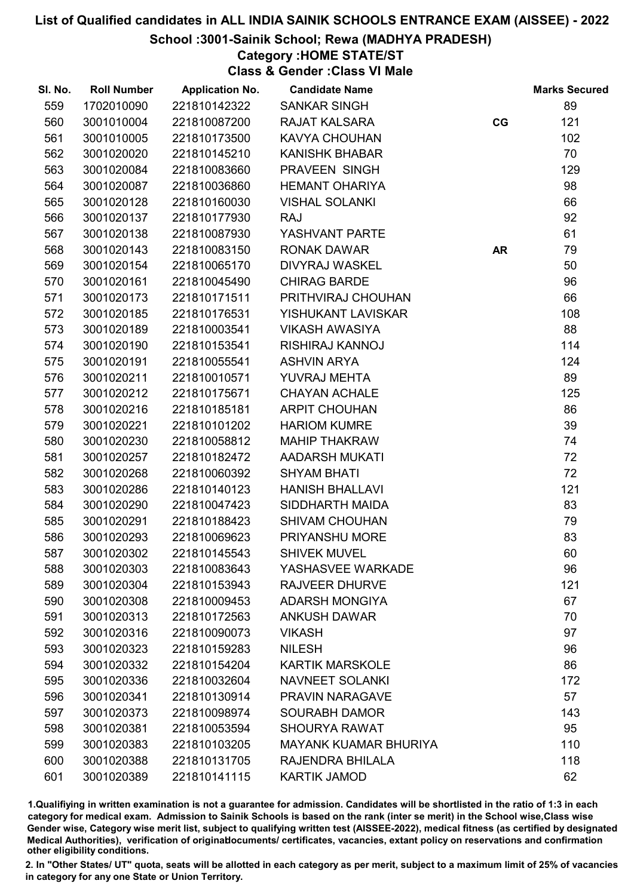# List of Qualified candidates in ALL INDIA SAINIK SCHOOLS ENTRANCE EXAM (AISSEE) - 2022

## School :3001-Sainik School; Rewa (MADHYA PRADESH)

### Category :HOME STATE/ST

### Class & Gender :Class VI Male

| Sl. No. | Roll Number | Application No. | Candidate Name | | Marks Secured |
|---|---|---|---|---|---|
| 559 | 1702010090 | 221810142322 | SANKAR SINGH | | 89 |
| 560 | 3001010004 | 221810087200 | RAJAT KALSARA | CG | 121 |
| 561 | 3001010005 | 221810173500 | KAVYA CHOUHAN | | 102 |
| 562 | 3001020020 | 221810145210 | KANISHK BHABAR | | 70 |
| 563 | 3001020084 | 221810083660 | PRAVEEN SINGH | | 129 |
| 564 | 3001020087 | 221810036860 | HEMANT OHARIYA | | 98 |
| 565 | 3001020128 | 221810160030 | VISHAL SOLANKI | | 66 |
| 566 | 3001020137 | 221810177930 | RAJ | | 92 |
| 567 | 3001020138 | 221810087930 | YASHVANT PARTE | | 61 |
| 568 | 3001020143 | 221810083150 | RONAK DAWAR | AR | 79 |
| 569 | 3001020154 | 221810065170 | DIVYRAJ WASKEL | | 50 |
| 570 | 3001020161 | 221810045490 | CHIRAG BARDE | | 96 |
| 571 | 3001020173 | 221810171511 | PRITHVIRAJ CHOUHAN | | 66 |
| 572 | 3001020185 | 221810176531 | YISHUKANT LAVISKAR | | 108 |
| 573 | 3001020189 | 221810003541 | VIKASH AWASIYA | | 88 |
| 574 | 3001020190 | 221810153541 | RISHIRAJ KANNOJ | | 114 |
| 575 | 3001020191 | 221810055541 | ASHVIN ARYA | | 124 |
| 576 | 3001020211 | 221810010571 | YUVRAJ MEHTA | | 89 |
| 577 | 3001020212 | 221810175671 | CHAYAN ACHALE | | 125 |
| 578 | 3001020216 | 221810185181 | ARPIT CHOUHAN | | 86 |
| 579 | 3001020221 | 221810101202 | HARIOM KUMRE | | 39 |
| 580 | 3001020230 | 221810058812 | MAHIP THAKRAW | | 74 |
| 581 | 3001020257 | 221810182472 | AADARSH MUKATI | | 72 |
| 582 | 3001020268 | 221810060392 | SHYAM BHATI | | 72 |
| 583 | 3001020286 | 221810140123 | HANISH BHALLAVI | | 121 |
| 584 | 3001020290 | 221810047423 | SIDDHARTH MAIDA | | 83 |
| 585 | 3001020291 | 221810188423 | SHIVAM CHOUHAN | | 79 |
| 586 | 3001020293 | 221810069623 | PRIYANSHU MORE | | 83 |
| 587 | 3001020302 | 221810145543 | SHIVEK MUVEL | | 60 |
| 588 | 3001020303 | 221810083643 | YASHASVEE WARKADE | | 96 |
| 589 | 3001020304 | 221810153943 | RAJVEER DHURVE | | 121 |
| 590 | 3001020308 | 221810009453 | ADARSH MONGIYA | | 67 |
| 591 | 3001020313 | 221810172563 | ANKUSH DAWAR | | 70 |
| 592 | 3001020316 | 221810090073 | VIKASH | | 97 |
| 593 | 3001020323 | 221810159283 | NILESH | | 96 |
| 594 | 3001020332 | 221810154204 | KARTIK MARSKOLE | | 86 |
| 595 | 3001020336 | 221810032604 | NAVNEET SOLANKI | | 172 |
| 596 | 3001020341 | 221810130914 | PRAVIN NARAGAVE | | 57 |
| 597 | 3001020373 | 221810098974 | SOURABH DAMOR | | 143 |
| 598 | 3001020381 | 221810053594 | SHOURYA RAWAT | | 95 |
| 599 | 3001020383 | 221810103205 | MAYANK KUAMAR BHURIYA | | 110 |
| 600 | 3001020388 | 221810131705 | RAJENDRA BHILALA | | 118 |
| 601 | 3001020389 | 221810141115 | KARTIK JAMOD | | 62 |

1.Qualifiying in written examination is not a guarantee for admission. Candidates will be shortlisted in the ratio of 1:3 in each category for medical exam. Admission to Sainik Schools is based on the rank (inter se merit) in the School wise,Class wise Gender wise, Category wise merit list, subject to qualifying written test (AISSEE-2022), medical fitness (as certified by designated Medical Authorities), verification of originaldocuments/ certificates, vacancies, extant policy on reservations and confirmation other eligibility conditions.

2. In "Other States/ UT" quota, seats will be allotted in each category as per merit, subject to a maximum limit of 25% of vacancies in category for any one State or Union Territory.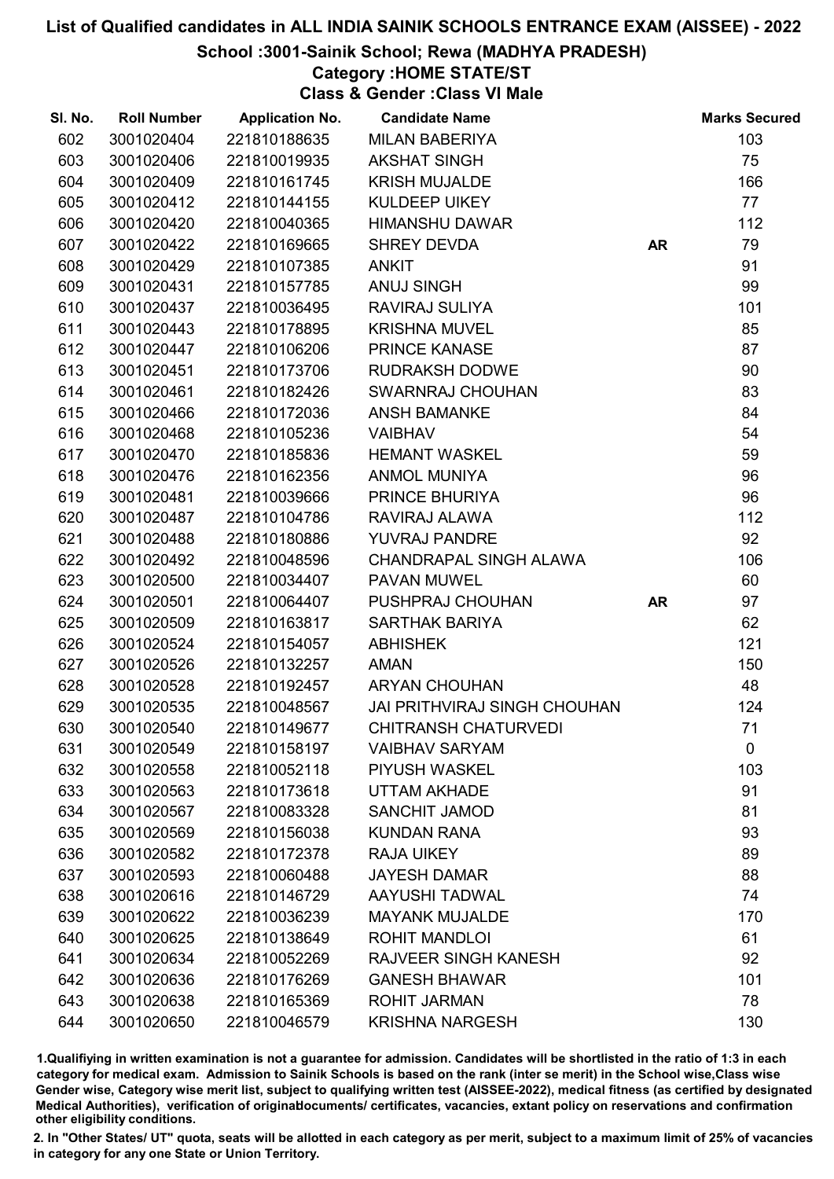# List of Qualified candidates in ALL INDIA SAINIK SCHOOLS ENTRANCE EXAM (AISSEE) - 2022

## School :3001-Sainik School; Rewa (MADHYA PRADESH)

### Category :HOME STATE/ST

### Class & Gender :Class VI Male

| Sl. No. | Roll Number | Application No. | Candidate Name | | Marks Secured |
|---|---|---|---|---|---|
| 602 | 3001020404 | 221810188635 | MILAN BABERIYA | | 103 |
| 603 | 3001020406 | 221810019935 | AKSHAT SINGH | | 75 |
| 604 | 3001020409 | 221810161745 | KRISH MUJALDE | | 166 |
| 605 | 3001020412 | 221810144155 | KULDEEP UIKEY | | 77 |
| 606 | 3001020420 | 221810040365 | HIMANSHU DAWAR | | 112 |
| 607 | 3001020422 | 221810169665 | SHREY DEVDA | AR | 79 |
| 608 | 3001020429 | 221810107385 | ANKIT | | 91 |
| 609 | 3001020431 | 221810157785 | ANUJ SINGH | | 99 |
| 610 | 3001020437 | 221810036495 | RAVIRAJ SULIYA | | 101 |
| 611 | 3001020443 | 221810178895 | KRISHNA MUVEL | | 85 |
| 612 | 3001020447 | 221810106206 | PRINCE KANASE | | 87 |
| 613 | 3001020451 | 221810173706 | RUDRAKSH DODWE | | 90 |
| 614 | 3001020461 | 221810182426 | SWARNRAJ CHOUHAN | | 83 |
| 615 | 3001020466 | 221810172036 | ANSH BAMANKE | | 84 |
| 616 | 3001020468 | 221810105236 | VAIBHAV | | 54 |
| 617 | 3001020470 | 221810185836 | HEMANT WASKEL | | 59 |
| 618 | 3001020476 | 221810162356 | ANMOL MUNIYA | | 96 |
| 619 | 3001020481 | 221810039666 | PRINCE BHURIYA | | 96 |
| 620 | 3001020487 | 221810104786 | RAVIRAJ ALAWA | | 112 |
| 621 | 3001020488 | 221810180886 | YUVRAJ PANDRE | | 92 |
| 622 | 3001020492 | 221810048596 | CHANDRAPAL SINGH ALAWA | | 106 |
| 623 | 3001020500 | 221810034407 | PAVAN MUWEL | | 60 |
| 624 | 3001020501 | 221810064407 | PUSHPRAJ CHOUHAN | AR | 97 |
| 625 | 3001020509 | 221810163817 | SARTHAK BARIYA | | 62 |
| 626 | 3001020524 | 221810154057 | ABHISHEK | | 121 |
| 627 | 3001020526 | 221810132257 | AMAN | | 150 |
| 628 | 3001020528 | 221810192457 | ARYAN CHOUHAN | | 48 |
| 629 | 3001020535 | 221810048567 | JAI PRITHVIRAJ SINGH CHOUHAN | | 124 |
| 630 | 3001020540 | 221810149677 | CHITRANSH CHATURVEDI | | 71 |
| 631 | 3001020549 | 221810158197 | VAIBHAV SARYAM | | 0 |
| 632 | 3001020558 | 221810052118 | PIYUSH WASKEL | | 103 |
| 633 | 3001020563 | 221810173618 | UTTAM AKHADE | | 91 |
| 634 | 3001020567 | 221810083328 | SANCHIT JAMOD | | 81 |
| 635 | 3001020569 | 221810156038 | KUNDAN RANA | | 93 |
| 636 | 3001020582 | 221810172378 | RAJA UIKEY | | 89 |
| 637 | 3001020593 | 221810060488 | JAYESH DAMAR | | 88 |
| 638 | 3001020616 | 221810146729 | AAYUSHI TADWAL | | 74 |
| 639 | 3001020622 | 221810036239 | MAYANK MUJALDE | | 170 |
| 640 | 3001020625 | 221810138649 | ROHIT MANDLOI | | 61 |
| 641 | 3001020634 | 221810052269 | RAJVEER SINGH KANESH | | 92 |
| 642 | 3001020636 | 221810176269 | GANESH BHAWAR | | 101 |
| 643 | 3001020638 | 221810165369 | ROHIT JARMAN | | 78 |
| 644 | 3001020650 | 221810046579 | KRISHNA NARGESH | | 130 |

1.Qualifying in written examination is not a guarantee for admission. Candidates will be shortlisted in the ratio of 1:3 in each category for medical exam. Admission to Sainik Schools is based on the rank (inter se merit) in the School wise,Class wise Gender wise, Category wise merit list, subject to qualifying written test (AISSEE-2022), medical fitness (as certified by designated Medical Authorities), verification of originaldocuments/ certificates, vacancies, extant policy on reservations and confirmation other eligibility conditions.

2. In "Other States/ UT" quota, seats will be allotted in each category as per merit, subject to a maximum limit of 25% of vacancies in category for any one State or Union Territory.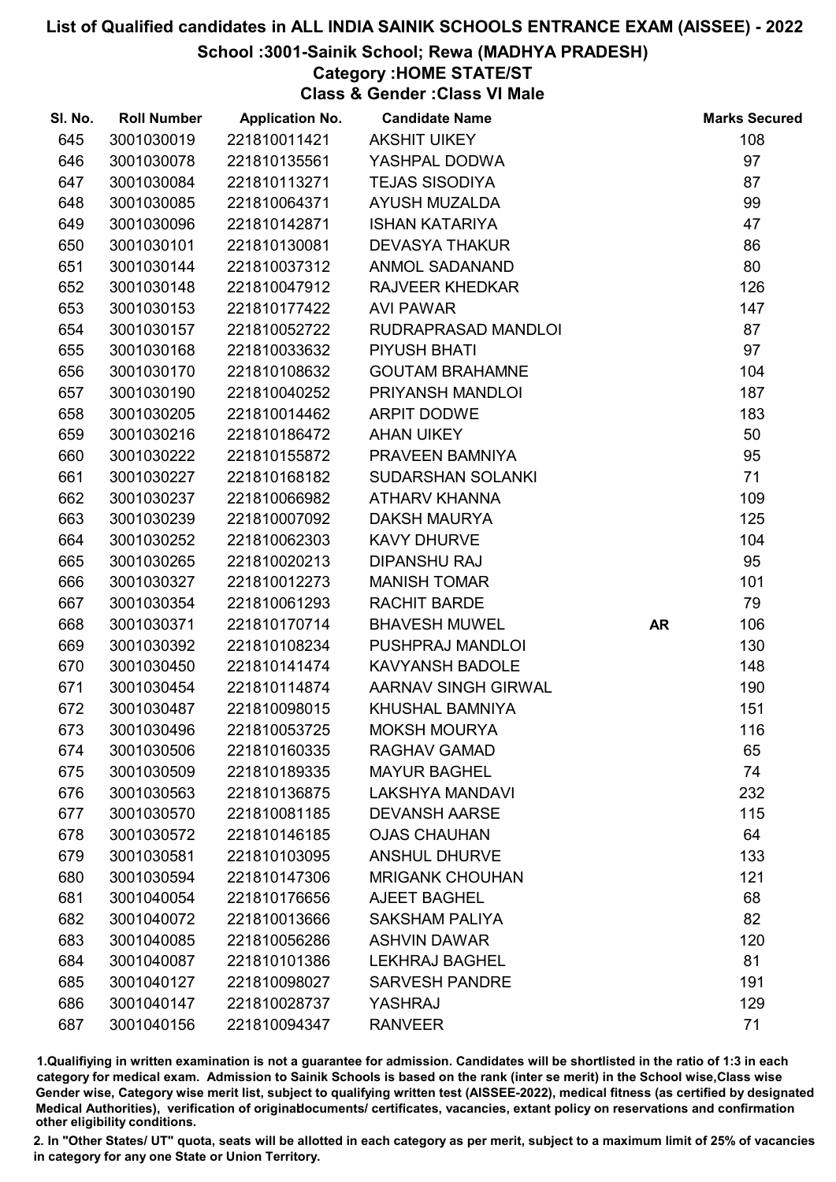# List of Qualified candidates in ALL INDIA SAINIK SCHOOLS ENTRANCE EXAM (AISSEE) - 2022

## School :3001-Sainik School; Rewa (MADHYA PRADESH)

### Category :HOME STATE/ST

### Class & Gender :Class VI Male

| Sl. No. | Roll Number | Application No. | Candidate Name | | Marks Secured |
|---|---|---|---|---|---|
| 645 | 3001030019 | 221810011421 | AKSHIT UIKEY | | 108 |
| 646 | 3001030078 | 221810135561 | YASHPAL DODWA | | 97 |
| 647 | 3001030084 | 221810113271 | TEJAS SISODIYA | | 87 |
| 648 | 3001030085 | 221810064371 | AYUSH MUZALDA | | 99 |
| 649 | 3001030096 | 221810142871 | ISHAN KATARIYA | | 47 |
| 650 | 3001030101 | 221810130081 | DEVASYA THAKUR | | 86 |
| 651 | 3001030144 | 221810037312 | ANMOL SADANAND | | 80 |
| 652 | 3001030148 | 221810047912 | RAJVEER KHEDKAR | | 126 |
| 653 | 3001030153 | 221810177422 | AVI PAWAR | | 147 |
| 654 | 3001030157 | 221810052722 | RUDRAPRASAD MANDLOI | | 87 |
| 655 | 3001030168 | 221810033632 | PIYUSH BHATI | | 97 |
| 656 | 3001030170 | 221810108632 | GOUTAM BRAHAMNE | | 104 |
| 657 | 3001030190 | 221810040252 | PRIYANSH MANDLOI | | 187 |
| 658 | 3001030205 | 221810014462 | ARPIT DODWE | | 183 |
| 659 | 3001030216 | 221810186472 | AHAN UIKEY | | 50 |
| 660 | 3001030222 | 221810155872 | PRAVEEN BAMNIYA | | 95 |
| 661 | 3001030227 | 221810168182 | SUDARSHAN SOLANKI | | 71 |
| 662 | 3001030237 | 221810066982 | ATHARV KHANNA | | 109 |
| 663 | 3001030239 | 221810007092 | DAKSH MAURYA | | 125 |
| 664 | 3001030252 | 221810062303 | KAVY DHURVE | | 104 |
| 665 | 3001030265 | 221810020213 | DIPANSHU RAJ | | 95 |
| 666 | 3001030327 | 221810012273 | MANISH TOMAR | | 101 |
| 667 | 3001030354 | 221810061293 | RACHIT BARDE | | 79 |
| 668 | 3001030371 | 221810170714 | BHAVESH MUWEL | **AR** | 106 |
| 669 | 3001030392 | 221810108234 | PUSHPRAJ MANDLOI | | 130 |
| 670 | 3001030450 | 221810141474 | KAVYANSH BADOLE | | 148 |
| 671 | 3001030454 | 221810114874 | AARNAV SINGH GIRWAL | | 190 |
| 672 | 3001030487 | 221810098015 | KHUSHAL BAMNIYA | | 151 |
| 673 | 3001030496 | 221810053725 | MOKSH MOURYA | | 116 |
| 674 | 3001030506 | 221810160335 | RAGHAV GAMAD | | 65 |
| 675 | 3001030509 | 221810189335 | MAYUR BAGHEL | | 74 |
| 676 | 3001030563 | 221810136875 | LAKSHYA MANDAVI | | 232 |
| 677 | 3001030570 | 221810081185 | DEVANSH AARSE | | 115 |
| 678 | 3001030572 | 221810146185 | OJAS CHAUHAN | | 64 |
| 679 | 3001030581 | 221810103095 | ANSHUL DHURVE | | 133 |
| 680 | 3001030594 | 221810147306 | MRIGANK CHOUHAN | | 121 |
| 681 | 3001040054 | 221810176656 | AJEET BAGHEL | | 68 |
| 682 | 3001040072 | 221810013666 | SAKSHAM PALIYA | | 82 |
| 683 | 3001040085 | 221810056286 | ASHVIN DAWAR | | 120 |
| 684 | 3001040087 | 221810101386 | LEKHRAJ BAGHEL | | 81 |
| 685 | 3001040127 | 221810098027 | SARVESH PANDRE | | 191 |
| 686 | 3001040147 | 221810028737 | YASHRAJ | | 129 |
| 687 | 3001040156 | 221810094347 | RANVEER | | 71 |

1.Qualifying in written examination is not a guarantee for admission. Candidates will be shortlisted in the ratio of 1:3 in each category for medical exam. Admission to Sainik Schools is based on the rank (inter se merit) in the School wise,Class wise Gender wise, Category wise merit list, subject to qualifying written test (AISSEE-2022), medical fitness (as certified by designated Medical Authorities), verification of originaldocuments/ certificates, vacancies, extant policy on reservations and confirmation other eligibility conditions.

2. In "Other States/ UT" quota, seats will be allotted in each category as per merit, subject to a maximum limit of 25% of vacancies in category for any one State or Union Territory.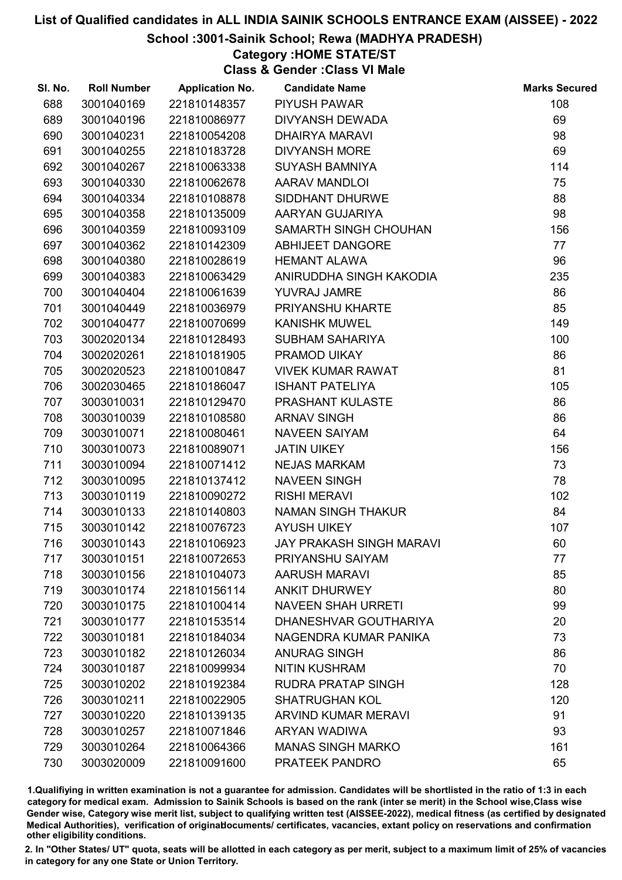# List of Qualified candidates in ALL INDIA SAINIK SCHOOLS ENTRANCE EXAM (AISSEE) - 2022

## School :3001-Sainik School; Rewa (MADHYA PRADESH)

### Category :HOME STATE/ST

### Class & Gender :Class VI Male

| Sl. No. | Roll Number | Application No. | Candidate Name | Marks Secured |
|---|---|---|---|---|
| 688 | 3001040169 | 221810148357 | PIYUSH PAWAR | 108 |
| 689 | 3001040196 | 221810086977 | DIVYANSH DEWADA | 69 |
| 690 | 3001040231 | 221810054208 | DHAIRYA MARAVI | 98 |
| 691 | 3001040255 | 221810183728 | DIVYANSH MORE | 69 |
| 692 | 3001040267 | 221810063338 | SUYASH BAMNIYA | 114 |
| 693 | 3001040330 | 221810062678 | AARAV MANDLOI | 75 |
| 694 | 3001040334 | 221810108878 | SIDDHANT DHURWE | 88 |
| 695 | 3001040358 | 221810135009 | AARYAN GUJARIYA | 98 |
| 696 | 3001040359 | 221810093109 | SAMARTH SINGH CHOUHAN | 156 |
| 697 | 3001040362 | 221810142309 | ABHIJEET DANGORE | 77 |
| 698 | 3001040380 | 221810028619 | HEMANT ALAWA | 96 |
| 699 | 3001040383 | 221810063429 | ANIRUDDHA SINGH KAKODIA | 235 |
| 700 | 3001040404 | 221810061639 | YUVRAJ JAMRE | 86 |
| 701 | 3001040449 | 221810036979 | PRIYANSHU KHARTE | 85 |
| 702 | 3001040477 | 221810070699 | KANISHK MUWEL | 149 |
| 703 | 3002020134 | 221810128493 | SUBHAM SAHARIYA | 100 |
| 704 | 3002020261 | 221810181905 | PRAMOD UIKAY | 86 |
| 705 | 3002020523 | 221810010847 | VIVEK KUMAR RAWAT | 81 |
| 706 | 3002030465 | 221810186047 | ISHANT PATELIYA | 105 |
| 707 | 3003010031 | 221810129470 | PRASHANT KULASTE | 86 |
| 708 | 3003010039 | 221810108580 | ARNAV SINGH | 86 |
| 709 | 3003010071 | 221810080461 | NAVEEN SAIYAM | 64 |
| 710 | 3003010073 | 221810089071 | JATIN UIKEY | 156 |
| 711 | 3003010094 | 221810071412 | NEJAS MARKAM | 73 |
| 712 | 3003010095 | 221810137412 | NAVEEN SINGH | 78 |
| 713 | 3003010119 | 221810090272 | RISHI MERAVI | 102 |
| 714 | 3003010133 | 221810140803 | NAMAN SINGH THAKUR | 84 |
| 715 | 3003010142 | 221810076723 | AYUSH UIKEY | 107 |
| 716 | 3003010143 | 221810106923 | JAY PRAKASH SINGH MARAVI | 60 |
| 717 | 3003010151 | 221810072653 | PRIYANSHU SAIYAM | 77 |
| 718 | 3003010156 | 221810104073 | AARUSH MARAVI | 85 |
| 719 | 3003010174 | 221810156114 | ANKIT DHURWEY | 80 |
| 720 | 3003010175 | 221810100414 | NAVEEN SHAH URRETI | 99 |
| 721 | 3003010177 | 221810153514 | DHANESHVAR GOUTHARIYA | 20 |
| 722 | 3003010181 | 221810184034 | NAGENDRA KUMAR PANIKA | 73 |
| 723 | 3003010182 | 221810126034 | ANURAG SINGH | 86 |
| 724 | 3003010187 | 221810099934 | NITIN KUSHRAM | 70 |
| 725 | 3003010202 | 221810192384 | RUDRA PRATAP SINGH | 128 |
| 726 | 3003010211 | 221810022905 | SHATRUGHAN KOL | 120 |
| 727 | 3003010220 | 221810139135 | ARVIND KUMAR MERAVI | 91 |
| 728 | 3003010257 | 221810071846 | ARYAN WADIWA | 93 |
| 729 | 3003010264 | 221810064366 | MANAS SINGH MARKO | 161 |
| 730 | 3003020009 | 221810091600 | PRATEEK PANDRO | 65 |

1.Qualifiying in written examination is not a guarantee for admission. Candidates will be shortlisted in the ratio of 1:3 in each category for medical exam. Admission to Sainik Schools is based on the rank (inter se merit) in the School wise,Class wise Gender wise, Category wise merit list, subject to qualifying written test (AISSEE-2022), medical fitness (as certified by designated Medical Authorities), verification of originaldocuments/ certificates, vacancies, extant policy on reservations and confirmation other eligibility conditions.

2. In "Other States/ UT" quota, seats will be allotted in each category as per merit, subject to a maximum limit of 25% of vacancies in category for any one State or Union Territory.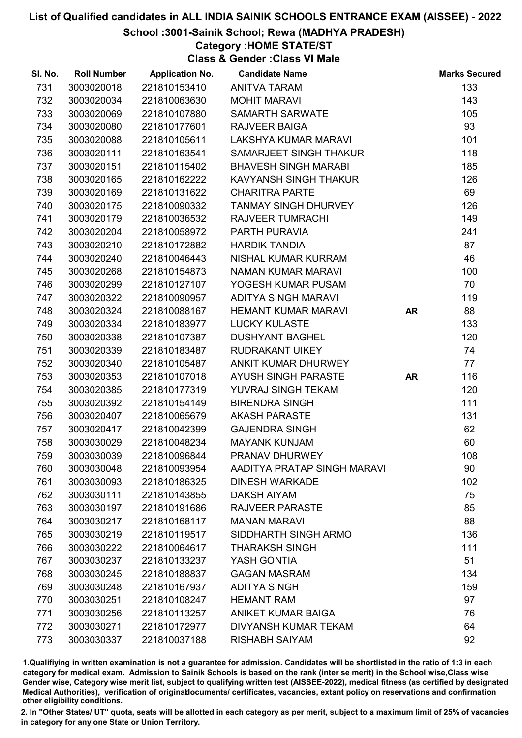# List of Qualified candidates in ALL INDIA SAINIK SCHOOLS ENTRANCE EXAM (AISSEE) - 2022

## School :3001-Sainik School; Rewa (MADHYA PRADESH)

### Category :HOME STATE/ST

### Class & Gender :Class VI Male

| Sl. No. | Roll Number | Application No. | Candidate Name | | Marks Secured |
|---|---|---|---|---|---|
| 731 | 3003020018 | 221810153410 | ANITVA TARAM | | 133 |
| 732 | 3003020034 | 221810063630 | MOHIT MARAVI | | 143 |
| 733 | 3003020069 | 221810107880 | SAMARTH SARWATE | | 105 |
| 734 | 3003020080 | 221810177601 | RAJVEER BAIGA | | 93 |
| 735 | 3003020088 | 221810105611 | LAKSHYA KUMAR MARAVI | | 101 |
| 736 | 3003020111 | 221810163541 | SAMARJEET SINGH THAKUR | | 118 |
| 737 | 3003020151 | 221810115402 | BHAVESH SINGH MARABI | | 185 |
| 738 | 3003020165 | 221810162222 | KAVYANSH SINGH THAKUR | | 126 |
| 739 | 3003020169 | 221810131622 | CHARITRA PARTE | | 69 |
| 740 | 3003020175 | 221810090332 | TANMAY SINGH DHURVEY | | 126 |
| 741 | 3003020179 | 221810036532 | RAJVEER TUMRACHI | | 149 |
| 742 | 3003020204 | 221810058972 | PARTH PURAVIA | | 241 |
| 743 | 3003020210 | 221810172882 | HARDIK TANDIA | | 87 |
| 744 | 3003020240 | 221810046443 | NISHAL KUMAR KURRAM | | 46 |
| 745 | 3003020268 | 221810154873 | NAMAN KUMAR MARAVI | | 100 |
| 746 | 3003020299 | 221810127107 | YOGESH KUMAR PUSAM | | 70 |
| 747 | 3003020322 | 221810090957 | ADITYA SINGH MARAVI | | 119 |
| 748 | 3003020324 | 221810088167 | HEMANT KUMAR MARAVI | AR | 88 |
| 749 | 3003020334 | 221810183977 | LUCKY KULASTE | | 133 |
| 750 | 3003020338 | 221810107387 | DUSHYANT BAGHEL | | 120 |
| 751 | 3003020339 | 221810183487 | RUDRAKANT UIKEY | | 74 |
| 752 | 3003020340 | 221810105487 | ANKIT KUMAR DHURWEY | | 77 |
| 753 | 3003020353 | 221810107018 | AYUSH SINGH PARASTE | AR | 116 |
| 754 | 3003020385 | 221810177319 | YUVRAJ SINGH TEKAM | | 120 |
| 755 | 3003020392 | 221810154149 | BIRENDRA SINGH | | 111 |
| 756 | 3003020407 | 221810065679 | AKASH PARASTE | | 131 |
| 757 | 3003020417 | 221810042399 | GAJENDRA SINGH | | 62 |
| 758 | 3003030029 | 221810048234 | MAYANK KUNJAM | | 60 |
| 759 | 3003030039 | 221810096844 | PRANAV DHURWEY | | 108 |
| 760 | 3003030048 | 221810093954 | AADITYA PRATAP SINGH MARAVI | | 90 |
| 761 | 3003030093 | 221810186325 | DINESH WARKADE | | 102 |
| 762 | 3003030111 | 221810143855 | DAKSH AIYAM | | 75 |
| 763 | 3003030197 | 221810191686 | RAJVEER PARASTE | | 85 |
| 764 | 3003030217 | 221810168117 | MANAN MARAVI | | 88 |
| 765 | 3003030219 | 221810119517 | SIDDHARTH SINGH ARMO | | 136 |
| 766 | 3003030222 | 221810064617 | THARAKSH SINGH | | 111 |
| 767 | 3003030237 | 221810133237 | YASH GONTIA | | 51 |
| 768 | 3003030245 | 221810188837 | GAGAN MASRAM | | 134 |
| 769 | 3003030248 | 221810167937 | ADITYA SINGH | | 159 |
| 770 | 3003030251 | 221810108247 | HEMANT RAM | | 97 |
| 771 | 3003030256 | 221810113257 | ANIKET KUMAR BAIGA | | 76 |
| 772 | 3003030271 | 221810172977 | DIVYANSH KUMAR TEKAM | | 64 |
| 773 | 3003030337 | 221810037188 | RISHABH SAIYAM | | 92 |

1.Qualifiying in written examination is not a guarantee for admission. Candidates will be shortlisted in the ratio of 1:3 in each category for medical exam. Admission to Sainik Schools is based on the rank (inter se merit) in the School wise,Class wise Gender wise, Category wise merit list, subject to qualifying written test (AISSEE-2022), medical fitness (as certified by designated Medical Authorities), verification of originaldocuments/ certificates, vacancies, extant policy on reservations and confirmation other eligibility conditions.

2. In "Other States/ UT" quota, seats will be allotted in each category as per merit, subject to a maximum limit of 25% of vacancies in category for any one State or Union Territory.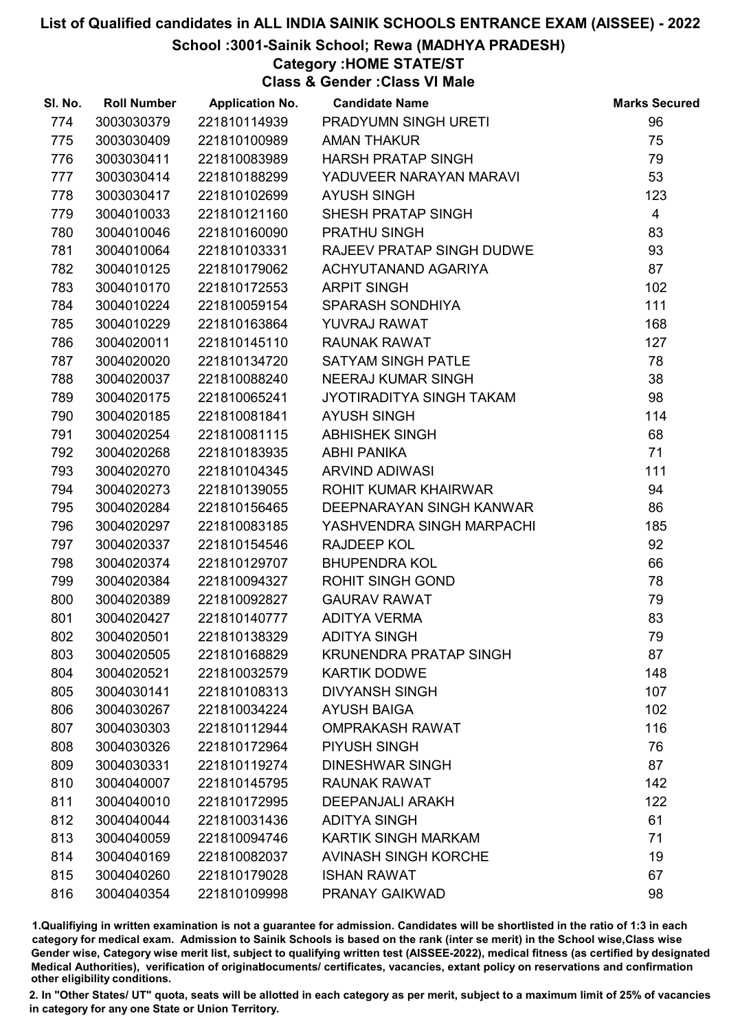# List of Qualified candidates in ALL INDIA SAINIK SCHOOLS ENTRANCE EXAM (AISSEE) - 2022

## School :3001-Sainik School; Rewa (MADHYA PRADESH)

### Category :HOME STATE/ST

### Class & Gender :Class VI Male

| Sl. No. | Roll Number | Application No. | Candidate Name | Marks Secured |
|---|---|---|---|---|
| 774 | 3003030379 | 221810114939 | PRADYUMN SINGH URETI | 96 |
| 775 | 3003030409 | 221810100989 | AMAN THAKUR | 75 |
| 776 | 3003030411 | 221810083989 | HARSH PRATAP SINGH | 79 |
| 777 | 3003030414 | 221810188299 | YADUVEER NARAYAN MARAVI | 53 |
| 778 | 3003030417 | 221810102699 | AYUSH SINGH | 123 |
| 779 | 3004010033 | 221810121160 | SHESH PRATAP SINGH | 4 |
| 780 | 3004010046 | 221810160090 | PRATHU SINGH | 83 |
| 781 | 3004010064 | 221810103331 | RAJEEV PRATAP SINGH DUDWE | 93 |
| 782 | 3004010125 | 221810179062 | ACHYUTANAND AGARIYA | 87 |
| 783 | 3004010170 | 221810172553 | ARPIT SINGH | 102 |
| 784 | 3004010224 | 221810059154 | SPARASH SONDHIYA | 111 |
| 785 | 3004010229 | 221810163864 | YUVRAJ RAWAT | 168 |
| 786 | 3004020011 | 221810145110 | RAUNAK RAWAT | 127 |
| 787 | 3004020020 | 221810134720 | SATYAM SINGH PATLE | 78 |
| 788 | 3004020037 | 221810088240 | NEERAJ KUMAR SINGH | 38 |
| 789 | 3004020175 | 221810065241 | JYOTIRADITYA SINGH TAKAM | 98 |
| 790 | 3004020185 | 221810081841 | AYUSH SINGH | 114 |
| 791 | 3004020254 | 221810081115 | ABHISHEK SINGH | 68 |
| 792 | 3004020268 | 221810183935 | ABHI PANIKA | 71 |
| 793 | 3004020270 | 221810104345 | ARVIND ADIWASI | 111 |
| 794 | 3004020273 | 221810139055 | ROHIT KUMAR KHAIRWAR | 94 |
| 795 | 3004020284 | 221810156465 | DEEPNARAYAN SINGH KANWAR | 86 |
| 796 | 3004020297 | 221810083185 | YASHVENDRA SINGH MARPACHI | 185 |
| 797 | 3004020337 | 221810154546 | RAJDEEP KOL | 92 |
| 798 | 3004020374 | 221810129707 | BHUPENDRA KOL | 66 |
| 799 | 3004020384 | 221810094327 | ROHIT SINGH GOND | 78 |
| 800 | 3004020389 | 221810092827 | GAURAV RAWAT | 79 |
| 801 | 3004020427 | 221810140777 | ADITYA VERMA | 83 |
| 802 | 3004020501 | 221810138329 | ADITYA SINGH | 79 |
| 803 | 3004020505 | 221810168829 | KRUNENDRA PRATAP SINGH | 87 |
| 804 | 3004020521 | 221810032579 | KARTIK DODWE | 148 |
| 805 | 3004030141 | 221810108313 | DIVYANSH SINGH | 107 |
| 806 | 3004030267 | 221810034224 | AYUSH BAIGA | 102 |
| 807 | 3004030303 | 221810112944 | OMPRAKASH RAWAT | 116 |
| 808 | 3004030326 | 221810172964 | PIYUSH SINGH | 76 |
| 809 | 3004030331 | 221810119274 | DINESHWAR SINGH | 87 |
| 810 | 3004040007 | 221810145795 | RAUNAK RAWAT | 142 |
| 811 | 3004040010 | 221810172995 | DEEPANJALI ARAKH | 122 |
| 812 | 3004040044 | 221810031436 | ADITYA SINGH | 61 |
| 813 | 3004040059 | 221810094746 | KARTIK SINGH MARKAM | 71 |
| 814 | 3004040169 | 221810082037 | AVINASH SINGH KORCHE | 19 |
| 815 | 3004040260 | 221810179028 | ISHAN RAWAT | 67 |
| 816 | 3004040354 | 221810109998 | PRANAY GAIKWAD | 98 |

1.Qualifying in written examination is not a guarantee for admission. Candidates will be shortlisted in the ratio of 1:3 in each category for medical exam. Admission to Sainik Schools is based on the rank (inter se merit) in the School wise,Class wise Gender wise, Category wise merit list, subject to qualifying written test (AISSEE-2022), medical fitness (as certified by designated Medical Authorities), verification of originaldocuments/ certificates, vacancies, extant policy on reservations and confirmation other eligibility conditions.

2. In "Other States/ UT" quota, seats will be allotted in each category as per merit, subject to a maximum limit of 25% of vacancies in category for any one State or Union Territory.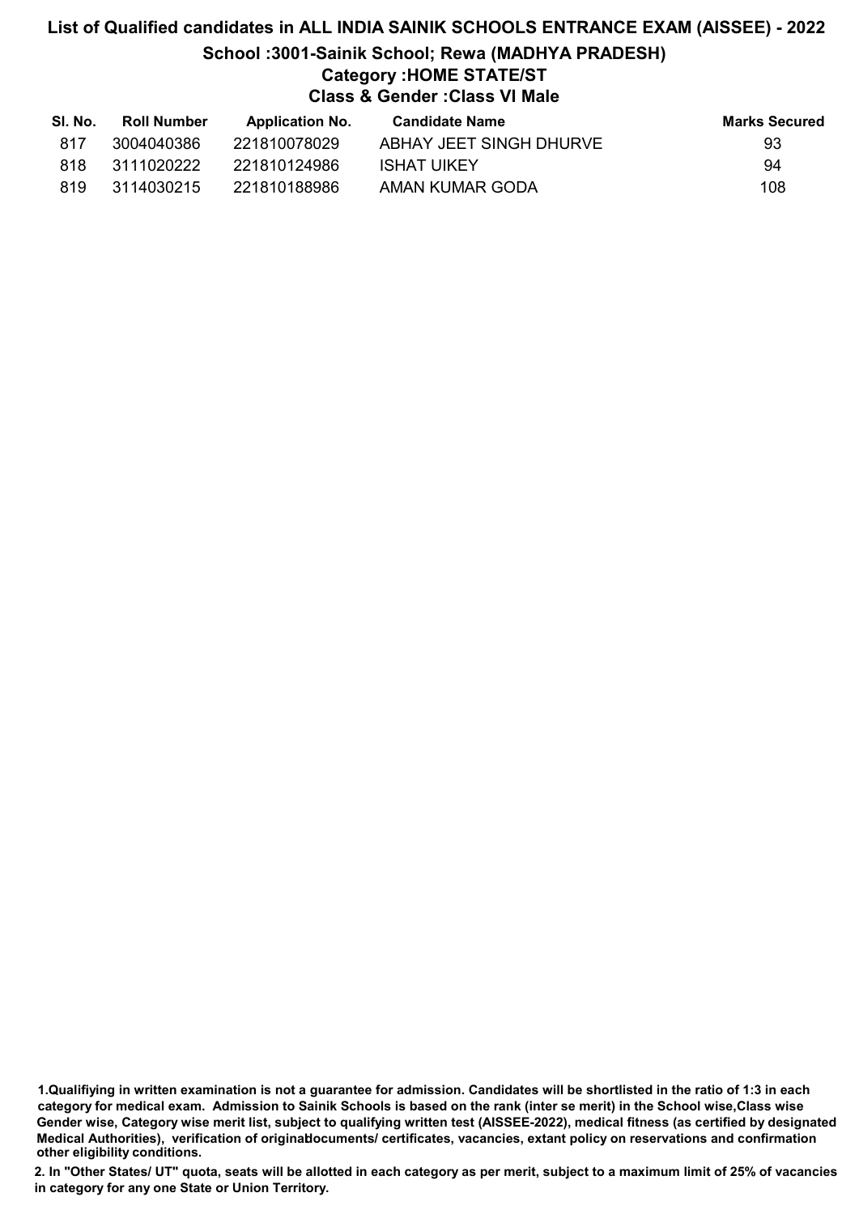# List of Qualified candidates in ALL INDIA SAINIK SCHOOLS ENTRANCE EXAM (AISSEE) - 2022

## School :3001-Sainik School; Rewa (MADHYA PRADESH)

### Category :HOME STATE/ST

### Class & Gender :Class VI Male

| Sl. No. | Roll Number | Application No. | Candidate Name | Marks Secured |
|---|---|---|---|---|
| 817 | 3004040386 | 221810078029 | ABHAY JEET SINGH DHURVE | 93 |
| 818 | 3111020222 | 221810124986 | ISHAT UIKEY | 94 |
| 819 | 3114030215 | 221810188986 | AMAN KUMAR GODA | 108 |

**1.Qualifiying in written examination is not a guarantee for admission. Candidates will be shortlisted in the ratio of 1:3 in each category for medical exam. Admission to Sainik Schools is based on the rank (inter se merit) in the School wise,Class wise Gender wise, Category wise merit list, subject to qualifying written test (AISSEE-2022), medical fitness (as certified by designated Medical Authorities), verification of originaldocuments/ certificates, vacancies, extant policy on reservations and confirmation other eligibility conditions.**

**2. In "Other States/ UT" quota, seats will be allotted in each category as per merit, subject to a maximum limit of 25% of vacancies in category for any one State or Union Territory.**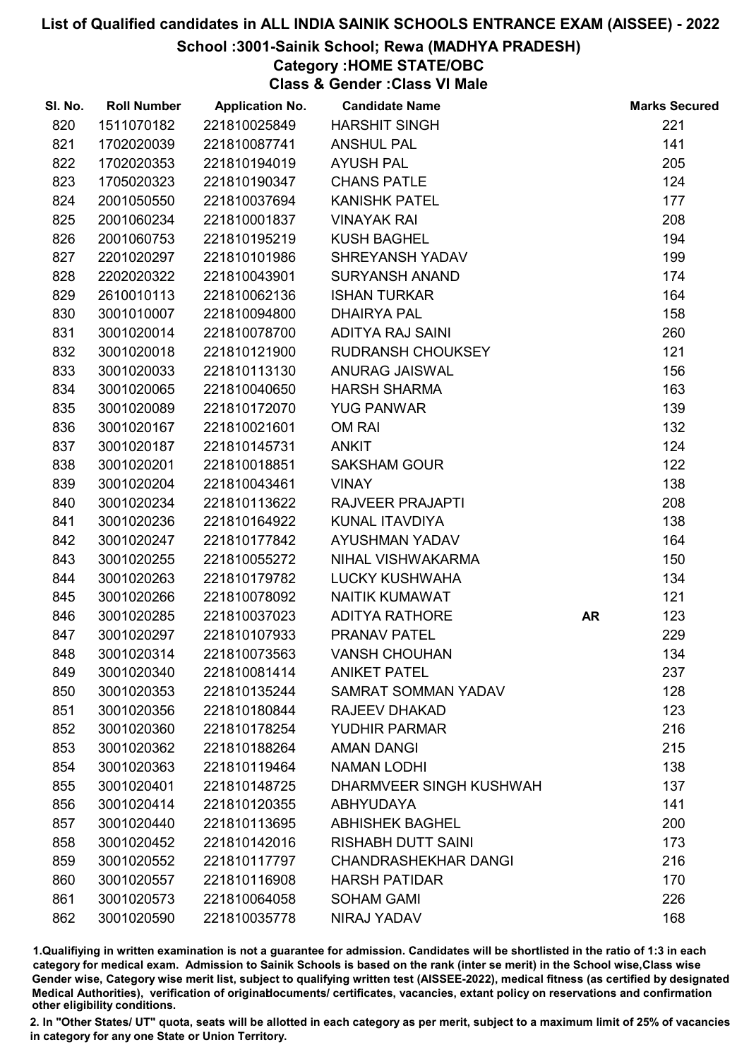# List of Qualified candidates in ALL INDIA SAINIK SCHOOLS ENTRANCE EXAM (AISSEE) - 2022

## School :3001-Sainik School; Rewa (MADHYA PRADESH)

### Category :HOME STATE/OBC

### Class & Gender :Class VI Male

| Sl. No. | Roll Number | Application No. | Candidate Name | | Marks Secured |
|---|---|---|---|---|---|
| 820 | 1511070182 | 221810025849 | HARSHIT SINGH | | 221 |
| 821 | 1702020039 | 221810087741 | ANSHUL PAL | | 141 |
| 822 | 1702020353 | 221810194019 | AYUSH PAL | | 205 |
| 823 | 1705020323 | 221810190347 | CHANS PATLE | | 124 |
| 824 | 2001050550 | 221810037694 | KANISHK PATEL | | 177 |
| 825 | 2001060234 | 221810001837 | VINAYAK RAI | | 208 |
| 826 | 2001060753 | 221810195219 | KUSH BAGHEL | | 194 |
| 827 | 2201020297 | 221810101986 | SHREYANSH YADAV | | 199 |
| 828 | 2202020322 | 221810043901 | SURYANSH ANAND | | 174 |
| 829 | 2610010113 | 221810062136 | ISHAN TURKAR | | 164 |
| 830 | 3001010007 | 221810094800 | DHAIRYA PAL | | 158 |
| 831 | 3001020014 | 221810078700 | ADITYA RAJ SAINI | | 260 |
| 832 | 3001020018 | 221810121900 | RUDRANSH CHOUKSEY | | 121 |
| 833 | 3001020033 | 221810113130 | ANURAG JAISWAL | | 156 |
| 834 | 3001020065 | 221810040650 | HARSH SHARMA | | 163 |
| 835 | 3001020089 | 221810172070 | YUG PANWAR | | 139 |
| 836 | 3001020167 | 221810021601 | OM RAI | | 132 |
| 837 | 3001020187 | 221810145731 | ANKIT | | 124 |
| 838 | 3001020201 | 221810018851 | SAKSHAM GOUR | | 122 |
| 839 | 3001020204 | 221810043461 | VINAY | | 138 |
| 840 | 3001020234 | 221810113622 | RAJVEER PRAJAPTI | | 208 |
| 841 | 3001020236 | 221810164922 | KUNAL ITAVDIYA | | 138 |
| 842 | 3001020247 | 221810177842 | AYUSHMAN YADAV | | 164 |
| 843 | 3001020255 | 221810055272 | NIHAL VISHWAKARMA | | 150 |
| 844 | 3001020263 | 221810179782 | LUCKY KUSHWAHA | | 134 |
| 845 | 3001020266 | 221810078092 | NAITIK KUMAWAT | | 121 |
| 846 | 3001020285 | 221810037023 | ADITYA RATHORE | **AR** | 123 |
| 847 | 3001020297 | 221810107933 | PRANAV PATEL | | 229 |
| 848 | 3001020314 | 221810073563 | VANSH CHOUHAN | | 134 |
| 849 | 3001020340 | 221810081414 | ANIKET PATEL | | 237 |
| 850 | 3001020353 | 221810135244 | SAMRAT SOMMAN YADAV | | 128 |
| 851 | 3001020356 | 221810180844 | RAJEEV DHAKAD | | 123 |
| 852 | 3001020360 | 221810178254 | YUDHIR PARMAR | | 216 |
| 853 | 3001020362 | 221810188264 | AMAN DANGI | | 215 |
| 854 | 3001020363 | 221810119464 | NAMAN LODHI | | 138 |
| 855 | 3001020401 | 221810148725 | DHARMVEER SINGH KUSHWAH | | 137 |
| 856 | 3001020414 | 221810120355 | ABHYUDAYA | | 141 |
| 857 | 3001020440 | 221810113695 | ABHISHEK BAGHEL | | 200 |
| 858 | 3001020452 | 221810142016 | RISHABH DUTT SAINI | | 173 |
| 859 | 3001020552 | 221810117797 | CHANDRASHEKHAR DANGI | | 216 |
| 860 | 3001020557 | 221810116908 | HARSH PATIDAR | | 170 |
| 861 | 3001020573 | 221810064058 | SOHAM GAMI | | 226 |
| 862 | 3001020590 | 221810035778 | NIRAJ YADAV | | 168 |

1.Qualifying in written examination is not a guarantee for admission. Candidates will be shortlisted in the ratio of 1:3 in each category for medical exam. Admission to Sainik Schools is based on the rank (inter se merit) in the School wise,Class wise Gender wise, Category wise merit list, subject to qualifying written test (AISSEE-2022), medical fitness (as certified by designated Medical Authorities), verification of originaldocuments/ certificates, vacancies, extant policy on reservations and confirmation other eligibility conditions.

2. In "Other States/ UT" quota, seats will be allotted in each category as per merit, subject to a maximum limit of 25% of vacancies in category for any one State or Union Territory.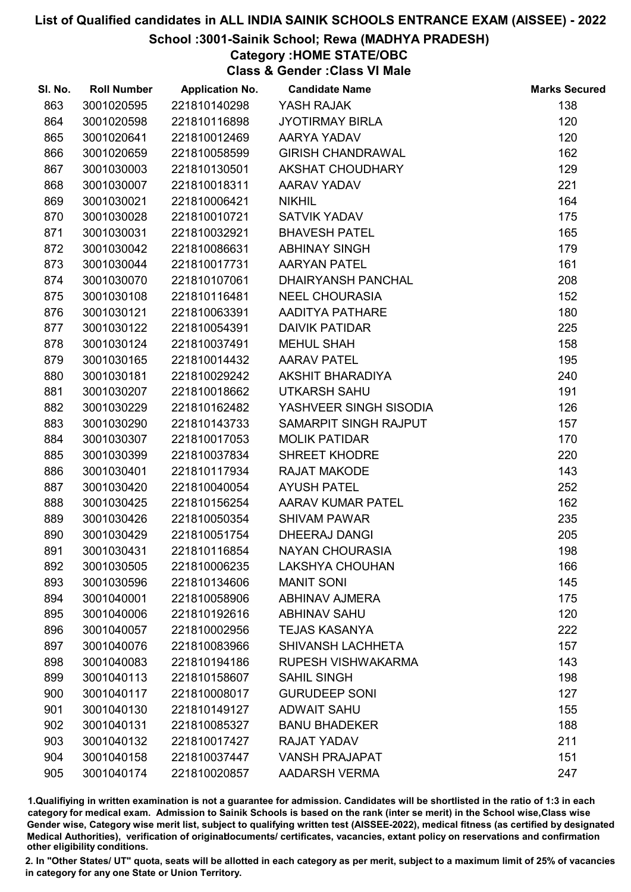# List of Qualified candidates in ALL INDIA SAINIK SCHOOLS ENTRANCE EXAM (AISSEE) - 2022

## School :3001-Sainik School; Rewa (MADHYA PRADESH)

### Category :HOME STATE/OBC

### Class & Gender :Class VI Male

| Sl. No. | Roll Number | Application No. | Candidate Name | Marks Secured |
|---|---|---|---|---|
| 863 | 3001020595 | 221810140298 | YASH RAJAK | 138 |
| 864 | 3001020598 | 221810116898 | JYOTIRMAY BIRLA | 120 |
| 865 | 3001020641 | 221810012469 | AARYA YADAV | 120 |
| 866 | 3001020659 | 221810058599 | GIRISH CHANDRAWAL | 162 |
| 867 | 3001030003 | 221810130501 | AKSHAT CHOUDHARY | 129 |
| 868 | 3001030007 | 221810018311 | AARAV YADAV | 221 |
| 869 | 3001030021 | 221810006421 | NIKHIL | 164 |
| 870 | 3001030028 | 221810010721 | SATVIK YADAV | 175 |
| 871 | 3001030031 | 221810032921 | BHAVESH PATEL | 165 |
| 872 | 3001030042 | 221810086631 | ABHINAY SINGH | 179 |
| 873 | 3001030044 | 221810017731 | AARYAN PATEL | 161 |
| 874 | 3001030070 | 221810107061 | DHAIRYANSH PANCHAL | 208 |
| 875 | 3001030108 | 221810116481 | NEEL CHOURASIA | 152 |
| 876 | 3001030121 | 221810063391 | AADITYA PATHARE | 180 |
| 877 | 3001030122 | 221810054391 | DAIVIK PATIDAR | 225 |
| 878 | 3001030124 | 221810037491 | MEHUL SHAH | 158 |
| 879 | 3001030165 | 221810014432 | AARAV PATEL | 195 |
| 880 | 3001030181 | 221810029242 | AKSHIT BHARADIYA | 240 |
| 881 | 3001030207 | 221810018662 | UTKARSH SAHU | 191 |
| 882 | 3001030229 | 221810162482 | YASHVEER SINGH SISODIA | 126 |
| 883 | 3001030290 | 221810143733 | SAMARPIT SINGH RAJPUT | 157 |
| 884 | 3001030307 | 221810017053 | MOLIK PATIDAR | 170 |
| 885 | 3001030399 | 221810037834 | SHREET KHODRE | 220 |
| 886 | 3001030401 | 221810117934 | RAJAT MAKODE | 143 |
| 887 | 3001030420 | 221810040054 | AYUSH PATEL | 252 |
| 888 | 3001030425 | 221810156254 | AARAV KUMAR PATEL | 162 |
| 889 | 3001030426 | 221810050354 | SHIVAM PAWAR | 235 |
| 890 | 3001030429 | 221810051754 | DHEERAJ DANGI | 205 |
| 891 | 3001030431 | 221810116854 | NAYAN CHOURASIA | 198 |
| 892 | 3001030505 | 221810006235 | LAKSHYA CHOUHAN | 166 |
| 893 | 3001030596 | 221810134606 | MANIT SONI | 145 |
| 894 | 3001040001 | 221810058906 | ABHINAV AJMERA | 175 |
| 895 | 3001040006 | 221810192616 | ABHINAV SAHU | 120 |
| 896 | 3001040057 | 221810002956 | TEJAS KASANYA | 222 |
| 897 | 3001040076 | 221810083966 | SHIVANSH LACHHETA | 157 |
| 898 | 3001040083 | 221810194186 | RUPESH VISHWAKARMA | 143 |
| 899 | 3001040113 | 221810158607 | SAHIL SINGH | 198 |
| 900 | 3001040117 | 221810008017 | GURUDEEP SONI | 127 |
| 901 | 3001040130 | 221810149127 | ADWAIT SAHU | 155 |
| 902 | 3001040131 | 221810085327 | BANU BHADEKER | 188 |
| 903 | 3001040132 | 221810017427 | RAJAT YADAV | 211 |
| 904 | 3001040158 | 221810037447 | VANSH PRAJAPAT | 151 |
| 905 | 3001040174 | 221810020857 | AADARSH VERMA | 247 |

1.Qualifiying in written examination is not a guarantee for admission. Candidates will be shortlisted in the ratio of 1:3 in each category for medical exam. Admission to Sainik Schools is based on the rank (inter se merit) in the School wise,Class wise Gender wise, Category wise merit list, subject to qualifying written test (AISSEE-2022), medical fitness (as certified by designated Medical Authorities), verification of originaldocuments/ certificates, vacancies, extant policy on reservations and confirmation other eligibility conditions.

2. In "Other States/ UT" quota, seats will be allotted in each category as per merit, subject to a maximum limit of 25% of vacancies in category for any one State or Union Territory.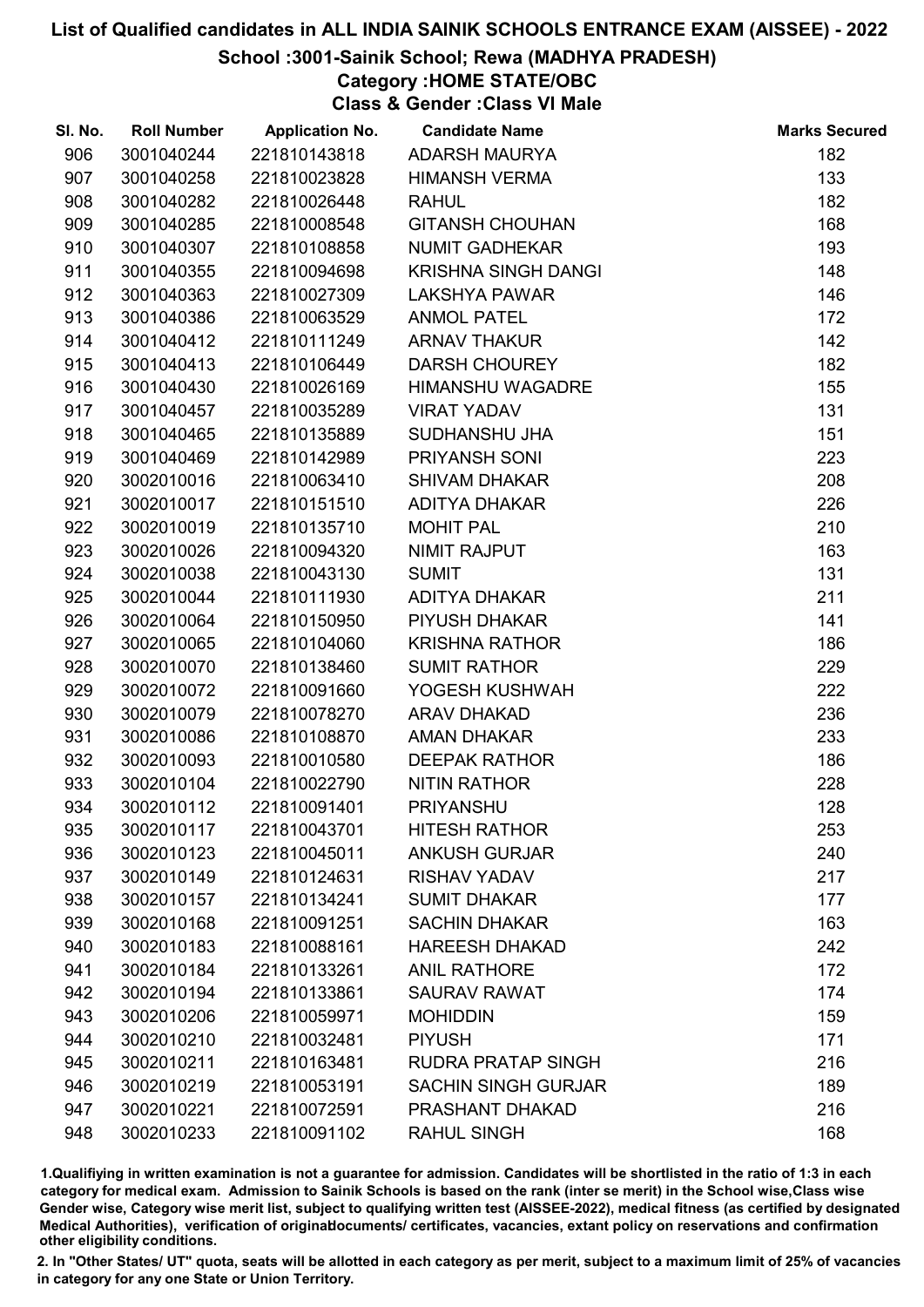# List of Qualified candidates in ALL INDIA SAINIK SCHOOLS ENTRANCE EXAM (AISSEE) - 2022

## School :3001-Sainik School; Rewa (MADHYA PRADESH)

### Category :HOME STATE/OBC

### Class & Gender :Class VI Male

| Sl. No. | Roll Number | Application No. | Candidate Name | Marks Secured |
|---|---|---|---|---|
| 906 | 3001040244 | 221810143818 | ADARSH MAURYA | 182 |
| 907 | 3001040258 | 221810023828 | HIMANSH VERMA | 133 |
| 908 | 3001040282 | 221810026448 | RAHUL | 182 |
| 909 | 3001040285 | 221810008548 | GITANSH CHOUHAN | 168 |
| 910 | 3001040307 | 221810108858 | NUMIT GADHEKAR | 193 |
| 911 | 3001040355 | 221810094698 | KRISHNA SINGH DANGI | 148 |
| 912 | 3001040363 | 221810027309 | LAKSHYA PAWAR | 146 |
| 913 | 3001040386 | 221810063529 | ANMOL PATEL | 172 |
| 914 | 3001040412 | 221810111249 | ARNAV THAKUR | 142 |
| 915 | 3001040413 | 221810106449 | DARSH CHOUREY | 182 |
| 916 | 3001040430 | 221810026169 | HIMANSHU WAGADRE | 155 |
| 917 | 3001040457 | 221810035289 | VIRAT YADAV | 131 |
| 918 | 3001040465 | 221810135889 | SUDHANSHU JHA | 151 |
| 919 | 3001040469 | 221810142989 | PRIYANSH SONI | 223 |
| 920 | 3002010016 | 221810063410 | SHIVAM DHAKAR | 208 |
| 921 | 3002010017 | 221810151510 | ADITYA DHAKAR | 226 |
| 922 | 3002010019 | 221810135710 | MOHIT PAL | 210 |
| 923 | 3002010026 | 221810094320 | NIMIT RAJPUT | 163 |
| 924 | 3002010038 | 221810043130 | SUMIT | 131 |
| 925 | 3002010044 | 221810111930 | ADITYA DHAKAR | 211 |
| 926 | 3002010064 | 221810150950 | PIYUSH DHAKAR | 141 |
| 927 | 3002010065 | 221810104060 | KRISHNA RATHOR | 186 |
| 928 | 3002010070 | 221810138460 | SUMIT RATHOR | 229 |
| 929 | 3002010072 | 221810091660 | YOGESH KUSHWAH | 222 |
| 930 | 3002010079 | 221810078270 | ARAV DHAKAD | 236 |
| 931 | 3002010086 | 221810108870 | AMAN DHAKAR | 233 |
| 932 | 3002010093 | 221810010580 | DEEPAK RATHOR | 186 |
| 933 | 3002010104 | 221810022790 | NITIN RATHOR | 228 |
| 934 | 3002010112 | 221810091401 | PRIYANSHU | 128 |
| 935 | 3002010117 | 221810043701 | HITESH RATHOR | 253 |
| 936 | 3002010123 | 221810045011 | ANKUSH GURJAR | 240 |
| 937 | 3002010149 | 221810124631 | RISHAV YADAV | 217 |
| 938 | 3002010157 | 221810134241 | SUMIT DHAKAR | 177 |
| 939 | 3002010168 | 221810091251 | SACHIN DHAKAR | 163 |
| 940 | 3002010183 | 221810088161 | HAREESH DHAKAD | 242 |
| 941 | 3002010184 | 221810133261 | ANIL RATHORE | 172 |
| 942 | 3002010194 | 221810133861 | SAURAV RAWAT | 174 |
| 943 | 3002010206 | 221810059971 | MOHIDDIN | 159 |
| 944 | 3002010210 | 221810032481 | PIYUSH | 171 |
| 945 | 3002010211 | 221810163481 | RUDRA PRATAP SINGH | 216 |
| 946 | 3002010219 | 221810053191 | SACHIN SINGH GURJAR | 189 |
| 947 | 3002010221 | 221810072591 | PRASHANT DHAKAD | 216 |
| 948 | 3002010233 | 221810091102 | RAHUL SINGH | 168 |

1.Qualifiying in written examination is not a guarantee for admission. Candidates will be shortlisted in the ratio of 1:3 in each category for medical exam. Admission to Sainik Schools is based on the rank (inter se merit) in the School wise,Class wise Gender wise, Category wise merit list, subject to qualifying written test (AISSEE-2022), medical fitness (as certified by designated Medical Authorities), verification of originaldocuments/ certificates, vacancies, extant policy on reservations and confirmation other eligibility conditions.

2. In "Other States/ UT" quota, seats will be allotted in each category as per merit, subject to a maximum limit of 25% of vacancies in category for any one State or Union Territory.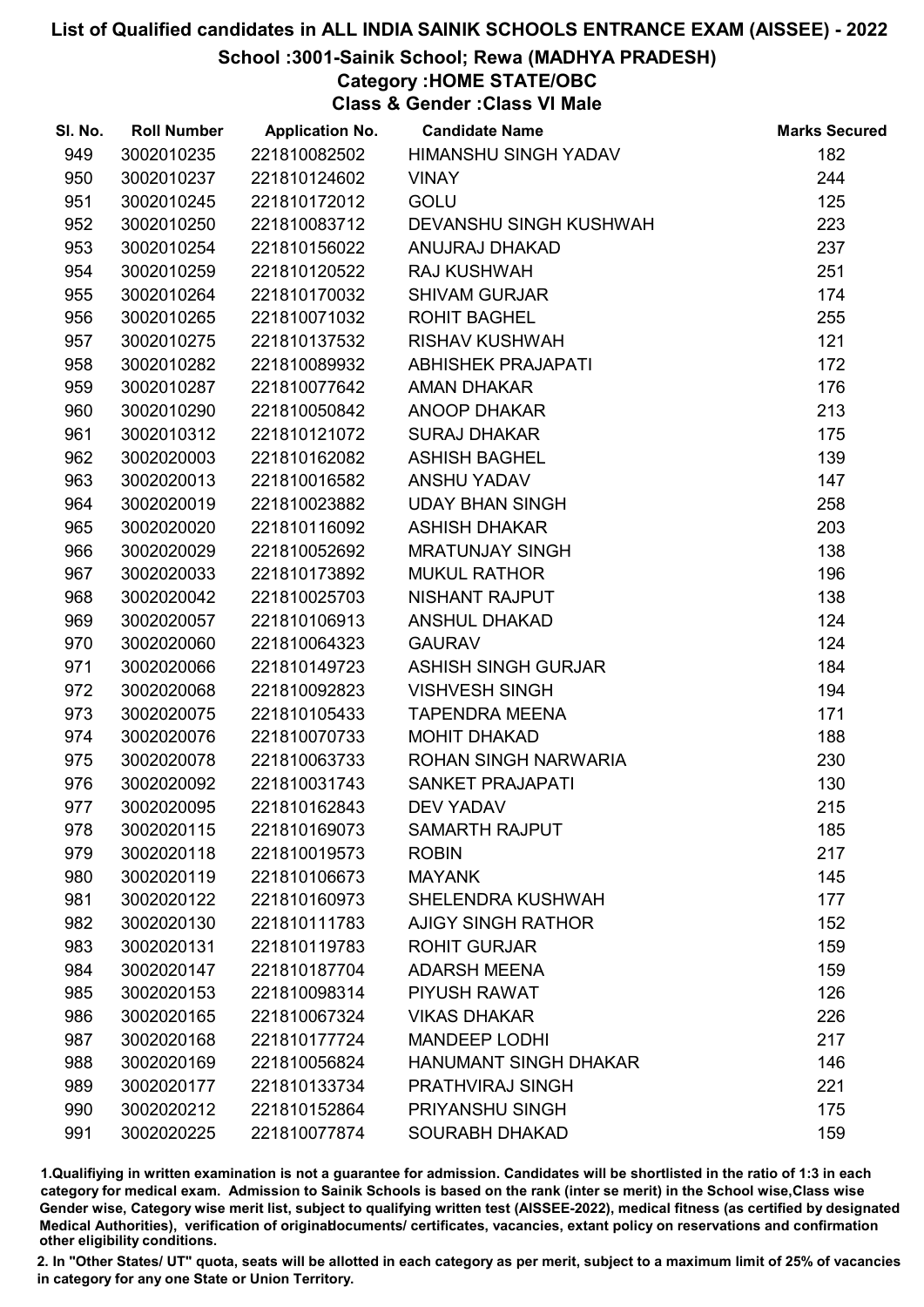# List of Qualified candidates in ALL INDIA SAINIK SCHOOLS ENTRANCE EXAM (AISSEE) - 2022

## School :3001-Sainik School; Rewa (MADHYA PRADESH)

### Category :HOME STATE/OBC

### Class & Gender :Class VI Male

| Sl. No. | Roll Number | Application No. | Candidate Name | Marks Secured |
|---|---|---|---|---|
| 949 | 3002010235 | 221810082502 | HIMANSHU SINGH YADAV | 182 |
| 950 | 3002010237 | 221810124602 | VINAY | 244 |
| 951 | 3002010245 | 221810172012 | GOLU | 125 |
| 952 | 3002010250 | 221810083712 | DEVANSHU SINGH KUSHWAH | 223 |
| 953 | 3002010254 | 221810156022 | ANUJRAJ DHAKAD | 237 |
| 954 | 3002010259 | 221810120522 | RAJ KUSHWAH | 251 |
| 955 | 3002010264 | 221810170032 | SHIVAM GURJAR | 174 |
| 956 | 3002010265 | 221810071032 | ROHIT BAGHEL | 255 |
| 957 | 3002010275 | 221810137532 | RISHAV KUSHWAH | 121 |
| 958 | 3002010282 | 221810089932 | ABHISHEK PRAJAPATI | 172 |
| 959 | 3002010287 | 221810077642 | AMAN DHAKAR | 176 |
| 960 | 3002010290 | 221810050842 | ANOOP DHAKAR | 213 |
| 961 | 3002010312 | 221810121072 | SURAJ DHAKAR | 175 |
| 962 | 3002020003 | 221810162082 | ASHISH BAGHEL | 139 |
| 963 | 3002020013 | 221810016582 | ANSHU YADAV | 147 |
| 964 | 3002020019 | 221810023882 | UDAY BHAN SINGH | 258 |
| 965 | 3002020020 | 221810116092 | ASHISH DHAKAR | 203 |
| 966 | 3002020029 | 221810052692 | MRATUNJAY SINGH | 138 |
| 967 | 3002020033 | 221810173892 | MUKUL RATHOR | 196 |
| 968 | 3002020042 | 221810025703 | NISHANT RAJPUT | 138 |
| 969 | 3002020057 | 221810106913 | ANSHUL DHAKAD | 124 |
| 970 | 3002020060 | 221810064323 | GAURAV | 124 |
| 971 | 3002020066 | 221810149723 | ASHISH SINGH GURJAR | 184 |
| 972 | 3002020068 | 221810092823 | VISHVESH SINGH | 194 |
| 973 | 3002020075 | 221810105433 | TAPENDRA MEENA | 171 |
| 974 | 3002020076 | 221810070733 | MOHIT DHAKAD | 188 |
| 975 | 3002020078 | 221810063733 | ROHAN SINGH NARWARIA | 230 |
| 976 | 3002020092 | 221810031743 | SANKET PRAJAPATI | 130 |
| 977 | 3002020095 | 221810162843 | DEV YADAV | 215 |
| 978 | 3002020115 | 221810169073 | SAMARTH RAJPUT | 185 |
| 979 | 3002020118 | 221810019573 | ROBIN | 217 |
| 980 | 3002020119 | 221810106673 | MAYANK | 145 |
| 981 | 3002020122 | 221810160973 | SHELENDRA KUSHWAH | 177 |
| 982 | 3002020130 | 221810111783 | AJIGY SINGH RATHOR | 152 |
| 983 | 3002020131 | 221810119783 | ROHIT GURJAR | 159 |
| 984 | 3002020147 | 221810187704 | ADARSH MEENA | 159 |
| 985 | 3002020153 | 221810098314 | PIYUSH RAWAT | 126 |
| 986 | 3002020165 | 221810067324 | VIKAS DHAKAR | 226 |
| 987 | 3002020168 | 221810177724 | MANDEEP LODHI | 217 |
| 988 | 3002020169 | 221810056824 | HANUMANT SINGH DHAKAR | 146 |
| 989 | 3002020177 | 221810133734 | PRATHVIRAJ SINGH | 221 |
| 990 | 3002020212 | 221810152864 | PRIYANSHU SINGH | 175 |
| 991 | 3002020225 | 221810077874 | SOURABH DHAKAD | 159 |

1.Qualifying in written examination is not a guarantee for admission. Candidates will be shortlisted in the ratio of 1:3 in each category for medical exam. Admission to Sainik Schools is based on the rank (inter se merit) in the School wise,Class wise Gender wise, Category wise merit list, subject to qualifying written test (AISSEE-2022), medical fitness (as certified by designated Medical Authorities), verification of originaldocuments/ certificates, vacancies, extant policy on reservations and confirmation other eligibility conditions.

2. In "Other States/ UT" quota, seats will be allotted in each category as per merit, subject to a maximum limit of 25% of vacancies in category for any one State or Union Territory.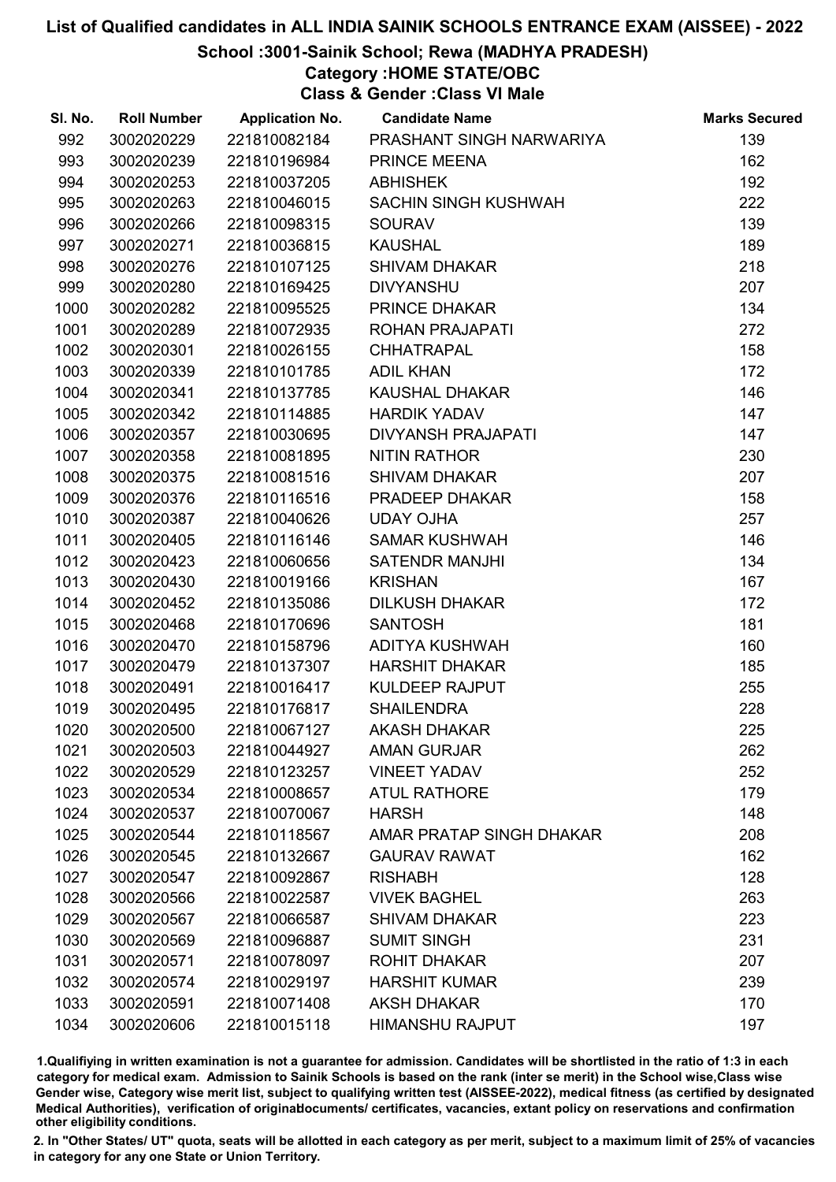# List of Qualified candidates in ALL INDIA SAINIK SCHOOLS ENTRANCE EXAM (AISSEE) - 2022

## School :3001-Sainik School; Rewa (MADHYA PRADESH)

### Category :HOME STATE/OBC

### Class & Gender :Class VI Male

| Sl. No. | Roll Number | Application No. | Candidate Name | Marks Secured |
|---|---|---|---|---|
| 992 | 3002020229 | 221810082184 | PRASHANT SINGH NARWARIYA | 139 |
| 993 | 3002020239 | 221810196984 | PRINCE MEENA | 162 |
| 994 | 3002020253 | 221810037205 | ABHISHEK | 192 |
| 995 | 3002020263 | 221810046015 | SACHIN SINGH KUSHWAH | 222 |
| 996 | 3002020266 | 221810098315 | SOURAV | 139 |
| 997 | 3002020271 | 221810036815 | KAUSHAL | 189 |
| 998 | 3002020276 | 221810107125 | SHIVAM DHAKAR | 218 |
| 999 | 3002020280 | 221810169425 | DIVYANSHU | 207 |
| 1000 | 3002020282 | 221810095525 | PRINCE DHAKAR | 134 |
| 1001 | 3002020289 | 221810072935 | ROHAN PRAJAPATI | 272 |
| 1002 | 3002020301 | 221810026155 | CHHATRAPAL | 158 |
| 1003 | 3002020339 | 221810101785 | ADIL KHAN | 172 |
| 1004 | 3002020341 | 221810137785 | KAUSHAL DHAKAR | 146 |
| 1005 | 3002020342 | 221810114885 | HARDIK YADAV | 147 |
| 1006 | 3002020357 | 221810030695 | DIVYANSH PRAJAPATI | 147 |
| 1007 | 3002020358 | 221810081895 | NITIN RATHOR | 230 |
| 1008 | 3002020375 | 221810081516 | SHIVAM DHAKAR | 207 |
| 1009 | 3002020376 | 221810116516 | PRADEEP DHAKAR | 158 |
| 1010 | 3002020387 | 221810040626 | UDAY OJHA | 257 |
| 1011 | 3002020405 | 221810116146 | SAMAR KUSHWAH | 146 |
| 1012 | 3002020423 | 221810060656 | SATENDR MANJHI | 134 |
| 1013 | 3002020430 | 221810019166 | KRISHAN | 167 |
| 1014 | 3002020452 | 221810135086 | DILKUSH DHAKAR | 172 |
| 1015 | 3002020468 | 221810170696 | SANTOSH | 181 |
| 1016 | 3002020470 | 221810158796 | ADITYA KUSHWAH | 160 |
| 1017 | 3002020479 | 221810137307 | HARSHIT DHAKAR | 185 |
| 1018 | 3002020491 | 221810016417 | KULDEEP RAJPUT | 255 |
| 1019 | 3002020495 | 221810176817 | SHAILENDRA | 228 |
| 1020 | 3002020500 | 221810067127 | AKASH DHAKAR | 225 |
| 1021 | 3002020503 | 221810044927 | AMAN GURJAR | 262 |
| 1022 | 3002020529 | 221810123257 | VINEET YADAV | 252 |
| 1023 | 3002020534 | 221810008657 | ATUL RATHORE | 179 |
| 1024 | 3002020537 | 221810070067 | HARSH | 148 |
| 1025 | 3002020544 | 221810118567 | AMAR PRATAP SINGH DHAKAR | 208 |
| 1026 | 3002020545 | 221810132667 | GAURAV RAWAT | 162 |
| 1027 | 3002020547 | 221810092867 | RISHABH | 128 |
| 1028 | 3002020566 | 221810022587 | VIVEK BAGHEL | 263 |
| 1029 | 3002020567 | 221810066587 | SHIVAM DHAKAR | 223 |
| 1030 | 3002020569 | 221810096887 | SUMIT SINGH | 231 |
| 1031 | 3002020571 | 221810078097 | ROHIT DHAKAR | 207 |
| 1032 | 3002020574 | 221810029197 | HARSHIT KUMAR | 239 |
| 1033 | 3002020591 | 221810071408 | AKSH DHAKAR | 170 |
| 1034 | 3002020606 | 221810015118 | HIMANSHU RAJPUT | 197 |

1.Qualifying in written examination is not a guarantee for admission. Candidates will be shortlisted in the ratio of 1:3 in each category for medical exam. Admission to Sainik Schools is based on the rank (inter se merit) in the School wise,Class wise Gender wise, Category wise merit list, subject to qualifying written test (AISSEE-2022), medical fitness (as certified by designated Medical Authorities), verification of originaldocuments/ certificates, vacancies, extant policy on reservations and confirmation other eligibility conditions.

2. In "Other States/ UT" quota, seats will be allotted in each category as per merit, subject to a maximum limit of 25% of vacancies in category for any one State or Union Territory.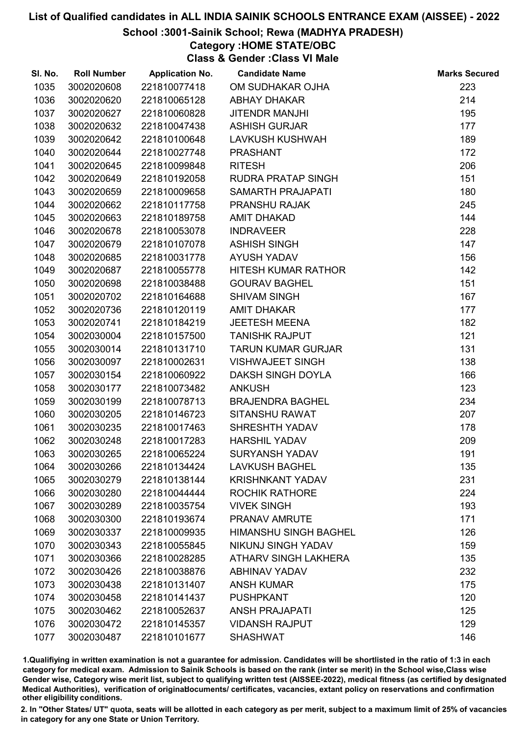# List of Qualified candidates in ALL INDIA SAINIK SCHOOLS ENTRANCE EXAM (AISSEE) - 2022

## School :3001-Sainik School; Rewa (MADHYA PRADESH)

### Category :HOME STATE/OBC

### Class & Gender :Class VI Male

| Sl. No. | Roll Number | Application No. | Candidate Name | Marks Secured |
|---|---|---|---|---|
| 1035 | 3002020608 | 221810077418 | OM SUDHAKAR OJHA | 223 |
| 1036 | 3002020620 | 221810065128 | ABHAY DHAKAR | 214 |
| 1037 | 3002020627 | 221810060828 | JITENDR MANJHI | 195 |
| 1038 | 3002020632 | 221810047438 | ASHISH GURJAR | 177 |
| 1039 | 3002020642 | 221810100648 | LAVKUSH KUSHWAH | 189 |
| 1040 | 3002020644 | 221810027748 | PRASHANT | 172 |
| 1041 | 3002020645 | 221810099848 | RITESH | 206 |
| 1042 | 3002020649 | 221810192058 | RUDRA PRATAP SINGH | 151 |
| 1043 | 3002020659 | 221810009658 | SAMARTH PRAJAPATI | 180 |
| 1044 | 3002020662 | 221810117758 | PRANSHU RAJAK | 245 |
| 1045 | 3002020663 | 221810189758 | AMIT DHAKAD | 144 |
| 1046 | 3002020678 | 221810053078 | INDRAVEER | 228 |
| 1047 | 3002020679 | 221810107078 | ASHISH SINGH | 147 |
| 1048 | 3002020685 | 221810031778 | AYUSH YADAV | 156 |
| 1049 | 3002020687 | 221810055778 | HITESH KUMAR RATHOR | 142 |
| 1050 | 3002020698 | 221810038488 | GOURAV BAGHEL | 151 |
| 1051 | 3002020702 | 221810164688 | SHIVAM SINGH | 167 |
| 1052 | 3002020736 | 221810120119 | AMIT DHAKAR | 177 |
| 1053 | 3002020741 | 221810184219 | JEETESH MEENA | 182 |
| 1054 | 3002030004 | 221810157500 | TANISHK RAJPUT | 121 |
| 1055 | 3002030014 | 221810131710 | TARUN KUMAR GURJAR | 131 |
| 1056 | 3002030097 | 221810002631 | VISHWAJEET SINGH | 138 |
| 1057 | 3002030154 | 221810060922 | DAKSH SINGH DOYLA | 166 |
| 1058 | 3002030177 | 221810073482 | ANKUSH | 123 |
| 1059 | 3002030199 | 221810078713 | BRAJENDRA BAGHEL | 234 |
| 1060 | 3002030205 | 221810146723 | SITANSHU RAWAT | 207 |
| 1061 | 3002030235 | 221810017463 | SHRESHTH YADAV | 178 |
| 1062 | 3002030248 | 221810017283 | HARSHIL YADAV | 209 |
| 1063 | 3002030265 | 221810065224 | SURYANSH YADAV | 191 |
| 1064 | 3002030266 | 221810134424 | LAVKUSH BAGHEL | 135 |
| 1065 | 3002030279 | 221810138144 | KRISHNKANT YADAV | 231 |
| 1066 | 3002030280 | 221810044444 | ROCHIK RATHORE | 224 |
| 1067 | 3002030289 | 221810035754 | VIVEK SINGH | 193 |
| 1068 | 3002030300 | 221810193674 | PRANAV AMRUTE | 171 |
| 1069 | 3002030337 | 221810009935 | HIMANSHU SINGH BAGHEL | 126 |
| 1070 | 3002030343 | 221810055845 | NIKUNJ SINGH YADAV | 159 |
| 1071 | 3002030366 | 221810028285 | ATHARV SINGH LAKHERA | 135 |
| 1072 | 3002030426 | 221810038876 | ABHINAV YADAV | 232 |
| 1073 | 3002030438 | 221810131407 | ANSH KUMAR | 175 |
| 1074 | 3002030458 | 221810141437 | PUSHPKANT | 120 |
| 1075 | 3002030462 | 221810052637 | ANSH PRAJAPATI | 125 |
| 1076 | 3002030472 | 221810145357 | VIDANSH RAJPUT | 129 |
| 1077 | 3002030487 | 221810101677 | SHASHWAT | 146 |

1.Qualifiying in written examination is not a guarantee for admission. Candidates will be shortlisted in the ratio of 1:3 in each category for medical exam. Admission to Sainik Schools is based on the rank (inter se merit) in the School wise,Class wise Gender wise, Category wise merit list, subject to qualifying written test (AISSEE-2022), medical fitness (as certified by designated Medical Authorities), verification of originaldocuments/ certificates, vacancies, extant policy on reservations and confirmation other eligibility conditions.

2. In "Other States/ UT" quota, seats will be allotted in each category as per merit, subject to a maximum limit of 25% of vacancies in category for any one State or Union Territory.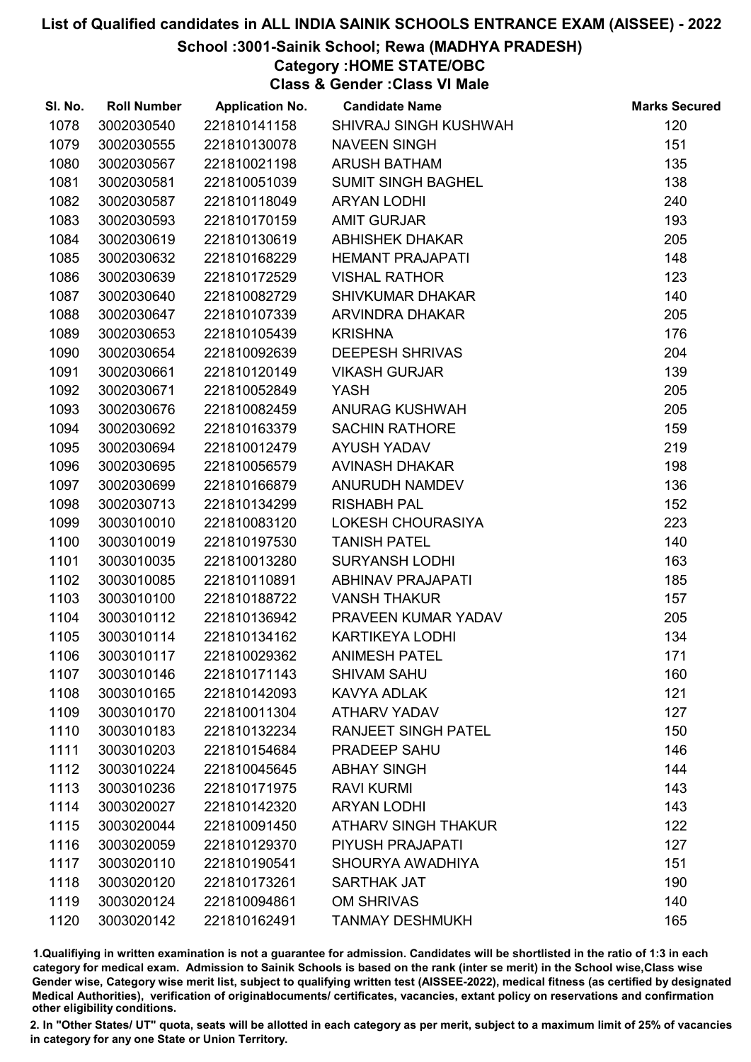# List of Qualified candidates in ALL INDIA SAINIK SCHOOLS ENTRANCE EXAM (AISSEE) - 2022

## School :3001-Sainik School; Rewa (MADHYA PRADESH)

### Category :HOME STATE/OBC

### Class & Gender :Class VI Male

| Sl. No. | Roll Number | Application No. | Candidate Name | Marks Secured |
|---|---|---|---|---|
| 1078 | 3002030540 | 221810141158 | SHIVRAJ SINGH KUSHWAH | 120 |
| 1079 | 3002030555 | 221810130078 | NAVEEN SINGH | 151 |
| 1080 | 3002030567 | 221810021198 | ARUSH BATHAM | 135 |
| 1081 | 3002030581 | 221810051039 | SUMIT SINGH BAGHEL | 138 |
| 1082 | 3002030587 | 221810118049 | ARYAN LODHI | 240 |
| 1083 | 3002030593 | 221810170159 | AMIT GURJAR | 193 |
| 1084 | 3002030619 | 221810130619 | ABHISHEK DHAKAR | 205 |
| 1085 | 3002030632 | 221810168229 | HEMANT PRAJAPATI | 148 |
| 1086 | 3002030639 | 221810172529 | VISHAL RATHOR | 123 |
| 1087 | 3002030640 | 221810082729 | SHIVKUMAR DHAKAR | 140 |
| 1088 | 3002030647 | 221810107339 | ARVINDRA DHAKAR | 205 |
| 1089 | 3002030653 | 221810105439 | KRISHNA | 176 |
| 1090 | 3002030654 | 221810092639 | DEEPESH SHRIVAS | 204 |
| 1091 | 3002030661 | 221810120149 | VIKASH GURJAR | 139 |
| 1092 | 3002030671 | 221810052849 | YASH | 205 |
| 1093 | 3002030676 | 221810082459 | ANURAG KUSHWAH | 205 |
| 1094 | 3002030692 | 221810163379 | SACHIN RATHORE | 159 |
| 1095 | 3002030694 | 221810012479 | AYUSH YADAV | 219 |
| 1096 | 3002030695 | 221810056579 | AVINASH DHAKAR | 198 |
| 1097 | 3002030699 | 221810166879 | ANURUDH NAMDEV | 136 |
| 1098 | 3002030713 | 221810134299 | RISHABH PAL | 152 |
| 1099 | 3003010010 | 221810083120 | LOKESH CHOURASIYA | 223 |
| 1100 | 3003010019 | 221810197530 | TANISH PATEL | 140 |
| 1101 | 3003010035 | 221810013280 | SURYANSH LODHI | 163 |
| 1102 | 3003010085 | 221810110891 | ABHINAV PRAJAPATI | 185 |
| 1103 | 3003010100 | 221810188722 | VANSH THAKUR | 157 |
| 1104 | 3003010112 | 221810136942 | PRAVEEN KUMAR YADAV | 205 |
| 1105 | 3003010114 | 221810134162 | KARTIKEYA LODHI | 134 |
| 1106 | 3003010117 | 221810029362 | ANIMESH PATEL | 171 |
| 1107 | 3003010146 | 221810171143 | SHIVAM SAHU | 160 |
| 1108 | 3003010165 | 221810142093 | KAVYA ADLAK | 121 |
| 1109 | 3003010170 | 221810011304 | ATHARV YADAV | 127 |
| 1110 | 3003010183 | 221810132234 | RANJEET SINGH PATEL | 150 |
| 1111 | 3003010203 | 221810154684 | PRADEEP SAHU | 146 |
| 1112 | 3003010224 | 221810045645 | ABHAY SINGH | 144 |
| 1113 | 3003010236 | 221810171975 | RAVI KURMI | 143 |
| 1114 | 3003020027 | 221810142320 | ARYAN LODHI | 143 |
| 1115 | 3003020044 | 221810091450 | ATHARV SINGH THAKUR | 122 |
| 1116 | 3003020059 | 221810129370 | PIYUSH PRAJAPATI | 127 |
| 1117 | 3003020110 | 221810190541 | SHOURYA AWADHIYA | 151 |
| 1118 | 3003020120 | 221810173261 | SARTHAK JAT | 190 |
| 1119 | 3003020124 | 221810094861 | OM SHRIVAS | 140 |
| 1120 | 3003020142 | 221810162491 | TANMAY DESHMUKH | 165 |

1.Qualifiying in written examination is not a guarantee for admission. Candidates will be shortlisted in the ratio of 1:3 in each category for medical exam. Admission to Sainik Schools is based on the rank (inter se merit) in the School wise,Class wise Gender wise, Category wise merit list, subject to qualifying written test (AISSEE-2022), medical fitness (as certified by designated Medical Authorities), verification of originaldocuments/ certificates, vacancies, extant policy on reservations and confirmation other eligibility conditions.

2. In "Other States/ UT" quota, seats will be allotted in each category as per merit, subject to a maximum limit of 25% of vacancies in category for any one State or Union Territory.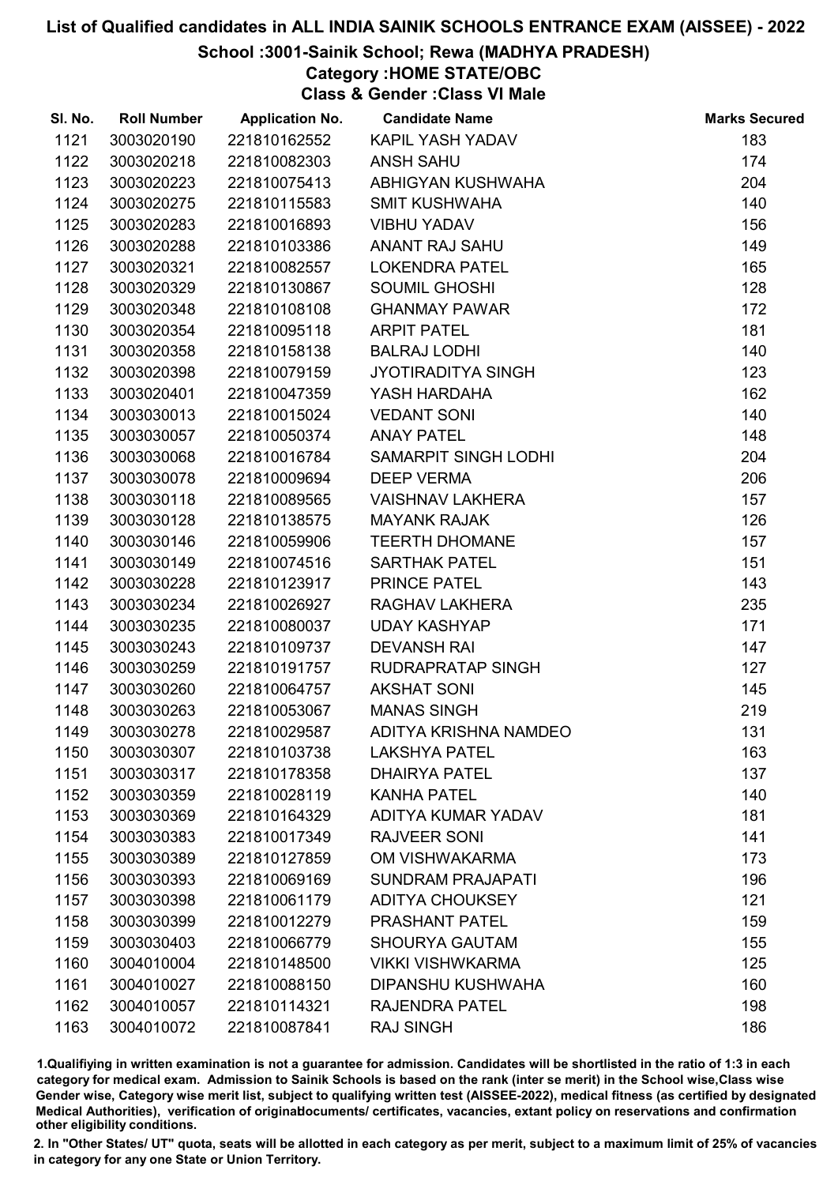# List of Qualified candidates in ALL INDIA SAINIK SCHOOLS ENTRANCE EXAM (AISSEE) - 2022

## School :3001-Sainik School; Rewa (MADHYA PRADESH)

### Category :HOME STATE/OBC

### Class & Gender :Class VI Male

| Sl. No. | Roll Number | Application No. | Candidate Name | Marks Secured |
|---|---|---|---|---|
| 1121 | 3003020190 | 221810162552 | KAPIL YASH YADAV | 183 |
| 1122 | 3003020218 | 221810082303 | ANSH SAHU | 174 |
| 1123 | 3003020223 | 221810075413 | ABHIGYAN KUSHWAHA | 204 |
| 1124 | 3003020275 | 221810115583 | SMIT KUSHWAHA | 140 |
| 1125 | 3003020283 | 221810016893 | VIBHU YADAV | 156 |
| 1126 | 3003020288 | 221810103386 | ANANT RAJ SAHU | 149 |
| 1127 | 3003020321 | 221810082557 | LOKENDRA PATEL | 165 |
| 1128 | 3003020329 | 221810130867 | SOUMIL GHOSHI | 128 |
| 1129 | 3003020348 | 221810108108 | GHANMAY PAWAR | 172 |
| 1130 | 3003020354 | 221810095118 | ARPIT PATEL | 181 |
| 1131 | 3003020358 | 221810158138 | BALRAJ LODHI | 140 |
| 1132 | 3003020398 | 221810079159 | JYOTIRADITYA SINGH | 123 |
| 1133 | 3003020401 | 221810047359 | YASH HARDAHA | 162 |
| 1134 | 3003030013 | 221810015024 | VEDANT SONI | 140 |
| 1135 | 3003030057 | 221810050374 | ANAY PATEL | 148 |
| 1136 | 3003030068 | 221810016784 | SAMARPIT SINGH LODHI | 204 |
| 1137 | 3003030078 | 221810009694 | DEEP VERMA | 206 |
| 1138 | 3003030118 | 221810089565 | VAISHNAV LAKHERA | 157 |
| 1139 | 3003030128 | 221810138575 | MAYANK RAJAK | 126 |
| 1140 | 3003030146 | 221810059906 | TEERTH DHOMANE | 157 |
| 1141 | 3003030149 | 221810074516 | SARTHAK PATEL | 151 |
| 1142 | 3003030228 | 221810123917 | PRINCE PATEL | 143 |
| 1143 | 3003030234 | 221810026927 | RAGHAV LAKHERA | 235 |
| 1144 | 3003030235 | 221810080037 | UDAY KASHYAP | 171 |
| 1145 | 3003030243 | 221810109737 | DEVANSH RAI | 147 |
| 1146 | 3003030259 | 221810191757 | RUDRAPRATAP SINGH | 127 |
| 1147 | 3003030260 | 221810064757 | AKSHAT SONI | 145 |
| 1148 | 3003030263 | 221810053067 | MANAS SINGH | 219 |
| 1149 | 3003030278 | 221810029587 | ADITYA KRISHNA NAMDEO | 131 |
| 1150 | 3003030307 | 221810103738 | LAKSHYA PATEL | 163 |
| 1151 | 3003030317 | 221810178358 | DHAIRYA PATEL | 137 |
| 1152 | 3003030359 | 221810028119 | KANHA PATEL | 140 |
| 1153 | 3003030369 | 221810164329 | ADITYA KUMAR YADAV | 181 |
| 1154 | 3003030383 | 221810017349 | RAJVEER SONI | 141 |
| 1155 | 3003030389 | 221810127859 | OM VISHWAKARMA | 173 |
| 1156 | 3003030393 | 221810069169 | SUNDRAM PRAJAPATI | 196 |
| 1157 | 3003030398 | 221810061179 | ADITYA CHOUKSEY | 121 |
| 1158 | 3003030399 | 221810012279 | PRASHANT PATEL | 159 |
| 1159 | 3003030403 | 221810066779 | SHOURYA GAUTAM | 155 |
| 1160 | 3004010004 | 221810148500 | VIKKI VISHWKARMA | 125 |
| 1161 | 3004010027 | 221810088150 | DIPANSHU KUSHWAHA | 160 |
| 1162 | 3004010057 | 221810114321 | RAJENDRA PATEL | 198 |
| 1163 | 3004010072 | 221810087841 | RAJ SINGH | 186 |

1.Qualifiying in written examination is not a guarantee for admission. Candidates will be shortlisted in the ratio of 1:3 in each category for medical exam. Admission to Sainik Schools is based on the rank (inter se merit) in the School wise,Class wise Gender wise, Category wise merit list, subject to qualifying written test (AISSEE-2022), medical fitness (as certified by designated Medical Authorities), verification of originaldocuments/ certificates, vacancies, extant policy on reservations and confirmation other eligibility conditions.

2. In "Other States/ UT" quota, seats will be allotted in each category as per merit, subject to a maximum limit of 25% of vacancies in category for any one State or Union Territory.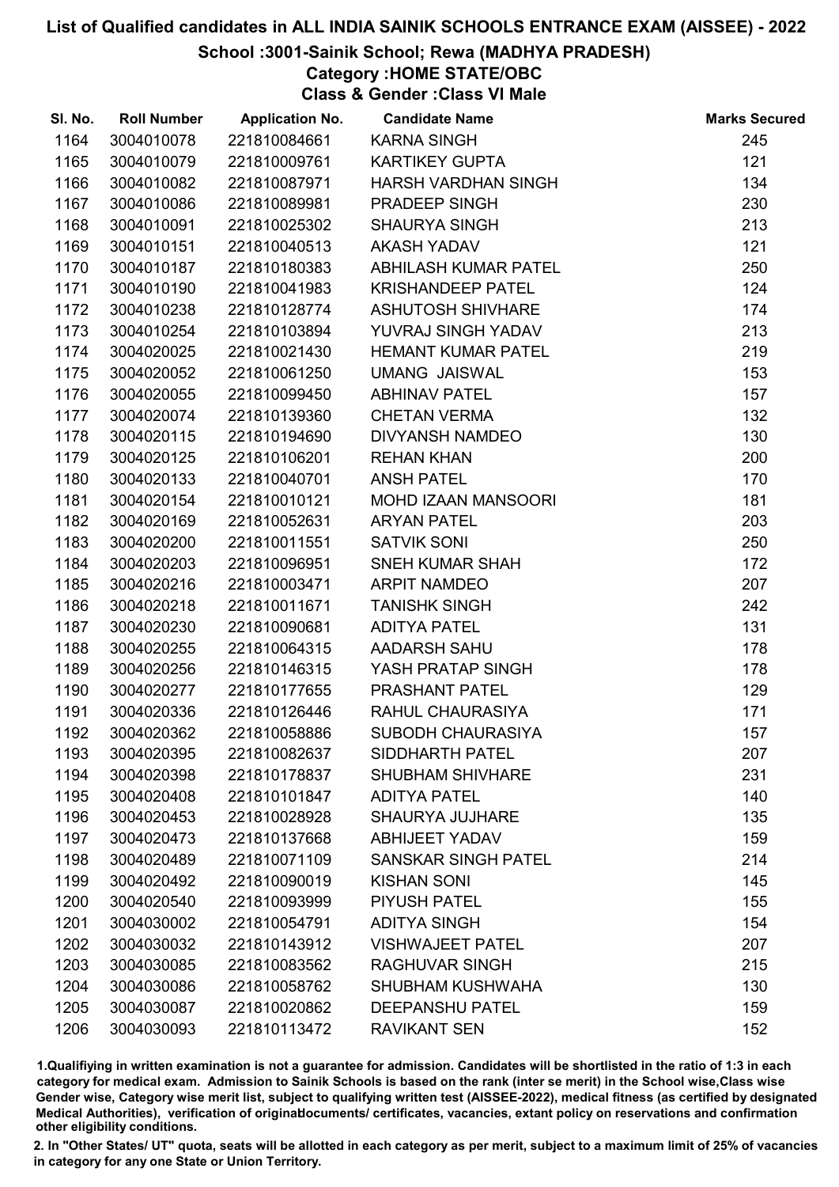# List of Qualified candidates in ALL INDIA SAINIK SCHOOLS ENTRANCE EXAM (AISSEE) - 2022

## School :3001-Sainik School; Rewa (MADHYA PRADESH)

### Category :HOME STATE/OBC

### Class & Gender :Class VI Male

| Sl. No. | Roll Number | Application No. | Candidate Name | Marks Secured |
|---|---|---|---|---|
| 1164 | 3004010078 | 221810084661 | KARNA SINGH | 245 |
| 1165 | 3004010079 | 221810009761 | KARTIKEY GUPTA | 121 |
| 1166 | 3004010082 | 221810087971 | HARSH VARDHAN SINGH | 134 |
| 1167 | 3004010086 | 221810089981 | PRADEEP SINGH | 230 |
| 1168 | 3004010091 | 221810025302 | SHAURYA SINGH | 213 |
| 1169 | 3004010151 | 221810040513 | AKASH YADAV | 121 |
| 1170 | 3004010187 | 221810180383 | ABHILASH KUMAR PATEL | 250 |
| 1171 | 3004010190 | 221810041983 | KRISHANDEEP PATEL | 124 |
| 1172 | 3004010238 | 221810128774 | ASHUTOSH SHIVHARE | 174 |
| 1173 | 3004010254 | 221810103894 | YUVRAJ SINGH YADAV | 213 |
| 1174 | 3004020025 | 221810021430 | HEMANT KUMAR PATEL | 219 |
| 1175 | 3004020052 | 221810061250 | UMANG JAISWAL | 153 |
| 1176 | 3004020055 | 221810099450 | ABHINAV PATEL | 157 |
| 1177 | 3004020074 | 221810139360 | CHETAN VERMA | 132 |
| 1178 | 3004020115 | 221810194690 | DIVYANSH NAMDEO | 130 |
| 1179 | 3004020125 | 221810106201 | REHAN KHAN | 200 |
| 1180 | 3004020133 | 221810040701 | ANSH PATEL | 170 |
| 1181 | 3004020154 | 221810010121 | MOHD IZAAN MANSOORI | 181 |
| 1182 | 3004020169 | 221810052631 | ARYAN PATEL | 203 |
| 1183 | 3004020200 | 221810011551 | SATVIK SONI | 250 |
| 1184 | 3004020203 | 221810096951 | SNEH KUMAR SHAH | 172 |
| 1185 | 3004020216 | 221810003471 | ARPIT NAMDEO | 207 |
| 1186 | 3004020218 | 221810011671 | TANISHK SINGH | 242 |
| 1187 | 3004020230 | 221810090681 | ADITYA PATEL | 131 |
| 1188 | 3004020255 | 221810064315 | AADARSH SAHU | 178 |
| 1189 | 3004020256 | 221810146315 | YASH PRATAP SINGH | 178 |
| 1190 | 3004020277 | 221810177655 | PRASHANT PATEL | 129 |
| 1191 | 3004020336 | 221810126446 | RAHUL CHAURASIYA | 171 |
| 1192 | 3004020362 | 221810058886 | SUBODH CHAURASIYA | 157 |
| 1193 | 3004020395 | 221810082637 | SIDDHARTH PATEL | 207 |
| 1194 | 3004020398 | 221810178837 | SHUBHAM SHIVHARE | 231 |
| 1195 | 3004020408 | 221810101847 | ADITYA PATEL | 140 |
| 1196 | 3004020453 | 221810028928 | SHAURYA JUJHARE | 135 |
| 1197 | 3004020473 | 221810137668 | ABHIJEET YADAV | 159 |
| 1198 | 3004020489 | 221810071109 | SANSKAR SINGH PATEL | 214 |
| 1199 | 3004020492 | 221810090019 | KISHAN SONI | 145 |
| 1200 | 3004020540 | 221810093999 | PIYUSH PATEL | 155 |
| 1201 | 3004030002 | 221810054791 | ADITYA SINGH | 154 |
| 1202 | 3004030032 | 221810143912 | VISHWAJEET PATEL | 207 |
| 1203 | 3004030085 | 221810083562 | RAGHUVAR SINGH | 215 |
| 1204 | 3004030086 | 221810058762 | SHUBHAM KUSHWAHA | 130 |
| 1205 | 3004030087 | 221810020862 | DEEPANSHU PATEL | 159 |
| 1206 | 3004030093 | 221810113472 | RAVIKANT SEN | 152 |

1.Qualifiying in written examination is not a guarantee for admission. Candidates will be shortlisted in the ratio of 1:3 in each category for medical exam. Admission to Sainik Schools is based on the rank (inter se merit) in the School wise,Class wise Gender wise, Category wise merit list, subject to qualifying written test (AISSEE-2022), medical fitness (as certified by designated Medical Authorities), verification of originaldocuments/ certificates, vacancies, extant policy on reservations and confirmation other eligibility conditions.

2. In "Other States/ UT" quota, seats will be allotted in each category as per merit, subject to a maximum limit of 25% of vacancies in category for any one State or Union Territory.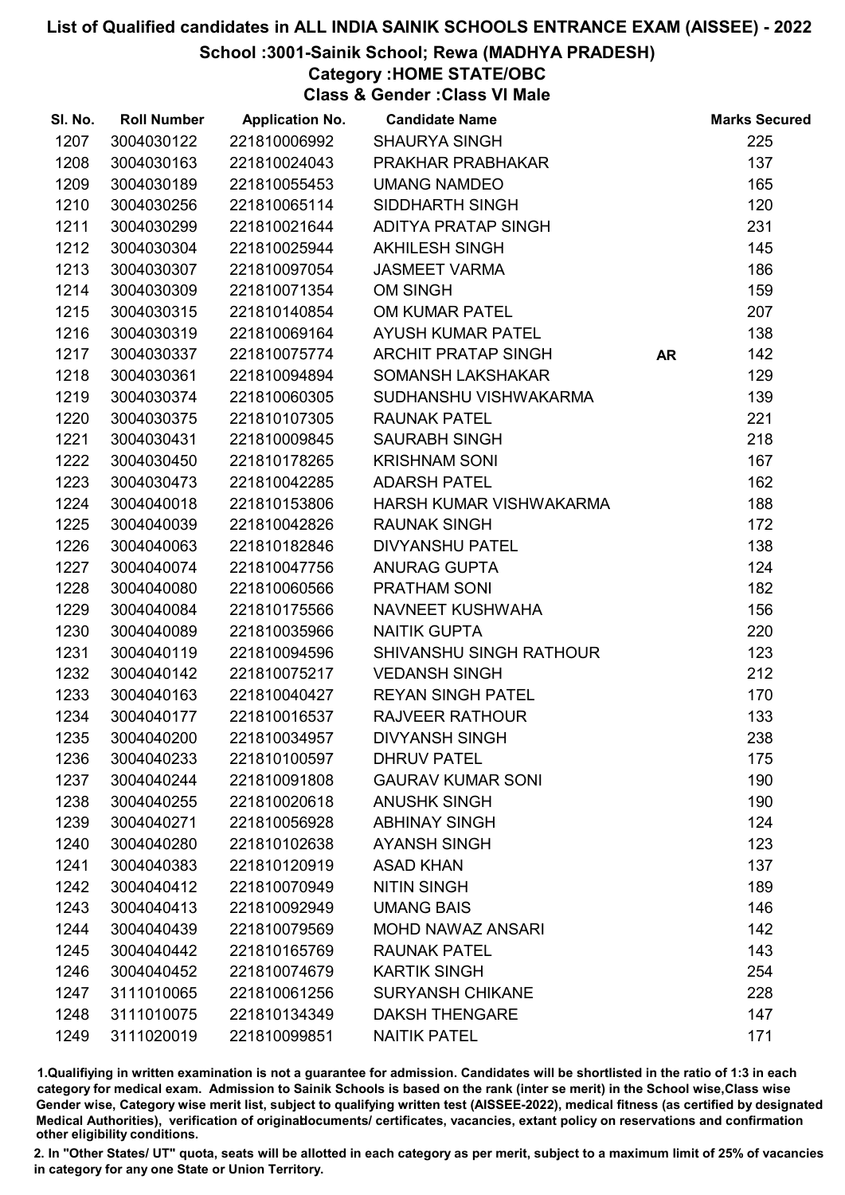# List of Qualified candidates in ALL INDIA SAINIK SCHOOLS ENTRANCE EXAM (AISSEE) - 2022

## School :3001-Sainik School; Rewa (MADHYA PRADESH)

### Category :HOME STATE/OBC

### Class & Gender :Class VI Male

| Sl. No. | Roll Number | Application No. | Candidate Name | | Marks Secured |
|---|---|---|---|---|---|
| 1207 | 3004030122 | 221810006992 | SHAURYA SINGH | | 225 |
| 1208 | 3004030163 | 221810024043 | PRAKHAR PRABHAKAR | | 137 |
| 1209 | 3004030189 | 221810055453 | UMANG NAMDEO | | 165 |
| 1210 | 3004030256 | 221810065114 | SIDDHARTH SINGH | | 120 |
| 1211 | 3004030299 | 221810021644 | ADITYA PRATAP SINGH | | 231 |
| 1212 | 3004030304 | 221810025944 | AKHILESH SINGH | | 145 |
| 1213 | 3004030307 | 221810097054 | JASMEET VARMA | | 186 |
| 1214 | 3004030309 | 221810071354 | OM SINGH | | 159 |
| 1215 | 3004030315 | 221810140854 | OM KUMAR PATEL | | 207 |
| 1216 | 3004030319 | 221810069164 | AYUSH KUMAR PATEL | | 138 |
| 1217 | 3004030337 | 221810075774 | ARCHIT PRATAP SINGH | AR | 142 |
| 1218 | 3004030361 | 221810094894 | SOMANSH LAKSHAKAR | | 129 |
| 1219 | 3004030374 | 221810060305 | SUDHANSHU VISHWAKARMA | | 139 |
| 1220 | 3004030375 | 221810107305 | RAUNAK PATEL | | 221 |
| 1221 | 3004030431 | 221810009845 | SAURABH SINGH | | 218 |
| 1222 | 3004030450 | 221810178265 | KRISHNAM SONI | | 167 |
| 1223 | 3004030473 | 221810042285 | ADARSH PATEL | | 162 |
| 1224 | 3004040018 | 221810153806 | HARSH KUMAR VISHWAKARMA | | 188 |
| 1225 | 3004040039 | 221810042826 | RAUNAK SINGH | | 172 |
| 1226 | 3004040063 | 221810182846 | DIVYANSHU PATEL | | 138 |
| 1227 | 3004040074 | 221810047756 | ANURAG GUPTA | | 124 |
| 1228 | 3004040080 | 221810060566 | PRATHAM SONI | | 182 |
| 1229 | 3004040084 | 221810175566 | NAVNEET KUSHWAHA | | 156 |
| 1230 | 3004040089 | 221810035966 | NAITIK GUPTA | | 220 |
| 1231 | 3004040119 | 221810094596 | SHIVANSHU SINGH RATHOUR | | 123 |
| 1232 | 3004040142 | 221810075217 | VEDANSH SINGH | | 212 |
| 1233 | 3004040163 | 221810040427 | REYAN SINGH PATEL | | 170 |
| 1234 | 3004040177 | 221810016537 | RAJVEER RATHOUR | | 133 |
| 1235 | 3004040200 | 221810034957 | DIVYANSH SINGH | | 238 |
| 1236 | 3004040233 | 221810100597 | DHRUV PATEL | | 175 |
| 1237 | 3004040244 | 221810091808 | GAURAV KUMAR SONI | | 190 |
| 1238 | 3004040255 | 221810020618 | ANUSHK SINGH | | 190 |
| 1239 | 3004040271 | 221810056928 | ABHINAY SINGH | | 124 |
| 1240 | 3004040280 | 221810102638 | AYANSH SINGH | | 123 |
| 1241 | 3004040383 | 221810120919 | ASAD KHAN | | 137 |
| 1242 | 3004040412 | 221810070949 | NITIN SINGH | | 189 |
| 1243 | 3004040413 | 221810092949 | UMANG BAIS | | 146 |
| 1244 | 3004040439 | 221810079569 | MOHD NAWAZ ANSARI | | 142 |
| 1245 | 3004040442 | 221810165769 | RAUNAK PATEL | | 143 |
| 1246 | 3004040452 | 221810074679 | KARTIK SINGH | | 254 |
| 1247 | 3111010065 | 221810061256 | SURYANSH CHIKANE | | 228 |
| 1248 | 3111010075 | 221810134349 | DAKSH THENGARE | | 147 |
| 1249 | 3111020019 | 221810099851 | NAITIK PATEL | | 171 |

1.Qualifiying in written examination is not a guarantee for admission. Candidates will be shortlisted in the ratio of 1:3 in each category for medical exam. Admission to Sainik Schools is based on the rank (inter se merit) in the School wise,Class wise Gender wise, Category wise merit list, subject to qualifying written test (AISSEE-2022), medical fitness (as certified by designated Medical Authorities), verification of originaldocuments/ certificates, vacancies, extant policy on reservations and confirmation other eligibility conditions.

2. In "Other States/ UT" quota, seats will be allotted in each category as per merit, subject to a maximum limit of 25% of vacancies in category for any one State or Union Territory.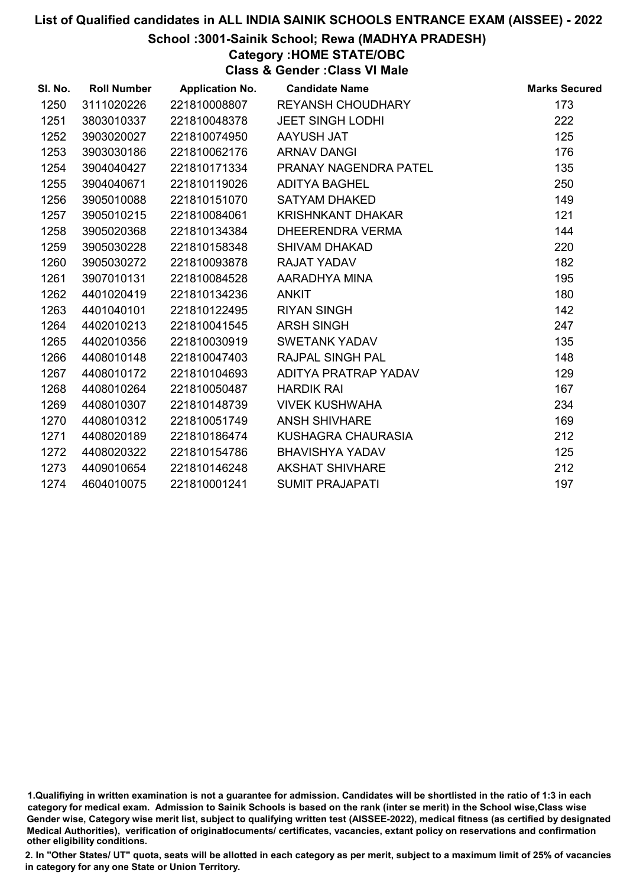# List of Qualified candidates in ALL INDIA SAINIK SCHOOLS ENTRANCE EXAM (AISSEE) - 2022

## School :3001-Sainik School; Rewa (MADHYA PRADESH)

### Category :HOME STATE/OBC

### Class & Gender :Class VI Male

| Sl. No. | Roll Number | Application No. | Candidate Name | Marks Secured |
|---|---|---|---|---|
| 1250 | 3111020226 | 221810008807 | REYANSH CHOUDHARY | 173 |
| 1251 | 3803010337 | 221810048378 | JEET SINGH LODHI | 222 |
| 1252 | 3903020027 | 221810074950 | AAYUSH JAT | 125 |
| 1253 | 3903030186 | 221810062176 | ARNAV DANGI | 176 |
| 1254 | 3904040427 | 221810171334 | PRANAY NAGENDRA PATEL | 135 |
| 1255 | 3904040671 | 221810119026 | ADITYA BAGHEL | 250 |
| 1256 | 3905010088 | 221810151070 | SATYAM DHAKED | 149 |
| 1257 | 3905010215 | 221810084061 | KRISHNKANT DHAKAR | 121 |
| 1258 | 3905020368 | 221810134384 | DHEERENDRA VERMA | 144 |
| 1259 | 3905030228 | 221810158348 | SHIVAM DHAKAD | 220 |
| 1260 | 3905030272 | 221810093878 | RAJAT YADAV | 182 |
| 1261 | 3907010131 | 221810084528 | AARADHYA MINA | 195 |
| 1262 | 4401020419 | 221810134236 | ANKIT | 180 |
| 1263 | 4401040101 | 221810122495 | RIYAN SINGH | 142 |
| 1264 | 4402010213 | 221810041545 | ARSH SINGH | 247 |
| 1265 | 4402010356 | 221810030919 | SWETANK YADAV | 135 |
| 1266 | 4408010148 | 221810047403 | RAJPAL SINGH PAL | 148 |
| 1267 | 4408010172 | 221810104693 | ADITYA PRATRAP YADAV | 129 |
| 1268 | 4408010264 | 221810050487 | HARDIK RAI | 167 |
| 1269 | 4408010307 | 221810148739 | VIVEK KUSHWAHA | 234 |
| 1270 | 4408010312 | 221810051749 | ANSH SHIVHARE | 169 |
| 1271 | 4408020189 | 221810186474 | KUSHAGRA CHAURASIA | 212 |
| 1272 | 4408020322 | 221810154786 | BHAVISHYA YADAV | 125 |
| 1273 | 4409010654 | 221810146248 | AKSHAT SHIVHARE | 212 |
| 1274 | 4604010075 | 221810001241 | SUMIT PRAJAPATI | 197 |

1.Qualifiying in written examination is not a guarantee for admission. Candidates will be shortlisted in the ratio of 1:3 in each category for medical exam. Admission to Sainik Schools is based on the rank (inter se merit) in the School wise,Class wise Gender wise, Category wise merit list, subject to qualifying written test (AISSEE-2022), medical fitness (as certified by designated Medical Authorities), verification of originaldocuments/ certificates, vacancies, extant policy on reservations and confirmation other eligibility conditions.

2. In "Other States/ UT" quota, seats will be allotted in each category as per merit, subject to a maximum limit of 25% of vacancies in category for any one State or Union Territory.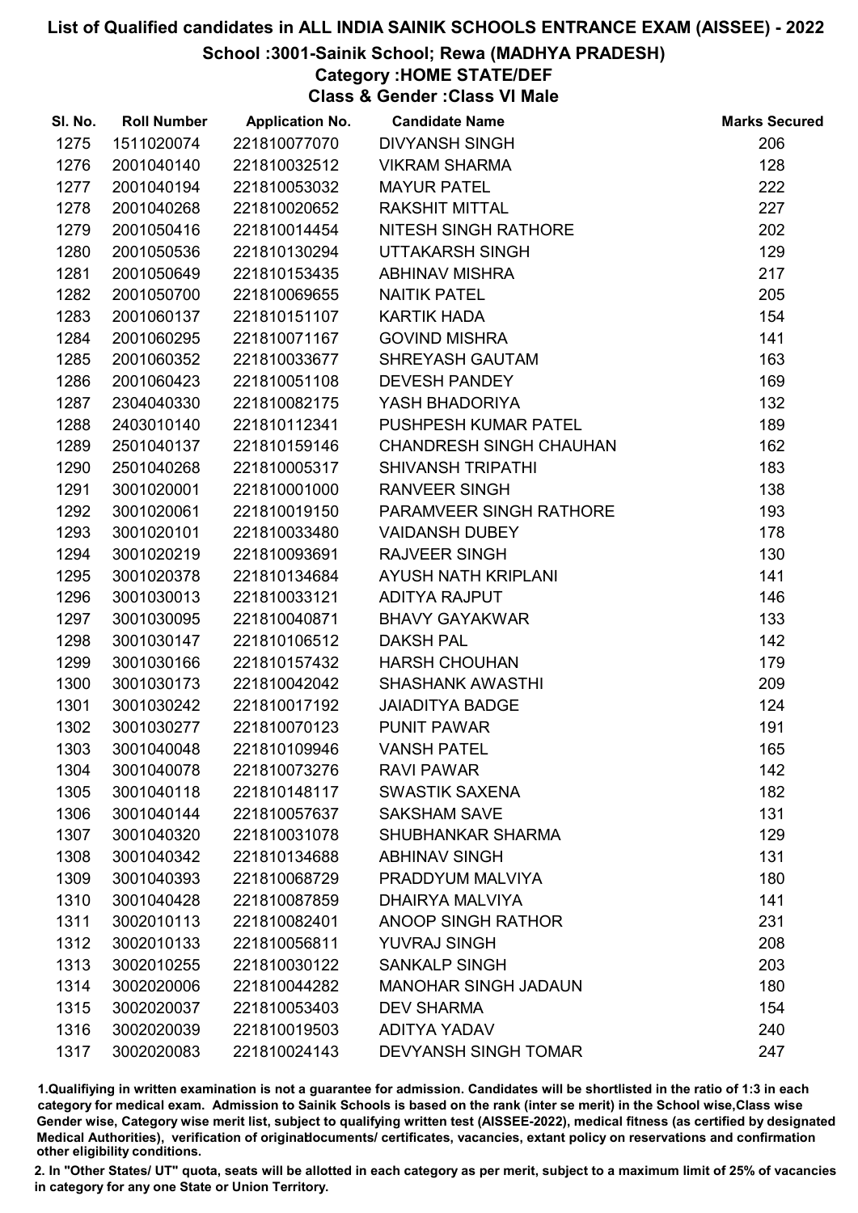# List of Qualified candidates in ALL INDIA SAINIK SCHOOLS ENTRANCE EXAM (AISSEE) - 2022

## School :3001-Sainik School; Rewa (MADHYA PRADESH)

### Category :HOME STATE/DEF

### Class & Gender :Class VI Male

| Sl. No. | Roll Number | Application No. | Candidate Name | Marks Secured |
|---|---|---|---|---|
| 1275 | 1511020074 | 221810077070 | DIVYANSH SINGH | 206 |
| 1276 | 2001040140 | 221810032512 | VIKRAM SHARMA | 128 |
| 1277 | 2001040194 | 221810053032 | MAYUR PATEL | 222 |
| 1278 | 2001040268 | 221810020652 | RAKSHIT MITTAL | 227 |
| 1279 | 2001050416 | 221810014454 | NITESH SINGH RATHORE | 202 |
| 1280 | 2001050536 | 221810130294 | UTTAKARSH SINGH | 129 |
| 1281 | 2001050649 | 221810153435 | ABHINAV MISHRA | 217 |
| 1282 | 2001050700 | 221810069655 | NAITIK PATEL | 205 |
| 1283 | 2001060137 | 221810151107 | KARTIK HADA | 154 |
| 1284 | 2001060295 | 221810071167 | GOVIND MISHRA | 141 |
| 1285 | 2001060352 | 221810033677 | SHREYASH GAUTAM | 163 |
| 1286 | 2001060423 | 221810051108 | DEVESH PANDEY | 169 |
| 1287 | 2304040330 | 221810082175 | YASH BHADORIYA | 132 |
| 1288 | 2403010140 | 221810112341 | PUSHPESH KUMAR PATEL | 189 |
| 1289 | 2501040137 | 221810159146 | CHANDRESH SINGH CHAUHAN | 162 |
| 1290 | 2501040268 | 221810005317 | SHIVANSH TRIPATHI | 183 |
| 1291 | 3001020001 | 221810001000 | RANVEER SINGH | 138 |
| 1292 | 3001020061 | 221810019150 | PARAMVEER SINGH RATHORE | 193 |
| 1293 | 3001020101 | 221810033480 | VAIDANSH DUBEY | 178 |
| 1294 | 3001020219 | 221810093691 | RAJVEER SINGH | 130 |
| 1295 | 3001020378 | 221810134684 | AYUSH NATH KRIPLANI | 141 |
| 1296 | 3001030013 | 221810033121 | ADITYA RAJPUT | 146 |
| 1297 | 3001030095 | 221810040871 | BHAVY GAYAKWAR | 133 |
| 1298 | 3001030147 | 221810106512 | DAKSH PAL | 142 |
| 1299 | 3001030166 | 221810157432 | HARSH CHOUHAN | 179 |
| 1300 | 3001030173 | 221810042042 | SHASHANK AWASTHI | 209 |
| 1301 | 3001030242 | 221810017192 | JAIADITYA BADGE | 124 |
| 1302 | 3001030277 | 221810070123 | PUNIT PAWAR | 191 |
| 1303 | 3001040048 | 221810109946 | VANSH PATEL | 165 |
| 1304 | 3001040078 | 221810073276 | RAVI PAWAR | 142 |
| 1305 | 3001040118 | 221810148117 | SWASTIK SAXENA | 182 |
| 1306 | 3001040144 | 221810057637 | SAKSHAM SAVE | 131 |
| 1307 | 3001040320 | 221810031078 | SHUBHANKAR SHARMA | 129 |
| 1308 | 3001040342 | 221810134688 | ABHINAV SINGH | 131 |
| 1309 | 3001040393 | 221810068729 | PRADDYUM MALVIYA | 180 |
| 1310 | 3001040428 | 221810087859 | DHAIRYA MALVIYA | 141 |
| 1311 | 3002010113 | 221810082401 | ANOOP SINGH RATHOR | 231 |
| 1312 | 3002010133 | 221810056811 | YUVRAJ SINGH | 208 |
| 1313 | 3002010255 | 221810030122 | SANKALP SINGH | 203 |
| 1314 | 3002020006 | 221810044282 | MANOHAR SINGH JADAUN | 180 |
| 1315 | 3002020037 | 221810053403 | DEV SHARMA | 154 |
| 1316 | 3002020039 | 221810019503 | ADITYA YADAV | 240 |
| 1317 | 3002020083 | 221810024143 | DEVYANSH SINGH TOMAR | 247 |

1.Qualifiying in written examination is not a guarantee for admission. Candidates will be shortlisted in the ratio of 1:3 in each category for medical exam. Admission to Sainik Schools is based on the rank (inter se merit) in the School wise,Class wise Gender wise, Category wise merit list, subject to qualifying written test (AISSEE-2022), medical fitness (as certified by designated Medical Authorities), verification of originaldocuments/ certificates, vacancies, extant policy on reservations and confirmation other eligibility conditions.

2. In "Other States/ UT" quota, seats will be allotted in each category as per merit, subject to a maximum limit of 25% of vacancies in category for any one State or Union Territory.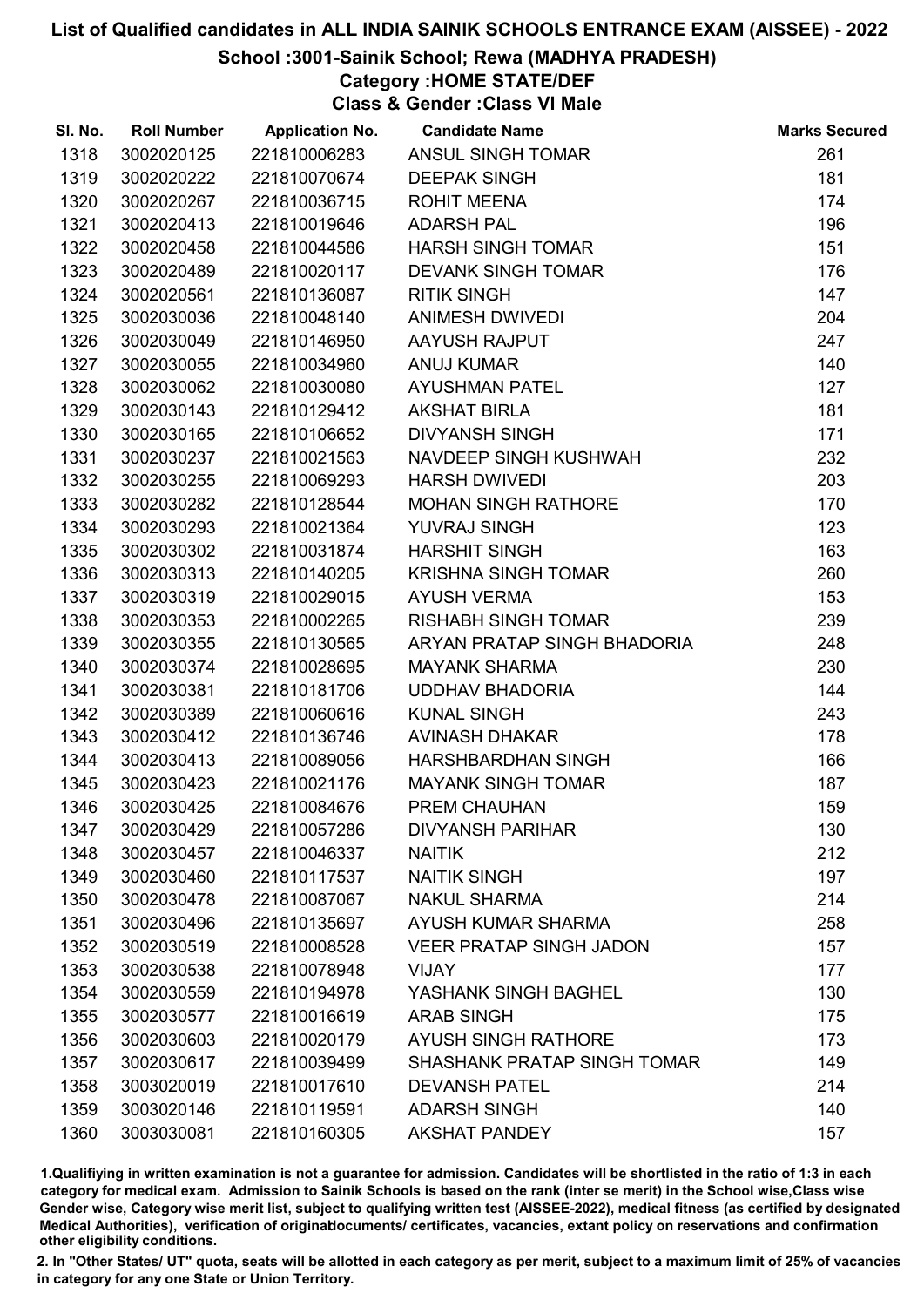# List of Qualified candidates in ALL INDIA SAINIK SCHOOLS ENTRANCE EXAM (AISSEE) - 2022

## School :3001-Sainik School; Rewa (MADHYA PRADESH)

### Category :HOME STATE/DEF

### Class & Gender :Class VI Male

| Sl. No. | Roll Number | Application No. | Candidate Name | Marks Secured |
|---|---|---|---|---|
| 1318 | 3002020125 | 221810006283 | ANSUL SINGH TOMAR | 261 |
| 1319 | 3002020222 | 221810070674 | DEEPAK SINGH | 181 |
| 1320 | 3002020267 | 221810036715 | ROHIT MEENA | 174 |
| 1321 | 3002020413 | 221810019646 | ADARSH PAL | 196 |
| 1322 | 3002020458 | 221810044586 | HARSH SINGH TOMAR | 151 |
| 1323 | 3002020489 | 221810020117 | DEVANK SINGH TOMAR | 176 |
| 1324 | 3002020561 | 221810136087 | RITIK SINGH | 147 |
| 1325 | 3002030036 | 221810048140 | ANIMESH DWIVEDI | 204 |
| 1326 | 3002030049 | 221810146950 | AAYUSH RAJPUT | 247 |
| 1327 | 3002030055 | 221810034960 | ANUJ KUMAR | 140 |
| 1328 | 3002030062 | 221810030080 | AYUSHMAN PATEL | 127 |
| 1329 | 3002030143 | 221810129412 | AKSHAT BIRLA | 181 |
| 1330 | 3002030165 | 221810106652 | DIVYANSH SINGH | 171 |
| 1331 | 3002030237 | 221810021563 | NAVDEEP SINGH KUSHWAH | 232 |
| 1332 | 3002030255 | 221810069293 | HARSH DWIVEDI | 203 |
| 1333 | 3002030282 | 221810128544 | MOHAN SINGH RATHORE | 170 |
| 1334 | 3002030293 | 221810021364 | YUVRAJ SINGH | 123 |
| 1335 | 3002030302 | 221810031874 | HARSHIT SINGH | 163 |
| 1336 | 3002030313 | 221810140205 | KRISHNA SINGH TOMAR | 260 |
| 1337 | 3002030319 | 221810029015 | AYUSH VERMA | 153 |
| 1338 | 3002030353 | 221810002265 | RISHABH SINGH TOMAR | 239 |
| 1339 | 3002030355 | 221810130565 | ARYAN PRATAP SINGH BHADORIA | 248 |
| 1340 | 3002030374 | 221810028695 | MAYANK SHARMA | 230 |
| 1341 | 3002030381 | 221810181706 | UDDHAV BHADORIA | 144 |
| 1342 | 3002030389 | 221810060616 | KUNAL SINGH | 243 |
| 1343 | 3002030412 | 221810136746 | AVINASH DHAKAR | 178 |
| 1344 | 3002030413 | 221810089056 | HARSHBARDHAN SINGH | 166 |
| 1345 | 3002030423 | 221810021176 | MAYANK SINGH TOMAR | 187 |
| 1346 | 3002030425 | 221810084676 | PREM CHAUHAN | 159 |
| 1347 | 3002030429 | 221810057286 | DIVYANSH PARIHAR | 130 |
| 1348 | 3002030457 | 221810046337 | NAITIK | 212 |
| 1349 | 3002030460 | 221810117537 | NAITIK SINGH | 197 |
| 1350 | 3002030478 | 221810087067 | NAKUL SHARMA | 214 |
| 1351 | 3002030496 | 221810135697 | AYUSH KUMAR SHARMA | 258 |
| 1352 | 3002030519 | 221810008528 | VEER PRATAP SINGH JADON | 157 |
| 1353 | 3002030538 | 221810078948 | VIJAY | 177 |
| 1354 | 3002030559 | 221810194978 | YASHANK SINGH BAGHEL | 130 |
| 1355 | 3002030577 | 221810016619 | ARAB SINGH | 175 |
| 1356 | 3002030603 | 221810020179 | AYUSH SINGH RATHORE | 173 |
| 1357 | 3002030617 | 221810039499 | SHASHANK PRATAP SINGH TOMAR | 149 |
| 1358 | 3003020019 | 221810017610 | DEVANSH PATEL | 214 |
| 1359 | 3003020146 | 221810119591 | ADARSH SINGH | 140 |
| 1360 | 3003030081 | 221810160305 | AKSHAT PANDEY | 157 |

1.Qualifiying in written examination is not a guarantee for admission. Candidates will be shortlisted in the ratio of 1:3 in each category for medical exam. Admission to Sainik Schools is based on the rank (inter se merit) in the School wise,Class wise Gender wise, Category wise merit list, subject to qualifying written test (AISSEE-2022), medical fitness (as certified by designated Medical Authorities), verification of originaldocuments/ certificates, vacancies, extant policy on reservations and confirmation other eligibility conditions.

2. In "Other States/ UT" quota, seats will be allotted in each category as per merit, subject to a maximum limit of 25% of vacancies in category for any one State or Union Territory.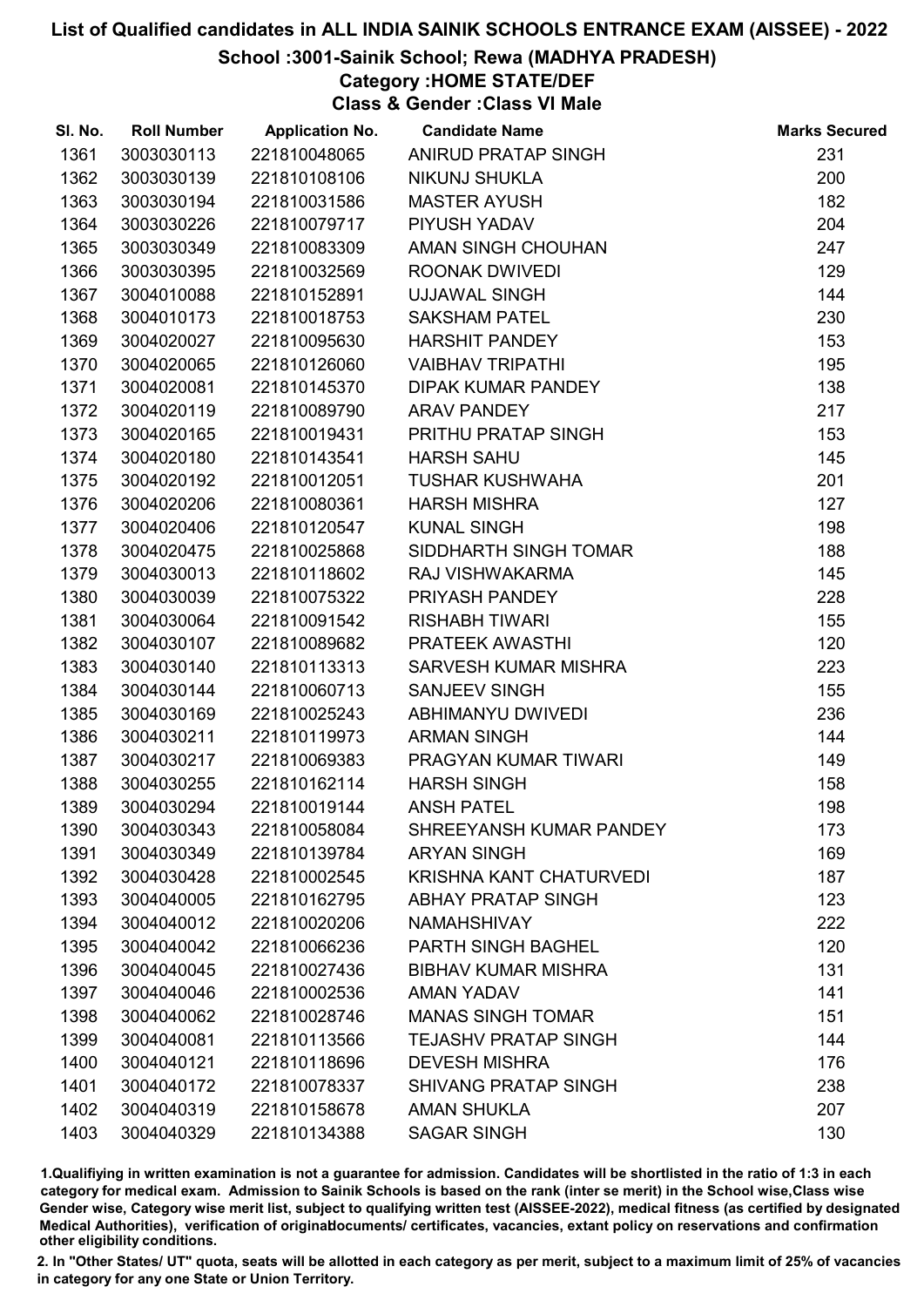# List of Qualified candidates in ALL INDIA SAINIK SCHOOLS ENTRANCE EXAM (AISSEE) - 2022

## School :3001-Sainik School; Rewa (MADHYA PRADESH)

### Category :HOME STATE/DEF

### Class & Gender :Class VI Male

| Sl. No. | Roll Number | Application No. | Candidate Name | Marks Secured |
|---|---|---|---|---|
| 1361 | 3003030113 | 221810048065 | ANIRUD PRATAP SINGH | 231 |
| 1362 | 3003030139 | 221810108106 | NIKUNJ SHUKLA | 200 |
| 1363 | 3003030194 | 221810031586 | MASTER AYUSH | 182 |
| 1364 | 3003030226 | 221810079717 | PIYUSH YADAV | 204 |
| 1365 | 3003030349 | 221810083309 | AMAN SINGH CHOUHAN | 247 |
| 1366 | 3003030395 | 221810032569 | ROONAK DWIVEDI | 129 |
| 1367 | 3004010088 | 221810152891 | UJJAWAL SINGH | 144 |
| 1368 | 3004010173 | 221810018753 | SAKSHAM PATEL | 230 |
| 1369 | 3004020027 | 221810095630 | HARSHIT PANDEY | 153 |
| 1370 | 3004020065 | 221810126060 | VAIBHAV TRIPATHI | 195 |
| 1371 | 3004020081 | 221810145370 | DIPAK KUMAR PANDEY | 138 |
| 1372 | 3004020119 | 221810089790 | ARAV PANDEY | 217 |
| 1373 | 3004020165 | 221810019431 | PRITHU PRATAP SINGH | 153 |
| 1374 | 3004020180 | 221810143541 | HARSH SAHU | 145 |
| 1375 | 3004020192 | 221810012051 | TUSHAR KUSHWAHA | 201 |
| 1376 | 3004020206 | 221810080361 | HARSH MISHRA | 127 |
| 1377 | 3004020406 | 221810120547 | KUNAL SINGH | 198 |
| 1378 | 3004020475 | 221810025868 | SIDDHARTH SINGH TOMAR | 188 |
| 1379 | 3004030013 | 221810118602 | RAJ VISHWAKARMA | 145 |
| 1380 | 3004030039 | 221810075322 | PRIYASH PANDEY | 228 |
| 1381 | 3004030064 | 221810091542 | RISHABH TIWARI | 155 |
| 1382 | 3004030107 | 221810089682 | PRATEEK AWASTHI | 120 |
| 1383 | 3004030140 | 221810113313 | SARVESH KUMAR MISHRA | 223 |
| 1384 | 3004030144 | 221810060713 | SANJEEV SINGH | 155 |
| 1385 | 3004030169 | 221810025243 | ABHIMANYU DWIVEDI | 236 |
| 1386 | 3004030211 | 221810119973 | ARMAN SINGH | 144 |
| 1387 | 3004030217 | 221810069383 | PRAGYAN KUMAR TIWARI | 149 |
| 1388 | 3004030255 | 221810162114 | HARSH SINGH | 158 |
| 1389 | 3004030294 | 221810019144 | ANSH PATEL | 198 |
| 1390 | 3004030343 | 221810058084 | SHREEYANSH KUMAR PANDEY | 173 |
| 1391 | 3004030349 | 221810139784 | ARYAN SINGH | 169 |
| 1392 | 3004030428 | 221810002545 | KRISHNA KANT CHATURVEDI | 187 |
| 1393 | 3004040005 | 221810162795 | ABHAY PRATAP SINGH | 123 |
| 1394 | 3004040012 | 221810020206 | NAMAHSHIVAY | 222 |
| 1395 | 3004040042 | 221810066236 | PARTH SINGH BAGHEL | 120 |
| 1396 | 3004040045 | 221810027436 | BIBHAV KUMAR MISHRA | 131 |
| 1397 | 3004040046 | 221810002536 | AMAN YADAV | 141 |
| 1398 | 3004040062 | 221810028746 | MANAS SINGH TOMAR | 151 |
| 1399 | 3004040081 | 221810113566 | TEJASHV PRATAP SINGH | 144 |
| 1400 | 3004040121 | 221810118696 | DEVESH MISHRA | 176 |
| 1401 | 3004040172 | 221810078337 | SHIVANG PRATAP SINGH | 238 |
| 1402 | 3004040319 | 221810158678 | AMAN SHUKLA | 207 |
| 1403 | 3004040329 | 221810134388 | SAGAR SINGH | 130 |

1.Qualifiying in written examination is not a guarantee for admission. Candidates will be shortlisted in the ratio of 1:3 in each category for medical exam. Admission to Sainik Schools is based on the rank (inter se merit) in the School wise,Class wise Gender wise, Category wise merit list, subject to qualifying written test (AISSEE-2022), medical fitness (as certified by designated Medical Authorities), verification of originaldocuments/ certificates, vacancies, extant policy on reservations and confirmation other eligibility conditions.

2. In "Other States/ UT" quota, seats will be allotted in each category as per merit, subject to a maximum limit of 25% of vacancies in category for any one State or Union Territory.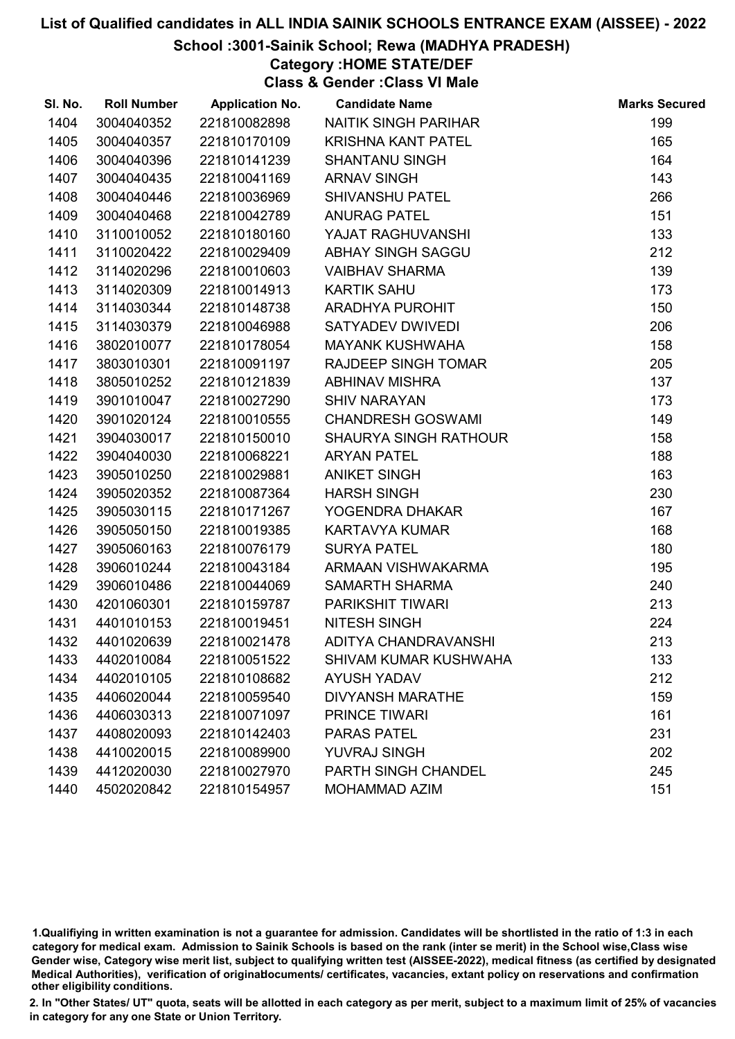# List of Qualified candidates in ALL INDIA SAINIK SCHOOLS ENTRANCE EXAM (AISSEE) - 2022

## School :3001-Sainik School; Rewa (MADHYA PRADESH)

### Category :HOME STATE/DEF

### Class & Gender :Class VI Male

| Sl. No. | Roll Number | Application No. | Candidate Name | Marks Secured |
|---|---|---|---|---|
| 1404 | 3004040352 | 221810082898 | NAITIK SINGH PARIHAR | 199 |
| 1405 | 3004040357 | 221810170109 | KRISHNA KANT PATEL | 165 |
| 1406 | 3004040396 | 221810141239 | SHANTANU SINGH | 164 |
| 1407 | 3004040435 | 221810041169 | ARNAV SINGH | 143 |
| 1408 | 3004040446 | 221810036969 | SHIVANSHU PATEL | 266 |
| 1409 | 3004040468 | 221810042789 | ANURAG PATEL | 151 |
| 1410 | 3110010052 | 221810180160 | YAJAT RAGHUVANSHI | 133 |
| 1411 | 3110020422 | 221810029409 | ABHAY SINGH SAGGU | 212 |
| 1412 | 3114020296 | 221810010603 | VAIBHAV SHARMA | 139 |
| 1413 | 3114020309 | 221810014913 | KARTIK SAHU | 173 |
| 1414 | 3114030344 | 221810148738 | ARADHYA PUROHIT | 150 |
| 1415 | 3114030379 | 221810046988 | SATYADEV DWIVEDI | 206 |
| 1416 | 3802010077 | 221810178054 | MAYANK KUSHWAHA | 158 |
| 1417 | 3803010301 | 221810091197 | RAJDEEP SINGH TOMAR | 205 |
| 1418 | 3805010252 | 221810121839 | ABHINAV MISHRA | 137 |
| 1419 | 3901010047 | 221810027290 | SHIV NARAYAN | 173 |
| 1420 | 3901020124 | 221810010555 | CHANDRESH GOSWAMI | 149 |
| 1421 | 3904030017 | 221810150010 | SHAURYA SINGH RATHOUR | 158 |
| 1422 | 3904040030 | 221810068221 | ARYAN PATEL | 188 |
| 1423 | 3905010250 | 221810029881 | ANIKET SINGH | 163 |
| 1424 | 3905020352 | 221810087364 | HARSH SINGH | 230 |
| 1425 | 3905030115 | 221810171267 | YOGENDRA DHAKAR | 167 |
| 1426 | 3905050150 | 221810019385 | KARTAVYA KUMAR | 168 |
| 1427 | 3905060163 | 221810076179 | SURYA PATEL | 180 |
| 1428 | 3906010244 | 221810043184 | ARMAAN VISHWAKARMA | 195 |
| 1429 | 3906010486 | 221810044069 | SAMARTH SHARMA | 240 |
| 1430 | 4201060301 | 221810159787 | PARIKSHIT TIWARI | 213 |
| 1431 | 4401010153 | 221810019451 | NITESH SINGH | 224 |
| 1432 | 4401020639 | 221810021478 | ADITYA CHANDRAVANSHI | 213 |
| 1433 | 4402010084 | 221810051522 | SHIVAM KUMAR KUSHWAHA | 133 |
| 1434 | 4402010105 | 221810108682 | AYUSH YADAV | 212 |
| 1435 | 4406020044 | 221810059540 | DIVYANSH MARATHE | 159 |
| 1436 | 4406030313 | 221810071097 | PRINCE TIWARI | 161 |
| 1437 | 4408020093 | 221810142403 | PARAS PATEL | 231 |
| 1438 | 4410020015 | 221810089900 | YUVRAJ SINGH | 202 |
| 1439 | 4412020030 | 221810027970 | PARTH SINGH CHANDEL | 245 |
| 1440 | 4502020842 | 221810154957 | MOHAMMAD AZIM | 151 |

1.Qualifiying in written examination is not a guarantee for admission. Candidates will be shortlisted in the ratio of 1:3 in each category for medical exam. Admission to Sainik Schools is based on the rank (inter se merit) in the School wise,Class wise Gender wise, Category wise merit list, subject to qualifying written test (AISSEE-2022), medical fitness (as certified by designated Medical Authorities), verification of originaldocuments/ certificates, vacancies, extant policy on reservations and confirmation other eligibility conditions.

2. In "Other States/ UT" quota, seats will be allotted in each category as per merit, subject to a maximum limit of 25% of vacancies in category for any one State or Union Territory.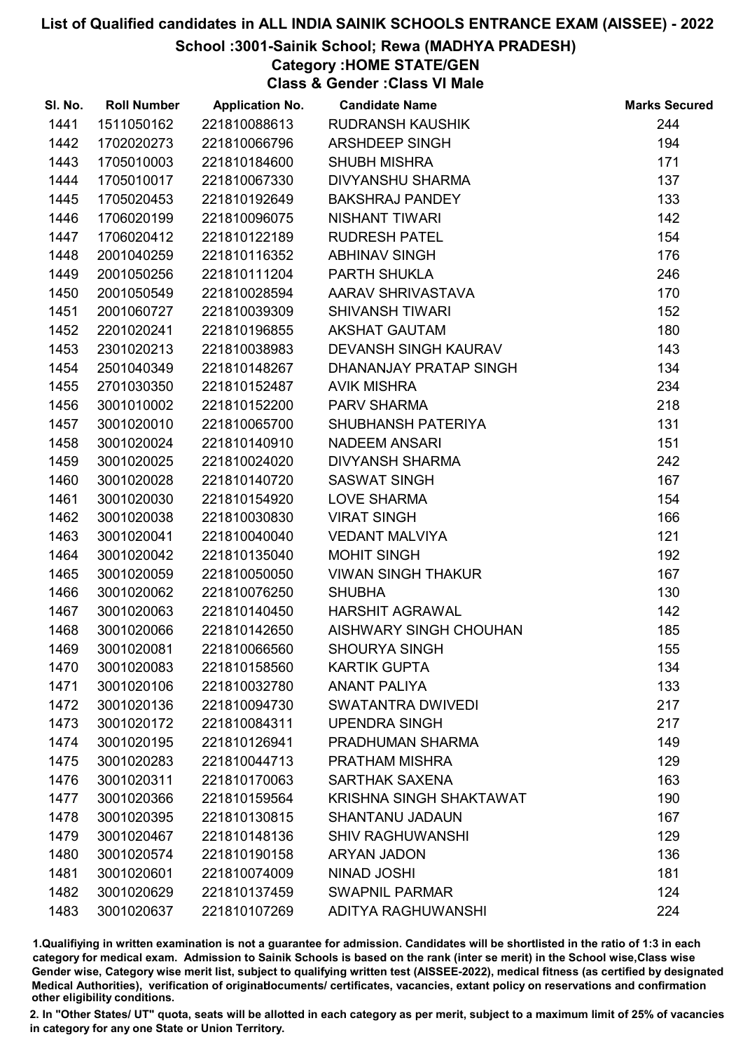# List of Qualified candidates in ALL INDIA SAINIK SCHOOLS ENTRANCE EXAM (AISSEE) - 2022

## School :3001-Sainik School; Rewa (MADHYA PRADESH)

### Category :HOME STATE/GEN

### Class & Gender :Class VI Male

| Sl. No. | Roll Number | Application No. | Candidate Name | Marks Secured |
|---|---|---|---|---|
| 1441 | 1511050162 | 221810088613 | RUDRANSH KAUSHIK | 244 |
| 1442 | 1702020273 | 221810066796 | ARSHDEEP SINGH | 194 |
| 1443 | 1705010003 | 221810184600 | SHUBH MISHRA | 171 |
| 1444 | 1705010017 | 221810067330 | DIVYANSHU SHARMA | 137 |
| 1445 | 1705020453 | 221810192649 | BAKSHRAJ PANDEY | 133 |
| 1446 | 1706020199 | 221810096075 | NISHANT TIWARI | 142 |
| 1447 | 1706020412 | 221810122189 | RUDRESH PATEL | 154 |
| 1448 | 2001040259 | 221810116352 | ABHINAV SINGH | 176 |
| 1449 | 2001050256 | 221810111204 | PARTH SHUKLA | 246 |
| 1450 | 2001050549 | 221810028594 | AARAV SHRIVASTAVA | 170 |
| 1451 | 2001060727 | 221810039309 | SHIVANSH TIWARI | 152 |
| 1452 | 2201020241 | 221810196855 | AKSHAT GAUTAM | 180 |
| 1453 | 2301020213 | 221810038983 | DEVANSH SINGH KAURAV | 143 |
| 1454 | 2501040349 | 221810148267 | DHANANJAY PRATAP SINGH | 134 |
| 1455 | 2701030350 | 221810152487 | AVIK MISHRA | 234 |
| 1456 | 3001010002 | 221810152200 | PARV SHARMA | 218 |
| 1457 | 3001020010 | 221810065700 | SHUBHANSH PATERIYA | 131 |
| 1458 | 3001020024 | 221810140910 | NADEEM ANSARI | 151 |
| 1459 | 3001020025 | 221810024020 | DIVYANSH SHARMA | 242 |
| 1460 | 3001020028 | 221810140720 | SASWAT SINGH | 167 |
| 1461 | 3001020030 | 221810154920 | LOVE SHARMA | 154 |
| 1462 | 3001020038 | 221810030830 | VIRAT SINGH | 166 |
| 1463 | 3001020041 | 221810040040 | VEDANT MALVIYA | 121 |
| 1464 | 3001020042 | 221810135040 | MOHIT SINGH | 192 |
| 1465 | 3001020059 | 221810050050 | VIWAN SINGH THAKUR | 167 |
| 1466 | 3001020062 | 221810076250 | SHUBHA | 130 |
| 1467 | 3001020063 | 221810140450 | HARSHIT AGRAWAL | 142 |
| 1468 | 3001020066 | 221810142650 | AISHWARY SINGH CHOUHAN | 185 |
| 1469 | 3001020081 | 221810066560 | SHOURYA SINGH | 155 |
| 1470 | 3001020083 | 221810158560 | KARTIK GUPTA | 134 |
| 1471 | 3001020106 | 221810032780 | ANANT PALIYA | 133 |
| 1472 | 3001020136 | 221810094730 | SWATANTRA DWIVEDI | 217 |
| 1473 | 3001020172 | 221810084311 | UPENDRA SINGH | 217 |
| 1474 | 3001020195 | 221810126941 | PRADHUMAN SHARMA | 149 |
| 1475 | 3001020283 | 221810044713 | PRATHAM MISHRA | 129 |
| 1476 | 3001020311 | 221810170063 | SARTHAK SAXENA | 163 |
| 1477 | 3001020366 | 221810159564 | KRISHNA SINGH SHAKTAWAT | 190 |
| 1478 | 3001020395 | 221810130815 | SHANTANU JADAUN | 167 |
| 1479 | 3001020467 | 221810148136 | SHIV RAGHUWANSHI | 129 |
| 1480 | 3001020574 | 221810190158 | ARYAN JADON | 136 |
| 1481 | 3001020601 | 221810074009 | NINAD JOSHI | 181 |
| 1482 | 3001020629 | 221810137459 | SWAPNIL PARMAR | 124 |
| 1483 | 3001020637 | 221810107269 | ADITYA RAGHUWANSHI | 224 |

1.Qualifiying in written examination is not a guarantee for admission. Candidates will be shortlisted in the ratio of 1:3 in each category for medical exam. Admission to Sainik Schools is based on the rank (inter se merit) in the School wise,Class wise Gender wise, Category wise merit list, subject to qualifying written test (AISSEE-2022), medical fitness (as certified by designated Medical Authorities), verification of originaldocuments/ certificates, vacancies, extant policy on reservations and confirmation other eligibility conditions.

2. In "Other States/ UT" quota, seats will be allotted in each category as per merit, subject to a maximum limit of 25% of vacancies in category for any one State or Union Territory.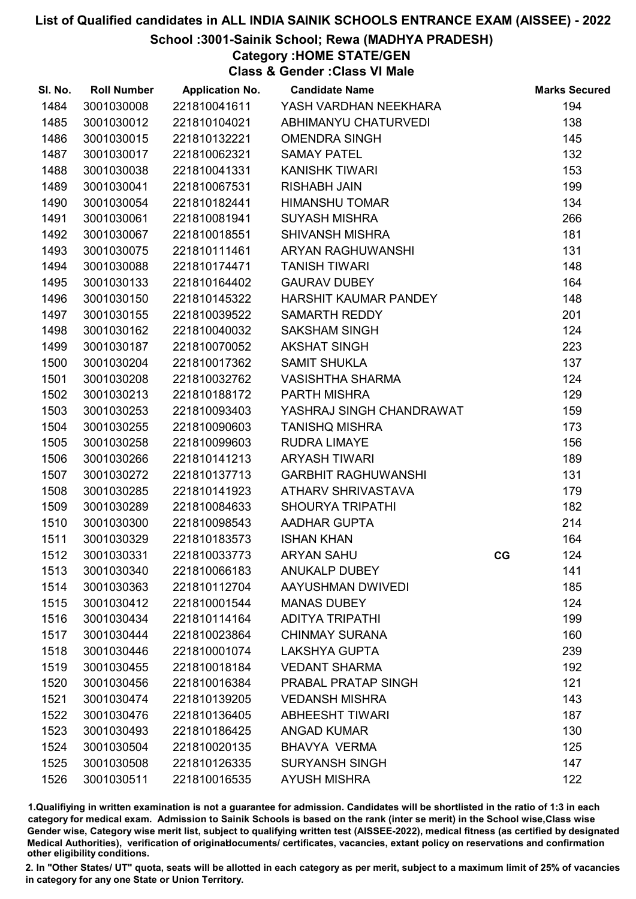# List of Qualified candidates in ALL INDIA SAINIK SCHOOLS ENTRANCE EXAM (AISSEE) - 2022

## School :3001-Sainik School; Rewa (MADHYA PRADESH)

### Category :HOME STATE/GEN

### Class & Gender :Class VI Male

| Sl. No. | Roll Number | Application No. | Candidate Name | | Marks Secured |
|---|---|---|---|---|---|
| 1484 | 3001030008 | 221810041611 | YASH VARDHAN NEEKHARA | | 194 |
| 1485 | 3001030012 | 221810104021 | ABHIMANYU CHATURVEDI | | 138 |
| 1486 | 3001030015 | 221810132221 | OMENDRA SINGH | | 145 |
| 1487 | 3001030017 | 221810062321 | SAMAY PATEL | | 132 |
| 1488 | 3001030038 | 221810041331 | KANISHK TIWARI | | 153 |
| 1489 | 3001030041 | 221810067531 | RISHABH JAIN | | 199 |
| 1490 | 3001030054 | 221810182441 | HIMANSHU TOMAR | | 134 |
| 1491 | 3001030061 | 221810081941 | SUYASH MISHRA | | 266 |
| 1492 | 3001030067 | 221810018551 | SHIVANSH MISHRA | | 181 |
| 1493 | 3001030075 | 221810111461 | ARYAN RAGHUWANSHI | | 131 |
| 1494 | 3001030088 | 221810174471 | TANISH TIWARI | | 148 |
| 1495 | 3001030133 | 221810164402 | GAURAV DUBEY | | 164 |
| 1496 | 3001030150 | 221810145322 | HARSHIT KAUMAR PANDEY | | 148 |
| 1497 | 3001030155 | 221810039522 | SAMARTH REDDY | | 201 |
| 1498 | 3001030162 | 221810040032 | SAKSHAM SINGH | | 124 |
| 1499 | 3001030187 | 221810070052 | AKSHAT SINGH | | 223 |
| 1500 | 3001030204 | 221810017362 | SAMIT SHUKLA | | 137 |
| 1501 | 3001030208 | 221810032762 | VASISHTHA SHARMA | | 124 |
| 1502 | 3001030213 | 221810188172 | PARTH MISHRA | | 129 |
| 1503 | 3001030253 | 221810093403 | YASHRAJ SINGH CHANDRAWAT | | 159 |
| 1504 | 3001030255 | 221810090603 | TANISHQ MISHRA | | 173 |
| 1505 | 3001030258 | 221810099603 | RUDRA LIMAYE | | 156 |
| 1506 | 3001030266 | 221810141213 | ARYASH TIWARI | | 189 |
| 1507 | 3001030272 | 221810137713 | GARBHIT RAGHUWANSHI | | 131 |
| 1508 | 3001030285 | 221810141923 | ATHARV SHRIVASTAVA | | 179 |
| 1509 | 3001030289 | 221810084633 | SHOURYA TRIPATHI | | 182 |
| 1510 | 3001030300 | 221810098543 | AADHAR GUPTA | | 214 |
| 1511 | 3001030329 | 221810183573 | ISHAN KHAN | | 164 |
| 1512 | 3001030331 | 221810033773 | ARYAN SAHU | CG | 124 |
| 1513 | 3001030340 | 221810066183 | ANUKALP DUBEY | | 141 |
| 1514 | 3001030363 | 221810112704 | AAYUSHMAN DWIVEDI | | 185 |
| 1515 | 3001030412 | 221810001544 | MANAS DUBEY | | 124 |
| 1516 | 3001030434 | 221810114164 | ADITYA TRIPATHI | | 199 |
| 1517 | 3001030444 | 221810023864 | CHINMAY SURANA | | 160 |
| 1518 | 3001030446 | 221810001074 | LAKSHYA GUPTA | | 239 |
| 1519 | 3001030455 | 221810018184 | VEDANT SHARMA | | 192 |
| 1520 | 3001030456 | 221810016384 | PRABAL PRATAP SINGH | | 121 |
| 1521 | 3001030474 | 221810139205 | VEDANSH MISHRA | | 143 |
| 1522 | 3001030476 | 221810136405 | ABHEESHT TIWARI | | 187 |
| 1523 | 3001030493 | 221810186425 | ANGAD KUMAR | | 130 |
| 1524 | 3001030504 | 221810020135 | BHAVYA VERMA | | 125 |
| 1525 | 3001030508 | 221810126335 | SURYANSH SINGH | | 147 |
| 1526 | 3001030511 | 221810016535 | AYUSH MISHRA | | 122 |

1.Qualifiying in written examination is not a guarantee for admission. Candidates will be shortlisted in the ratio of 1:3 in each category for medical exam. Admission to Sainik Schools is based on the rank (inter se merit) in the School wise,Class wise Gender wise, Category wise merit list, subject to qualifying written test (AISSEE-2022), medical fitness (as certified by designated Medical Authorities), verification of originaldocuments/ certificates, vacancies, extant policy on reservations and confirmation other eligibility conditions.

2. In "Other States/ UT" quota, seats will be allotted in each category as per merit, subject to a maximum limit of 25% of vacancies in category for any one State or Union Territory.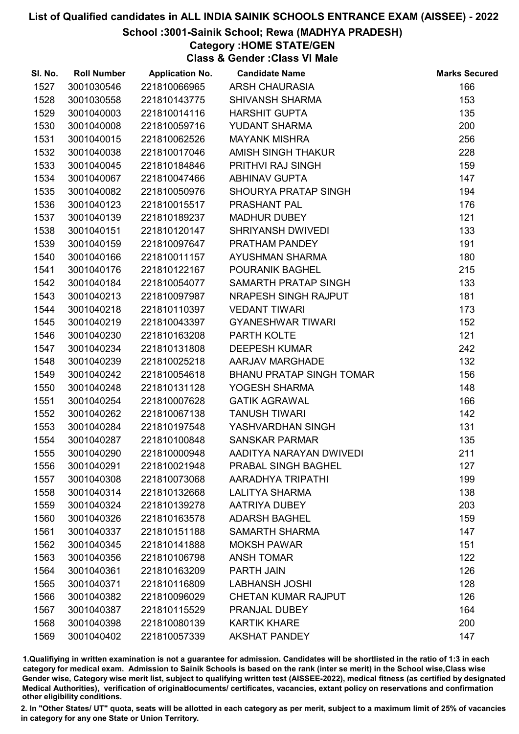# List of Qualified candidates in ALL INDIA SAINIK SCHOOLS ENTRANCE EXAM (AISSEE) - 2022

## School :3001-Sainik School; Rewa (MADHYA PRADESH)

### Category :HOME STATE/GEN

### Class & Gender :Class VI Male

| Sl. No. | Roll Number | Application No. | Candidate Name | Marks Secured |
|---|---|---|---|---|
| 1527 | 3001030546 | 221810066965 | ARSH CHAURASIA | 166 |
| 1528 | 3001030558 | 221810143775 | SHIVANSH SHARMA | 153 |
| 1529 | 3001040003 | 221810014116 | HARSHIT GUPTA | 135 |
| 1530 | 3001040008 | 221810059716 | YUDANT SHARMA | 200 |
| 1531 | 3001040015 | 221810062526 | MAYANK MISHRA | 256 |
| 1532 | 3001040038 | 221810017046 | AMISH SINGH THAKUR | 228 |
| 1533 | 3001040045 | 221810184846 | PRITHVI RAJ SINGH | 159 |
| 1534 | 3001040067 | 221810047466 | ABHINAV GUPTA | 147 |
| 1535 | 3001040082 | 221810050976 | SHOURYA PRATAP SINGH | 194 |
| 1536 | 3001040123 | 221810015517 | PRASHANT PAL | 176 |
| 1537 | 3001040139 | 221810189237 | MADHUR DUBEY | 121 |
| 1538 | 3001040151 | 221810120147 | SHRIYANSH DWIVEDI | 133 |
| 1539 | 3001040159 | 221810097647 | PRATHAM PANDEY | 191 |
| 1540 | 3001040166 | 221810011157 | AYUSHMAN SHARMA | 180 |
| 1541 | 3001040176 | 221810122167 | POURANIK BAGHEL | 215 |
| 1542 | 3001040184 | 221810054077 | SAMARTH PRATAP SINGH | 133 |
| 1543 | 3001040213 | 221810097987 | NRAPESH SINGH RAJPUT | 181 |
| 1544 | 3001040218 | 221810110397 | VEDANT TIWARI | 173 |
| 1545 | 3001040219 | 221810043397 | GYANESHWAR TIWARI | 152 |
| 1546 | 3001040230 | 221810163208 | PARTH KOLTE | 121 |
| 1547 | 3001040234 | 221810131808 | DEEPESH KUMAR | 242 |
| 1548 | 3001040239 | 221810025218 | AARJAV MARGHADE | 132 |
| 1549 | 3001040242 | 221810054618 | BHANU PRATAP SINGH TOMAR | 156 |
| 1550 | 3001040248 | 221810131128 | YOGESH SHARMA | 148 |
| 1551 | 3001040254 | 221810007628 | GATIK AGRAWAL | 166 |
| 1552 | 3001040262 | 221810067138 | TANUSH TIWARI | 142 |
| 1553 | 3001040284 | 221810197548 | YASHVARDHAN SINGH | 131 |
| 1554 | 3001040287 | 221810100848 | SANSKAR PARMAR | 135 |
| 1555 | 3001040290 | 221810000948 | AADITYA NARAYAN DWIVEDI | 211 |
| 1556 | 3001040291 | 221810021948 | PRABAL SINGH BAGHEL | 127 |
| 1557 | 3001040308 | 221810073068 | AARADHYA TRIPATHI | 199 |
| 1558 | 3001040314 | 221810132668 | LALITYA SHARMA | 138 |
| 1559 | 3001040324 | 221810139278 | AATRIYA DUBEY | 203 |
| 1560 | 3001040326 | 221810163578 | ADARSH BAGHEL | 159 |
| 1561 | 3001040337 | 221810151188 | SAMARTH SHARMA | 147 |
| 1562 | 3001040345 | 221810141888 | MOKSH PAWAR | 151 |
| 1563 | 3001040356 | 221810106798 | ANSH TOMAR | 122 |
| 1564 | 3001040361 | 221810163209 | PARTH JAIN | 126 |
| 1565 | 3001040371 | 221810116809 | LABHANSH JOSHI | 128 |
| 1566 | 3001040382 | 221810096029 | CHETAN KUMAR RAJPUT | 126 |
| 1567 | 3001040387 | 221810115529 | PRANJAL DUBEY | 164 |
| 1568 | 3001040398 | 221810080139 | KARTIK KHARE | 200 |
| 1569 | 3001040402 | 221810057339 | AKSHAT PANDEY | 147 |

1.Qualifiying in written examination is not a guarantee for admission. Candidates will be shortlisted in the ratio of 1:3 in each category for medical exam. Admission to Sainik Schools is based on the rank (inter se merit) in the School wise,Class wise Gender wise, Category wise merit list, subject to qualifying written test (AISSEE-2022), medical fitness (as certified by designated Medical Authorities), verification of originaldocuments/ certificates, vacancies, extant policy on reservations and confirmation other eligibility conditions.

2. In "Other States/ UT" quota, seats will be allotted in each category as per merit, subject to a maximum limit of 25% of vacancies in category for any one State or Union Territory.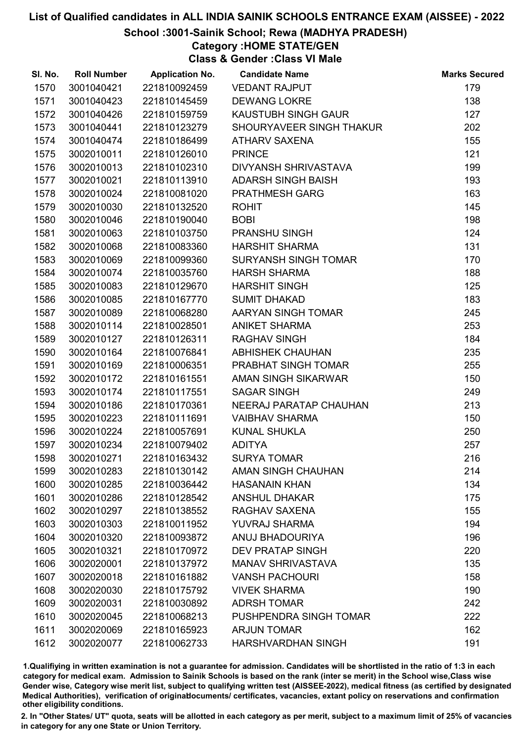# List of Qualified candidates in ALL INDIA SAINIK SCHOOLS ENTRANCE EXAM (AISSEE) - 2022

## School :3001-Sainik School; Rewa (MADHYA PRADESH)

### Category :HOME STATE/GEN

### Class & Gender :Class VI Male

| Sl. No. | Roll Number | Application No. | Candidate Name | Marks Secured |
|---|---|---|---|---|
| 1570 | 3001040421 | 221810092459 | VEDANT RAJPUT | 179 |
| 1571 | 3001040423 | 221810145459 | DEWANG LOKRE | 138 |
| 1572 | 3001040426 | 221810159759 | KAUSTUBH SINGH GAUR | 127 |
| 1573 | 3001040441 | 221810123279 | SHOURYAVEER SINGH THAKUR | 202 |
| 1574 | 3001040474 | 221810186499 | ATHARV SAXENA | 155 |
| 1575 | 3002010011 | 221810126010 | PRINCE | 121 |
| 1576 | 3002010013 | 221810102310 | DIVYANSH SHRIVASTAVA | 199 |
| 1577 | 3002010021 | 221810113910 | ADARSH SINGH BAISH | 193 |
| 1578 | 3002010024 | 221810081020 | PRATHMESH GARG | 163 |
| 1579 | 3002010030 | 221810132520 | ROHIT | 145 |
| 1580 | 3002010046 | 221810190040 | BOBI | 198 |
| 1581 | 3002010063 | 221810103750 | PRANSHU SINGH | 124 |
| 1582 | 3002010068 | 221810083360 | HARSHIT SHARMA | 131 |
| 1583 | 3002010069 | 221810099360 | SURYANSH SINGH TOMAR | 170 |
| 1584 | 3002010074 | 221810035760 | HARSH SHARMA | 188 |
| 1585 | 3002010083 | 221810129670 | HARSHIT SINGH | 125 |
| 1586 | 3002010085 | 221810167770 | SUMIT DHAKAD | 183 |
| 1587 | 3002010089 | 221810068280 | AARYAN SINGH TOMAR | 245 |
| 1588 | 3002010114 | 221810028501 | ANIKET SHARMA | 253 |
| 1589 | 3002010127 | 221810126311 | RAGHAV SINGH | 184 |
| 1590 | 3002010164 | 221810076841 | ABHISHEK CHAUHAN | 235 |
| 1591 | 3002010169 | 221810006351 | PRABHAT SINGH TOMAR | 255 |
| 1592 | 3002010172 | 221810161551 | AMAN SINGH SIKARWAR | 150 |
| 1593 | 3002010174 | 221810117551 | SAGAR SINGH | 249 |
| 1594 | 3002010186 | 221810170361 | NEERAJ PARATAP CHAUHAN | 213 |
| 1595 | 3002010223 | 221810111691 | VAIBHAV SHARMA | 150 |
| 1596 | 3002010224 | 221810057691 | KUNAL SHUKLA | 250 |
| 1597 | 3002010234 | 221810079402 | ADITYA | 257 |
| 1598 | 3002010271 | 221810163432 | SURYA TOMAR | 216 |
| 1599 | 3002010283 | 221810130142 | AMAN SINGH CHAUHAN | 214 |
| 1600 | 3002010285 | 221810036442 | HASANAIN KHAN | 134 |
| 1601 | 3002010286 | 221810128542 | ANSHUL DHAKAR | 175 |
| 1602 | 3002010297 | 221810138552 | RAGHAV SAXENA | 155 |
| 1603 | 3002010303 | 221810011952 | YUVRAJ SHARMA | 194 |
| 1604 | 3002010320 | 221810093872 | ANUJ BHADOURIYA | 196 |
| 1605 | 3002010321 | 221810170972 | DEV PRATAP SINGH | 220 |
| 1606 | 3002020001 | 221810137972 | MANAV SHRIVASTAVA | 135 |
| 1607 | 3002020018 | 221810161882 | VANSH PACHOURI | 158 |
| 1608 | 3002020030 | 221810175792 | VIVEK SHARMA | 190 |
| 1609 | 3002020031 | 221810030892 | ADRSH TOMAR | 242 |
| 1610 | 3002020045 | 221810068213 | PUSHPENDRA SINGH TOMAR | 222 |
| 1611 | 3002020069 | 221810165923 | ARJUN TOMAR | 162 |
| 1612 | 3002020077 | 221810062733 | HARSHVARDHAN SINGH | 191 |

1.Qualifiying in written examination is not a guarantee for admission. Candidates will be shortlisted in the ratio of 1:3 in each category for medical exam. Admission to Sainik Schools is based on the rank (inter se merit) in the School wise,Class wise Gender wise, Category wise merit list, subject to qualifying written test (AISSEE-2022), medical fitness (as certified by designated Medical Authorities), verification of originaldocuments/ certificates, vacancies, extant policy on reservations and confirmation other eligibility conditions.

2. In "Other States/ UT" quota, seats will be allotted in each category as per merit, subject to a maximum limit of 25% of vacancies in category for any one State or Union Territory.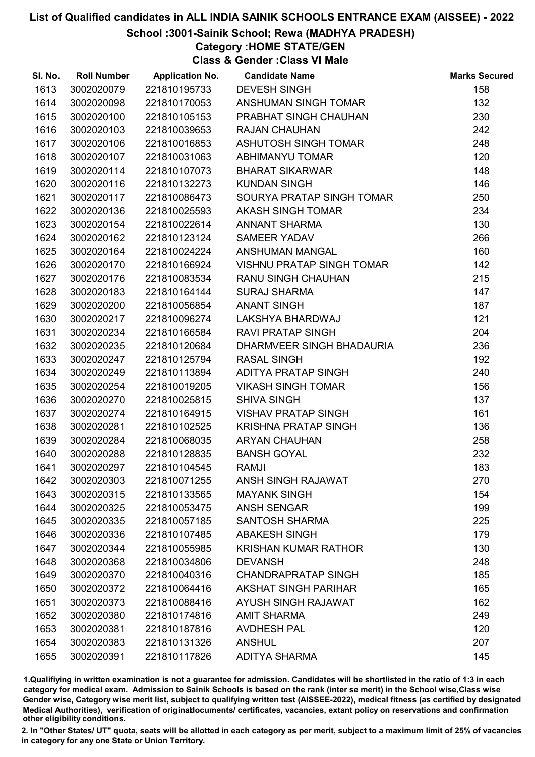# List of Qualified candidates in ALL INDIA SAINIK SCHOOLS ENTRANCE EXAM (AISSEE) - 2022

## School :3001-Sainik School; Rewa (MADHYA PRADESH)

### Category :HOME STATE/GEN

### Class & Gender :Class VI Male

| Sl. No. | Roll Number | Application No. | Candidate Name | Marks Secured |
|---|---|---|---|---|
| 1613 | 3002020079 | 221810195733 | DEVESH SINGH | 158 |
| 1614 | 3002020098 | 221810170053 | ANSHUMAN SINGH TOMAR | 132 |
| 1615 | 3002020100 | 221810105153 | PRABHAT SINGH CHAUHAN | 230 |
| 1616 | 3002020103 | 221810039653 | RAJAN CHAUHAN | 242 |
| 1617 | 3002020106 | 221810016853 | ASHUTOSH SINGH TOMAR | 248 |
| 1618 | 3002020107 | 221810031063 | ABHIMANYU TOMAR | 120 |
| 1619 | 3002020114 | 221810107073 | BHARAT SIKARWAR | 148 |
| 1620 | 3002020116 | 221810132273 | KUNDAN SINGH | 146 |
| 1621 | 3002020117 | 221810086473 | SOURYA PRATAP SINGH TOMAR | 250 |
| 1622 | 3002020136 | 221810025593 | AKASH SINGH TOMAR | 234 |
| 1623 | 3002020154 | 221810022614 | ANNANT SHARMA | 130 |
| 1624 | 3002020162 | 221810123124 | SAMEER YADAV | 266 |
| 1625 | 3002020164 | 221810024224 | ANSHUMAN MANGAL | 160 |
| 1626 | 3002020170 | 221810166924 | VISHNU PRATAP SINGH TOMAR | 142 |
| 1627 | 3002020176 | 221810083534 | RANU SINGH CHAUHAN | 215 |
| 1628 | 3002020183 | 221810164144 | SURAJ SHARMA | 147 |
| 1629 | 3002020200 | 221810056854 | ANANT SINGH | 187 |
| 1630 | 3002020217 | 221810096274 | LAKSHYA BHARDWAJ | 121 |
| 1631 | 3002020234 | 221810166584 | RAVI PRATAP SINGH | 204 |
| 1632 | 3002020235 | 221810120684 | DHARMVEER SINGH BHADAURIA | 236 |
| 1633 | 3002020247 | 221810125794 | RASAL SINGH | 192 |
| 1634 | 3002020249 | 221810113894 | ADITYA PRATAP SINGH | 240 |
| 1635 | 3002020254 | 221810019205 | VIKASH SINGH TOMAR | 156 |
| 1636 | 3002020270 | 221810025815 | SHIVA SINGH | 137 |
| 1637 | 3002020274 | 221810164915 | VISHAV PRATAP SINGH | 161 |
| 1638 | 3002020281 | 221810102525 | KRISHNA PRATAP SINGH | 136 |
| 1639 | 3002020284 | 221810068035 | ARYAN CHAUHAN | 258 |
| 1640 | 3002020288 | 221810128835 | BANSH GOYAL | 232 |
| 1641 | 3002020297 | 221810104545 | RAMJI | 183 |
| 1642 | 3002020303 | 221810071255 | ANSH SINGH RAJAWAT | 270 |
| 1643 | 3002020315 | 221810133565 | MAYANK SINGH | 154 |
| 1644 | 3002020325 | 221810053475 | ANSH SENGAR | 199 |
| 1645 | 3002020335 | 221810057185 | SANTOSH SHARMA | 225 |
| 1646 | 3002020336 | 221810107485 | ABAKESH SINGH | 179 |
| 1647 | 3002020344 | 221810055985 | KRISHAN KUMAR RATHOR | 130 |
| 1648 | 3002020368 | 221810034806 | DEVANSH | 248 |
| 1649 | 3002020370 | 221810040316 | CHANDRAPRATAP SINGH | 185 |
| 1650 | 3002020372 | 221810064416 | AKSHAT SINGH PARIHAR | 165 |
| 1651 | 3002020373 | 221810088416 | AYUSH SINGH RAJAWAT | 162 |
| 1652 | 3002020380 | 221810174816 | AMIT SHARMA | 249 |
| 1653 | 3002020381 | 221810187816 | AVDHESH PAL | 120 |
| 1654 | 3002020383 | 221810131326 | ANSHUL | 207 |
| 1655 | 3002020391 | 221810117826 | ADITYA SHARMA | 145 |

1.Qualifiying in written examination is not a guarantee for admission. Candidates will be shortlisted in the ratio of 1:3 in each category for medical exam. Admission to Sainik Schools is based on the rank (inter se merit) in the School wise,Class wise Gender wise, Category wise merit list, subject to qualifying written test (AISSEE-2022), medical fitness (as certified by designated Medical Authorities), verification of originaldocuments/ certificates, vacancies, extant policy on reservations and confirmation other eligibility conditions.

2. In "Other States/ UT" quota, seats will be allotted in each category as per merit, subject to a maximum limit of 25% of vacancies in category for any one State or Union Territory.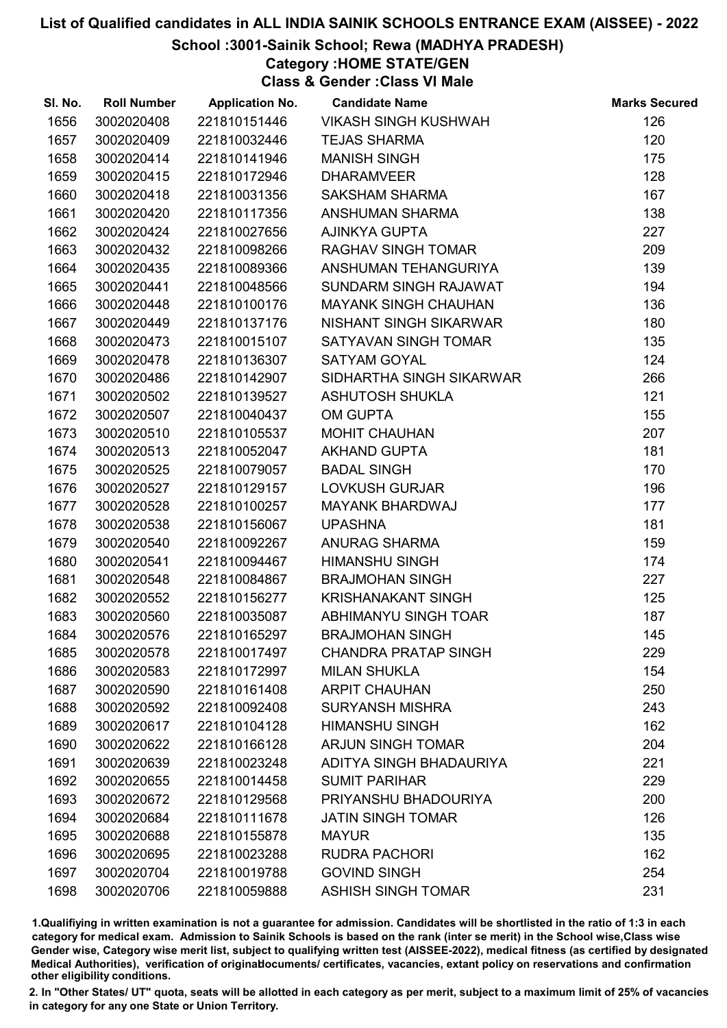# List of Qualified candidates in ALL INDIA SAINIK SCHOOLS ENTRANCE EXAM (AISSEE) - 2022

## School :3001-Sainik School; Rewa (MADHYA PRADESH)

### Category :HOME STATE/GEN

### Class & Gender :Class VI Male

| Sl. No. | Roll Number | Application No. | Candidate Name | Marks Secured |
|---|---|---|---|---|
| 1656 | 3002020408 | 221810151446 | VIKASH SINGH KUSHWAH | 126 |
| 1657 | 3002020409 | 221810032446 | TEJAS SHARMA | 120 |
| 1658 | 3002020414 | 221810141946 | MANISH SINGH | 175 |
| 1659 | 3002020415 | 221810172946 | DHARAMVEER | 128 |
| 1660 | 3002020418 | 221810031356 | SAKSHAM SHARMA | 167 |
| 1661 | 3002020420 | 221810117356 | ANSHUMAN SHARMA | 138 |
| 1662 | 3002020424 | 221810027656 | AJINKYA GUPTA | 227 |
| 1663 | 3002020432 | 221810098266 | RAGHAV SINGH TOMAR | 209 |
| 1664 | 3002020435 | 221810089366 | ANSHUMAN TEHANGURIYA | 139 |
| 1665 | 3002020441 | 221810048566 | SUNDARM SINGH RAJAWAT | 194 |
| 1666 | 3002020448 | 221810100176 | MAYANK SINGH CHAUHAN | 136 |
| 1667 | 3002020449 | 221810137176 | NISHANT SINGH SIKARWAR | 180 |
| 1668 | 3002020473 | 221810015107 | SATYAVAN SINGH TOMAR | 135 |
| 1669 | 3002020478 | 221810136307 | SATYAM GOYAL | 124 |
| 1670 | 3002020486 | 221810142907 | SIDHARTHA SINGH SIKARWAR | 266 |
| 1671 | 3002020502 | 221810139527 | ASHUTOSH SHUKLA | 121 |
| 1672 | 3002020507 | 221810040437 | OM GUPTA | 155 |
| 1673 | 3002020510 | 221810105537 | MOHIT CHAUHAN | 207 |
| 1674 | 3002020513 | 221810052047 | AKHAND GUPTA | 181 |
| 1675 | 3002020525 | 221810079057 | BADAL SINGH | 170 |
| 1676 | 3002020527 | 221810129157 | LOVKUSH GURJAR | 196 |
| 1677 | 3002020528 | 221810100257 | MAYANK BHARDWAJ | 177 |
| 1678 | 3002020538 | 221810156067 | UPASHNA | 181 |
| 1679 | 3002020540 | 221810092267 | ANURAG SHARMA | 159 |
| 1680 | 3002020541 | 221810094467 | HIMANSHU SINGH | 174 |
| 1681 | 3002020548 | 221810084867 | BRAJMOHAN SINGH | 227 |
| 1682 | 3002020552 | 221810156277 | KRISHANAKANT SINGH | 125 |
| 1683 | 3002020560 | 221810035087 | ABHIMANYU SINGH TOAR | 187 |
| 1684 | 3002020576 | 221810165297 | BRAJMOHAN SINGH | 145 |
| 1685 | 3002020578 | 221810017497 | CHANDRA PRATAP SINGH | 229 |
| 1686 | 3002020583 | 221810172997 | MILAN SHUKLA | 154 |
| 1687 | 3002020590 | 221810161408 | ARPIT CHAUHAN | 250 |
| 1688 | 3002020592 | 221810092408 | SURYANSH MISHRA | 243 |
| 1689 | 3002020617 | 221810104128 | HIMANSHU SINGH | 162 |
| 1690 | 3002020622 | 221810166128 | ARJUN SINGH TOMAR | 204 |
| 1691 | 3002020639 | 221810023248 | ADITYA SINGH BHADAURIYA | 221 |
| 1692 | 3002020655 | 221810014458 | SUMIT PARIHAR | 229 |
| 1693 | 3002020672 | 221810129568 | PRIYANSHU BHADOURIYA | 200 |
| 1694 | 3002020684 | 221810111678 | JATIN SINGH TOMAR | 126 |
| 1695 | 3002020688 | 221810155878 | MAYUR | 135 |
| 1696 | 3002020695 | 221810023288 | RUDRA PACHORI | 162 |
| 1697 | 3002020704 | 221810019788 | GOVIND SINGH | 254 |
| 1698 | 3002020706 | 221810059888 | ASHISH SINGH TOMAR | 231 |

1.Qualifiying in written examination is not a guarantee for admission. Candidates will be shortlisted in the ratio of 1:3 in each category for medical exam. Admission to Sainik Schools is based on the rank (inter se merit) in the School wise,Class wise Gender wise, Category wise merit list, subject to qualifying written test (AISSEE-2022), medical fitness (as certified by designated Medical Authorities), verification of originaldocuments/ certificates, vacancies, extant policy on reservations and confirmation other eligibility conditions.

2. In "Other States/ UT" quota, seats will be allotted in each category as per merit, subject to a maximum limit of 25% of vacancies in category for any one State or Union Territory.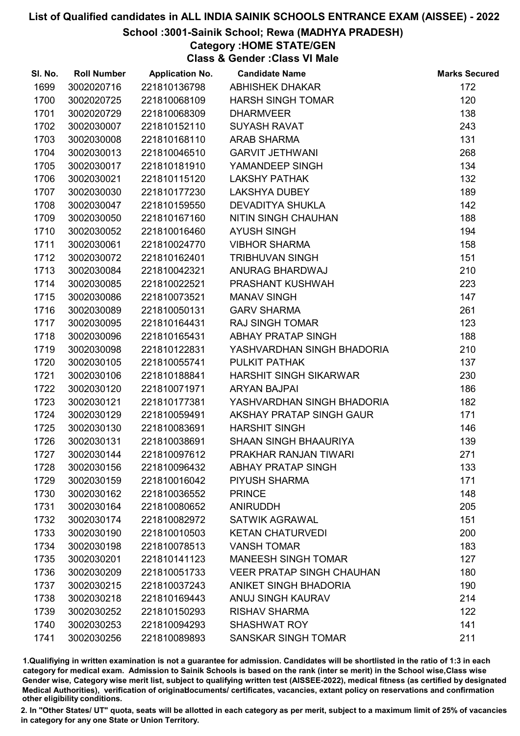# List of Qualified candidates in ALL INDIA SAINIK SCHOOLS ENTRANCE EXAM (AISSEE) - 2022

## School :3001-Sainik School; Rewa (MADHYA PRADESH)

### Category :HOME STATE/GEN

### Class & Gender :Class VI Male

| Sl. No. | Roll Number | Application No. | Candidate Name | Marks Secured |
|---|---|---|---|---|
| 1699 | 3002020716 | 221810136798 | ABHISHEK DHAKAR | 172 |
| 1700 | 3002020725 | 221810068109 | HARSH SINGH TOMAR | 120 |
| 1701 | 3002020729 | 221810068309 | DHARMVEER | 138 |
| 1702 | 3002030007 | 221810152110 | SUYASH RAVAT | 243 |
| 1703 | 3002030008 | 221810168110 | ARAB SHARMA | 131 |
| 1704 | 3002030013 | 221810046510 | GARVIT JETHWANI | 268 |
| 1705 | 3002030017 | 221810181910 | YAMANDEEP SINGH | 134 |
| 1706 | 3002030021 | 221810115120 | LAKSHY PATHAK | 132 |
| 1707 | 3002030030 | 221810177230 | LAKSHYA DUBEY | 189 |
| 1708 | 3002030047 | 221810159550 | DEVADITYA SHUKLA | 142 |
| 1709 | 3002030050 | 221810167160 | NITIN SINGH CHAUHAN | 188 |
| 1710 | 3002030052 | 221810016460 | AYUSH SINGH | 194 |
| 1711 | 3002030061 | 221810024770 | VIBHOR SHARMA | 158 |
| 1712 | 3002030072 | 221810162401 | TRIBHUVAN SINGH | 151 |
| 1713 | 3002030084 | 221810042321 | ANURAG BHARDWAJ | 210 |
| 1714 | 3002030085 | 221810022521 | PRASHANT KUSHWAH | 223 |
| 1715 | 3002030086 | 221810073521 | MANAV SINGH | 147 |
| 1716 | 3002030089 | 221810050131 | GARV SHARMA | 261 |
| 1717 | 3002030095 | 221810164431 | RAJ SINGH TOMAR | 123 |
| 1718 | 3002030096 | 221810165431 | ABHAY PRATAP SINGH | 188 |
| 1719 | 3002030098 | 221810122831 | YASHVARDHAN SINGH BHADORIA | 210 |
| 1720 | 3002030105 | 221810055741 | PULKIT PATHAK | 137 |
| 1721 | 3002030106 | 221810188841 | HARSHIT SINGH SIKARWAR | 230 |
| 1722 | 3002030120 | 221810071971 | ARYAN BAJPAI | 186 |
| 1723 | 3002030121 | 221810177381 | YASHVARDHAN SINGH BHADORIA | 182 |
| 1724 | 3002030129 | 221810059491 | AKSHAY PRATAP SINGH GAUR | 171 |
| 1725 | 3002030130 | 221810083691 | HARSHIT SINGH | 146 |
| 1726 | 3002030131 | 221810038691 | SHAAN SINGH BHAAURIYA | 139 |
| 1727 | 3002030144 | 221810097612 | PRAKHAR RANJAN TIWARI | 271 |
| 1728 | 3002030156 | 221810096432 | ABHAY PRATAP SINGH | 133 |
| 1729 | 3002030159 | 221810016042 | PIYUSH SHARMA | 171 |
| 1730 | 3002030162 | 221810036552 | PRINCE | 148 |
| 1731 | 3002030164 | 221810080652 | ANIRUDDH | 205 |
| 1732 | 3002030174 | 221810082972 | SATWIK AGRAWAL | 151 |
| 1733 | 3002030190 | 221810010503 | KETAN CHATURVEDI | 200 |
| 1734 | 3002030198 | 221810078513 | VANSH TOMAR | 183 |
| 1735 | 3002030201 | 221810141123 | MANEESH SINGH TOMAR | 127 |
| 1736 | 3002030209 | 221810051733 | VEER PRATAP SINGH CHAUHAN | 180 |
| 1737 | 3002030215 | 221810037243 | ANIKET SINGH BHADORIA | 190 |
| 1738 | 3002030218 | 221810169443 | ANUJ SINGH KAURAV | 214 |
| 1739 | 3002030252 | 221810150293 | RISHAV SHARMA | 122 |
| 1740 | 3002030253 | 221810094293 | SHASHWAT ROY | 141 |
| 1741 | 3002030256 | 221810089893 | SANSKAR SINGH TOMAR | 211 |

1.Qualifiying in written examination is not a guarantee for admission. Candidates will be shortlisted in the ratio of 1:3 in each category for medical exam. Admission to Sainik Schools is based on the rank (inter se merit) in the School wise,Class wise Gender wise, Category wise merit list, subject to qualifying written test (AISSEE-2022), medical fitness (as certified by designated Medical Authorities), verification of originaldocuments/ certificates, vacancies, extant policy on reservations and confirmation other eligibility conditions.

2. In "Other States/ UT" quota, seats will be allotted in each category as per merit, subject to a maximum limit of 25% of vacancies in category for any one State or Union Territory.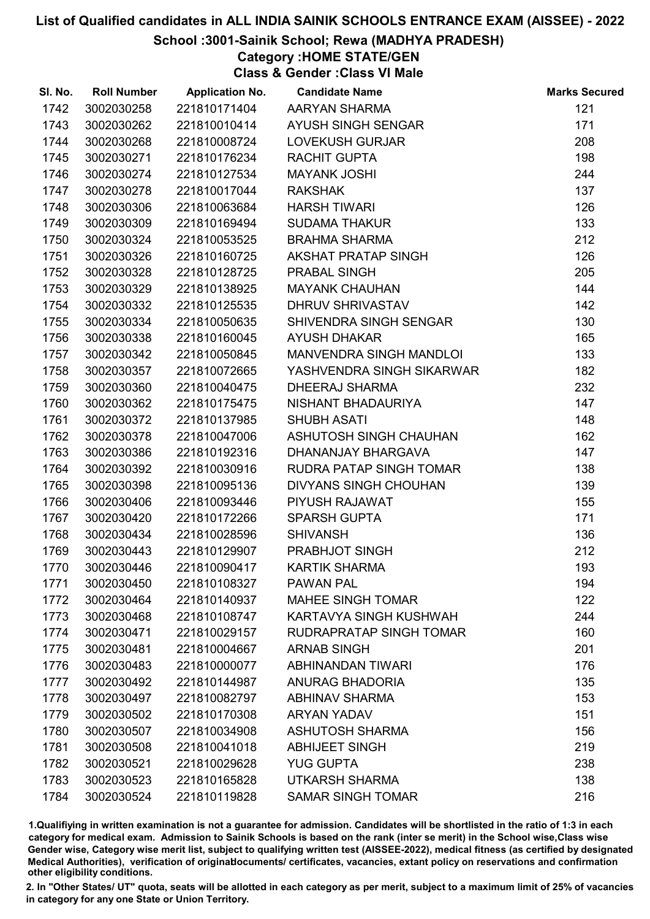# List of Qualified candidates in ALL INDIA SAINIK SCHOOLS ENTRANCE EXAM (AISSEE) - 2022

## School :3001-Sainik School; Rewa (MADHYA PRADESH)

### Category :HOME STATE/GEN

### Class & Gender :Class VI Male

| Sl. No. | Roll Number | Application No. | Candidate Name | Marks Secured |
|---|---|---|---|---|
| 1742 | 3002030258 | 221810171404 | AARYAN SHARMA | 121 |
| 1743 | 3002030262 | 221810010414 | AYUSH SINGH SENGAR | 171 |
| 1744 | 3002030268 | 221810008724 | LOVEKUSH GURJAR | 208 |
| 1745 | 3002030271 | 221810176234 | RACHIT GUPTA | 198 |
| 1746 | 3002030274 | 221810127534 | MAYANK JOSHI | 244 |
| 1747 | 3002030278 | 221810017044 | RAKSHAK | 137 |
| 1748 | 3002030306 | 221810063684 | HARSH TIWARI | 126 |
| 1749 | 3002030309 | 221810169494 | SUDAMA THAKUR | 133 |
| 1750 | 3002030324 | 221810053525 | BRAHMA SHARMA | 212 |
| 1751 | 3002030326 | 221810160725 | AKSHAT PRATAP SINGH | 126 |
| 1752 | 3002030328 | 221810128725 | PRABAL SINGH | 205 |
| 1753 | 3002030329 | 221810138925 | MAYANK CHAUHAN | 144 |
| 1754 | 3002030332 | 221810125535 | DHRUV SHRIVASTAV | 142 |
| 1755 | 3002030334 | 221810050635 | SHIVENDRA SINGH SENGAR | 130 |
| 1756 | 3002030338 | 221810160045 | AYUSH DHAKAR | 165 |
| 1757 | 3002030342 | 221810050845 | MANVENDRA SINGH MANDLOI | 133 |
| 1758 | 3002030357 | 221810072665 | YASHVENDRA SINGH SIKARWAR | 182 |
| 1759 | 3002030360 | 221810040475 | DHEERAJ SHARMA | 232 |
| 1760 | 3002030362 | 221810175475 | NISHANT BHADAURIYA | 147 |
| 1761 | 3002030372 | 221810137985 | SHUBH ASATI | 148 |
| 1762 | 3002030378 | 221810047006 | ASHUTOSH SINGH CHAUHAN | 162 |
| 1763 | 3002030386 | 221810192316 | DHANANJAY BHARGAVA | 147 |
| 1764 | 3002030392 | 221810030916 | RUDRA PATAP SINGH TOMAR | 138 |
| 1765 | 3002030398 | 221810095136 | DIVYANS SINGH CHOUHAN | 139 |
| 1766 | 3002030406 | 221810093446 | PIYUSH RAJAWAT | 155 |
| 1767 | 3002030420 | 221810172266 | SPARSH GUPTA | 171 |
| 1768 | 3002030434 | 221810028596 | SHIVANSH | 136 |
| 1769 | 3002030443 | 221810129907 | PRABHJOT SINGH | 212 |
| 1770 | 3002030446 | 221810090417 | KARTIK SHARMA | 193 |
| 1771 | 3002030450 | 221810108327 | PAWAN PAL | 194 |
| 1772 | 3002030464 | 221810140937 | MAHEE SINGH TOMAR | 122 |
| 1773 | 3002030468 | 221810108747 | KARTAVYA SINGH KUSHWAH | 244 |
| 1774 | 3002030471 | 221810029157 | RUDRAPRATAP SINGH TOMAR | 160 |
| 1775 | 3002030481 | 221810004667 | ARNAB SINGH | 201 |
| 1776 | 3002030483 | 221810000077 | ABHINANDAN TIWARI | 176 |
| 1777 | 3002030492 | 221810144987 | ANURAG BHADORIA | 135 |
| 1778 | 3002030497 | 221810082797 | ABHINAV SHARMA | 153 |
| 1779 | 3002030502 | 221810170308 | ARYAN YADAV | 151 |
| 1780 | 3002030507 | 221810034908 | ASHUTOSH SHARMA | 156 |
| 1781 | 3002030508 | 221810041018 | ABHIJEET SINGH | 219 |
| 1782 | 3002030521 | 221810029628 | YUG GUPTA | 238 |
| 1783 | 3002030523 | 221810165828 | UTKARSH SHARMA | 138 |
| 1784 | 3002030524 | 221810119828 | SAMAR SINGH TOMAR | 216 |

1.Qualifiying in written examination is not a guarantee for admission. Candidates will be shortlisted in the ratio of 1:3 in each category for medical exam. Admission to Sainik Schools is based on the rank (inter se merit) in the School wise,Class wise Gender wise, Category wise merit list, subject to qualifying written test (AISSEE-2022), medical fitness (as certified by designated Medical Authorities), verification of originaldocuments/ certificates, vacancies, extant policy on reservations and confirmation other eligibility conditions.

2. In "Other States/ UT" quota, seats will be allotted in each category as per merit, subject to a maximum limit of 25% of vacancies in category for any one State or Union Territory.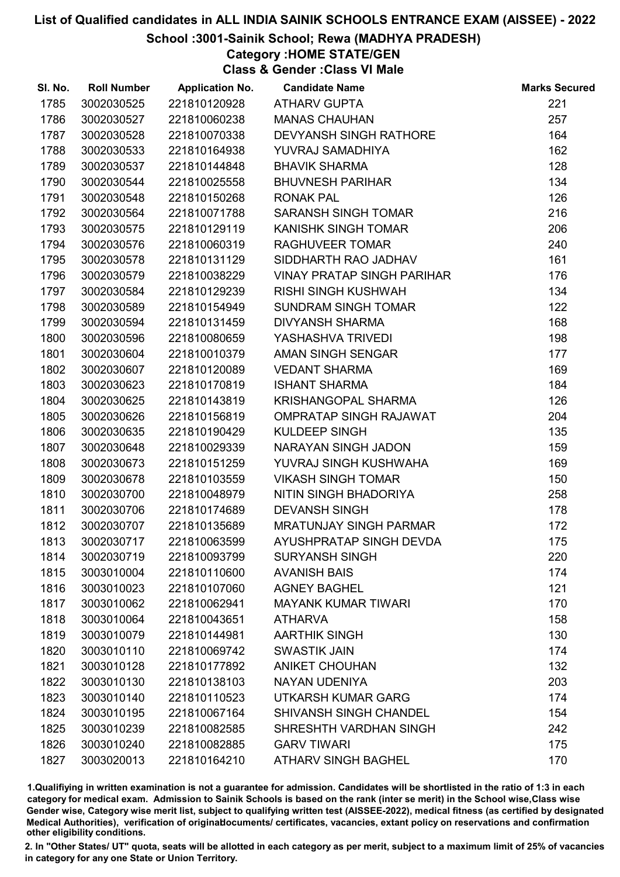# List of Qualified candidates in ALL INDIA SAINIK SCHOOLS ENTRANCE EXAM (AISSEE) - 2022

## School :3001-Sainik School; Rewa (MADHYA PRADESH)

### Category :HOME STATE/GEN

### Class & Gender :Class VI Male

| Sl. No. | Roll Number | Application No. | Candidate Name | Marks Secured |
|---|---|---|---|---|
| 1785 | 3002030525 | 221810120928 | ATHARV GUPTA | 221 |
| 1786 | 3002030527 | 221810060238 | MANAS CHAUHAN | 257 |
| 1787 | 3002030528 | 221810070338 | DEVYANSH SINGH RATHORE | 164 |
| 1788 | 3002030533 | 221810164938 | YUVRAJ SAMADHIYA | 162 |
| 1789 | 3002030537 | 221810144848 | BHAVIK SHARMA | 128 |
| 1790 | 3002030544 | 221810025558 | BHUVNESH PARIHAR | 134 |
| 1791 | 3002030548 | 221810150268 | RONAK PAL | 126 |
| 1792 | 3002030564 | 221810071788 | SARANSH SINGH TOMAR | 216 |
| 1793 | 3002030575 | 221810129119 | KANISHK SINGH TOMAR | 206 |
| 1794 | 3002030576 | 221810060319 | RAGHUVEER TOMAR | 240 |
| 1795 | 3002030578 | 221810131129 | SIDDHARTH RAO JADHAV | 161 |
| 1796 | 3002030579 | 221810038229 | VINAY PRATAP SINGH PARIHAR | 176 |
| 1797 | 3002030584 | 221810129239 | RISHI SINGH KUSHWAH | 134 |
| 1798 | 3002030589 | 221810154949 | SUNDRAM SINGH TOMAR | 122 |
| 1799 | 3002030594 | 221810131459 | DIVYANSH SHARMA | 168 |
| 1800 | 3002030596 | 221810080659 | YASHASHVA TRIVEDI | 198 |
| 1801 | 3002030604 | 221810010379 | AMAN SINGH SENGAR | 177 |
| 1802 | 3002030607 | 221810120089 | VEDANT SHARMA | 169 |
| 1803 | 3002030623 | 221810170819 | ISHANT SHARMA | 184 |
| 1804 | 3002030625 | 221810143819 | KRISHANGOPAL SHARMA | 126 |
| 1805 | 3002030626 | 221810156819 | OMPRATAP SINGH RAJAWAT | 204 |
| 1806 | 3002030635 | 221810190429 | KULDEEP SINGH | 135 |
| 1807 | 3002030648 | 221810029339 | NARAYAN SINGH JADON | 159 |
| 1808 | 3002030673 | 221810151259 | YUVRAJ SINGH KUSHWAHA | 169 |
| 1809 | 3002030678 | 221810103559 | VIKASH SINGH TOMAR | 150 |
| 1810 | 3002030700 | 221810048979 | NITIN SINGH BHADORIYA | 258 |
| 1811 | 3002030706 | 221810174689 | DEVANSH SINGH | 178 |
| 1812 | 3002030707 | 221810135689 | MRATUNJAY SINGH PARMAR | 172 |
| 1813 | 3002030717 | 221810063599 | AYUSHPRATAP SINGH DEVDA | 175 |
| 1814 | 3002030719 | 221810093799 | SURYANSH SINGH | 220 |
| 1815 | 3003010004 | 221810110600 | AVANISH BAIS | 174 |
| 1816 | 3003010023 | 221810107060 | AGNEY BAGHEL | 121 |
| 1817 | 3003010062 | 221810062941 | MAYANK KUMAR TIWARI | 170 |
| 1818 | 3003010064 | 221810043651 | ATHARVA | 158 |
| 1819 | 3003010079 | 221810144981 | AARTHIK SINGH | 130 |
| 1820 | 3003010110 | 221810069742 | SWASTIK JAIN | 174 |
| 1821 | 3003010128 | 221810177892 | ANIKET CHOUHAN | 132 |
| 1822 | 3003010130 | 221810138103 | NAYAN UDENIYA | 203 |
| 1823 | 3003010140 | 221810110523 | UTKARSH KUMAR GARG | 174 |
| 1824 | 3003010195 | 221810067164 | SHIVANSH SINGH CHANDEL | 154 |
| 1825 | 3003010239 | 221810082585 | SHRESHTH VARDHAN SINGH | 242 |
| 1826 | 3003010240 | 221810082885 | GARV TIWARI | 175 |
| 1827 | 3003020013 | 221810164210 | ATHARV SINGH BAGHEL | 170 |

1.Qualifiying in written examination is not a guarantee for admission. Candidates will be shortlisted in the ratio of 1:3 in each category for medical exam. Admission to Sainik Schools is based on the rank (inter se merit) in the School wise,Class wise Gender wise, Category wise merit list, subject to qualifying written test (AISSEE-2022), medical fitness (as certified by designated Medical Authorities), verification of originaldocuments/ certificates, vacancies, extant policy on reservations and confirmation other eligibility conditions.

2. In "Other States/ UT" quota, seats will be allotted in each category as per merit, subject to a maximum limit of 25% of vacancies in category for any one State or Union Territory.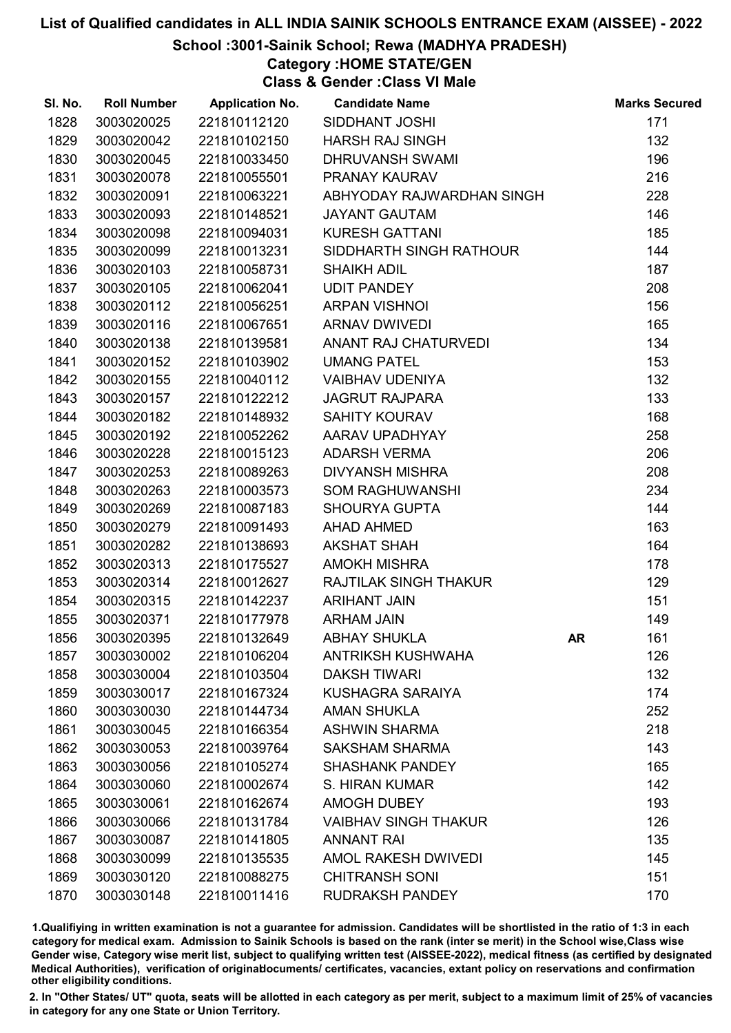# List of Qualified candidates in ALL INDIA SAINIK SCHOOLS ENTRANCE EXAM (AISSEE) - 2022

## School :3001-Sainik School; Rewa (MADHYA PRADESH)

### Category :HOME STATE/GEN

### Class & Gender :Class VI Male

| Sl. No. | Roll Number | Application No. | Candidate Name | | Marks Secured |
|---|---|---|---|---|---|
| 1828 | 3003020025 | 221810112120 | SIDDHANT JOSHI | | 171 |
| 1829 | 3003020042 | 221810102150 | HARSH RAJ SINGH | | 132 |
| 1830 | 3003020045 | 221810033450 | DHRUVANSH SWAMI | | 196 |
| 1831 | 3003020078 | 221810055501 | PRANAY KAURAV | | 216 |
| 1832 | 3003020091 | 221810063221 | ABHYODAY RAJWARDHAN SINGH | | 228 |
| 1833 | 3003020093 | 221810148521 | JAYANT GAUTAM | | 146 |
| 1834 | 3003020098 | 221810094031 | KURESH GATTANI | | 185 |
| 1835 | 3003020099 | 221810013231 | SIDDHARTH SINGH RATHOUR | | 144 |
| 1836 | 3003020103 | 221810058731 | SHAIKH ADIL | | 187 |
| 1837 | 3003020105 | 221810062041 | UDIT PANDEY | | 208 |
| 1838 | 3003020112 | 221810056251 | ARPAN VISHNOI | | 156 |
| 1839 | 3003020116 | 221810067651 | ARNAV DWIVEDI | | 165 |
| 1840 | 3003020138 | 221810139581 | ANANT RAJ CHATURVEDI | | 134 |
| 1841 | 3003020152 | 221810103902 | UMANG PATEL | | 153 |
| 1842 | 3003020155 | 221810040112 | VAIBHAV UDENIYA | | 132 |
| 1843 | 3003020157 | 221810122212 | JAGRUT RAJPARA | | 133 |
| 1844 | 3003020182 | 221810148932 | SAHITY KOURAV | | 168 |
| 1845 | 3003020192 | 221810052262 | AARAV UPADHYAY | | 258 |
| 1846 | 3003020228 | 221810015123 | ADARSH VERMA | | 206 |
| 1847 | 3003020253 | 221810089263 | DIVYANSH MISHRA | | 208 |
| 1848 | 3003020263 | 221810003573 | SOM RAGHUWANSHI | | 234 |
| 1849 | 3003020269 | 221810087183 | SHOURYA GUPTA | | 144 |
| 1850 | 3003020279 | 221810091493 | AHAD AHMED | | 163 |
| 1851 | 3003020282 | 221810138693 | AKSHAT SHAH | | 164 |
| 1852 | 3003020313 | 221810175527 | AMOKH MISHRA | | 178 |
| 1853 | 3003020314 | 221810012627 | RAJTILAK SINGH THAKUR | | 129 |
| 1854 | 3003020315 | 221810142237 | ARIHANT JAIN | | 151 |
| 1855 | 3003020371 | 221810177978 | ARHAM JAIN | | 149 |
| 1856 | 3003020395 | 221810132649 | ABHAY SHUKLA | **AR** | 161 |
| 1857 | 3003030002 | 221810106204 | ANTRIKSH KUSHWAHA | | 126 |
| 1858 | 3003030004 | 221810103504 | DAKSH TIWARI | | 132 |
| 1859 | 3003030017 | 221810167324 | KUSHAGRA SARAIYA | | 174 |
| 1860 | 3003030030 | 221810144734 | AMAN SHUKLA | | 252 |
| 1861 | 3003030045 | 221810166354 | ASHWIN SHARMA | | 218 |
| 1862 | 3003030053 | 221810039764 | SAKSHAM SHARMA | | 143 |
| 1863 | 3003030056 | 221810105274 | SHASHANK PANDEY | | 165 |
| 1864 | 3003030060 | 221810002674 | S. HIRAN KUMAR | | 142 |
| 1865 | 3003030061 | 221810162674 | AMOGH DUBEY | | 193 |
| 1866 | 3003030066 | 221810131784 | VAIBHAV SINGH THAKUR | | 126 |
| 1867 | 3003030087 | 221810141805 | ANNANT RAI | | 135 |
| 1868 | 3003030099 | 221810135535 | AMOL RAKESH DWIVEDI | | 145 |
| 1869 | 3003030120 | 221810088275 | CHITRANSH SONI | | 151 |
| 1870 | 3003030148 | 221810011416 | RUDRAKSH PANDEY | | 170 |

1.Qualifiying in written examination is not a guarantee for admission. Candidates will be shortlisted in the ratio of 1:3 in each category for medical exam. Admission to Sainik Schools is based on the rank (inter se merit) in the School wise,Class wise Gender wise, Category wise merit list, subject to qualifying written test (AISSEE-2022), medical fitness (as certified by designated Medical Authorities), verification of originaldocuments/ certificates, vacancies, extant policy on reservations and confirmation other eligibility conditions.

2. In "Other States/ UT" quota, seats will be allotted in each category as per merit, subject to a maximum limit of 25% of vacancies in category for any one State or Union Territory.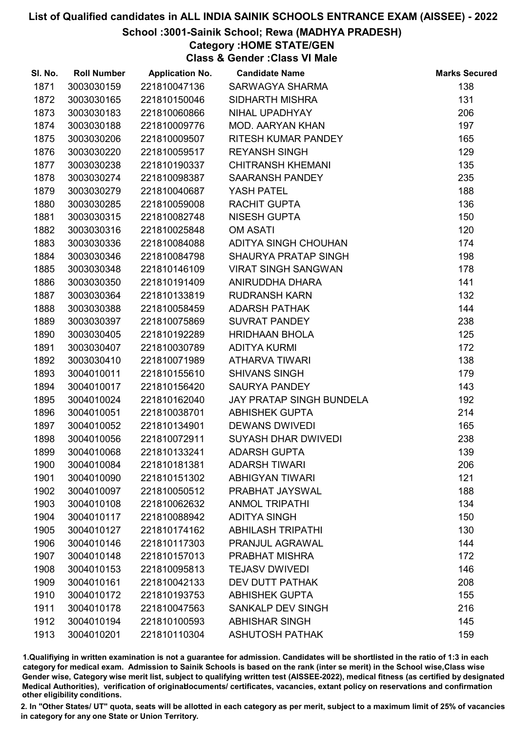# List of Qualified candidates in ALL INDIA SAINIK SCHOOLS ENTRANCE EXAM (AISSEE) - 2022

## School :3001-Sainik School; Rewa (MADHYA PRADESH)

### Category :HOME STATE/GEN

### Class & Gender :Class VI Male

| Sl. No. | Roll Number | Application No. | Candidate Name | Marks Secured |
|---|---|---|---|---|
| 1871 | 3003030159 | 221810047136 | SARWAGYA SHARMA | 138 |
| 1872 | 3003030165 | 221810150046 | SIDHARTH MISHRA | 131 |
| 1873 | 3003030183 | 221810060866 | NIHAL UPADHYAY | 206 |
| 1874 | 3003030188 | 221810009776 | MOD. AARYAN KHAN | 197 |
| 1875 | 3003030206 | 221810009507 | RITESH KUMAR PANDEY | 165 |
| 1876 | 3003030220 | 221810059517 | REYANSH SINGH | 129 |
| 1877 | 3003030238 | 221810190337 | CHITRANSH KHEMANI | 135 |
| 1878 | 3003030274 | 221810098387 | SAARANSH PANDEY | 235 |
| 1879 | 3003030279 | 221810040687 | YASH PATEL | 188 |
| 1880 | 3003030285 | 221810059008 | RACHIT GUPTA | 136 |
| 1881 | 3003030315 | 221810082748 | NISESH GUPTA | 150 |
| 1882 | 3003030316 | 221810025848 | OM ASATI | 120 |
| 1883 | 3003030336 | 221810084088 | ADITYA SINGH CHOUHAN | 174 |
| 1884 | 3003030346 | 221810084798 | SHAURYA PRATAP SINGH | 198 |
| 1885 | 3003030348 | 221810146109 | VIRAT SINGH SANGWAN | 178 |
| 1886 | 3003030350 | 221810191409 | ANIRUDDHA DHARA | 141 |
| 1887 | 3003030364 | 221810133819 | RUDRANSH KARN | 132 |
| 1888 | 3003030388 | 221810058459 | ADARSH PATHAK | 144 |
| 1889 | 3003030397 | 221810075869 | SUVRAT PANDEY | 238 |
| 1890 | 3003030405 | 221810192289 | HRIDHAAN BHOLA | 125 |
| 1891 | 3003030407 | 221810030789 | ADITYA KURMI | 172 |
| 1892 | 3003030410 | 221810071989 | ATHARVA TIWARI | 138 |
| 1893 | 3004010011 | 221810155610 | SHIVANS SINGH | 179 |
| 1894 | 3004010017 | 221810156420 | SAURYA PANDEY | 143 |
| 1895 | 3004010024 | 221810162040 | JAY PRATAP SINGH BUNDELA | 192 |
| 1896 | 3004010051 | 221810038701 | ABHISHEK GUPTA | 214 |
| 1897 | 3004010052 | 221810134901 | DEWANS DWIVEDI | 165 |
| 1898 | 3004010056 | 221810072911 | SUYASH DHAR DWIVEDI | 238 |
| 1899 | 3004010068 | 221810133241 | ADARSH GUPTA | 139 |
| 1900 | 3004010084 | 221810181381 | ADARSH TIWARI | 206 |
| 1901 | 3004010090 | 221810151302 | ABHIGYAN TIWARI | 121 |
| 1902 | 3004010097 | 221810050512 | PRABHAT JAYSWAL | 188 |
| 1903 | 3004010108 | 221810062632 | ANMOL TRIPATHI | 134 |
| 1904 | 3004010117 | 221810088942 | ADITYA SINGH | 150 |
| 1905 | 3004010127 | 221810174162 | ABHILASH TRIPATHI | 130 |
| 1906 | 3004010146 | 221810117303 | PRANJUL AGRAWAL | 144 |
| 1907 | 3004010148 | 221810157013 | PRABHAT MISHRA | 172 |
| 1908 | 3004010153 | 221810095813 | TEJASV DWIVEDI | 146 |
| 1909 | 3004010161 | 221810042133 | DEV DUTT PATHAK | 208 |
| 1910 | 3004010172 | 221810193753 | ABHISHEK GUPTA | 155 |
| 1911 | 3004010178 | 221810047563 | SANKALP DEV SINGH | 216 |
| 1912 | 3004010194 | 221810100593 | ABHISHAR SINGH | 145 |
| 1913 | 3004010201 | 221810110304 | ASHUTOSH PATHAK | 159 |

1.Qualifiying in written examination is not a guarantee for admission. Candidates will be shortlisted in the ratio of 1:3 in each category for medical exam. Admission to Sainik Schools is based on the rank (inter se merit) in the School wise,Class wise Gender wise, Category wise merit list, subject to qualifying written test (AISSEE-2022), medical fitness (as certified by designated Medical Authorities), verification of originaldocuments/ certificates, vacancies, extant policy on reservations and confirmation other eligibility conditions.

2. In "Other States/ UT" quota, seats will be allotted in each category as per merit, subject to a maximum limit of 25% of vacancies in category for any one State or Union Territory.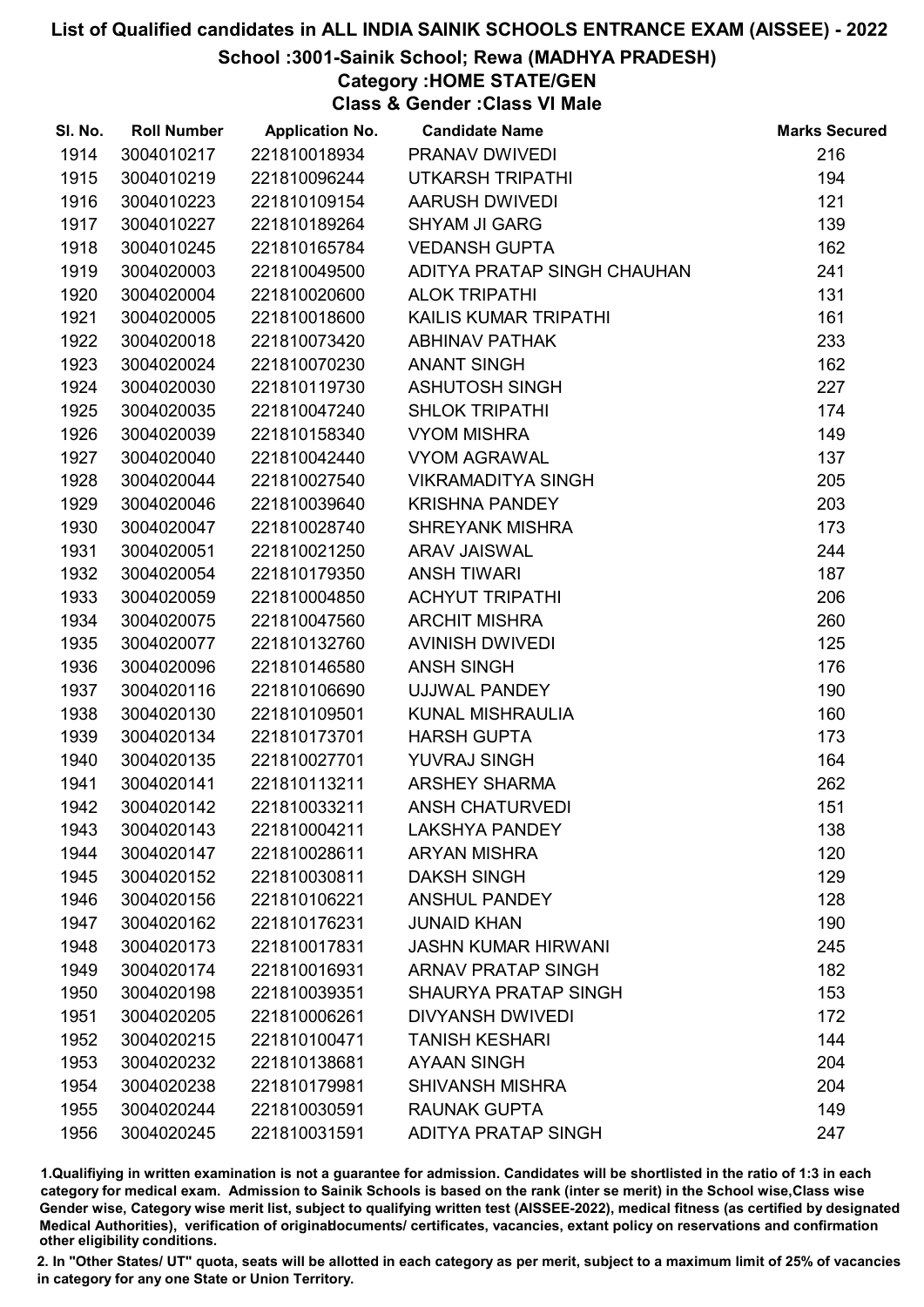# List of Qualified candidates in ALL INDIA SAINIK SCHOOLS ENTRANCE EXAM (AISSEE) - 2022

## School :3001-Sainik School; Rewa (MADHYA PRADESH)

### Category :HOME STATE/GEN

### Class & Gender :Class VI Male

| Sl. No. | Roll Number | Application No. | Candidate Name | Marks Secured |
|---|---|---|---|---|
| 1914 | 3004010217 | 221810018934 | PRANAV DWIVEDI | 216 |
| 1915 | 3004010219 | 221810096244 | UTKARSH TRIPATHI | 194 |
| 1916 | 3004010223 | 221810109154 | AARUSH DWIVEDI | 121 |
| 1917 | 3004010227 | 221810189264 | SHYAM JI GARG | 139 |
| 1918 | 3004010245 | 221810165784 | VEDANSH GUPTA | 162 |
| 1919 | 3004020003 | 221810049500 | ADITYA PRATAP SINGH CHAUHAN | 241 |
| 1920 | 3004020004 | 221810020600 | ALOK TRIPATHI | 131 |
| 1921 | 3004020005 | 221810018600 | KAILIS KUMAR TRIPATHI | 161 |
| 1922 | 3004020018 | 221810073420 | ABHINAV PATHAK | 233 |
| 1923 | 3004020024 | 221810070230 | ANANT SINGH | 162 |
| 1924 | 3004020030 | 221810119730 | ASHUTOSH SINGH | 227 |
| 1925 | 3004020035 | 221810047240 | SHLOK TRIPATHI | 174 |
| 1926 | 3004020039 | 221810158340 | VYOM MISHRA | 149 |
| 1927 | 3004020040 | 221810042440 | VYOM AGRAWAL | 137 |
| 1928 | 3004020044 | 221810027540 | VIKRAMADITYA SINGH | 205 |
| 1929 | 3004020046 | 221810039640 | KRISHNA PANDEY | 203 |
| 1930 | 3004020047 | 221810028740 | SHREYANK MISHRA | 173 |
| 1931 | 3004020051 | 221810021250 | ARAV JAISWAL | 244 |
| 1932 | 3004020054 | 221810179350 | ANSH TIWARI | 187 |
| 1933 | 3004020059 | 221810004850 | ACHYUT TRIPATHI | 206 |
| 1934 | 3004020075 | 221810047560 | ARCHIT MISHRA | 260 |
| 1935 | 3004020077 | 221810132760 | AVINISH DWIVEDI | 125 |
| 1936 | 3004020096 | 221810146580 | ANSH SINGH | 176 |
| 1937 | 3004020116 | 221810106690 | UJJWAL PANDEY | 190 |
| 1938 | 3004020130 | 221810109501 | KUNAL MISHRAULIA | 160 |
| 1939 | 3004020134 | 221810173701 | HARSH GUPTA | 173 |
| 1940 | 3004020135 | 221810027701 | YUVRAJ SINGH | 164 |
| 1941 | 3004020141 | 221810113211 | ARSHEY SHARMA | 262 |
| 1942 | 3004020142 | 221810033211 | ANSH CHATURVEDI | 151 |
| 1943 | 3004020143 | 221810004211 | LAKSHYA PANDEY | 138 |
| 1944 | 3004020147 | 221810028611 | ARYAN MISHRA | 120 |
| 1945 | 3004020152 | 221810030811 | DAKSH SINGH | 129 |
| 1946 | 3004020156 | 221810106221 | ANSHUL PANDEY | 128 |
| 1947 | 3004020162 | 221810176231 | JUNAID KHAN | 190 |
| 1948 | 3004020173 | 221810017831 | JASHN KUMAR HIRWANI | 245 |
| 1949 | 3004020174 | 221810016931 | ARNAV PRATAP SINGH | 182 |
| 1950 | 3004020198 | 221810039351 | SHAURYA PRATAP SINGH | 153 |
| 1951 | 3004020205 | 221810006261 | DIVYANSH DWIVEDI | 172 |
| 1952 | 3004020215 | 221810100471 | TANISH KESHARI | 144 |
| 1953 | 3004020232 | 221810138681 | AYAAN SINGH | 204 |
| 1954 | 3004020238 | 221810179981 | SHIVANSH MISHRA | 204 |
| 1955 | 3004020244 | 221810030591 | RAUNAK GUPTA | 149 |
| 1956 | 3004020245 | 221810031591 | ADITYA PRATAP SINGH | 247 |

1.Qualifiying in written examination is not a guarantee for admission. Candidates will be shortlisted in the ratio of 1:3 in each category for medical exam. Admission to Sainik Schools is based on the rank (inter se merit) in the School wise,Class wise Gender wise, Category wise merit list, subject to qualifying written test (AISSEE-2022), medical fitness (as certified by designated Medical Authorities), verification of originaldocuments/ certificates, vacancies, extant policy on reservations and confirmation other eligibility conditions.

2. In "Other States/ UT" quota, seats will be allotted in each category as per merit, subject to a maximum limit of 25% of vacancies in category for any one State or Union Territory.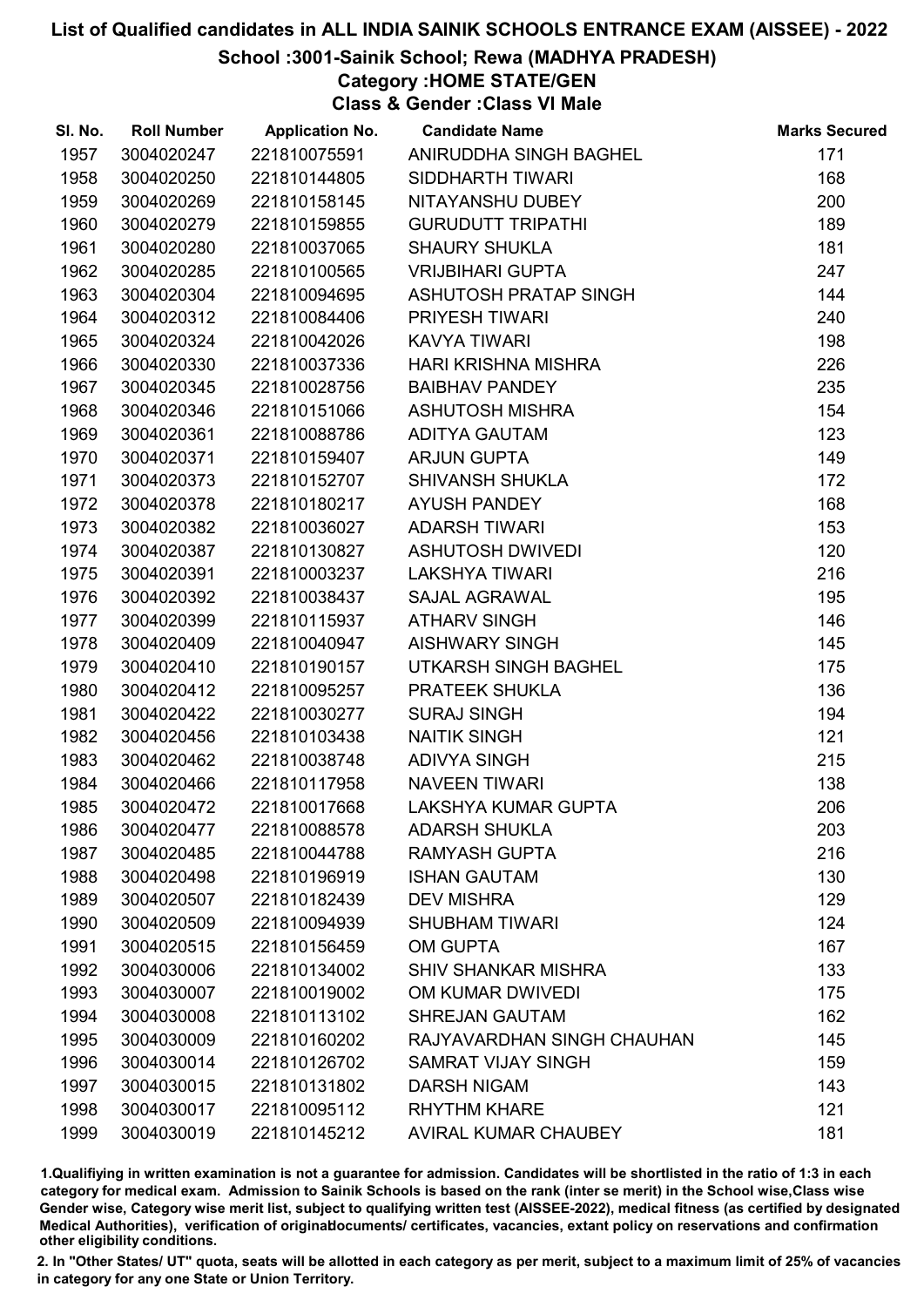# List of Qualified candidates in ALL INDIA SAINIK SCHOOLS ENTRANCE EXAM (AISSEE) - 2022

## School :3001-Sainik School; Rewa (MADHYA PRADESH)

### Category :HOME STATE/GEN

### Class & Gender :Class VI Male

| Sl. No. | Roll Number | Application No. | Candidate Name | Marks Secured |
|---|---|---|---|---|
| 1957 | 3004020247 | 221810075591 | ANIRUDDHA SINGH BAGHEL | 171 |
| 1958 | 3004020250 | 221810144805 | SIDDHARTH TIWARI | 168 |
| 1959 | 3004020269 | 221810158145 | NITAYANSHU DUBEY | 200 |
| 1960 | 3004020279 | 221810159855 | GURUDUTT TRIPATHI | 189 |
| 1961 | 3004020280 | 221810037065 | SHAURY SHUKLA | 181 |
| 1962 | 3004020285 | 221810100565 | VRIJBIHARI GUPTA | 247 |
| 1963 | 3004020304 | 221810094695 | ASHUTOSH PRATAP SINGH | 144 |
| 1964 | 3004020312 | 221810084406 | PRIYESH TIWARI | 240 |
| 1965 | 3004020324 | 221810042026 | KAVYA TIWARI | 198 |
| 1966 | 3004020330 | 221810037336 | HARI KRISHNA MISHRA | 226 |
| 1967 | 3004020345 | 221810028756 | BAIBHAV PANDEY | 235 |
| 1968 | 3004020346 | 221810151066 | ASHUTOSH MISHRA | 154 |
| 1969 | 3004020361 | 221810088786 | ADITYA GAUTAM | 123 |
| 1970 | 3004020371 | 221810159407 | ARJUN GUPTA | 149 |
| 1971 | 3004020373 | 221810152707 | SHIVANSH SHUKLA | 172 |
| 1972 | 3004020378 | 221810180217 | AYUSH PANDEY | 168 |
| 1973 | 3004020382 | 221810036027 | ADARSH TIWARI | 153 |
| 1974 | 3004020387 | 221810130827 | ASHUTOSH DWIVEDI | 120 |
| 1975 | 3004020391 | 221810003237 | LAKSHYA TIWARI | 216 |
| 1976 | 3004020392 | 221810038437 | SAJAL AGRAWAL | 195 |
| 1977 | 3004020399 | 221810115937 | ATHARV SINGH | 146 |
| 1978 | 3004020409 | 221810040947 | AISHWARY SINGH | 145 |
| 1979 | 3004020410 | 221810190157 | UTKARSH SINGH BAGHEL | 175 |
| 1980 | 3004020412 | 221810095257 | PRATEEK SHUKLA | 136 |
| 1981 | 3004020422 | 221810030277 | SURAJ SINGH | 194 |
| 1982 | 3004020456 | 221810103438 | NAITIK SINGH | 121 |
| 1983 | 3004020462 | 221810038748 | ADIVYA SINGH | 215 |
| 1984 | 3004020466 | 221810117958 | NAVEEN TIWARI | 138 |
| 1985 | 3004020472 | 221810017668 | LAKSHYA KUMAR GUPTA | 206 |
| 1986 | 3004020477 | 221810088578 | ADARSH SHUKLA | 203 |
| 1987 | 3004020485 | 221810044788 | RAMYASH GUPTA | 216 |
| 1988 | 3004020498 | 221810196919 | ISHAN GAUTAM | 130 |
| 1989 | 3004020507 | 221810182439 | DEV MISHRA | 129 |
| 1990 | 3004020509 | 221810094939 | SHUBHAM TIWARI | 124 |
| 1991 | 3004020515 | 221810156459 | OM GUPTA | 167 |
| 1992 | 3004030006 | 221810134002 | SHIV SHANKAR MISHRA | 133 |
| 1993 | 3004030007 | 221810019002 | OM KUMAR DWIVEDI | 175 |
| 1994 | 3004030008 | 221810113102 | SHREJAN GAUTAM | 162 |
| 1995 | 3004030009 | 221810160202 | RAJYAVARDHAN SINGH CHAUHAN | 145 |
| 1996 | 3004030014 | 221810126702 | SAMRAT VIJAY SINGH | 159 |
| 1997 | 3004030015 | 221810131802 | DARSH NIGAM | 143 |
| 1998 | 3004030017 | 221810095112 | RHYTHM KHARE | 121 |
| 1999 | 3004030019 | 221810145212 | AVIRAL KUMAR CHAUBEY | 181 |

1.Qualifiying in written examination is not a guarantee for admission. Candidates will be shortlisted in the ratio of 1:3 in each category for medical exam. Admission to Sainik Schools is based on the rank (inter se merit) in the School wise,Class wise Gender wise, Category wise merit list, subject to qualifying written test (AISSEE-2022), medical fitness (as certified by designated Medical Authorities), verification of originaldocuments/ certificates, vacancies, extant policy on reservations and confirmation other eligibility conditions.

2. In "Other States/ UT" quota, seats will be allotted in each category as per merit, subject to a maximum limit of 25% of vacancies in category for any one State or Union Territory.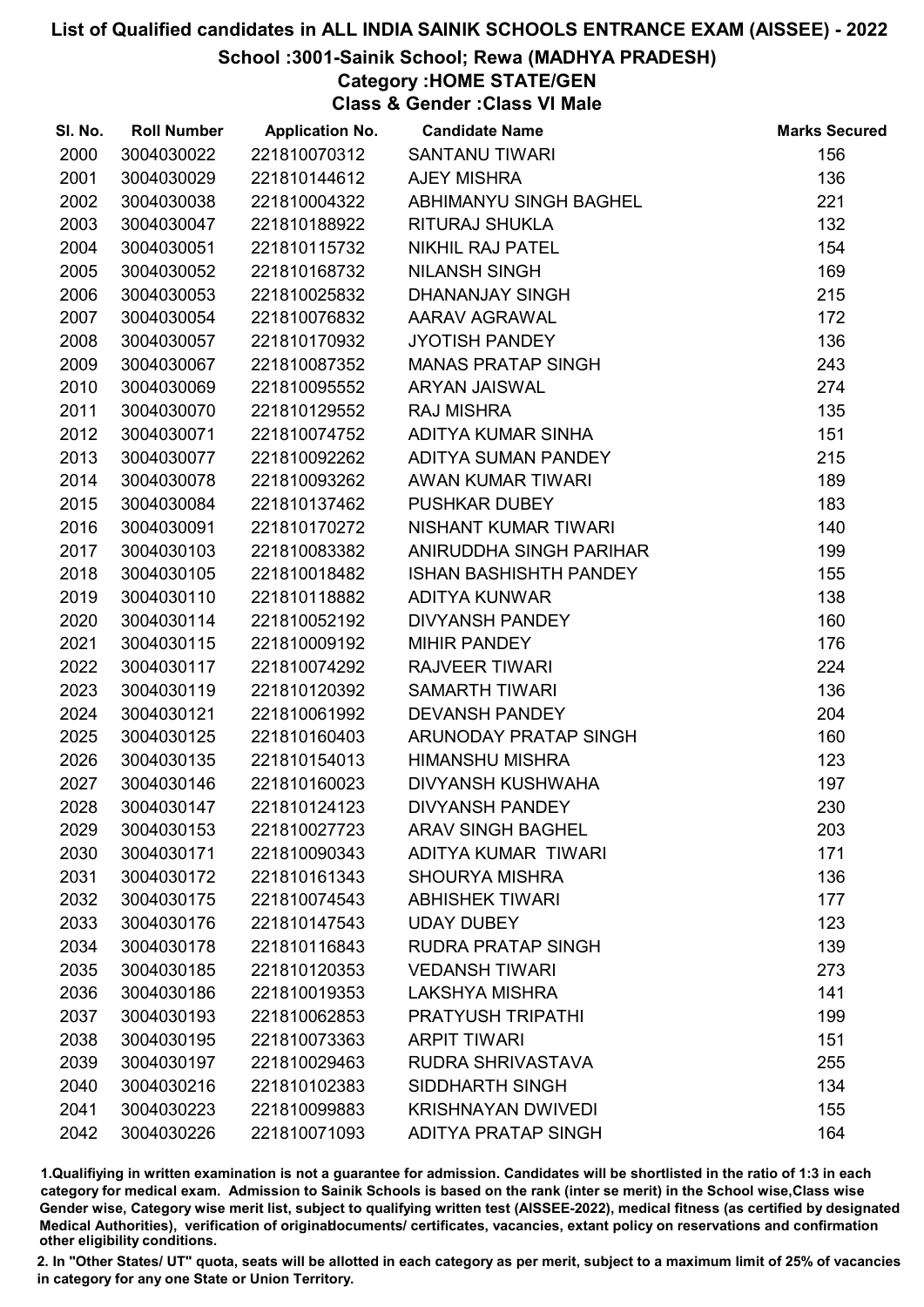# List of Qualified candidates in ALL INDIA SAINIK SCHOOLS ENTRANCE EXAM (AISSEE) - 2022

## School :3001-Sainik School; Rewa (MADHYA PRADESH)

### Category :HOME STATE/GEN

### Class & Gender :Class VI Male

| Sl. No. | Roll Number | Application No. | Candidate Name | Marks Secured |
|---|---|---|---|---|
| 2000 | 3004030022 | 221810070312 | SANTANU TIWARI | 156 |
| 2001 | 3004030029 | 221810144612 | AJEY MISHRA | 136 |
| 2002 | 3004030038 | 221810004322 | ABHIMANYU SINGH BAGHEL | 221 |
| 2003 | 3004030047 | 221810188922 | RITURAJ SHUKLA | 132 |
| 2004 | 3004030051 | 221810115732 | NIKHIL RAJ PATEL | 154 |
| 2005 | 3004030052 | 221810168732 | NILANSH SINGH | 169 |
| 2006 | 3004030053 | 221810025832 | DHANANJAY SINGH | 215 |
| 2007 | 3004030054 | 221810076832 | AARAV AGRAWAL | 172 |
| 2008 | 3004030057 | 221810170932 | JYOTISH PANDEY | 136 |
| 2009 | 3004030067 | 221810087352 | MANAS PRATAP SINGH | 243 |
| 2010 | 3004030069 | 221810095552 | ARYAN JAISWAL | 274 |
| 2011 | 3004030070 | 221810129552 | RAJ MISHRA | 135 |
| 2012 | 3004030071 | 221810074752 | ADITYA KUMAR SINHA | 151 |
| 2013 | 3004030077 | 221810092262 | ADITYA SUMAN PANDEY | 215 |
| 2014 | 3004030078 | 221810093262 | AWAN KUMAR TIWARI | 189 |
| 2015 | 3004030084 | 221810137462 | PUSHKAR DUBEY | 183 |
| 2016 | 3004030091 | 221810170272 | NISHANT KUMAR TIWARI | 140 |
| 2017 | 3004030103 | 221810083382 | ANIRUDDHA SINGH PARIHAR | 199 |
| 2018 | 3004030105 | 221810018482 | ISHAN BASHISHTH PANDEY | 155 |
| 2019 | 3004030110 | 221810118882 | ADITYA KUNWAR | 138 |
| 2020 | 3004030114 | 221810052192 | DIVYANSH PANDEY | 160 |
| 2021 | 3004030115 | 221810009192 | MIHIR PANDEY | 176 |
| 2022 | 3004030117 | 221810074292 | RAJVEER TIWARI | 224 |
| 2023 | 3004030119 | 221810120392 | SAMARTH TIWARI | 136 |
| 2024 | 3004030121 | 221810061992 | DEVANSH PANDEY | 204 |
| 2025 | 3004030125 | 221810160403 | ARUNODAY PRATAP SINGH | 160 |
| 2026 | 3004030135 | 221810154013 | HIMANSHU MISHRA | 123 |
| 2027 | 3004030146 | 221810160023 | DIVYANSH KUSHWAHA | 197 |
| 2028 | 3004030147 | 221810124123 | DIVYANSH PANDEY | 230 |
| 2029 | 3004030153 | 221810027723 | ARAV SINGH BAGHEL | 203 |
| 2030 | 3004030171 | 221810090343 | ADITYA KUMAR TIWARI | 171 |
| 2031 | 3004030172 | 221810161343 | SHOURYA MISHRA | 136 |
| 2032 | 3004030175 | 221810074543 | ABHISHEK TIWARI | 177 |
| 2033 | 3004030176 | 221810147543 | UDAY DUBEY | 123 |
| 2034 | 3004030178 | 221810116843 | RUDRA PRATAP SINGH | 139 |
| 2035 | 3004030185 | 221810120353 | VEDANSH TIWARI | 273 |
| 2036 | 3004030186 | 221810019353 | LAKSHYA MISHRA | 141 |
| 2037 | 3004030193 | 221810062853 | PRATYUSH TRIPATHI | 199 |
| 2038 | 3004030195 | 221810073363 | ARPIT TIWARI | 151 |
| 2039 | 3004030197 | 221810029463 | RUDRA SHRIVASTAVA | 255 |
| 2040 | 3004030216 | 221810102383 | SIDDHARTH SINGH | 134 |
| 2041 | 3004030223 | 221810099883 | KRISHNAYAN DWIVEDI | 155 |
| 2042 | 3004030226 | 221810071093 | ADITYA PRATAP SINGH | 164 |

1.Qualifiying in written examination is not a guarantee for admission. Candidates will be shortlisted in the ratio of 1:3 in each category for medical exam. Admission to Sainik Schools is based on the rank (inter se merit) in the School wise,Class wise Gender wise, Category wise merit list, subject to qualifying written test (AISSEE-2022), medical fitness (as certified by designated Medical Authorities), verification of originaldocuments/ certificates, vacancies, extant policy on reservations and confirmation other eligibility conditions.

2. In "Other States/ UT" quota, seats will be allotted in each category as per merit, subject to a maximum limit of 25% of vacancies in category for any one State or Union Territory.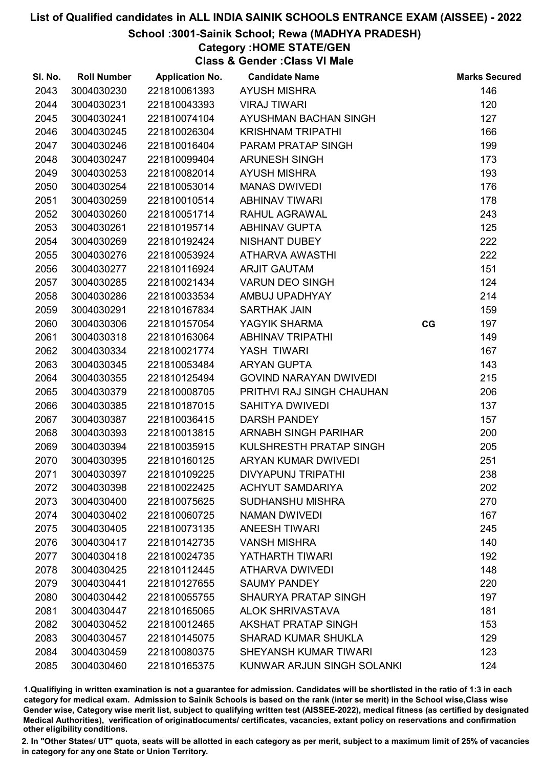# List of Qualified candidates in ALL INDIA SAINIK SCHOOLS ENTRANCE EXAM (AISSEE) - 2022

## School :3001-Sainik School; Rewa (MADHYA PRADESH)

### Category :HOME STATE/GEN

### Class & Gender :Class VI Male

| Sl. No. | Roll Number | Application No. | Candidate Name | | Marks Secured |
|---|---|---|---|---|---|
| 2043 | 3004030230 | 221810061393 | AYUSH MISHRA | | 146 |
| 2044 | 3004030231 | 221810043393 | VIRAJ TIWARI | | 120 |
| 2045 | 3004030241 | 221810074104 | AYUSHMAN BACHAN SINGH | | 127 |
| 2046 | 3004030245 | 221810026304 | KRISHNAM TRIPATHI | | 166 |
| 2047 | 3004030246 | 221810016404 | PARAM PRATAP SINGH | | 199 |
| 2048 | 3004030247 | 221810099404 | ARUNESH SINGH | | 173 |
| 2049 | 3004030253 | 221810082014 | AYUSH MISHRA | | 193 |
| 2050 | 3004030254 | 221810053014 | MANAS DWIVEDI | | 176 |
| 2051 | 3004030259 | 221810010514 | ABHINAV TIWARI | | 178 |
| 2052 | 3004030260 | 221810051714 | RAHUL AGRAWAL | | 243 |
| 2053 | 3004030261 | 221810195714 | ABHINAV GUPTA | | 125 |
| 2054 | 3004030269 | 221810192424 | NISHANT DUBEY | | 222 |
| 2055 | 3004030276 | 221810053924 | ATHARVA AWASTHI | | 222 |
| 2056 | 3004030277 | 221810116924 | ARJIT GAUTAM | | 151 |
| 2057 | 3004030285 | 221810021434 | VARUN DEO SINGH | | 124 |
| 2058 | 3004030286 | 221810033534 | AMBUJ UPADHYAY | | 214 |
| 2059 | 3004030291 | 221810167834 | SARTHAK JAIN | | 159 |
| 2060 | 3004030306 | 221810157054 | YAGYIK SHARMA | CG | 197 |
| 2061 | 3004030318 | 221810163064 | ABHINAV TRIPATHI | | 149 |
| 2062 | 3004030334 | 221810021774 | YASH TIWARI | | 167 |
| 2063 | 3004030345 | 221810053484 | ARYAN GUPTA | | 143 |
| 2064 | 3004030355 | 221810125494 | GOVIND NARAYAN DWIVEDI | | 215 |
| 2065 | 3004030379 | 221810008705 | PRITHVI RAJ SINGH CHAUHAN | | 206 |
| 2066 | 3004030385 | 221810187015 | SAHITYA DWIVEDI | | 137 |
| 2067 | 3004030387 | 221810036415 | DARSH PANDEY | | 157 |
| 2068 | 3004030393 | 221810013815 | ARNABH SINGH PARIHAR | | 200 |
| 2069 | 3004030394 | 221810035915 | KULSHRESTH PRATAP SINGH | | 205 |
| 2070 | 3004030395 | 221810160125 | ARYAN KUMAR DWIVEDI | | 251 |
| 2071 | 3004030397 | 221810109225 | DIVYAPUNJ TRIPATHI | | 238 |
| 2072 | 3004030398 | 221810022425 | ACHYUT SAMDARIYA | | 202 |
| 2073 | 3004030400 | 221810075625 | SUDHANSHU MISHRA | | 270 |
| 2074 | 3004030402 | 221810060725 | NAMAN DWIVEDI | | 167 |
| 2075 | 3004030405 | 221810073135 | ANEESH TIWARI | | 245 |
| 2076 | 3004030417 | 221810142735 | VANSH MISHRA | | 140 |
| 2077 | 3004030418 | 221810024735 | YATHARTH TIWARI | | 192 |
| 2078 | 3004030425 | 221810112445 | ATHARVA DWIVEDI | | 148 |
| 2079 | 3004030441 | 221810127655 | SAUMY PANDEY | | 220 |
| 2080 | 3004030442 | 221810055755 | SHAURYA PRATAP SINGH | | 197 |
| 2081 | 3004030447 | 221810165065 | ALOK SHRIVASTAVA | | 181 |
| 2082 | 3004030452 | 221810012465 | AKSHAT PRATAP SINGH | | 153 |
| 2083 | 3004030457 | 221810145075 | SHARAD KUMAR SHUKLA | | 129 |
| 2084 | 3004030459 | 221810080375 | SHEYANSH KUMAR TIWARI | | 123 |
| 2085 | 3004030460 | 221810165375 | KUNWAR ARJUN SINGH SOLANKI | | 124 |

1.Qualifiying in written examination is not a guarantee for admission. Candidates will be shortlisted in the ratio of 1:3 in each category for medical exam. Admission to Sainik Schools is based on the rank (inter se merit) in the School wise,Class wise Gender wise, Category wise merit list, subject to qualifying written test (AISSEE-2022), medical fitness (as certified by designated Medical Authorities), verification of originaldocuments/ certificates, vacancies, extant policy on reservations and confirmation other eligibility conditions.

2. In "Other States/ UT" quota, seats will be allotted in each category as per merit, subject to a maximum limit of 25% of vacancies in category for any one State or Union Territory.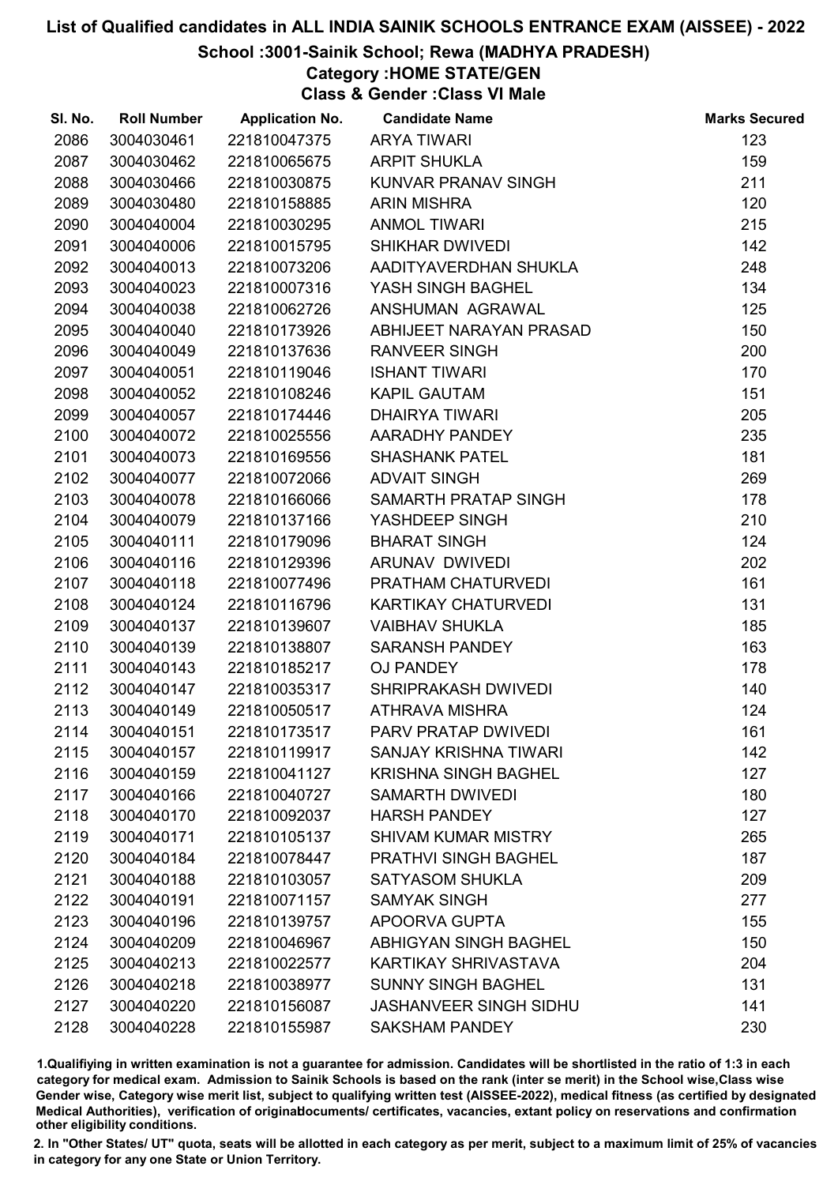# List of Qualified candidates in ALL INDIA SAINIK SCHOOLS ENTRANCE EXAM (AISSEE) - 2022

## School :3001-Sainik School; Rewa (MADHYA PRADESH)

### Category :HOME STATE/GEN

### Class & Gender :Class VI Male

| Sl. No. | Roll Number | Application No. | Candidate Name | Marks Secured |
|---|---|---|---|---|
| 2086 | 3004030461 | 221810047375 | ARYA TIWARI | 123 |
| 2087 | 3004030462 | 221810065675 | ARPIT SHUKLA | 159 |
| 2088 | 3004030466 | 221810030875 | KUNVAR PRANAV SINGH | 211 |
| 2089 | 3004030480 | 221810158885 | ARIN MISHRA | 120 |
| 2090 | 3004040004 | 221810030295 | ANMOL TIWARI | 215 |
| 2091 | 3004040006 | 221810015795 | SHIKHAR DWIVEDI | 142 |
| 2092 | 3004040013 | 221810073206 | AADITYAVERDHAN SHUKLA | 248 |
| 2093 | 3004040023 | 221810007316 | YASH SINGH BAGHEL | 134 |
| 2094 | 3004040038 | 221810062726 | ANSHUMAN AGRAWAL | 125 |
| 2095 | 3004040040 | 221810173926 | ABHIJEET NARAYAN PRASAD | 150 |
| 2096 | 3004040049 | 221810137636 | RANVEER SINGH | 200 |
| 2097 | 3004040051 | 221810119046 | ISHANT TIWARI | 170 |
| 2098 | 3004040052 | 221810108246 | KAPIL GAUTAM | 151 |
| 2099 | 3004040057 | 221810174446 | DHAIRYA TIWARI | 205 |
| 2100 | 3004040072 | 221810025556 | AARADHY PANDEY | 235 |
| 2101 | 3004040073 | 221810169556 | SHASHANK PATEL | 181 |
| 2102 | 3004040077 | 221810072066 | ADVAIT SINGH | 269 |
| 2103 | 3004040078 | 221810166066 | SAMARTH PRATAP SINGH | 178 |
| 2104 | 3004040079 | 221810137166 | YASHDEEP SINGH | 210 |
| 2105 | 3004040111 | 221810179096 | BHARAT SINGH | 124 |
| 2106 | 3004040116 | 221810129396 | ARUNAV DWIVEDI | 202 |
| 2107 | 3004040118 | 221810077496 | PRATHAM CHATURVEDI | 161 |
| 2108 | 3004040124 | 221810116796 | KARTIKAY CHATURVEDI | 131 |
| 2109 | 3004040137 | 221810139607 | VAIBHAV SHUKLA | 185 |
| 2110 | 3004040139 | 221810138807 | SARANSH PANDEY | 163 |
| 2111 | 3004040143 | 221810185217 | OJ PANDEY | 178 |
| 2112 | 3004040147 | 221810035317 | SHRIPRAKASH DWIVEDI | 140 |
| 2113 | 3004040149 | 221810050517 | ATHRAVA MISHRA | 124 |
| 2114 | 3004040151 | 221810173517 | PARV PRATAP DWIVEDI | 161 |
| 2115 | 3004040157 | 221810119917 | SANJAY KRISHNA TIWARI | 142 |
| 2116 | 3004040159 | 221810041127 | KRISHNA SINGH BAGHEL | 127 |
| 2117 | 3004040166 | 221810040727 | SAMARTH DWIVEDI | 180 |
| 2118 | 3004040170 | 221810092037 | HARSH PANDEY | 127 |
| 2119 | 3004040171 | 221810105137 | SHIVAM KUMAR MISTRY | 265 |
| 2120 | 3004040184 | 221810078447 | PRATHVI SINGH BAGHEL | 187 |
| 2121 | 3004040188 | 221810103057 | SATYASOM SHUKLA | 209 |
| 2122 | 3004040191 | 221810071157 | SAMYAK SINGH | 277 |
| 2123 | 3004040196 | 221810139757 | APOORVA GUPTA | 155 |
| 2124 | 3004040209 | 221810046967 | ABHIGYAN SINGH BAGHEL | 150 |
| 2125 | 3004040213 | 221810022577 | KARTIKAY SHRIVASTAVA | 204 |
| 2126 | 3004040218 | 221810038977 | SUNNY SINGH BAGHEL | 131 |
| 2127 | 3004040220 | 221810156087 | JASHANVEER SINGH SIDHU | 141 |
| 2128 | 3004040228 | 221810155987 | SAKSHAM PANDEY | 230 |

1.Qualifying in written examination is not a guarantee for admission. Candidates will be shortlisted in the ratio of 1:3 in each category for medical exam. Admission to Sainik Schools is based on the rank (inter se merit) in the School wise,Class wise Gender wise, Category wise merit list, subject to qualifying written test (AISSEE-2022), medical fitness (as certified by designated Medical Authorities), verification of originaldocuments/ certificates, vacancies, extant policy on reservations and confirmation other eligibility conditions.

2. In "Other States/ UT" quota, seats will be allotted in each category as per merit, subject to a maximum limit of 25% of vacancies in category for any one State or Union Territory.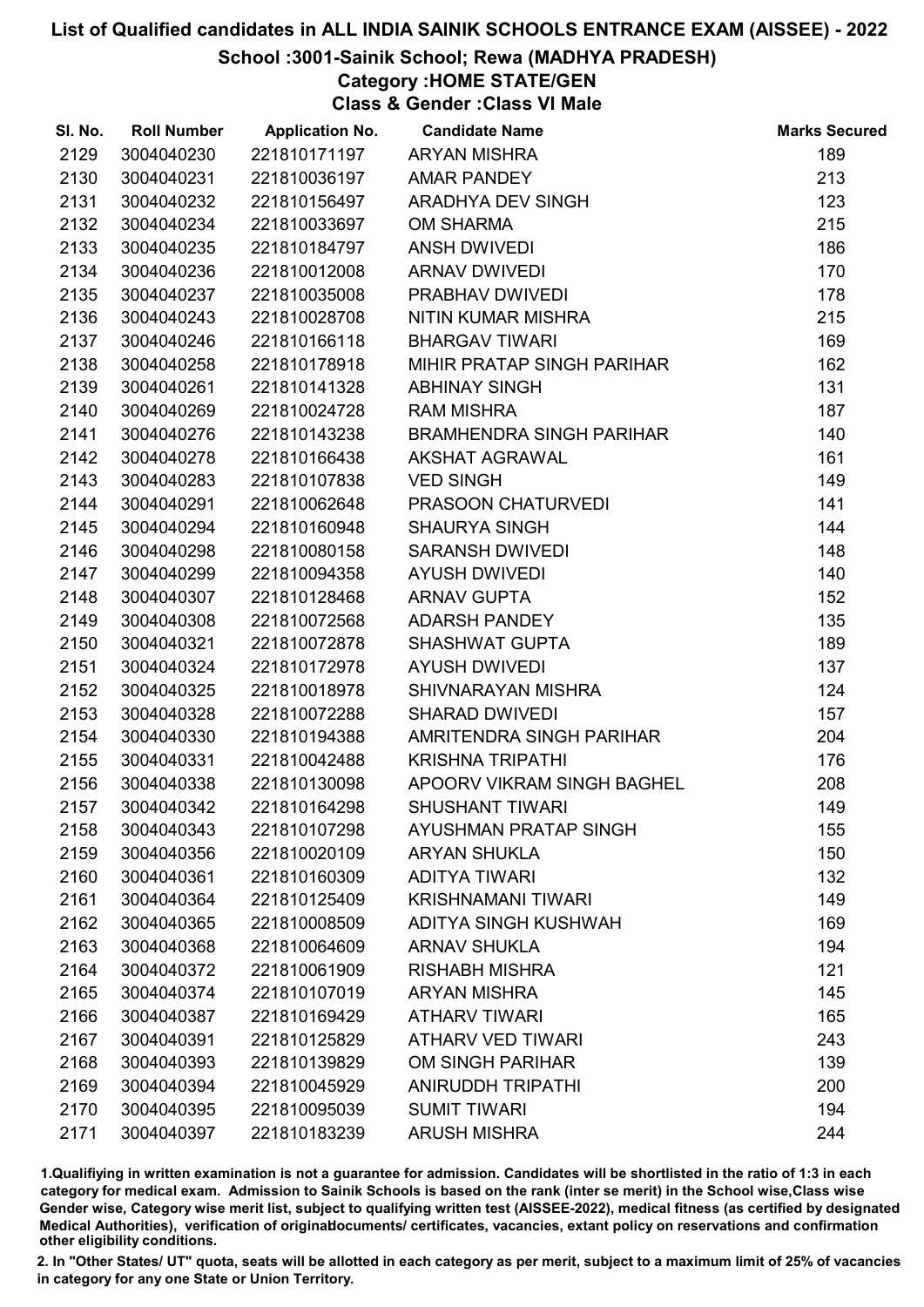# List of Qualified candidates in ALL INDIA SAINIK SCHOOLS ENTRANCE EXAM (AISSEE) - 2022

## School :3001-Sainik School; Rewa (MADHYA PRADESH)

### Category :HOME STATE/GEN

### Class & Gender :Class VI Male

| Sl. No. | Roll Number | Application No. | Candidate Name | Marks Secured |
|---|---|---|---|---|
| 2129 | 3004040230 | 221810171197 | ARYAN MISHRA | 189 |
| 2130 | 3004040231 | 221810036197 | AMAR PANDEY | 213 |
| 2131 | 3004040232 | 221810156497 | ARADHYA DEV SINGH | 123 |
| 2132 | 3004040234 | 221810033697 | OM SHARMA | 215 |
| 2133 | 3004040235 | 221810184797 | ANSH DWIVEDI | 186 |
| 2134 | 3004040236 | 221810012008 | ARNAV DWIVEDI | 170 |
| 2135 | 3004040237 | 221810035008 | PRABHAV DWIVEDI | 178 |
| 2136 | 3004040243 | 221810028708 | NITIN KUMAR MISHRA | 215 |
| 2137 | 3004040246 | 221810166118 | BHARGAV TIWARI | 169 |
| 2138 | 3004040258 | 221810178918 | MIHIR PRATAP SINGH PARIHAR | 162 |
| 2139 | 3004040261 | 221810141328 | ABHINAY SINGH | 131 |
| 2140 | 3004040269 | 221810024728 | RAM MISHRA | 187 |
| 2141 | 3004040276 | 221810143238 | BRAMHENDRA SINGH PARIHAR | 140 |
| 2142 | 3004040278 | 221810166438 | AKSHAT AGRAWAL | 161 |
| 2143 | 3004040283 | 221810107838 | VED SINGH | 149 |
| 2144 | 3004040291 | 221810062648 | PRASOON CHATURVEDI | 141 |
| 2145 | 3004040294 | 221810160948 | SHAURYA SINGH | 144 |
| 2146 | 3004040298 | 221810080158 | SARANSH DWIVEDI | 148 |
| 2147 | 3004040299 | 221810094358 | AYUSH DWIVEDI | 140 |
| 2148 | 3004040307 | 221810128468 | ARNAV GUPTA | 152 |
| 2149 | 3004040308 | 221810072568 | ADARSH PANDEY | 135 |
| 2150 | 3004040321 | 221810072878 | SHASHWAT GUPTA | 189 |
| 2151 | 3004040324 | 221810172978 | AYUSH DWIVEDI | 137 |
| 2152 | 3004040325 | 221810018978 | SHIVNARAYAN MISHRA | 124 |
| 2153 | 3004040328 | 221810072288 | SHARAD DWIVEDI | 157 |
| 2154 | 3004040330 | 221810194388 | AMRITENDRA SINGH PARIHAR | 204 |
| 2155 | 3004040331 | 221810042488 | KRISHNA TRIPATHI | 176 |
| 2156 | 3004040338 | 221810130098 | APOORV VIKRAM SINGH BAGHEL | 208 |
| 2157 | 3004040342 | 221810164298 | SHUSHANT TIWARI | 149 |
| 2158 | 3004040343 | 221810107298 | AYUSHMAN PRATAP SINGH | 155 |
| 2159 | 3004040356 | 221810020109 | ARYAN SHUKLA | 150 |
| 2160 | 3004040361 | 221810160309 | ADITYA TIWARI | 132 |
| 2161 | 3004040364 | 221810125409 | KRISHNAMANI TIWARI | 149 |
| 2162 | 3004040365 | 221810008509 | ADITYA SINGH KUSHWAH | 169 |
| 2163 | 3004040368 | 221810064609 | ARNAV SHUKLA | 194 |
| 2164 | 3004040372 | 221810061909 | RISHABH MISHRA | 121 |
| 2165 | 3004040374 | 221810107019 | ARYAN MISHRA | 145 |
| 2166 | 3004040387 | 221810169429 | ATHARV TIWARI | 165 |
| 2167 | 3004040391 | 221810125829 | ATHARV VED TIWARI | 243 |
| 2168 | 3004040393 | 221810139829 | OM SINGH PARIHAR | 139 |
| 2169 | 3004040394 | 221810045929 | ANIRUDDH TRIPATHI | 200 |
| 2170 | 3004040395 | 221810095039 | SUMIT TIWARI | 194 |
| 2171 | 3004040397 | 221810183239 | ARUSH MISHRA | 244 |

1.Qualifiying in written examination is not a guarantee for admission. Candidates will be shortlisted in the ratio of 1:3 in each category for medical exam. Admission to Sainik Schools is based on the rank (inter se merit) in the School wise,Class wise Gender wise, Category wise merit list, subject to qualifying written test (AISSEE-2022), medical fitness (as certified by designated Medical Authorities), verification of originaldocuments/ certificates, vacancies, extant policy on reservations and confirmation other eligibility conditions.

2. In "Other States/ UT" quota, seats will be allotted in each category as per merit, subject to a maximum limit of 25% of vacancies in category for any one State or Union Territory.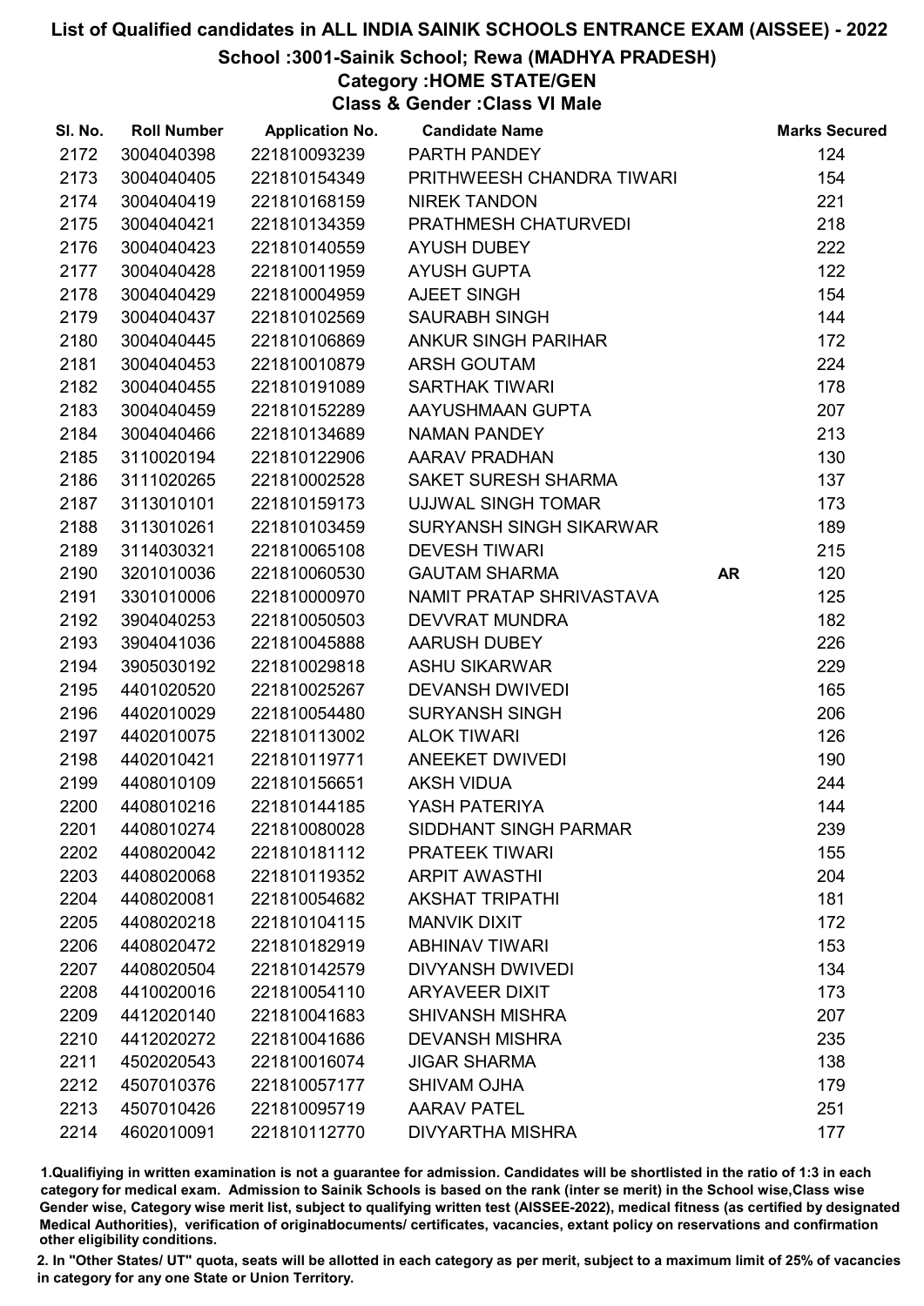# List of Qualified candidates in ALL INDIA SAINIK SCHOOLS ENTRANCE EXAM (AISSEE) - 2022

## School :3001-Sainik School; Rewa (MADHYA PRADESH)

### Category :HOME STATE/GEN

### Class & Gender :Class VI Male

| Sl. No. | Roll Number | Application No. | Candidate Name | | Marks Secured |
|---|---|---|---|---|---|
| 2172 | 3004040398 | 221810093239 | PARTH PANDEY | | 124 |
| 2173 | 3004040405 | 221810154349 | PRITHWEESH CHANDRA TIWARI | | 154 |
| 2174 | 3004040419 | 221810168159 | NIREK TANDON | | 221 |
| 2175 | 3004040421 | 221810134359 | PRATHMESH CHATURVEDI | | 218 |
| 2176 | 3004040423 | 221810140559 | AYUSH DUBEY | | 222 |
| 2177 | 3004040428 | 221810011959 | AYUSH GUPTA | | 122 |
| 2178 | 3004040429 | 221810004959 | AJEET SINGH | | 154 |
| 2179 | 3004040437 | 221810102569 | SAURABH SINGH | | 144 |
| 2180 | 3004040445 | 221810106869 | ANKUR SINGH PARIHAR | | 172 |
| 2181 | 3004040453 | 221810010879 | ARSH GOUTAM | | 224 |
| 2182 | 3004040455 | 221810191089 | SARTHAK TIWARI | | 178 |
| 2183 | 3004040459 | 221810152289 | AAYUSHMAAN GUPTA | | 207 |
| 2184 | 3004040466 | 221810134689 | NAMAN PANDEY | | 213 |
| 2185 | 3110020194 | 221810122906 | AARAV PRADHAN | | 130 |
| 2186 | 3111020265 | 221810002528 | SAKET SURESH SHARMA | | 137 |
| 2187 | 3113010101 | 221810159173 | UJJWAL SINGH TOMAR | | 173 |
| 2188 | 3113010261 | 221810103459 | SURYANSH SINGH SIKARWAR | | 189 |
| 2189 | 3114030321 | 221810065108 | DEVESH TIWARI | | 215 |
| 2190 | 3201010036 | 221810060530 | GAUTAM SHARMA | AR | 120 |
| 2191 | 3301010006 | 221810000970 | NAMIT PRATAP SHRIVASTAVA | | 125 |
| 2192 | 3904040253 | 221810050503 | DEVVRAT MUNDRA | | 182 |
| 2193 | 3904041036 | 221810045888 | AARUSH DUBEY | | 226 |
| 2194 | 3905030192 | 221810029818 | ASHU SIKARWAR | | 229 |
| 2195 | 4401020520 | 221810025267 | DEVANSH DWIVEDI | | 165 |
| 2196 | 4402010029 | 221810054480 | SURYANSH SINGH | | 206 |
| 2197 | 4402010075 | 221810113002 | ALOK TIWARI | | 126 |
| 2198 | 4402010421 | 221810119771 | ANEEKET DWIVEDI | | 190 |
| 2199 | 4408010109 | 221810156651 | AKSH VIDUA | | 244 |
| 2200 | 4408010216 | 221810144185 | YASH PATERIYA | | 144 |
| 2201 | 4408010274 | 221810080028 | SIDDHANT SINGH PARMAR | | 239 |
| 2202 | 4408020042 | 221810181112 | PRATEEK TIWARI | | 155 |
| 2203 | 4408020068 | 221810119352 | ARPIT AWASTHI | | 204 |
| 2204 | 4408020081 | 221810054682 | AKSHAT TRIPATHI | | 181 |
| 2205 | 4408020218 | 221810104115 | MANVIK DIXIT | | 172 |
| 2206 | 4408020472 | 221810182919 | ABHINAV TIWARI | | 153 |
| 2207 | 4408020504 | 221810142579 | DIVYANSH DWIVEDI | | 134 |
| 2208 | 4410020016 | 221810054110 | ARYAVEER DIXIT | | 173 |
| 2209 | 4412020140 | 221810041683 | SHIVANSH MISHRA | | 207 |
| 2210 | 4412020272 | 221810041686 | DEVANSH MISHRA | | 235 |
| 2211 | 4502020543 | 221810016074 | JIGAR SHARMA | | 138 |
| 2212 | 4507010376 | 221810057177 | SHIVAM OJHA | | 179 |
| 2213 | 4507010426 | 221810095719 | AARAV PATEL | | 251 |
| 2214 | 4602010091 | 221810112770 | DIVYARTHA MISHRA | | 177 |

1.Qualifiying in written examination is not a guarantee for admission. Candidates will be shortlisted in the ratio of 1:3 in each category for medical exam. Admission to Sainik Schools is based on the rank (inter se merit) in the School wise,Class wise Gender wise, Category wise merit list, subject to qualifying written test (AISSEE-2022), medical fitness (as certified by designated Medical Authorities), verification of originaldocuments/ certificates, vacancies, extant policy on reservations and confirmation other eligibility conditions.

2. In "Other States/ UT" quota, seats will be allotted in each category as per merit, subject to a maximum limit of 25% of vacancies in category for any one State or Union Territory.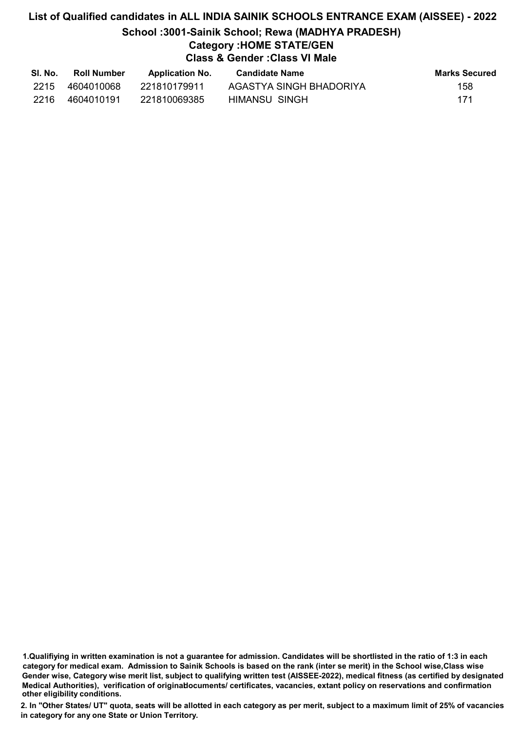# List of Qualified candidates in ALL INDIA SAINIK SCHOOLS ENTRANCE EXAM (AISSEE) - 2022

## School :3001-Sainik School; Rewa (MADHYA PRADESH)

### Category :HOME STATE/GEN

### Class & Gender :Class VI Male

| Sl. No. | Roll Number | Application No. | Candidate Name | Marks Secured |
|---|---|---|---|---|
| 2215 | 4604010068 | 221810179911 | AGASTYA SINGH BHADORIYA | 158 |
| 2216 | 4604010191 | 221810069385 | HIMANSU SINGH | 171 |

1.Qualifiying in written examination is not a guarantee for admission. Candidates will be shortlisted in the ratio of 1:3 in each category for medical exam. Admission to Sainik Schools is based on the rank (inter se merit) in the School wise,Class wise Gender wise, Category wise merit list, subject to qualifying written test (AISSEE-2022), medical fitness (as certified by designated Medical Authorities), verification of originaldocuments/ certificates, vacancies, extant policy on reservations and confirmation other eligibility conditions.

2. In "Other States/ UT" quota, seats will be allotted in each category as per merit, subject to a maximum limit of 25% of vacancies in category for any one State or Union Territory.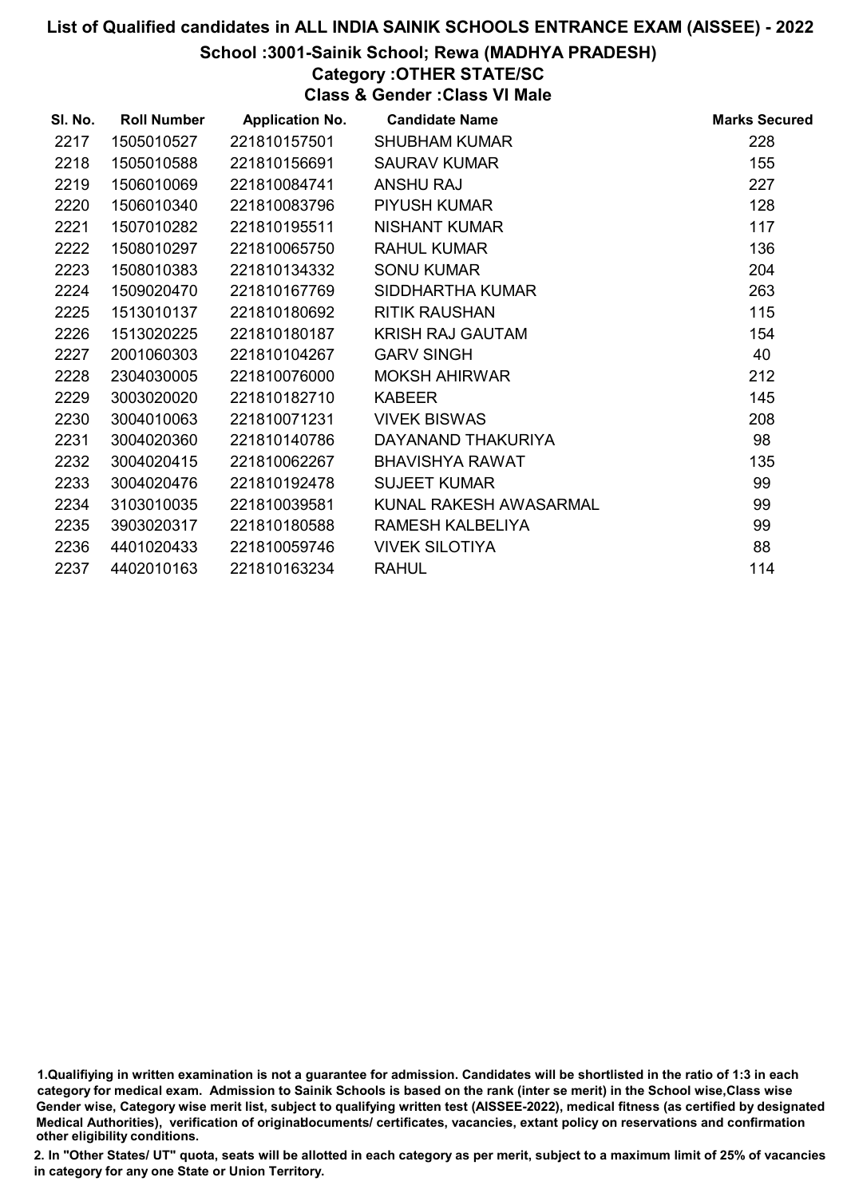# List of Qualified candidates in ALL INDIA SAINIK SCHOOLS ENTRANCE EXAM (AISSEE) - 2022

## School :3001-Sainik School; Rewa (MADHYA PRADESH)

### Category :OTHER STATE/SC

### Class & Gender :Class VI Male

| Sl. No. | Roll Number | Application No. | Candidate Name | Marks Secured |
|---|---|---|---|---|
| 2217 | 1505010527 | 221810157501 | SHUBHAM KUMAR | 228 |
| 2218 | 1505010588 | 221810156691 | SAURAV KUMAR | 155 |
| 2219 | 1506010069 | 221810084741 | ANSHU RAJ | 227 |
| 2220 | 1506010340 | 221810083796 | PIYUSH KUMAR | 128 |
| 2221 | 1507010282 | 221810195511 | NISHANT KUMAR | 117 |
| 2222 | 1508010297 | 221810065750 | RAHUL KUMAR | 136 |
| 2223 | 1508010383 | 221810134332 | SONU KUMAR | 204 |
| 2224 | 1509020470 | 221810167769 | SIDDHARTHA KUMAR | 263 |
| 2225 | 1513010137 | 221810180692 | RITIK RAUSHAN | 115 |
| 2226 | 1513020225 | 221810180187 | KRISH RAJ GAUTAM | 154 |
| 2227 | 2001060303 | 221810104267 | GARV SINGH | 40 |
| 2228 | 2304030005 | 221810076000 | MOKSH AHIRWAR | 212 |
| 2229 | 3003020020 | 221810182710 | KABEER | 145 |
| 2230 | 3004010063 | 221810071231 | VIVEK BISWAS | 208 |
| 2231 | 3004020360 | 221810140786 | DAYANAND THAKURIYA | 98 |
| 2232 | 3004020415 | 221810062267 | BHAVISHYA RAWAT | 135 |
| 2233 | 3004020476 | 221810192478 | SUJEET KUMAR | 99 |
| 2234 | 3103010035 | 221810039581 | KUNAL RAKESH AWASARMAL | 99 |
| 2235 | 3903020317 | 221810180588 | RAMESH KALBELIYA | 99 |
| 2236 | 4401020433 | 221810059746 | VIVEK SILOTIYA | 88 |
| 2237 | 4402010163 | 221810163234 | RAHUL | 114 |

1.Qualifiying in written examination is not a guarantee for admission. Candidates will be shortlisted in the ratio of 1:3 in each category for medical exam. Admission to Sainik Schools is based on the rank (inter se merit) in the School wise,Class wise Gender wise, Category wise merit list, subject to qualifying written test (AISSEE-2022), medical fitness (as certified by designated Medical Authorities), verification of originaldocuments/ certificates, vacancies, extant policy on reservations and confirmation other eligibility conditions.

2. In "Other States/ UT" quota, seats will be allotted in each category as per merit, subject to a maximum limit of 25% of vacancies in category for any one State or Union Territory.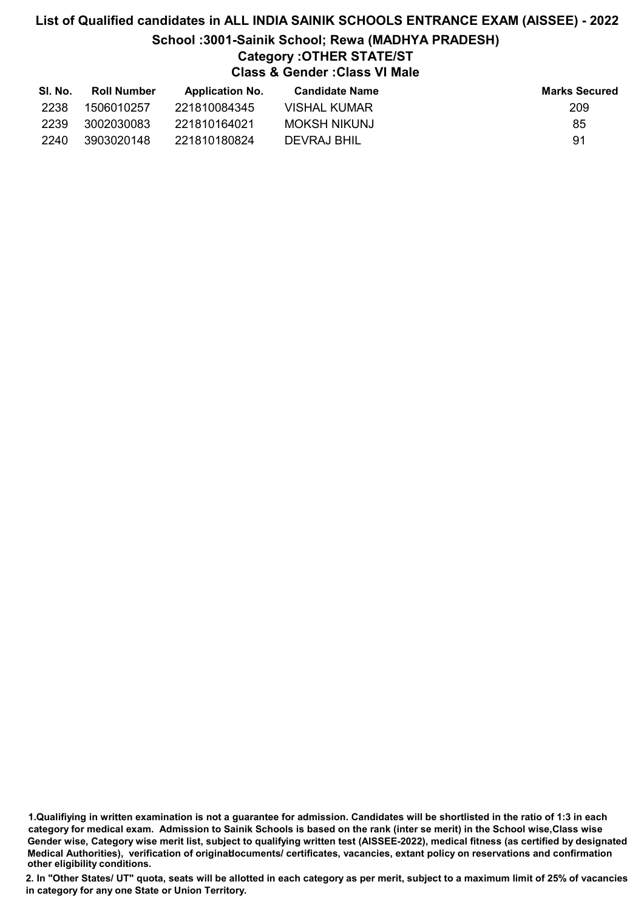# List of Qualified candidates in ALL INDIA SAINIK SCHOOLS ENTRANCE EXAM (AISSEE) - 2022

## School :3001-Sainik School; Rewa (MADHYA PRADESH)

### Category :OTHER STATE/ST

### Class & Gender :Class VI Male

| Sl. No. | Roll Number | Application No. | Candidate Name | Marks Secured |
|---|---|---|---|---|
| 2238 | 1506010257 | 221810084345 | VISHAL KUMAR | 209 |
| 2239 | 3002030083 | 221810164021 | MOKSH NIKUNJ | 85 |
| 2240 | 3903020148 | 221810180824 | DEVRAJ BHIL | 91 |

**1.Qualifiying in written examination is not a guarantee for admission. Candidates will be shortlisted in the ratio of 1:3 in each category for medical exam. Admission to Sainik Schools is based on the rank (inter se merit) in the School wise,Class wise Gender wise, Category wise merit list, subject to qualifying written test (AISSEE-2022), medical fitness (as certified by designated Medical Authorities), verification of originaldocuments/ certificates, vacancies, extant policy on reservations and confirmation other eligibility conditions.**

**2. In "Other States/ UT" quota, seats will be allotted in each category as per merit, subject to a maximum limit of 25% of vacancies in category for any one State or Union Territory.**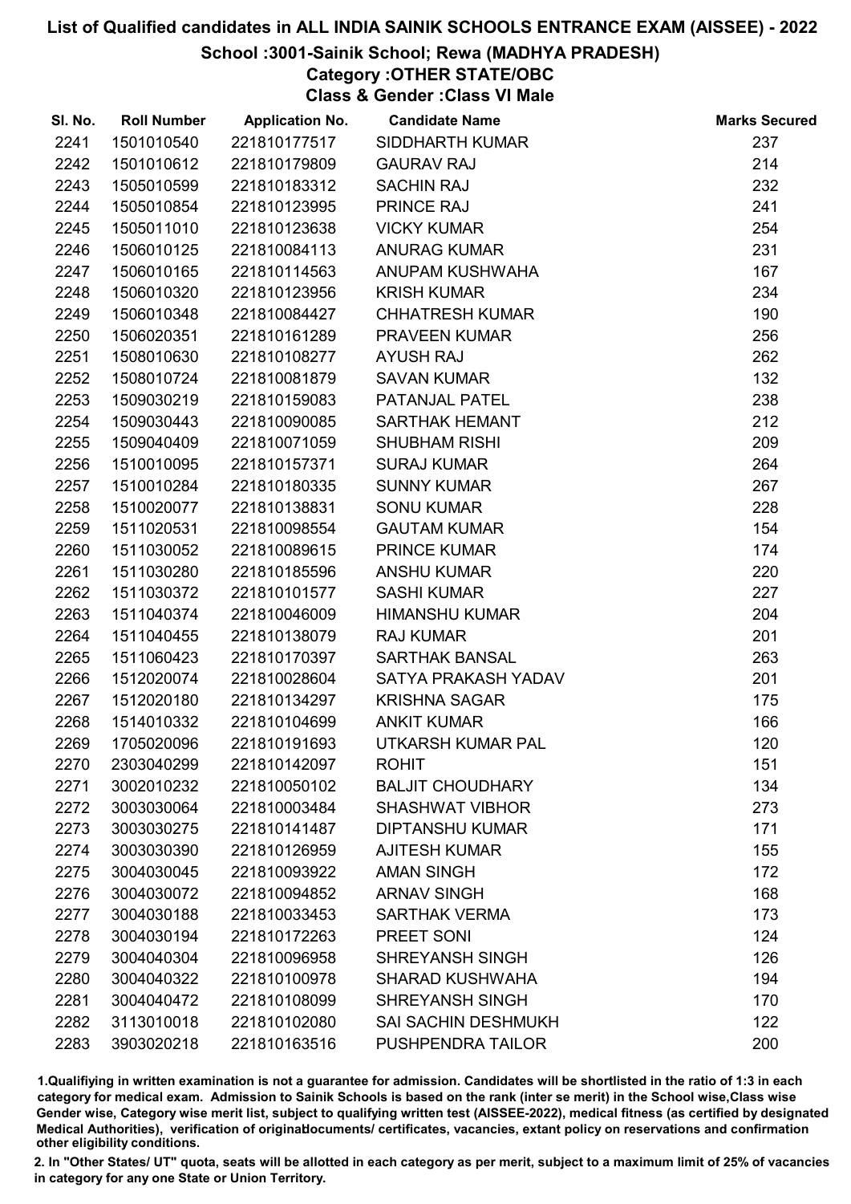# List of Qualified candidates in ALL INDIA SAINIK SCHOOLS ENTRANCE EXAM (AISSEE) - 2022

## School :3001-Sainik School; Rewa (MADHYA PRADESH)

### Category :OTHER STATE/OBC

### Class & Gender :Class VI Male

| Sl. No. | Roll Number | Application No. | Candidate Name | Marks Secured |
|---|---|---|---|---|
| 2241 | 1501010540 | 221810177517 | SIDDHARTH KUMAR | 237 |
| 2242 | 1501010612 | 221810179809 | GAURAV RAJ | 214 |
| 2243 | 1505010599 | 221810183312 | SACHIN RAJ | 232 |
| 2244 | 1505010854 | 221810123995 | PRINCE RAJ | 241 |
| 2245 | 1505011010 | 221810123638 | VICKY KUMAR | 254 |
| 2246 | 1506010125 | 221810084113 | ANURAG KUMAR | 231 |
| 2247 | 1506010165 | 221810114563 | ANUPAM KUSHWAHA | 167 |
| 2248 | 1506010320 | 221810123956 | KRISH KUMAR | 234 |
| 2249 | 1506010348 | 221810084427 | CHHATRESH KUMAR | 190 |
| 2250 | 1506020351 | 221810161289 | PRAVEEN KUMAR | 256 |
| 2251 | 1508010630 | 221810108277 | AYUSH RAJ | 262 |
| 2252 | 1508010724 | 221810081879 | SAVAN KUMAR | 132 |
| 2253 | 1509030219 | 221810159083 | PATANJAL PATEL | 238 |
| 2254 | 1509030443 | 221810090085 | SARTHAK HEMANT | 212 |
| 2255 | 1509040409 | 221810071059 | SHUBHAM RISHI | 209 |
| 2256 | 1510010095 | 221810157371 | SURAJ KUMAR | 264 |
| 2257 | 1510010284 | 221810180335 | SUNNY KUMAR | 267 |
| 2258 | 1510020077 | 221810138831 | SONU KUMAR | 228 |
| 2259 | 1511020531 | 221810098554 | GAUTAM KUMAR | 154 |
| 2260 | 1511030052 | 221810089615 | PRINCE KUMAR | 174 |
| 2261 | 1511030280 | 221810185596 | ANSHU KUMAR | 220 |
| 2262 | 1511030372 | 221810101577 | SASHI KUMAR | 227 |
| 2263 | 1511040374 | 221810046009 | HIMANSHU KUMAR | 204 |
| 2264 | 1511040455 | 221810138079 | RAJ KUMAR | 201 |
| 2265 | 1511060423 | 221810170397 | SARTHAK BANSAL | 263 |
| 2266 | 1512020074 | 221810028604 | SATYA PRAKASH YADAV | 201 |
| 2267 | 1512020180 | 221810134297 | KRISHNA SAGAR | 175 |
| 2268 | 1514010332 | 221810104699 | ANKIT KUMAR | 166 |
| 2269 | 1705020096 | 221810191693 | UTKARSH KUMAR PAL | 120 |
| 2270 | 2303040299 | 221810142097 | ROHIT | 151 |
| 2271 | 3002010232 | 221810050102 | BALJIT CHOUDHARY | 134 |
| 2272 | 3003030064 | 221810003484 | SHASHWAT VIBHOR | 273 |
| 2273 | 3003030275 | 221810141487 | DIPTANSHU KUMAR | 171 |
| 2274 | 3003030390 | 221810126959 | AJITESH KUMAR | 155 |
| 2275 | 3004030045 | 221810093922 | AMAN SINGH | 172 |
| 2276 | 3004030072 | 221810094852 | ARNAV SINGH | 168 |
| 2277 | 3004030188 | 221810033453 | SARTHAK VERMA | 173 |
| 2278 | 3004030194 | 221810172263 | PREET SONI | 124 |
| 2279 | 3004040304 | 221810096958 | SHREYANSH SINGH | 126 |
| 2280 | 3004040322 | 221810100978 | SHARAD KUSHWAHA | 194 |
| 2281 | 3004040472 | 221810108099 | SHREYANSH SINGH | 170 |
| 2282 | 3113010018 | 221810102080 | SAI SACHIN DESHMUKH | 122 |
| 2283 | 3903020218 | 221810163516 | PUSHPENDRA TAILOR | 200 |

1.Qualifying in written examination is not a guarantee for admission. Candidates will be shortlisted in the ratio of 1:3 in each category for medical exam. Admission to Sainik Schools is based on the rank (inter se merit) in the School wise,Class wise Gender wise, Category wise merit list, subject to qualifying written test (AISSEE-2022), medical fitness (as certified by designated Medical Authorities), verification of originaldocuments/ certificates, vacancies, extant policy on reservations and confirmation other eligibility conditions.

2. In "Other States/ UT" quota, seats will be allotted in each category as per merit, subject to a maximum limit of 25% of vacancies in category for any one State or Union Territory.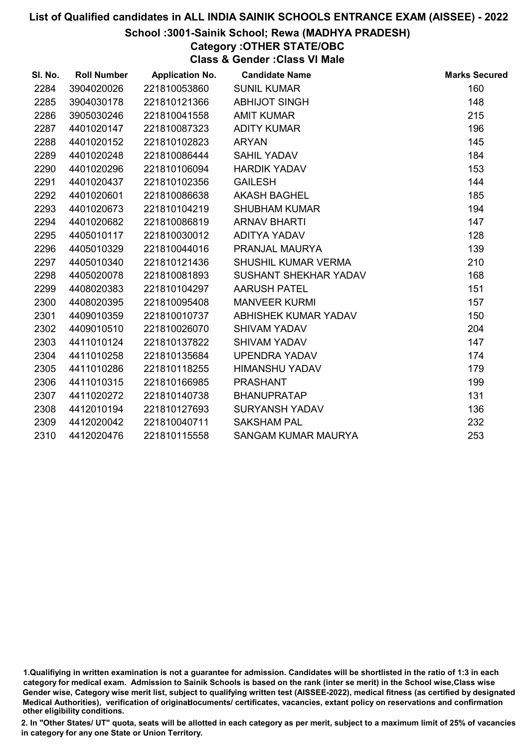# List of Qualified candidates in ALL INDIA SAINIK SCHOOLS ENTRANCE EXAM (AISSEE) - 2022

## School :3001-Sainik School; Rewa (MADHYA PRADESH)

### Category :OTHER STATE/OBC

### Class & Gender :Class VI Male

| Sl. No. | Roll Number | Application No. | Candidate Name | Marks Secured |
|---|---|---|---|---|
| 2284 | 3904020026 | 221810053860 | SUNIL KUMAR | 160 |
| 2285 | 3904030178 | 221810121366 | ABHIJOT SINGH | 148 |
| 2286 | 3905030246 | 221810041558 | AMIT KUMAR | 215 |
| 2287 | 4401020147 | 221810087323 | ADITY KUMAR | 196 |
| 2288 | 4401020152 | 221810102823 | ARYAN | 145 |
| 2289 | 4401020248 | 221810086444 | SAHIL YADAV | 184 |
| 2290 | 4401020296 | 221810106094 | HARDIK YADAV | 153 |
| 2291 | 4401020437 | 221810102356 | GAILESH | 144 |
| 2292 | 4401020601 | 221810086638 | AKASH BAGHEL | 185 |
| 2293 | 4401020673 | 221810104219 | SHUBHAM KUMAR | 194 |
| 2294 | 4401020682 | 221810086819 | ARNAV BHARTI | 147 |
| 2295 | 4405010117 | 221810030012 | ADITYA YADAV | 128 |
| 2296 | 4405010329 | 221810044016 | PRANJAL MAURYA | 139 |
| 2297 | 4405010340 | 221810121436 | SHUSHIL KUMAR VERMA | 210 |
| 2298 | 4405020078 | 221810081893 | SUSHANT SHEKHAR YADAV | 168 |
| 2299 | 4408020383 | 221810104297 | AARUSH PATEL | 151 |
| 2300 | 4408020395 | 221810095408 | MANVEER KURMI | 157 |
| 2301 | 4409010359 | 221810010737 | ABHISHEK KUMAR YADAV | 150 |
| 2302 | 4409010510 | 221810026070 | SHIVAM YADAV | 204 |
| 2303 | 4411010124 | 221810137822 | SHIVAM YADAV | 147 |
| 2304 | 4411010258 | 221810135684 | UPENDRA YADAV | 174 |
| 2305 | 4411010286 | 221810118255 | HIMANSHU YADAV | 179 |
| 2306 | 4411010315 | 221810166985 | PRASHANT | 199 |
| 2307 | 4411020272 | 221810140738 | BHANUPRATAP | 131 |
| 2308 | 4412010194 | 221810127693 | SURYANSH YADAV | 136 |
| 2309 | 4412020042 | 221810040711 | SAKSHAM PAL | 232 |
| 2310 | 4412020476 | 221810115558 | SANGAM KUMAR MAURYA | 253 |

1.Qualifiying in written examination is not a guarantee for admission. Candidates will be shortlisted in the ratio of 1:3 in each category for medical exam. Admission to Sainik Schools is based on the rank (inter se merit) in the School wise,Class wise Gender wise, Category wise merit list, subject to qualifying written test (AISSEE-2022), medical fitness (as certified by designated Medical Authorities), verification of originaldocuments/ certificates, vacancies, extant policy on reservations and confirmation other eligibility conditions.

2. In "Other States/ UT" quota, seats will be allotted in each category as per merit, subject to a maximum limit of 25% of vacancies in category for any one State or Union Territory.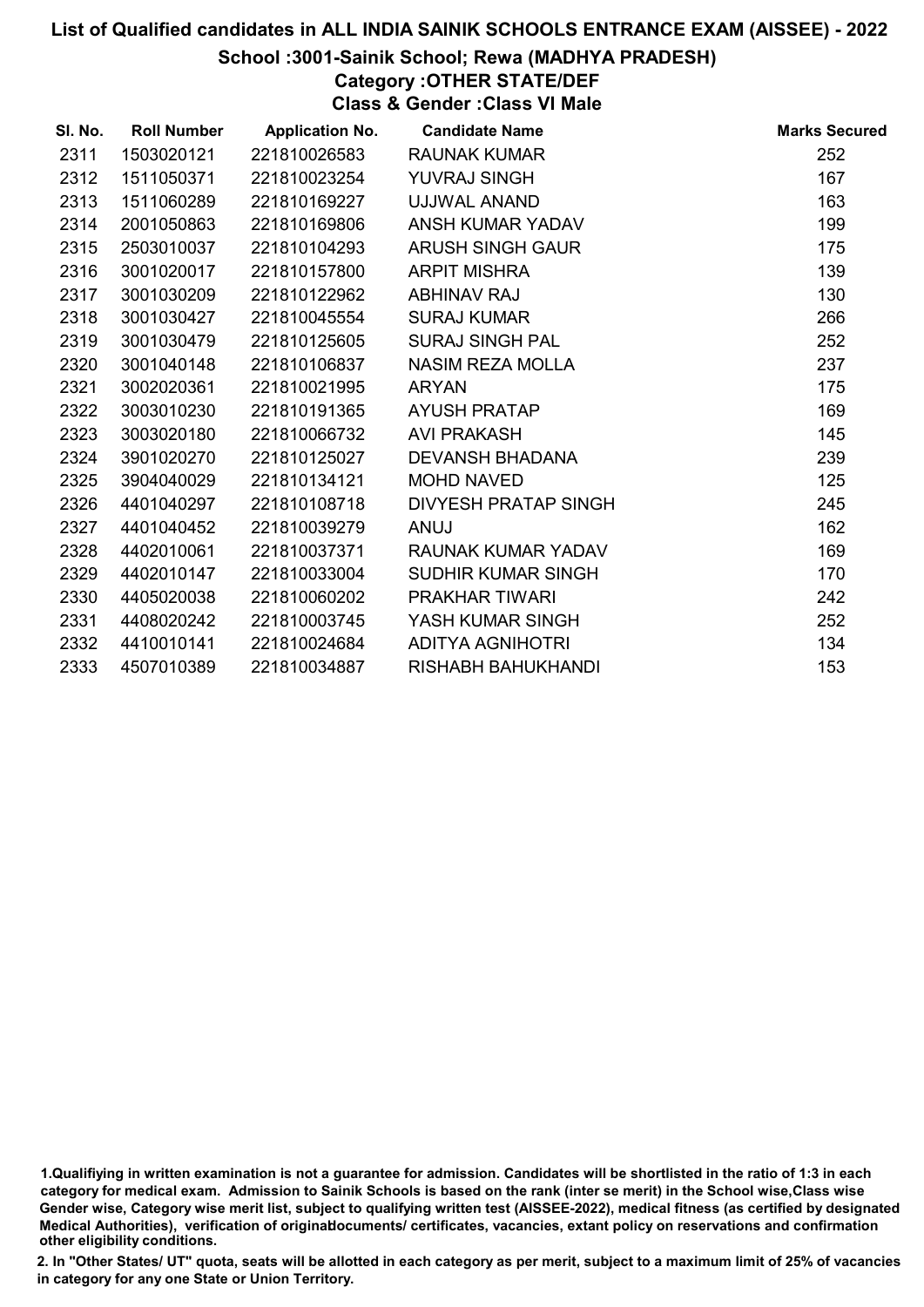# List of Qualified candidates in ALL INDIA SAINIK SCHOOLS ENTRANCE EXAM (AISSEE) - 2022

## School :3001-Sainik School; Rewa (MADHYA PRADESH)

### Category :OTHER STATE/DEF

### Class & Gender :Class VI Male

| Sl. No. | Roll Number | Application No. | Candidate Name | Marks Secured |
|---|---|---|---|---|
| 2311 | 1503020121 | 221810026583 | RAUNAK KUMAR | 252 |
| 2312 | 1511050371 | 221810023254 | YUVRAJ SINGH | 167 |
| 2313 | 1511060289 | 221810169227 | UJJWAL ANAND | 163 |
| 2314 | 2001050863 | 221810169806 | ANSH KUMAR YADAV | 199 |
| 2315 | 2503010037 | 221810104293 | ARUSH SINGH GAUR | 175 |
| 2316 | 3001020017 | 221810157800 | ARPIT MISHRA | 139 |
| 2317 | 3001030209 | 221810122962 | ABHINAV RAJ | 130 |
| 2318 | 3001030427 | 221810045554 | SURAJ KUMAR | 266 |
| 2319 | 3001030479 | 221810125605 | SURAJ SINGH PAL | 252 |
| 2320 | 3001040148 | 221810106837 | NASIM REZA MOLLA | 237 |
| 2321 | 3002020361 | 221810021995 | ARYAN | 175 |
| 2322 | 3003010230 | 221810191365 | AYUSH PRATAP | 169 |
| 2323 | 3003020180 | 221810066732 | AVI PRAKASH | 145 |
| 2324 | 3901020270 | 221810125027 | DEVANSH BHADANA | 239 |
| 2325 | 3904040029 | 221810134121 | MOHD NAVED | 125 |
| 2326 | 4401040297 | 221810108718 | DIVYESH PRATAP SINGH | 245 |
| 2327 | 4401040452 | 221810039279 | ANUJ | 162 |
| 2328 | 4402010061 | 221810037371 | RAUNAK KUMAR YADAV | 169 |
| 2329 | 4402010147 | 221810033004 | SUDHIR KUMAR SINGH | 170 |
| 2330 | 4405020038 | 221810060202 | PRAKHAR TIWARI | 242 |
| 2331 | 4408020242 | 221810003745 | YASH KUMAR SINGH | 252 |
| 2332 | 4410010141 | 221810024684 | ADITYA AGNIHOTRI | 134 |
| 2333 | 4507010389 | 221810034887 | RISHABH BAHUKHANDI | 153 |

1.Qualifiying in written examination is not a guarantee for admission. Candidates will be shortlisted in the ratio of 1:3 in each category for medical exam. Admission to Sainik Schools is based on the rank (inter se merit) in the School wise,Class wise Gender wise, Category wise merit list, subject to qualifying written test (AISSEE-2022), medical fitness (as certified by designated Medical Authorities), verification of originaldocuments/ certificates, vacancies, extant policy on reservations and confirmation other eligibility conditions.

2. In "Other States/ UT" quota, seats will be allotted in each category as per merit, subject to a maximum limit of 25% of vacancies in category for any one State or Union Territory.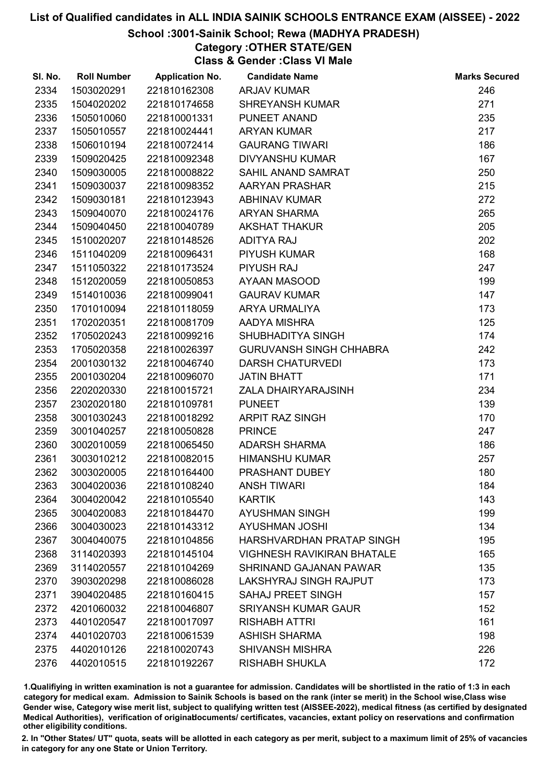# List of Qualified candidates in ALL INDIA SAINIK SCHOOLS ENTRANCE EXAM (AISSEE) - 2022

## School :3001-Sainik School; Rewa (MADHYA PRADESH)

### Category :OTHER STATE/GEN

### Class & Gender :Class VI Male

| Sl. No. | Roll Number | Application No. | Candidate Name | Marks Secured |
|---|---|---|---|---|
| 2334 | 1503020291 | 221810162308 | ARJAV KUMAR | 246 |
| 2335 | 1504020202 | 221810174658 | SHREYANSH KUMAR | 271 |
| 2336 | 1505010060 | 221810001331 | PUNEET ANAND | 235 |
| 2337 | 1505010557 | 221810024441 | ARYAN KUMAR | 217 |
| 2338 | 1506010194 | 221810072414 | GAURANG TIWARI | 186 |
| 2339 | 1509020425 | 221810092348 | DIVYANSHU KUMAR | 167 |
| 2340 | 1509030005 | 221810008822 | SAHIL ANAND SAMRAT | 250 |
| 2341 | 1509030037 | 221810098352 | AARYAN PRASHAR | 215 |
| 2342 | 1509030181 | 221810123943 | ABHINAV KUMAR | 272 |
| 2343 | 1509040070 | 221810024176 | ARYAN SHARMA | 265 |
| 2344 | 1509040450 | 221810040789 | AKSHAT THAKUR | 205 |
| 2345 | 1510020207 | 221810148526 | ADITYA RAJ | 202 |
| 2346 | 1511040209 | 221810096431 | PIYUSH KUMAR | 168 |
| 2347 | 1511050322 | 221810173524 | PIYUSH RAJ | 247 |
| 2348 | 1512020059 | 221810050853 | AYAAN MASOOD | 199 |
| 2349 | 1514010036 | 221810099041 | GAURAV KUMAR | 147 |
| 2350 | 1701010094 | 221810118059 | ARYA URMALIYA | 173 |
| 2351 | 1702020351 | 221810081709 | AADYA MISHRA | 125 |
| 2352 | 1705020243 | 221810099216 | SHUBHADITYA SINGH | 174 |
| 2353 | 1705020358 | 221810026397 | GURUVANSH SINGH CHHABRA | 242 |
| 2354 | 2001030132 | 221810046740 | DARSH CHATURVEDI | 173 |
| 2355 | 2001030204 | 221810096070 | JATIN BHATT | 171 |
| 2356 | 2202020330 | 221810015721 | ZALA DHAIRYARAJSINH | 234 |
| 2357 | 2302020180 | 221810109781 | PUNEET | 139 |
| 2358 | 3001030243 | 221810018292 | ARPIT RAZ SINGH | 170 |
| 2359 | 3001040257 | 221810050828 | PRINCE | 247 |
| 2360 | 3002010059 | 221810065450 | ADARSH SHARMA | 186 |
| 2361 | 3003010212 | 221810082015 | HIMANSHU KUMAR | 257 |
| 2362 | 3003020005 | 221810164400 | PRASHANT DUBEY | 180 |
| 2363 | 3004020036 | 221810108240 | ANSH TIWARI | 184 |
| 2364 | 3004020042 | 221810105540 | KARTIK | 143 |
| 2365 | 3004020083 | 221810184470 | AYUSHMAN SINGH | 199 |
| 2366 | 3004030023 | 221810143312 | AYUSHMAN JOSHI | 134 |
| 2367 | 3004040075 | 221810104856 | HARSHVARDHAN PRATAP SINGH | 195 |
| 2368 | 3114020393 | 221810145104 | VIGHNESH RAVIKIRAN BHATALE | 165 |
| 2369 | 3114020557 | 221810104269 | SHRINAND GAJANAN PAWAR | 135 |
| 2370 | 3903020298 | 221810086028 | LAKSHYRAJ SINGH RAJPUT | 173 |
| 2371 | 3904020485 | 221810160415 | SAHAJ PREET SINGH | 157 |
| 2372 | 4201060032 | 221810046807 | SRIYANSH KUMAR GAUR | 152 |
| 2373 | 4401020547 | 221810017097 | RISHABH ATTRI | 161 |
| 2374 | 4401020703 | 221810061539 | ASHISH SHARMA | 198 |
| 2375 | 4402010126 | 221810020743 | SHIVANSH MISHRA | 226 |
| 2376 | 4402010515 | 221810192267 | RISHABH SHUKLA | 172 |

1.Qualifiying in written examination is not a guarantee for admission. Candidates will be shortlisted in the ratio of 1:3 in each category for medical exam. Admission to Sainik Schools is based on the rank (inter se merit) in the School wise,Class wise Gender wise, Category wise merit list, subject to qualifying written test (AISSEE-2022), medical fitness (as certified by designated Medical Authorities), verification of originaldocuments/ certificates, vacancies, extant policy on reservations and confirmation other eligibility conditions.

2. In "Other States/ UT" quota, seats will be allotted in each category as per merit, subject to a maximum limit of 25% of vacancies in category for any one State or Union Territory.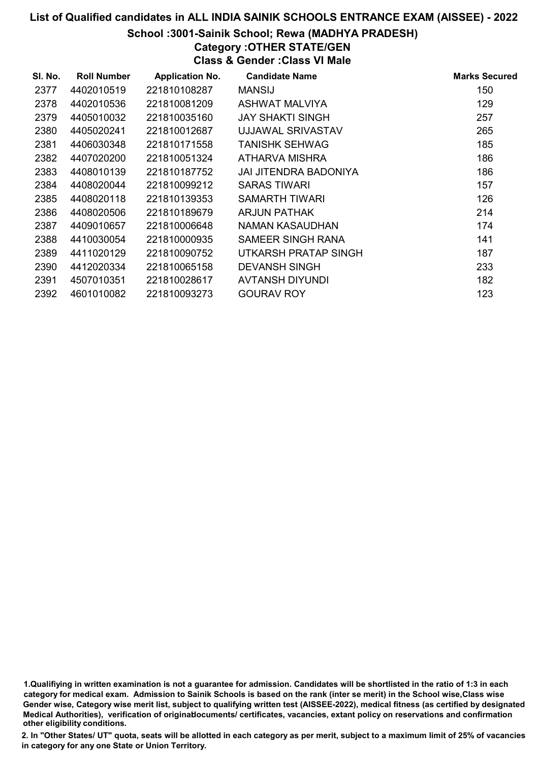# List of Qualified candidates in ALL INDIA SAINIK SCHOOLS ENTRANCE EXAM (AISSEE) - 2022

## School :3001-Sainik School; Rewa (MADHYA PRADESH)

### Category :OTHER STATE/GEN

### Class & Gender :Class VI Male

| Sl. No. | Roll Number | Application No. | Candidate Name | Marks Secured |
|---|---|---|---|---|
| 2377 | 4402010519 | 221810108287 | MANSIJ | 150 |
| 2378 | 4402010536 | 221810081209 | ASHWAT MALVIYA | 129 |
| 2379 | 4405010032 | 221810035160 | JAY SHAKTI SINGH | 257 |
| 2380 | 4405020241 | 221810012687 | UJJAWAL SRIVASTAV | 265 |
| 2381 | 4406030348 | 221810171558 | TANISHK SEHWAG | 185 |
| 2382 | 4407020200 | 221810051324 | ATHARVA MISHRA | 186 |
| 2383 | 4408010139 | 221810187752 | JAI JITENDRA BADONIYA | 186 |
| 2384 | 4408020044 | 221810099212 | SARAS TIWARI | 157 |
| 2385 | 4408020118 | 221810139353 | SAMARTH TIWARI | 126 |
| 2386 | 4408020506 | 221810189679 | ARJUN PATHAK | 214 |
| 2387 | 4409010657 | 221810006648 | NAMAN KASAUDHAN | 174 |
| 2388 | 4410030054 | 221810000935 | SAMEER SINGH RANA | 141 |
| 2389 | 4411020129 | 221810090752 | UTKARSH PRATAP SINGH | 187 |
| 2390 | 4412020334 | 221810065158 | DEVANSH SINGH | 233 |
| 2391 | 4507010351 | 221810028617 | AVTANSH DIYUNDI | 182 |
| 2392 | 4601010082 | 221810093273 | GOURAV ROY | 123 |

1.Qualifiying in written examination is not a guarantee for admission. Candidates will be shortlisted in the ratio of 1:3 in each category for medical exam. Admission to Sainik Schools is based on the rank (inter se merit) in the School wise,Class wise Gender wise, Category wise merit list, subject to qualifying written test (AISSEE-2022), medical fitness (as certified by designated Medical Authorities), verification of originaldocuments/ certificates, vacancies, extant policy on reservations and confirmation other eligibility conditions.

2. In "Other States/ UT" quota, seats will be allotted in each category as per merit, subject to a maximum limit of 25% of vacancies in category for any one State or Union Territory.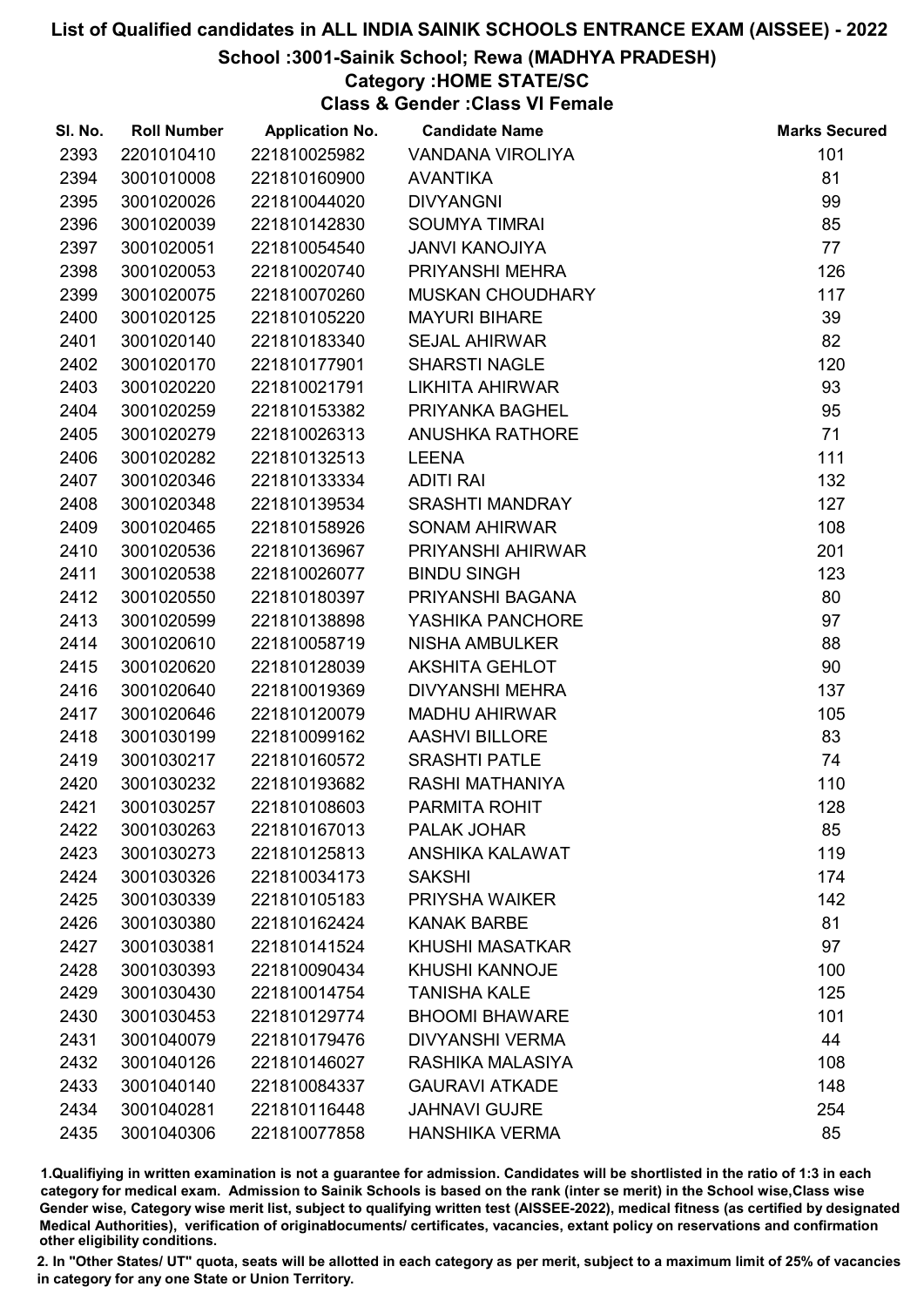# List of Qualified candidates in ALL INDIA SAINIK SCHOOLS ENTRANCE EXAM (AISSEE) - 2022

## School :3001-Sainik School; Rewa (MADHYA PRADESH)

### Category :HOME STATE/SC

### Class & Gender :Class VI Female

| Sl. No. | Roll Number | Application No. | Candidate Name | Marks Secured |
|---|---|---|---|---|
| 2393 | 2201010410 | 221810025982 | VANDANA VIROLIYA | 101 |
| 2394 | 3001010008 | 221810160900 | AVANTIKA | 81 |
| 2395 | 3001020026 | 221810044020 | DIVYANGNI | 99 |
| 2396 | 3001020039 | 221810142830 | SOUMYA TIMRAI | 85 |
| 2397 | 3001020051 | 221810054540 | JANVI KANOJIYA | 77 |
| 2398 | 3001020053 | 221810020740 | PRIYANSHI MEHRA | 126 |
| 2399 | 3001020075 | 221810070260 | MUSKAN CHOUDHARY | 117 |
| 2400 | 3001020125 | 221810105220 | MAYURI BIHARE | 39 |
| 2401 | 3001020140 | 221810183340 | SEJAL AHIRWAR | 82 |
| 2402 | 3001020170 | 221810177901 | SHARSTI NAGLE | 120 |
| 2403 | 3001020220 | 221810021791 | LIKHITA AHIRWAR | 93 |
| 2404 | 3001020259 | 221810153382 | PRIYANKA BAGHEL | 95 |
| 2405 | 3001020279 | 221810026313 | ANUSHKA RATHORE | 71 |
| 2406 | 3001020282 | 221810132513 | LEENA | 111 |
| 2407 | 3001020346 | 221810133334 | ADITI RAI | 132 |
| 2408 | 3001020348 | 221810139534 | SRASHTI MANDRAY | 127 |
| 2409 | 3001020465 | 221810158926 | SONAM AHIRWAR | 108 |
| 2410 | 3001020536 | 221810136967 | PRIYANSHI AHIRWAR | 201 |
| 2411 | 3001020538 | 221810026077 | BINDU SINGH | 123 |
| 2412 | 3001020550 | 221810180397 | PRIYANSHI BAGANA | 80 |
| 2413 | 3001020599 | 221810138898 | YASHIKA PANCHORE | 97 |
| 2414 | 3001020610 | 221810058719 | NISHA AMBULKER | 88 |
| 2415 | 3001020620 | 221810128039 | AKSHITA GEHLOT | 90 |
| 2416 | 3001020640 | 221810019369 | DIVYANSHI MEHRA | 137 |
| 2417 | 3001020646 | 221810120079 | MADHU AHIRWAR | 105 |
| 2418 | 3001030199 | 221810099162 | AASHVI BILLORE | 83 |
| 2419 | 3001030217 | 221810160572 | SRASHTI PATLE | 74 |
| 2420 | 3001030232 | 221810193682 | RASHI MATHANIYA | 110 |
| 2421 | 3001030257 | 221810108603 | PARMITA ROHIT | 128 |
| 2422 | 3001030263 | 221810167013 | PALAK JOHAR | 85 |
| 2423 | 3001030273 | 221810125813 | ANSHIKA KALAWAT | 119 |
| 2424 | 3001030326 | 221810034173 | SAKSHI | 174 |
| 2425 | 3001030339 | 221810105183 | PRIYSHA WAIKER | 142 |
| 2426 | 3001030380 | 221810162424 | KANAK BARBE | 81 |
| 2427 | 3001030381 | 221810141524 | KHUSHI MASATKAR | 97 |
| 2428 | 3001030393 | 221810090434 | KHUSHI KANNOJE | 100 |
| 2429 | 3001030430 | 221810014754 | TANISHA KALE | 125 |
| 2430 | 3001030453 | 221810129774 | BHOOMI BHAWARE | 101 |
| 2431 | 3001040079 | 221810179476 | DIVYANSHI VERMA | 44 |
| 2432 | 3001040126 | 221810146027 | RASHIKA MALASIYA | 108 |
| 2433 | 3001040140 | 221810084337 | GAURAVI ATKADE | 148 |
| 2434 | 3001040281 | 221810116448 | JAHNAVI GUJRE | 254 |
| 2435 | 3001040306 | 221810077858 | HANSHIKA VERMA | 85 |

1.Qualifiying in written examination is not a guarantee for admission. Candidates will be shortlisted in the ratio of 1:3 in each category for medical exam. Admission to Sainik Schools is based on the rank (inter se merit) in the School wise,Class wise Gender wise, Category wise merit list, subject to qualifying written test (AISSEE-2022), medical fitness (as certified by designated Medical Authorities), verification of originaldocuments/ certificates, vacancies, extant policy on reservations and confirmation other eligibility conditions.

2. In "Other States/ UT" quota, seats will be allotted in each category as per merit, subject to a maximum limit of 25% of vacancies in category for any one State or Union Territory.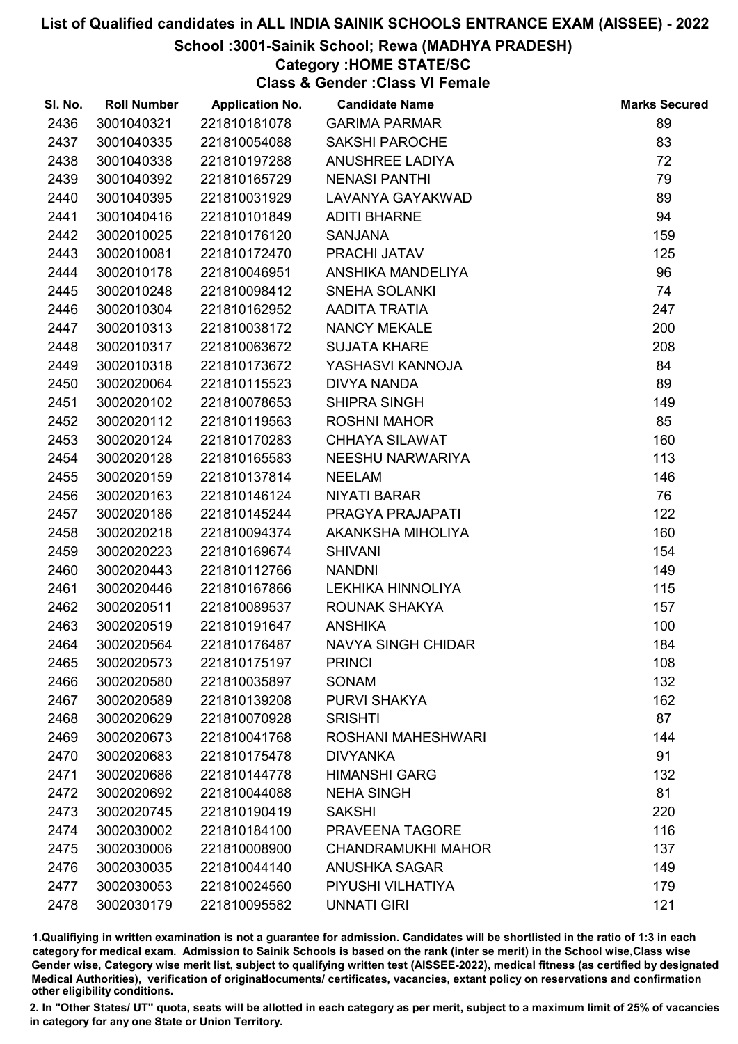# List of Qualified candidates in ALL INDIA SAINIK SCHOOLS ENTRANCE EXAM (AISSEE) - 2022

## School :3001-Sainik School; Rewa (MADHYA PRADESH)

### Category :HOME STATE/SC

### Class & Gender :Class VI Female

| Sl. No. | Roll Number | Application No. | Candidate Name | Marks Secured |
|---|---|---|---|---|
| 2436 | 3001040321 | 221810181078 | GARIMA PARMAR | 89 |
| 2437 | 3001040335 | 221810054088 | SAKSHI PAROCHE | 83 |
| 2438 | 3001040338 | 221810197288 | ANUSHREE LADIYA | 72 |
| 2439 | 3001040392 | 221810165729 | NENASI PANTHI | 79 |
| 2440 | 3001040395 | 221810031929 | LAVANYA GAYAKWAD | 89 |
| 2441 | 3001040416 | 221810101849 | ADITI BHARNE | 94 |
| 2442 | 3002010025 | 221810176120 | SANJANA | 159 |
| 2443 | 3002010081 | 221810172470 | PRACHI JATAV | 125 |
| 2444 | 3002010178 | 221810046951 | ANSHIKA MANDELIYA | 96 |
| 2445 | 3002010248 | 221810098412 | SNEHA SOLANKI | 74 |
| 2446 | 3002010304 | 221810162952 | AADITA TRATIA | 247 |
| 2447 | 3002010313 | 221810038172 | NANCY MEKALE | 200 |
| 2448 | 3002010317 | 221810063672 | SUJATA KHARE | 208 |
| 2449 | 3002010318 | 221810173672 | YASHASVI KANNOJA | 84 |
| 2450 | 3002020064 | 221810115523 | DIVYA NANDA | 89 |
| 2451 | 3002020102 | 221810078653 | SHIPRA SINGH | 149 |
| 2452 | 3002020112 | 221810119563 | ROSHNI MAHOR | 85 |
| 2453 | 3002020124 | 221810170283 | CHHAYA SILAWAT | 160 |
| 2454 | 3002020128 | 221810165583 | NEESHU NARWARIYA | 113 |
| 2455 | 3002020159 | 221810137814 | NEELAM | 146 |
| 2456 | 3002020163 | 221810146124 | NIYATI BARAR | 76 |
| 2457 | 3002020186 | 221810145244 | PRAGYA PRAJAPATI | 122 |
| 2458 | 3002020218 | 221810094374 | AKANKSHA MIHOLIYA | 160 |
| 2459 | 3002020223 | 221810169674 | SHIVANI | 154 |
| 2460 | 3002020443 | 221810112766 | NANDNI | 149 |
| 2461 | 3002020446 | 221810167866 | LEKHIKA HINNOLIYA | 115 |
| 2462 | 3002020511 | 221810089537 | ROUNAK SHAKYA | 157 |
| 2463 | 3002020519 | 221810191647 | ANSHIKA | 100 |
| 2464 | 3002020564 | 221810176487 | NAVYA SINGH CHIDAR | 184 |
| 2465 | 3002020573 | 221810175197 | PRINCI | 108 |
| 2466 | 3002020580 | 221810035897 | SONAM | 132 |
| 2467 | 3002020589 | 221810139208 | PURVI SHAKYA | 162 |
| 2468 | 3002020629 | 221810070928 | SRISHTI | 87 |
| 2469 | 3002020673 | 221810041768 | ROSHANI MAHESHWARI | 144 |
| 2470 | 3002020683 | 221810175478 | DIVYANKA | 91 |
| 2471 | 3002020686 | 221810144778 | HIMANSHI GARG | 132 |
| 2472 | 3002020692 | 221810044088 | NEHA SINGH | 81 |
| 2473 | 3002020745 | 221810190419 | SAKSHI | 220 |
| 2474 | 3002030002 | 221810184100 | PRAVEENA TAGORE | 116 |
| 2475 | 3002030006 | 221810008900 | CHANDRAMUKHI MAHOR | 137 |
| 2476 | 3002030035 | 221810044140 | ANUSHKA SAGAR | 149 |
| 2477 | 3002030053 | 221810024560 | PIYUSHI VILHATIYA | 179 |
| 2478 | 3002030179 | 221810095582 | UNNATI GIRI | 121 |

1.Qualifiying in written examination is not a guarantee for admission. Candidates will be shortlisted in the ratio of 1:3 in each category for medical exam. Admission to Sainik Schools is based on the rank (inter se merit) in the School wise,Class wise Gender wise, Category wise merit list, subject to qualifying written test (AISSEE-2022), medical fitness (as certified by designated Medical Authorities), verification of originaldocuments/ certificates, vacancies, extant policy on reservations and confirmation other eligibility conditions.

2. In "Other States/ UT" quota, seats will be allotted in each category as per merit, subject to a maximum limit of 25% of vacancies in category for any one State or Union Territory.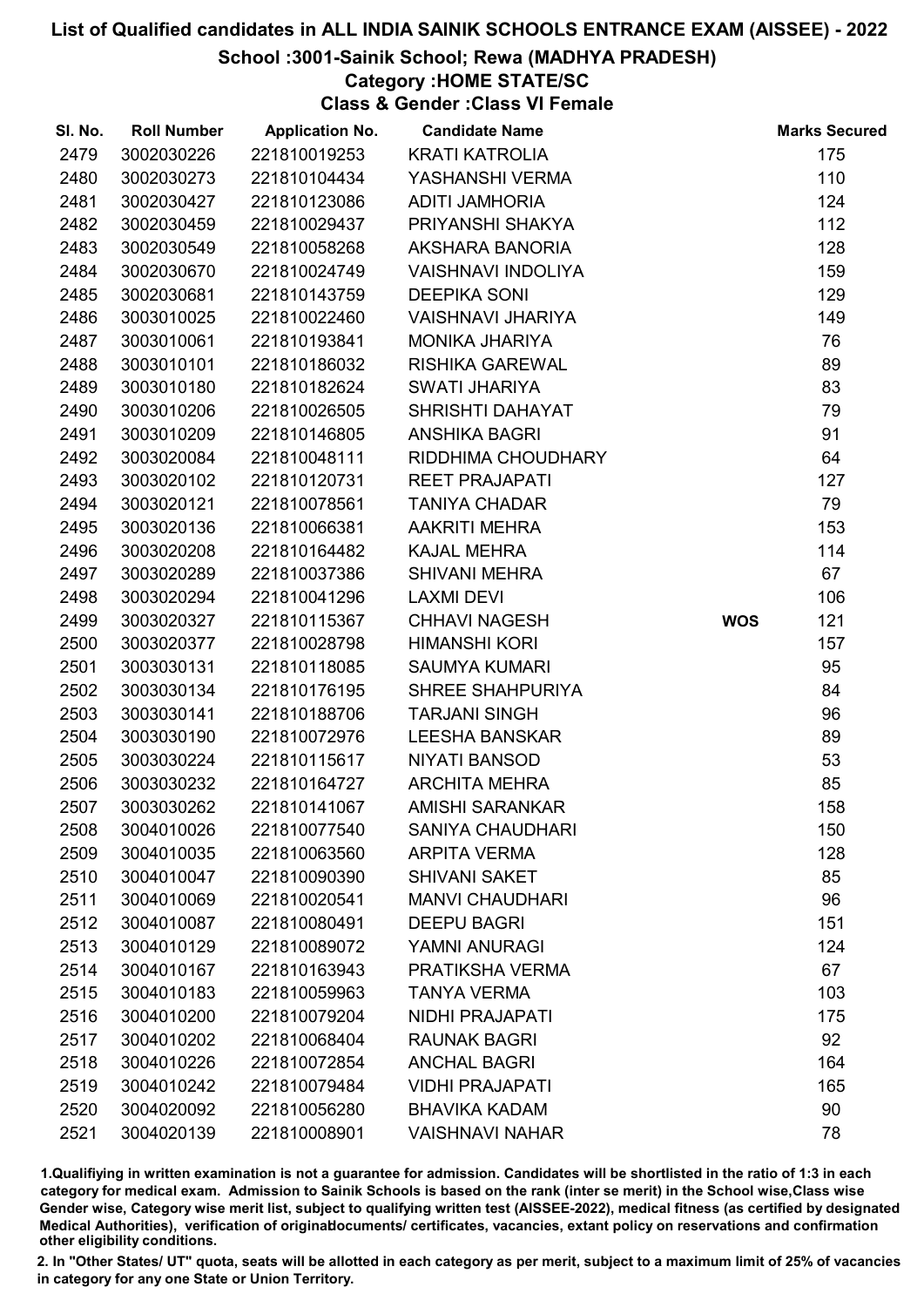# List of Qualified candidates in ALL INDIA SAINIK SCHOOLS ENTRANCE EXAM (AISSEE) - 2022

## School :3001-Sainik School; Rewa (MADHYA PRADESH)

### Category :HOME STATE/SC

### Class & Gender :Class VI Female

| Sl. No. | Roll Number | Application No. | Candidate Name | | Marks Secured |
|---|---|---|---|---|---|
| 2479 | 3002030226 | 221810019253 | KRATI KATROLIA | | 175 |
| 2480 | 3002030273 | 221810104434 | YASHANSHI VERMA | | 110 |
| 2481 | 3002030427 | 221810123086 | ADITI JAMHORIA | | 124 |
| 2482 | 3002030459 | 221810029437 | PRIYANSHI SHAKYA | | 112 |
| 2483 | 3002030549 | 221810058268 | AKSHARA BANORIA | | 128 |
| 2484 | 3002030670 | 221810024749 | VAISHNAVI INDOLIYA | | 159 |
| 2485 | 3002030681 | 221810143759 | DEEPIKA SONI | | 129 |
| 2486 | 3003010025 | 221810022460 | VAISHNAVI JHARIYA | | 149 |
| 2487 | 3003010061 | 221810193841 | MONIKA JHARIYA | | 76 |
| 2488 | 3003010101 | 221810186032 | RISHIKA GAREWAL | | 89 |
| 2489 | 3003010180 | 221810182624 | SWATI JHARIYA | | 83 |
| 2490 | 3003010206 | 221810026505 | SHRISHTI DAHAYAT | | 79 |
| 2491 | 3003010209 | 221810146805 | ANSHIKA BAGRI | | 91 |
| 2492 | 3003020084 | 221810048111 | RIDDHIMA CHOUDHARY | | 64 |
| 2493 | 3003020102 | 221810120731 | REET PRAJAPATI | | 127 |
| 2494 | 3003020121 | 221810078561 | TANIYA CHADAR | | 79 |
| 2495 | 3003020136 | 221810066381 | AAKRITI MEHRA | | 153 |
| 2496 | 3003020208 | 221810164482 | KAJAL MEHRA | | 114 |
| 2497 | 3003020289 | 221810037386 | SHIVANI MEHRA | | 67 |
| 2498 | 3003020294 | 221810041296 | LAXMI DEVI | | 106 |
| 2499 | 3003020327 | 221810115367 | CHHAVI NAGESH | WOS | 121 |
| 2500 | 3003020377 | 221810028798 | HIMANSHI KORI | | 157 |
| 2501 | 3003030131 | 221810118085 | SAUMYA KUMARI | | 95 |
| 2502 | 3003030134 | 221810176195 | SHREE SHAHPURIYA | | 84 |
| 2503 | 3003030141 | 221810188706 | TARJANI SINGH | | 96 |
| 2504 | 3003030190 | 221810072976 | LEESHA BANSKAR | | 89 |
| 2505 | 3003030224 | 221810115617 | NIYATI BANSOD | | 53 |
| 2506 | 3003030232 | 221810164727 | ARCHITA MEHRA | | 85 |
| 2507 | 3003030262 | 221810141067 | AMISHI SARANKAR | | 158 |
| 2508 | 3004010026 | 221810077540 | SANIYA CHAUDHARI | | 150 |
| 2509 | 3004010035 | 221810063560 | ARPITA VERMA | | 128 |
| 2510 | 3004010047 | 221810090390 | SHIVANI SAKET | | 85 |
| 2511 | 3004010069 | 221810020541 | MANVI CHAUDHARI | | 96 |
| 2512 | 3004010087 | 221810080491 | DEEPU BAGRI | | 151 |
| 2513 | 3004010129 | 221810089072 | YAMNI ANURAGI | | 124 |
| 2514 | 3004010167 | 221810163943 | PRATIKSHA VERMA | | 67 |
| 2515 | 3004010183 | 221810059963 | TANYA VERMA | | 103 |
| 2516 | 3004010200 | 221810079204 | NIDHI PRAJAPATI | | 175 |
| 2517 | 3004010202 | 221810068404 | RAUNAK BAGRI | | 92 |
| 2518 | 3004010226 | 221810072854 | ANCHAL BAGRI | | 164 |
| 2519 | 3004010242 | 221810079484 | VIDHI PRAJAPATI | | 165 |
| 2520 | 3004020092 | 221810056280 | BHAVIKA KADAM | | 90 |
| 2521 | 3004020139 | 221810008901 | VAISHNAVI NAHAR | | 78 |

1.Qualifiying in written examination is not a guarantee for admission. Candidates will be shortlisted in the ratio of 1:3 in each category for medical exam. Admission to Sainik Schools is based on the rank (inter se merit) in the School wise,Class wise Gender wise, Category wise merit list, subject to qualifying written test (AISSEE-2022), medical fitness (as certified by designated Medical Authorities), verification of originaldocuments/ certificates, vacancies, extant policy on reservations and confirmation other eligibility conditions.

2. In "Other States/ UT" quota, seats will be allotted in each category as per merit, subject to a maximum limit of 25% of vacancies in category for any one State or Union Territory.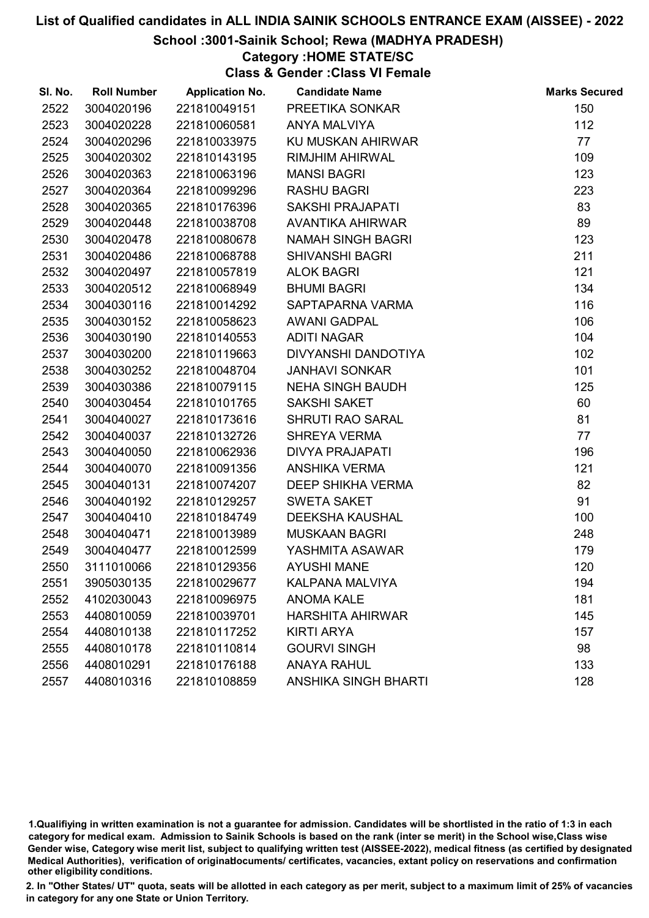# List of Qualified candidates in ALL INDIA SAINIK SCHOOLS ENTRANCE EXAM (AISSEE) - 2022

## School :3001-Sainik School; Rewa (MADHYA PRADESH)

### Category :HOME STATE/SC

### Class & Gender :Class VI Female

| Sl. No. | Roll Number | Application No. | Candidate Name | Marks Secured |
|---|---|---|---|---|
| 2522 | 3004020196 | 221810049151 | PREETIKA SONKAR | 150 |
| 2523 | 3004020228 | 221810060581 | ANYA MALVIYA | 112 |
| 2524 | 3004020296 | 221810033975 | KU MUSKAN AHIRWAR | 77 |
| 2525 | 3004020302 | 221810143195 | RIMJHIM AHIRWAL | 109 |
| 2526 | 3004020363 | 221810063196 | MANSI BAGRI | 123 |
| 2527 | 3004020364 | 221810099296 | RASHU BAGRI | 223 |
| 2528 | 3004020365 | 221810176396 | SAKSHI PRAJAPATI | 83 |
| 2529 | 3004020448 | 221810038708 | AVANTIKA AHIRWAR | 89 |
| 2530 | 3004020478 | 221810080678 | NAMAH SINGH BAGRI | 123 |
| 2531 | 3004020486 | 221810068788 | SHIVANSHI BAGRI | 211 |
| 2532 | 3004020497 | 221810057819 | ALOK BAGRI | 121 |
| 2533 | 3004020512 | 221810068949 | BHUMI BAGRI | 134 |
| 2534 | 3004030116 | 221810014292 | SAPTAPARNA VARMA | 116 |
| 2535 | 3004030152 | 221810058623 | AWANI GADPAL | 106 |
| 2536 | 3004030190 | 221810140553 | ADITI NAGAR | 104 |
| 2537 | 3004030200 | 221810119663 | DIVYANSHI DANDOTIYA | 102 |
| 2538 | 3004030252 | 221810048704 | JANHAVI SONKAR | 101 |
| 2539 | 3004030386 | 221810079115 | NEHA SINGH BAUDH | 125 |
| 2540 | 3004030454 | 221810101765 | SAKSHI SAKET | 60 |
| 2541 | 3004040027 | 221810173616 | SHRUTI RAO SARAL | 81 |
| 2542 | 3004040037 | 221810132726 | SHREYA VERMA | 77 |
| 2543 | 3004040050 | 221810062936 | DIVYA PRAJAPATI | 196 |
| 2544 | 3004040070 | 221810091356 | ANSHIKA VERMA | 121 |
| 2545 | 3004040131 | 221810074207 | DEEP SHIKHA VERMA | 82 |
| 2546 | 3004040192 | 221810129257 | SWETA SAKET | 91 |
| 2547 | 3004040410 | 221810184749 | DEEKSHA KAUSHAL | 100 |
| 2548 | 3004040471 | 221810013989 | MUSKAAN BAGRI | 248 |
| 2549 | 3004040477 | 221810012599 | YASHMITA ASAWAR | 179 |
| 2550 | 3111010066 | 221810129356 | AYUSHI MANE | 120 |
| 2551 | 3905030135 | 221810029677 | KALPANA MALVIYA | 194 |
| 2552 | 4102030043 | 221810096975 | ANOMA KALE | 181 |
| 2553 | 4408010059 | 221810039701 | HARSHITA AHIRWAR | 145 |
| 2554 | 4408010138 | 221810117252 | KIRTI ARYA | 157 |
| 2555 | 4408010178 | 221810110814 | GOURVI SINGH | 98 |
| 2556 | 4408010291 | 221810176188 | ANAYA RAHUL | 133 |
| 2557 | 4408010316 | 221810108859 | ANSHIKA SINGH BHARTI | 128 |

1.Qualifiying in written examination is not a guarantee for admission. Candidates will be shortlisted in the ratio of 1:3 in each category for medical exam. Admission to Sainik Schools is based on the rank (inter se merit) in the School wise,Class wise Gender wise, Category wise merit list, subject to qualifying written test (AISSEE-2022), medical fitness (as certified by designated Medical Authorities), verification of originaldocuments/ certificates, vacancies, extant policy on reservations and confirmation other eligibility conditions.

2. In "Other States/ UT" quota, seats will be allotted in each category as per merit, subject to a maximum limit of 25% of vacancies in category for any one State or Union Territory.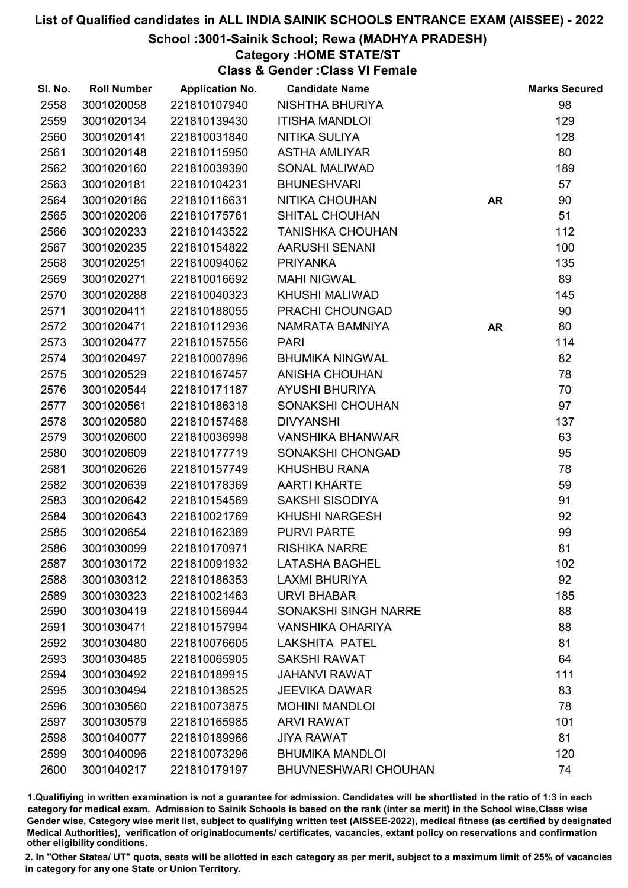# List of Qualified candidates in ALL INDIA SAINIK SCHOOLS ENTRANCE EXAM (AISSEE) - 2022

## School :3001-Sainik School; Rewa (MADHYA PRADESH)

### Category :HOME STATE/ST

### Class & Gender :Class VI Female

| Sl. No. | Roll Number | Application No. | Candidate Name | | Marks Secured |
|---|---|---|---|---|---|
| 2558 | 3001020058 | 221810107940 | NISHTHA BHURIYA | | 98 |
| 2559 | 3001020134 | 221810139430 | ITISHA MANDLOI | | 129 |
| 2560 | 3001020141 | 221810031840 | NITIKA SULIYA | | 128 |
| 2561 | 3001020148 | 221810115950 | ASTHA AMLIYAR | | 80 |
| 2562 | 3001020160 | 221810039390 | SONAL MALIWAD | | 189 |
| 2563 | 3001020181 | 221810104231 | BHUNESHVARI | | 57 |
| 2564 | 3001020186 | 221810116631 | NITIKA CHOUHAN | AR | 90 |
| 2565 | 3001020206 | 221810175761 | SHITAL CHOUHAN | | 51 |
| 2566 | 3001020233 | 221810143522 | TANISHKA CHOUHAN | | 112 |
| 2567 | 3001020235 | 221810154822 | AARUSHI SENANI | | 100 |
| 2568 | 3001020251 | 221810094062 | PRIYANKA | | 135 |
| 2569 | 3001020271 | 221810016692 | MAHI NIGWAL | | 89 |
| 2570 | 3001020288 | 221810040323 | KHUSHI MALIWAD | | 145 |
| 2571 | 3001020411 | 221810188055 | PRACHI CHOUNGAD | | 90 |
| 2572 | 3001020471 | 221810112936 | NAMRATA BAMNIYA | AR | 80 |
| 2573 | 3001020477 | 221810157556 | PARI | | 114 |
| 2574 | 3001020497 | 221810007896 | BHUMIKA NINGWAL | | 82 |
| 2575 | 3001020529 | 221810167457 | ANISHA CHOUHAN | | 78 |
| 2576 | 3001020544 | 221810171187 | AYUSHI BHURIYA | | 70 |
| 2577 | 3001020561 | 221810186318 | SONAKSHI CHOUHAN | | 97 |
| 2578 | 3001020580 | 221810157468 | DIVYANSHI | | 137 |
| 2579 | 3001020600 | 221810036998 | VANSHIKA BHANWAR | | 63 |
| 2580 | 3001020609 | 221810177719 | SONAKSHI CHONGAD | | 95 |
| 2581 | 3001020626 | 221810157749 | KHUSHBU RANA | | 78 |
| 2582 | 3001020639 | 221810178369 | AARTI KHARTE | | 59 |
| 2583 | 3001020642 | 221810154569 | SAKSHI SISODIYA | | 91 |
| 2584 | 3001020643 | 221810021769 | KHUSHI NARGESH | | 92 |
| 2585 | 3001020654 | 221810162389 | PURVI PARTE | | 99 |
| 2586 | 3001030099 | 221810170971 | RISHIKA NARRE | | 81 |
| 2587 | 3001030172 | 221810091932 | LATASHA BAGHEL | | 102 |
| 2588 | 3001030312 | 221810186353 | LAXMI BHURIYA | | 92 |
| 2589 | 3001030323 | 221810021463 | URVI BHABAR | | 185 |
| 2590 | 3001030419 | 221810156944 | SONAKSHI SINGH NARRE | | 88 |
| 2591 | 3001030471 | 221810157994 | VANSHIKA OHARIYA | | 88 |
| 2592 | 3001030480 | 221810076605 | LAKSHITA PATEL | | 81 |
| 2593 | 3001030485 | 221810065905 | SAKSHI RAWAT | | 64 |
| 2594 | 3001030492 | 221810189915 | JAHANVI RAWAT | | 111 |
| 2595 | 3001030494 | 221810138525 | JEEVIKA DAWAR | | 83 |
| 2596 | 3001030560 | 221810073875 | MOHINI MANDLOI | | 78 |
| 2597 | 3001030579 | 221810165985 | ARVI RAWAT | | 101 |
| 2598 | 3001040077 | 221810189966 | JIYA RAWAT | | 81 |
| 2599 | 3001040096 | 221810073296 | BHUMIKA MANDLOI | | 120 |
| 2600 | 3001040217 | 221810179197 | BHUVNESHWARI CHOUHAN | | 74 |

1.Qualifiying in written examination is not a guarantee for admission. Candidates will be shortlisted in the ratio of 1:3 in each category for medical exam. Admission to Sainik Schools is based on the rank (inter se merit) in the School wise,Class wise Gender wise, Category wise merit list, subject to qualifying written test (AISSEE-2022), medical fitness (as certified by designated Medical Authorities), verification of originablocuments/ certificates, vacancies, extant policy on reservations and confirmation other eligibility conditions.

2. In "Other States/ UT" quota, seats will be allotted in each category as per merit, subject to a maximum limit of 25% of vacancies in category for any one State or Union Territory.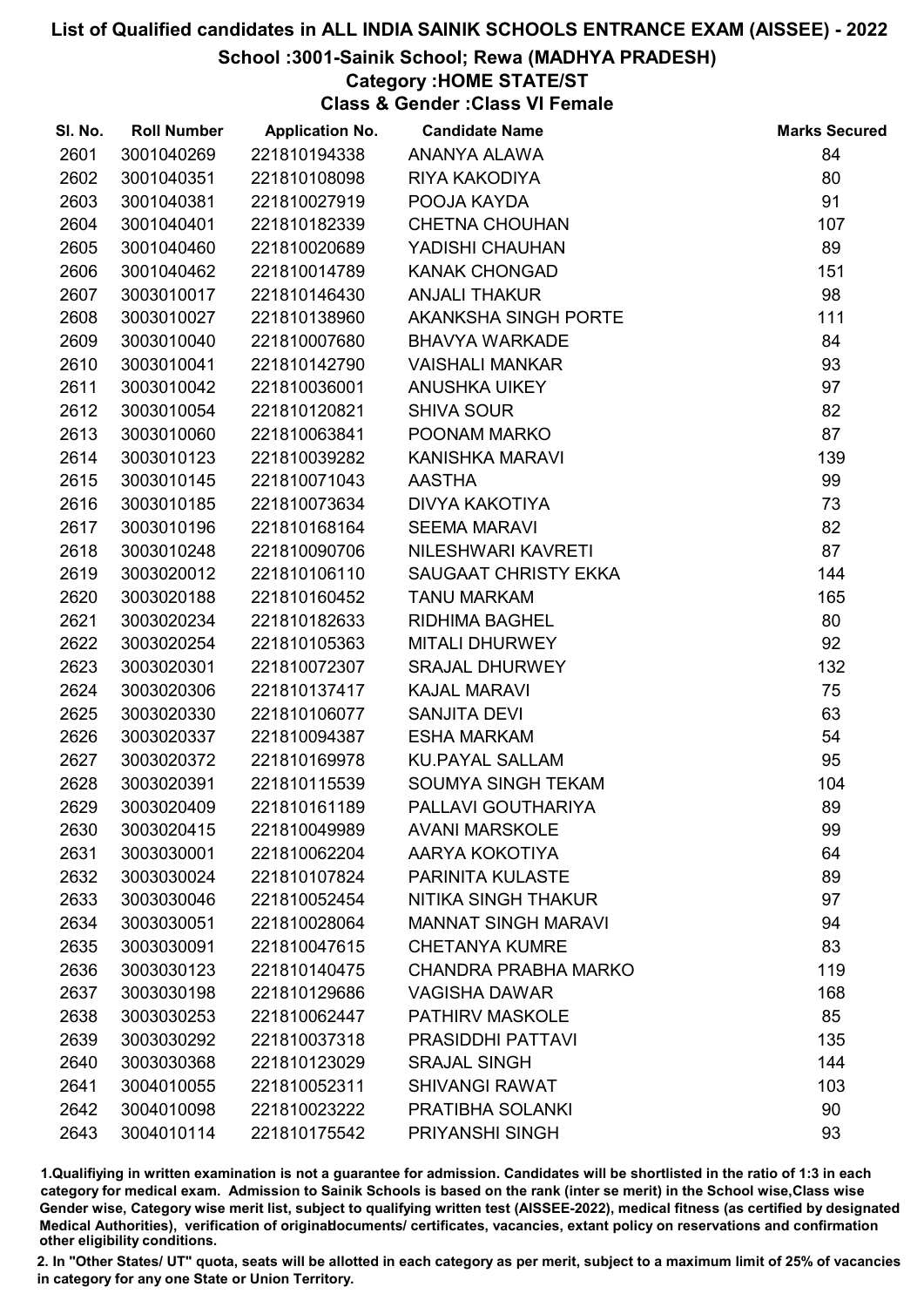# List of Qualified candidates in ALL INDIA SAINIK SCHOOLS ENTRANCE EXAM (AISSEE) - 2022

## School :3001-Sainik School; Rewa (MADHYA PRADESH)

### Category :HOME STATE/ST

### Class & Gender :Class VI Female

| Sl. No. | Roll Number | Application No. | Candidate Name | Marks Secured |
|---|---|---|---|---|
| 2601 | 3001040269 | 221810194338 | ANANYA ALAWA | 84 |
| 2602 | 3001040351 | 221810108098 | RIYA KAKODIYA | 80 |
| 2603 | 3001040381 | 221810027919 | POOJA KAYDA | 91 |
| 2604 | 3001040401 | 221810182339 | CHETNA CHOUHAN | 107 |
| 2605 | 3001040460 | 221810020689 | YADISHI CHAUHAN | 89 |
| 2606 | 3001040462 | 221810014789 | KANAK CHONGAD | 151 |
| 2607 | 3003010017 | 221810146430 | ANJALI THAKUR | 98 |
| 2608 | 3003010027 | 221810138960 | AKANKSHA SINGH PORTE | 111 |
| 2609 | 3003010040 | 221810007680 | BHAVYA WARKADE | 84 |
| 2610 | 3003010041 | 221810142790 | VAISHALI MANKAR | 93 |
| 2611 | 3003010042 | 221810036001 | ANUSHKA UIKEY | 97 |
| 2612 | 3003010054 | 221810120821 | SHIVA SOUR | 82 |
| 2613 | 3003010060 | 221810063841 | POONAM MARKO | 87 |
| 2614 | 3003010123 | 221810039282 | KANISHKA MARAVI | 139 |
| 2615 | 3003010145 | 221810071043 | AASTHA | 99 |
| 2616 | 3003010185 | 221810073634 | DIVYA KAKOTIYA | 73 |
| 2617 | 3003010196 | 221810168164 | SEEMA MARAVI | 82 |
| 2618 | 3003010248 | 221810090706 | NILESHWARI KAVRETI | 87 |
| 2619 | 3003020012 | 221810106110 | SAUGAAT CHRISTY EKKA | 144 |
| 2620 | 3003020188 | 221810160452 | TANU MARKAM | 165 |
| 2621 | 3003020234 | 221810182633 | RIDHIMA BAGHEL | 80 |
| 2622 | 3003020254 | 221810105363 | MITALI DHURWEY | 92 |
| 2623 | 3003020301 | 221810072307 | SRAJAL DHURWEY | 132 |
| 2624 | 3003020306 | 221810137417 | KAJAL MARAVI | 75 |
| 2625 | 3003020330 | 221810106077 | SANJITA DEVI | 63 |
| 2626 | 3003020337 | 221810094387 | ESHA MARKAM | 54 |
| 2627 | 3003020372 | 221810169978 | KU.PAYAL SALLAM | 95 |
| 2628 | 3003020391 | 221810115539 | SOUMYA SINGH TEKAM | 104 |
| 2629 | 3003020409 | 221810161189 | PALLAVI GOUTHARIYA | 89 |
| 2630 | 3003020415 | 221810049989 | AVANI MARSKOLE | 99 |
| 2631 | 3003030001 | 221810062204 | AARYA KOKOTIYA | 64 |
| 2632 | 3003030024 | 221810107824 | PARINITA KULASTE | 89 |
| 2633 | 3003030046 | 221810052454 | NITIKA SINGH THAKUR | 97 |
| 2634 | 3003030051 | 221810028064 | MANNAT SINGH MARAVI | 94 |
| 2635 | 3003030091 | 221810047615 | CHETANYA KUMRE | 83 |
| 2636 | 3003030123 | 221810140475 | CHANDRA PRABHA MARKO | 119 |
| 2637 | 3003030198 | 221810129686 | VAGISHA DAWAR | 168 |
| 2638 | 3003030253 | 221810062447 | PATHIRV MASKOLE | 85 |
| 2639 | 3003030292 | 221810037318 | PRASIDDHI PATTAVI | 135 |
| 2640 | 3003030368 | 221810123029 | SRAJAL SINGH | 144 |
| 2641 | 3004010055 | 221810052311 | SHIVANGI RAWAT | 103 |
| 2642 | 3004010098 | 221810023222 | PRATIBHA SOLANKI | 90 |
| 2643 | 3004010114 | 221810175542 | PRIYANSHI SINGH | 93 |

1.Qualifiying in written examination is not a guarantee for admission. Candidates will be shortlisted in the ratio of 1:3 in each category for medical exam. Admission to Sainik Schools is based on the rank (inter se merit) in the School wise,Class wise Gender wise, Category wise merit list, subject to qualifying written test (AISSEE-2022), medical fitness (as certified by designated Medical Authorities), verification of originaldocuments/ certificates, vacancies, extant policy on reservations and confirmation other eligibility conditions.

2. In "Other States/ UT" quota, seats will be allotted in each category as per merit, subject to a maximum limit of 25% of vacancies in category for any one State or Union Territory.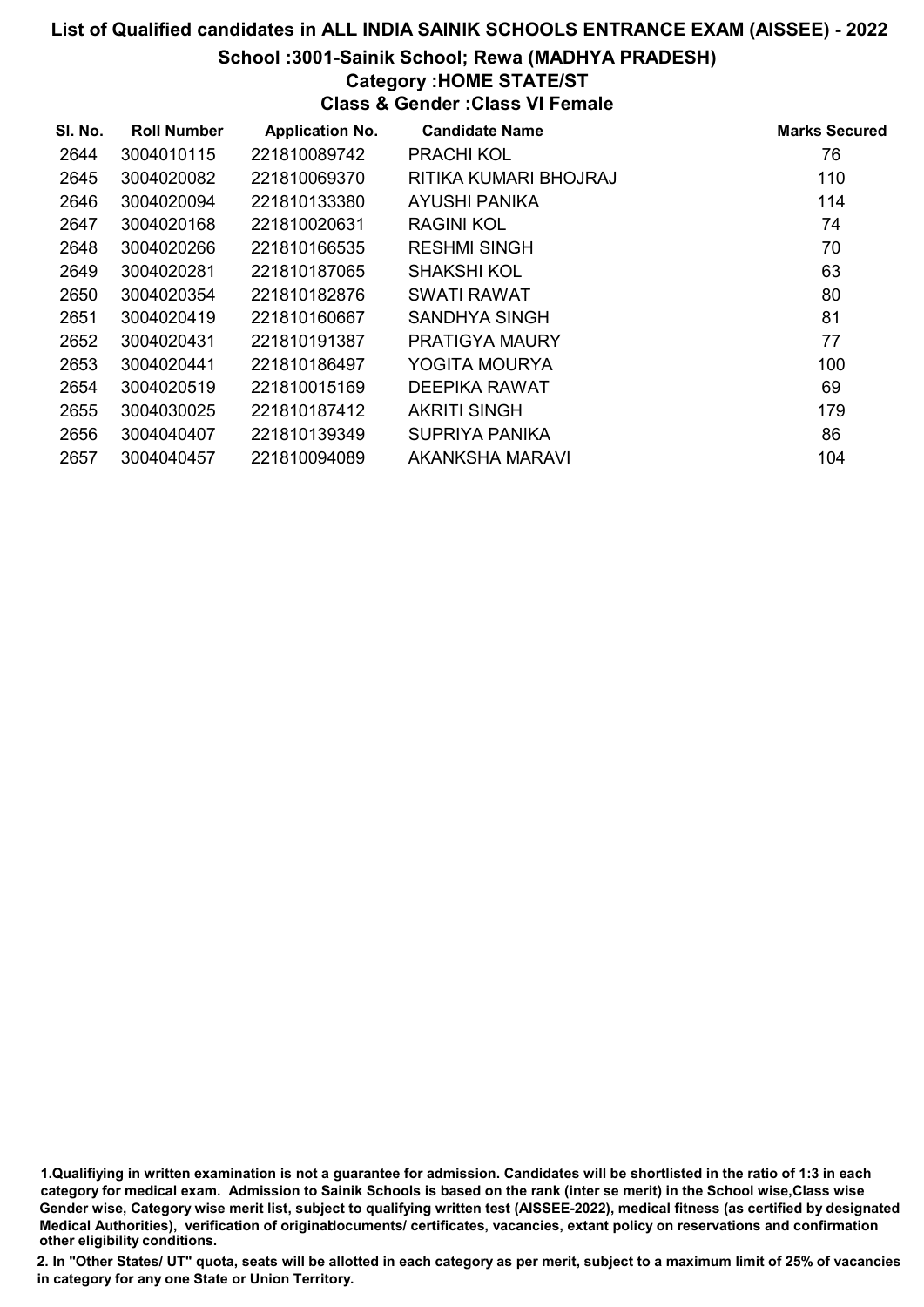# List of Qualified candidates in ALL INDIA SAINIK SCHOOLS ENTRANCE EXAM (AISSEE) - 2022

## School :3001-Sainik School; Rewa (MADHYA PRADESH)

### Category :HOME STATE/ST

### Class & Gender :Class VI Female

| Sl. No. | Roll Number | Application No. | Candidate Name | Marks Secured |
|---|---|---|---|---|
| 2644 | 3004010115 | 221810089742 | PRACHI KOL | 76 |
| 2645 | 3004020082 | 221810069370 | RITIKA KUMARI BHOJRAJ | 110 |
| 2646 | 3004020094 | 221810133380 | AYUSHI PANIKA | 114 |
| 2647 | 3004020168 | 221810020631 | RAGINI KOL | 74 |
| 2648 | 3004020266 | 221810166535 | RESHMI SINGH | 70 |
| 2649 | 3004020281 | 221810187065 | SHAKSHI KOL | 63 |
| 2650 | 3004020354 | 221810182876 | SWATI RAWAT | 80 |
| 2651 | 3004020419 | 221810160667 | SANDHYA SINGH | 81 |
| 2652 | 3004020431 | 221810191387 | PRATIGYA MAURY | 77 |
| 2653 | 3004020441 | 221810186497 | YOGITA MOURYA | 100 |
| 2654 | 3004020519 | 221810015169 | DEEPIKA RAWAT | 69 |
| 2655 | 3004030025 | 221810187412 | AKRITI SINGH | 179 |
| 2656 | 3004040407 | 221810139349 | SUPRIYA PANIKA | 86 |
| 2657 | 3004040457 | 221810094089 | AKANKSHA MARAVI | 104 |

1.Qualifiying in written examination is not a guarantee for admission. Candidates will be shortlisted in the ratio of 1:3 in each category for medical exam. Admission to Sainik Schools is based on the rank (inter se merit) in the School wise,Class wise Gender wise, Category wise merit list, subject to qualifying written test (AISSEE-2022), medical fitness (as certified by designated Medical Authorities), verification of originaldocuments/ certificates, vacancies, extant policy on reservations and confirmation other eligibility conditions.

2. In "Other States/ UT" quota, seats will be allotted in each category as per merit, subject to a maximum limit of 25% of vacancies in category for any one State or Union Territory.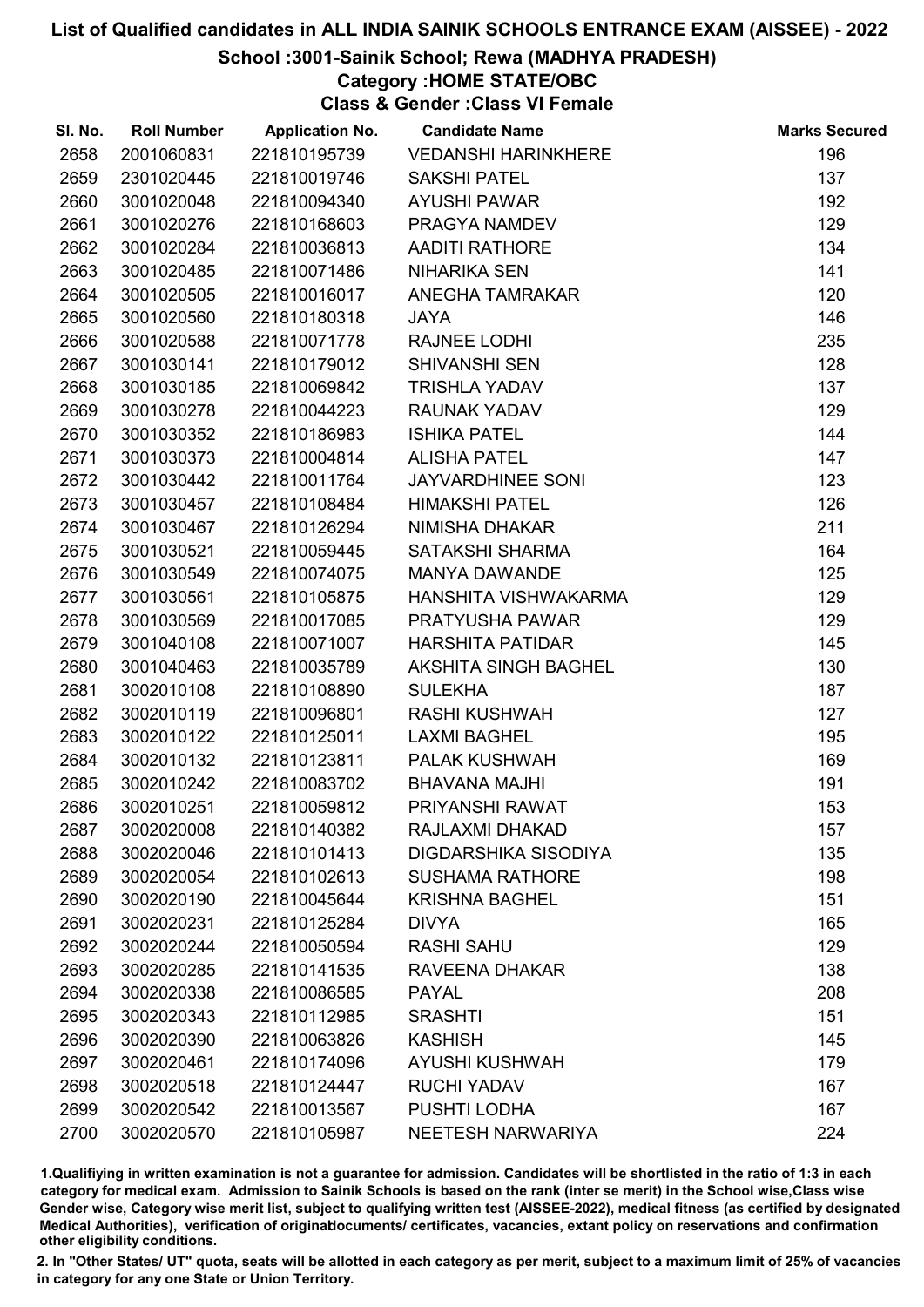# List of Qualified candidates in ALL INDIA SAINIK SCHOOLS ENTRANCE EXAM (AISSEE) - 2022

## School :3001-Sainik School; Rewa (MADHYA PRADESH)

### Category :HOME STATE/OBC

### Class & Gender :Class VI Female

| Sl. No. | Roll Number | Application No. | Candidate Name | Marks Secured |
|---|---|---|---|---|
| 2658 | 2001060831 | 221810195739 | VEDANSHI HARINKHERE | 196 |
| 2659 | 2301020445 | 221810019746 | SAKSHI PATEL | 137 |
| 2660 | 3001020048 | 221810094340 | AYUSHI PAWAR | 192 |
| 2661 | 3001020276 | 221810168603 | PRAGYA NAMDEV | 129 |
| 2662 | 3001020284 | 221810036813 | AADITI RATHORE | 134 |
| 2663 | 3001020485 | 221810071486 | NIHARIKA SEN | 141 |
| 2664 | 3001020505 | 221810016017 | ANEGHA TAMRAKAR | 120 |
| 2665 | 3001020560 | 221810180318 | JAYA | 146 |
| 2666 | 3001020588 | 221810071778 | RAJNEE LODHI | 235 |
| 2667 | 3001030141 | 221810179012 | SHIVANSHI SEN | 128 |
| 2668 | 3001030185 | 221810069842 | TRISHLA YADAV | 137 |
| 2669 | 3001030278 | 221810044223 | RAUNAK YADAV | 129 |
| 2670 | 3001030352 | 221810186983 | ISHIKA PATEL | 144 |
| 2671 | 3001030373 | 221810004814 | ALISHA PATEL | 147 |
| 2672 | 3001030442 | 221810011764 | JAYVARDHINEE SONI | 123 |
| 2673 | 3001030457 | 221810108484 | HIMAKSHI PATEL | 126 |
| 2674 | 3001030467 | 221810126294 | NIMISHA DHAKAR | 211 |
| 2675 | 3001030521 | 221810059445 | SATAKSHI SHARMA | 164 |
| 2676 | 3001030549 | 221810074075 | MANYA DAWANDE | 125 |
| 2677 | 3001030561 | 221810105875 | HANSHITA VISHWAKARMA | 129 |
| 2678 | 3001030569 | 221810017085 | PRATYUSHA PAWAR | 129 |
| 2679 | 3001040108 | 221810071007 | HARSHITA PATIDAR | 145 |
| 2680 | 3001040463 | 221810035789 | AKSHITA SINGH BAGHEL | 130 |
| 2681 | 3002010108 | 221810108890 | SULEKHA | 187 |
| 2682 | 3002010119 | 221810096801 | RASHI KUSHWAH | 127 |
| 2683 | 3002010122 | 221810125011 | LAXMI BAGHEL | 195 |
| 2684 | 3002010132 | 221810123811 | PALAK KUSHWAH | 169 |
| 2685 | 3002010242 | 221810083702 | BHAVANA MAJHI | 191 |
| 2686 | 3002010251 | 221810059812 | PRIYANSHI RAWAT | 153 |
| 2687 | 3002020008 | 221810140382 | RAJLAXMI DHAKAD | 157 |
| 2688 | 3002020046 | 221810101413 | DIGDARSHIKA SISODIYA | 135 |
| 2689 | 3002020054 | 221810102613 | SUSHAMA RATHORE | 198 |
| 2690 | 3002020190 | 221810045644 | KRISHNA BAGHEL | 151 |
| 2691 | 3002020231 | 221810125284 | DIVYA | 165 |
| 2692 | 3002020244 | 221810050594 | RASHI SAHU | 129 |
| 2693 | 3002020285 | 221810141535 | RAVEENA DHAKAR | 138 |
| 2694 | 3002020338 | 221810086585 | PAYAL | 208 |
| 2695 | 3002020343 | 221810112985 | SRASHTI | 151 |
| 2696 | 3002020390 | 221810063826 | KASHISH | 145 |
| 2697 | 3002020461 | 221810174096 | AYUSHI KUSHWAH | 179 |
| 2698 | 3002020518 | 221810124447 | RUCHI YADAV | 167 |
| 2699 | 3002020542 | 221810013567 | PUSHTI LODHA | 167 |
| 2700 | 3002020570 | 221810105987 | NEETESH NARWARIYA | 224 |

1.Qualifiying in written examination is not a guarantee for admission. Candidates will be shortlisted in the ratio of 1:3 in each category for medical exam. Admission to Sainik Schools is based on the rank (inter se merit) in the School wise,Class wise Gender wise, Category wise merit list, subject to qualifying written test (AISSEE-2022), medical fitness (as certified by designated Medical Authorities), verification of originaldocuments/ certificates, vacancies, extant policy on reservations and confirmation other eligibility conditions.

2. In "Other States/ UT" quota, seats will be allotted in each category as per merit, subject to a maximum limit of 25% of vacancies in category for any one State or Union Territory.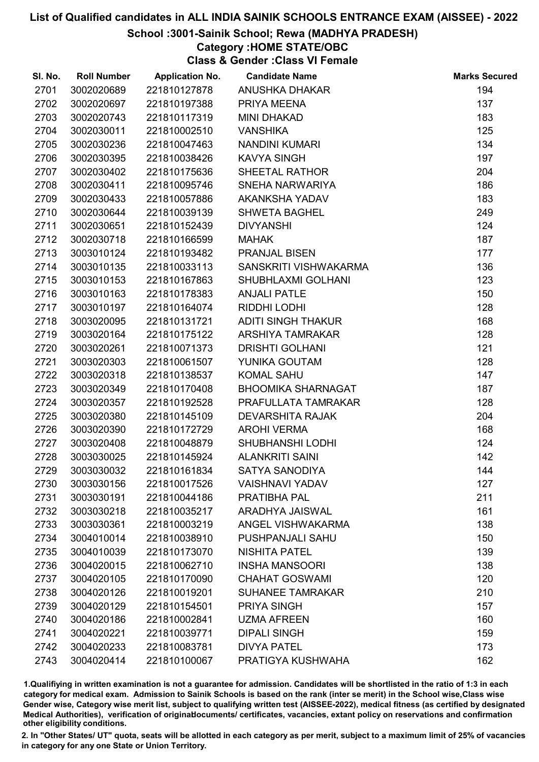# List of Qualified candidates in ALL INDIA SAINIK SCHOOLS ENTRANCE EXAM (AISSEE) - 2022

## School :3001-Sainik School; Rewa (MADHYA PRADESH)

### Category :HOME STATE/OBC

### Class & Gender :Class VI Female

| Sl. No. | Roll Number | Application No. | Candidate Name | Marks Secured |
|---|---|---|---|---|
| 2701 | 3002020689 | 221810127878 | ANUSHKA DHAKAR | 194 |
| 2702 | 3002020697 | 221810197388 | PRIYA MEENA | 137 |
| 2703 | 3002020743 | 221810117319 | MINI DHAKAD | 183 |
| 2704 | 3002030011 | 221810002510 | VANSHIKA | 125 |
| 2705 | 3002030236 | 221810047463 | NANDINI KUMARI | 134 |
| 2706 | 3002030395 | 221810038426 | KAVYA SINGH | 197 |
| 2707 | 3002030402 | 221810175636 | SHEETAL RATHOR | 204 |
| 2708 | 3002030411 | 221810095746 | SNEHA NARWARIYA | 186 |
| 2709 | 3002030433 | 221810057886 | AKANKSHA YADAV | 183 |
| 2710 | 3002030644 | 221810039139 | SHWETA BAGHEL | 249 |
| 2711 | 3002030651 | 221810152439 | DIVYANSHI | 124 |
| 2712 | 3002030718 | 221810166599 | MAHAK | 187 |
| 2713 | 3003010124 | 221810193482 | PRANJAL BISEN | 177 |
| 2714 | 3003010135 | 221810033113 | SANSKRITI VISHWAKARMA | 136 |
| 2715 | 3003010153 | 221810167863 | SHUBHLAXMI GOLHANI | 123 |
| 2716 | 3003010163 | 221810178383 | ANJALI PATLE | 150 |
| 2717 | 3003010197 | 221810164074 | RIDDHI LODHI | 128 |
| 2718 | 3003020095 | 221810131721 | ADITI SINGH THAKUR | 168 |
| 2719 | 3003020164 | 221810175122 | ARSHIYA TAMRAKAR | 128 |
| 2720 | 3003020261 | 221810071373 | DRISHTI GOLHANI | 121 |
| 2721 | 3003020303 | 221810061507 | YUNIKA GOUTAM | 128 |
| 2722 | 3003020318 | 221810138537 | KOMAL SAHU | 147 |
| 2723 | 3003020349 | 221810170408 | BHOOMIKA SHARNAGAT | 187 |
| 2724 | 3003020357 | 221810192528 | PRAFULLATA TAMRAKAR | 128 |
| 2725 | 3003020380 | 221810145109 | DEVARSHITA RAJAK | 204 |
| 2726 | 3003020390 | 221810172729 | AROHI VERMA | 168 |
| 2727 | 3003020408 | 221810048879 | SHUBHANSHI LODHI | 124 |
| 2728 | 3003030025 | 221810145924 | ALANKRITI SAINI | 142 |
| 2729 | 3003030032 | 221810161834 | SATYA SANODIYA | 144 |
| 2730 | 3003030156 | 221810017526 | VAISHNAVI YADAV | 127 |
| 2731 | 3003030191 | 221810044186 | PRATIBHA PAL | 211 |
| 2732 | 3003030218 | 221810035217 | ARADHYA JAISWAL | 161 |
| 2733 | 3003030361 | 221810003219 | ANGEL VISHWAKARMA | 138 |
| 2734 | 3004010014 | 221810038910 | PUSHPANJALI SAHU | 150 |
| 2735 | 3004010039 | 221810173070 | NISHITA PATEL | 139 |
| 2736 | 3004020015 | 221810062710 | INSHA MANSOORI | 138 |
| 2737 | 3004020105 | 221810170090 | CHAHAT GOSWAMI | 120 |
| 2738 | 3004020126 | 221810019201 | SUHANEE TAMRAKAR | 210 |
| 2739 | 3004020129 | 221810154501 | PRIYA SINGH | 157 |
| 2740 | 3004020186 | 221810002841 | UZMA AFREEN | 160 |
| 2741 | 3004020221 | 221810039771 | DIPALI SINGH | 159 |
| 2742 | 3004020233 | 221810083781 | DIVYA PATEL | 173 |
| 2743 | 3004020414 | 221810100067 | PRATIGYA KUSHWAHA | 162 |

1.Qualifiying in written examination is not a guarantee for admission. Candidates will be shortlisted in the ratio of 1:3 in each category for medical exam. Admission to Sainik Schools is based on the rank (inter se merit) in the School wise,Class wise Gender wise, Category wise merit list, subject to qualifying written test (AISSEE-2022), medical fitness (as certified by designated Medical Authorities), verification of originaldocuments/ certificates, vacancies, extant policy on reservations and confirmation other eligibility conditions.

2. In "Other States/ UT" quota, seats will be allotted in each category as per merit, subject to a maximum limit of 25% of vacancies in category for any one State or Union Territory.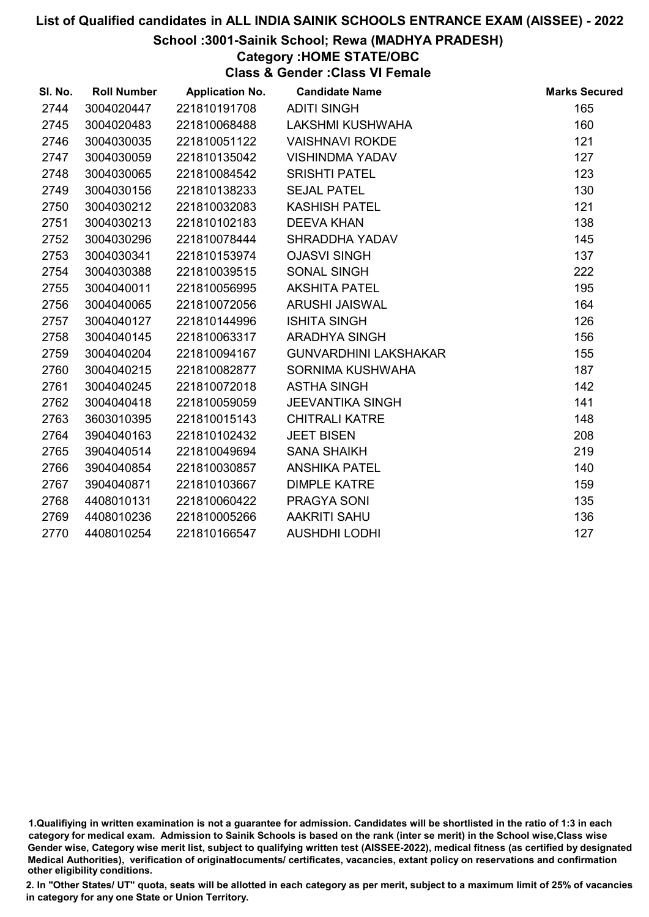# List of Qualified candidates in ALL INDIA SAINIK SCHOOLS ENTRANCE EXAM (AISSEE) - 2022

## School :3001-Sainik School; Rewa (MADHYA PRADESH)

### Category :HOME STATE/OBC

### Class & Gender :Class VI Female

| Sl. No. | Roll Number | Application No. | Candidate Name | Marks Secured |
|---|---|---|---|---|
| 2744 | 3004020447 | 221810191708 | ADITI SINGH | 165 |
| 2745 | 3004020483 | 221810068488 | LAKSHMI KUSHWAHA | 160 |
| 2746 | 3004030035 | 221810051122 | VAISHNAVI ROKDE | 121 |
| 2747 | 3004030059 | 221810135042 | VISHINDMA YADAV | 127 |
| 2748 | 3004030065 | 221810084542 | SRISHTI PATEL | 123 |
| 2749 | 3004030156 | 221810138233 | SEJAL PATEL | 130 |
| 2750 | 3004030212 | 221810032083 | KASHISH PATEL | 121 |
| 2751 | 3004030213 | 221810102183 | DEEVA KHAN | 138 |
| 2752 | 3004030296 | 221810078444 | SHRADDHA YADAV | 145 |
| 2753 | 3004030341 | 221810153974 | OJASVI SINGH | 137 |
| 2754 | 3004030388 | 221810039515 | SONAL SINGH | 222 |
| 2755 | 3004040011 | 221810056995 | AKSHITA PATEL | 195 |
| 2756 | 3004040065 | 221810072056 | ARUSHI JAISWAL | 164 |
| 2757 | 3004040127 | 221810144996 | ISHITA SINGH | 126 |
| 2758 | 3004040145 | 221810063317 | ARADHYA SINGH | 156 |
| 2759 | 3004040204 | 221810094167 | GUNVARDHINI LAKSHAKAR | 155 |
| 2760 | 3004040215 | 221810082877 | SORNIMA KUSHWAHA | 187 |
| 2761 | 3004040245 | 221810072018 | ASTHA SINGH | 142 |
| 2762 | 3004040418 | 221810059059 | JEEVANTIKA SINGH | 141 |
| 2763 | 3603010395 | 221810015143 | CHITRALI KATRE | 148 |
| 2764 | 3904040163 | 221810102432 | JEET BISEN | 208 |
| 2765 | 3904040514 | 221810049694 | SANA SHAIKH | 219 |
| 2766 | 3904040854 | 221810030857 | ANSHIKA PATEL | 140 |
| 2767 | 3904040871 | 221810103667 | DIMPLE KATRE | 159 |
| 2768 | 4408010131 | 221810060422 | PRAGYA SONI | 135 |
| 2769 | 4408010236 | 221810005266 | AAKRITI SAHU | 136 |
| 2770 | 4408010254 | 221810166547 | AUSHDHI LODHI | 127 |

1.Qualifiying in written examination is not a guarantee for admission. Candidates will be shortlisted in the ratio of 1:3 in each category for medical exam. Admission to Sainik Schools is based on the rank (inter se merit) in the School wise,Class wise Gender wise, Category wise merit list, subject to qualifying written test (AISSEE-2022), medical fitness (as certified by designated Medical Authorities), verification of originaldocuments/ certificates, vacancies, extant policy on reservations and confirmation other eligibility conditions.

2. In "Other States/ UT" quota, seats will be allotted in each category as per merit, subject to a maximum limit of 25% of vacancies in category for any one State or Union Territory.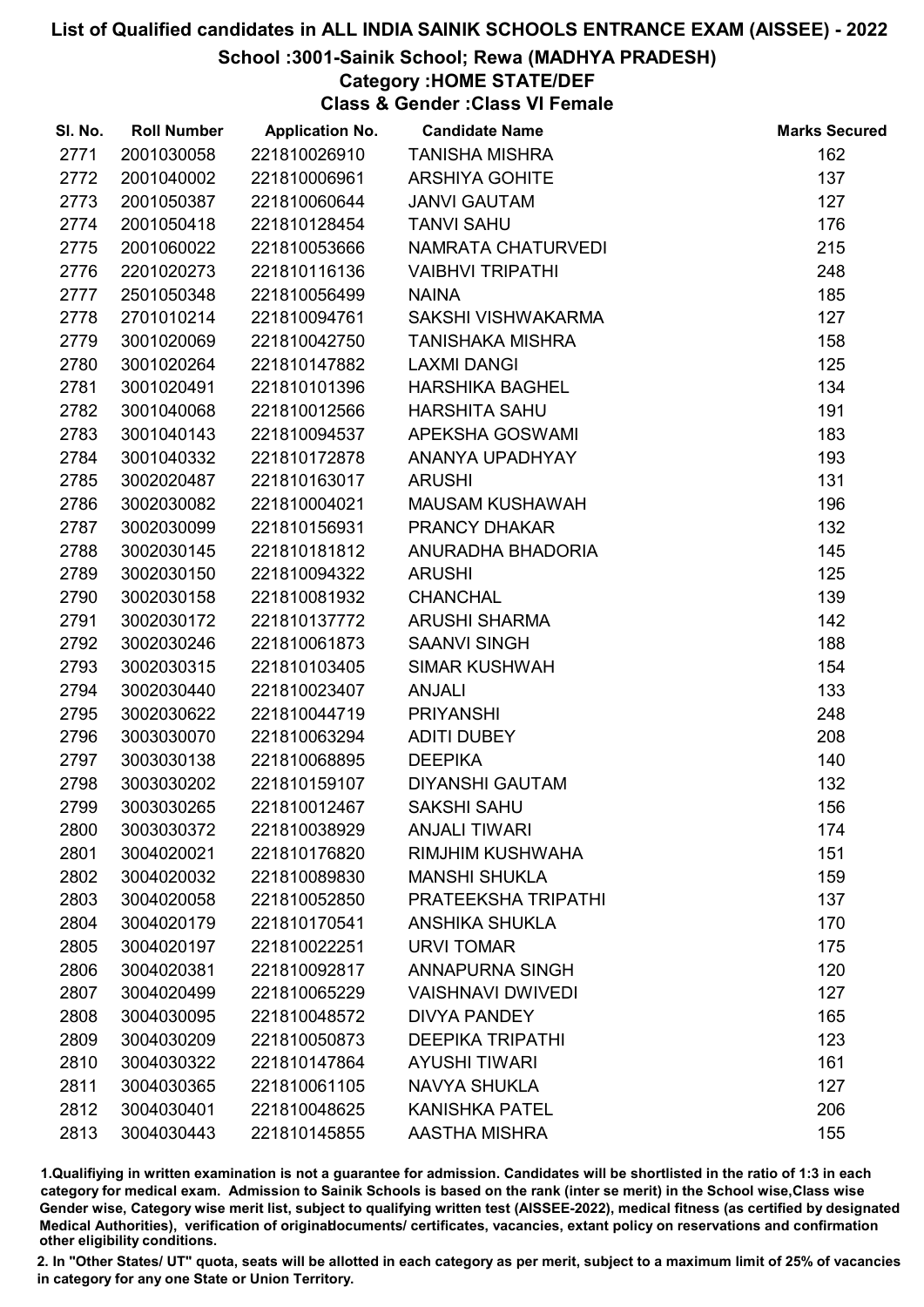# List of Qualified candidates in ALL INDIA SAINIK SCHOOLS ENTRANCE EXAM (AISSEE) - 2022

## School :3001-Sainik School; Rewa (MADHYA PRADESH)

### Category :HOME STATE/DEF

### Class & Gender :Class VI Female

| Sl. No. | Roll Number | Application No. | Candidate Name | Marks Secured |
|---|---|---|---|---|
| 2771 | 2001030058 | 221810026910 | TANISHA MISHRA | 162 |
| 2772 | 2001040002 | 221810006961 | ARSHIYA GOHITE | 137 |
| 2773 | 2001050387 | 221810060644 | JANVI GAUTAM | 127 |
| 2774 | 2001050418 | 221810128454 | TANVI SAHU | 176 |
| 2775 | 2001060022 | 221810053666 | NAMRATA CHATURVEDI | 215 |
| 2776 | 2201020273 | 221810116136 | VAIBHVI TRIPATHI | 248 |
| 2777 | 2501050348 | 221810056499 | NAINA | 185 |
| 2778 | 2701010214 | 221810094761 | SAKSHI VISHWAKARMA | 127 |
| 2779 | 3001020069 | 221810042750 | TANISHAKA MISHRA | 158 |
| 2780 | 3001020264 | 221810147882 | LAXMI DANGI | 125 |
| 2781 | 3001020491 | 221810101396 | HARSHIKA BAGHEL | 134 |
| 2782 | 3001040068 | 221810012566 | HARSHITA SAHU | 191 |
| 2783 | 3001040143 | 221810094537 | APEKSHA GOSWAMI | 183 |
| 2784 | 3001040332 | 221810172878 | ANANYA UPADHYAY | 193 |
| 2785 | 3002020487 | 221810163017 | ARUSHI | 131 |
| 2786 | 3002030082 | 221810004021 | MAUSAM KUSHAWAH | 196 |
| 2787 | 3002030099 | 221810156931 | PRANCY DHAKAR | 132 |
| 2788 | 3002030145 | 221810181812 | ANURADHA BHADORIA | 145 |
| 2789 | 3002030150 | 221810094322 | ARUSHI | 125 |
| 2790 | 3002030158 | 221810081932 | CHANCHAL | 139 |
| 2791 | 3002030172 | 221810137772 | ARUSHI SHARMA | 142 |
| 2792 | 3002030246 | 221810061873 | SAANVI SINGH | 188 |
| 2793 | 3002030315 | 221810103405 | SIMAR KUSHWAH | 154 |
| 2794 | 3002030440 | 221810023407 | ANJALI | 133 |
| 2795 | 3002030622 | 221810044719 | PRIYANSHI | 248 |
| 2796 | 3003030070 | 221810063294 | ADITI DUBEY | 208 |
| 2797 | 3003030138 | 221810068895 | DEEPIKA | 140 |
| 2798 | 3003030202 | 221810159107 | DIYANSHI GAUTAM | 132 |
| 2799 | 3003030265 | 221810012467 | SAKSHI SAHU | 156 |
| 2800 | 3003030372 | 221810038929 | ANJALI TIWARI | 174 |
| 2801 | 3004020021 | 221810176820 | RIMJHIM KUSHWAHA | 151 |
| 2802 | 3004020032 | 221810089830 | MANSHI SHUKLA | 159 |
| 2803 | 3004020058 | 221810052850 | PRATEEKSHA TRIPATHI | 137 |
| 2804 | 3004020179 | 221810170541 | ANSHIKA SHUKLA | 170 |
| 2805 | 3004020197 | 221810022251 | URVI TOMAR | 175 |
| 2806 | 3004020381 | 221810092817 | ANNAPURNA SINGH | 120 |
| 2807 | 3004020499 | 221810065229 | VAISHNAVI DWIVEDI | 127 |
| 2808 | 3004030095 | 221810048572 | DIVYA PANDEY | 165 |
| 2809 | 3004030209 | 221810050873 | DEEPIKA TRIPATHI | 123 |
| 2810 | 3004030322 | 221810147864 | AYUSHI TIWARI | 161 |
| 2811 | 3004030365 | 221810061105 | NAVYA SHUKLA | 127 |
| 2812 | 3004030401 | 221810048625 | KANISHKA PATEL | 206 |
| 2813 | 3004030443 | 221810145855 | AASTHA MISHRA | 155 |

1.Qualifiying in written examination is not a guarantee for admission. Candidates will be shortlisted in the ratio of 1:3 in each category for medical exam. Admission to Sainik Schools is based on the rank (inter se merit) in the School wise,Class wise Gender wise, Category wise merit list, subject to qualifying written test (AISSEE-2022), medical fitness (as certified by designated Medical Authorities), verification of originaldocuments/ certificates, vacancies, extant policy on reservations and confirmation other eligibility conditions.

2. In "Other States/ UT" quota, seats will be allotted in each category as per merit, subject to a maximum limit of 25% of vacancies in category for any one State or Union Territory.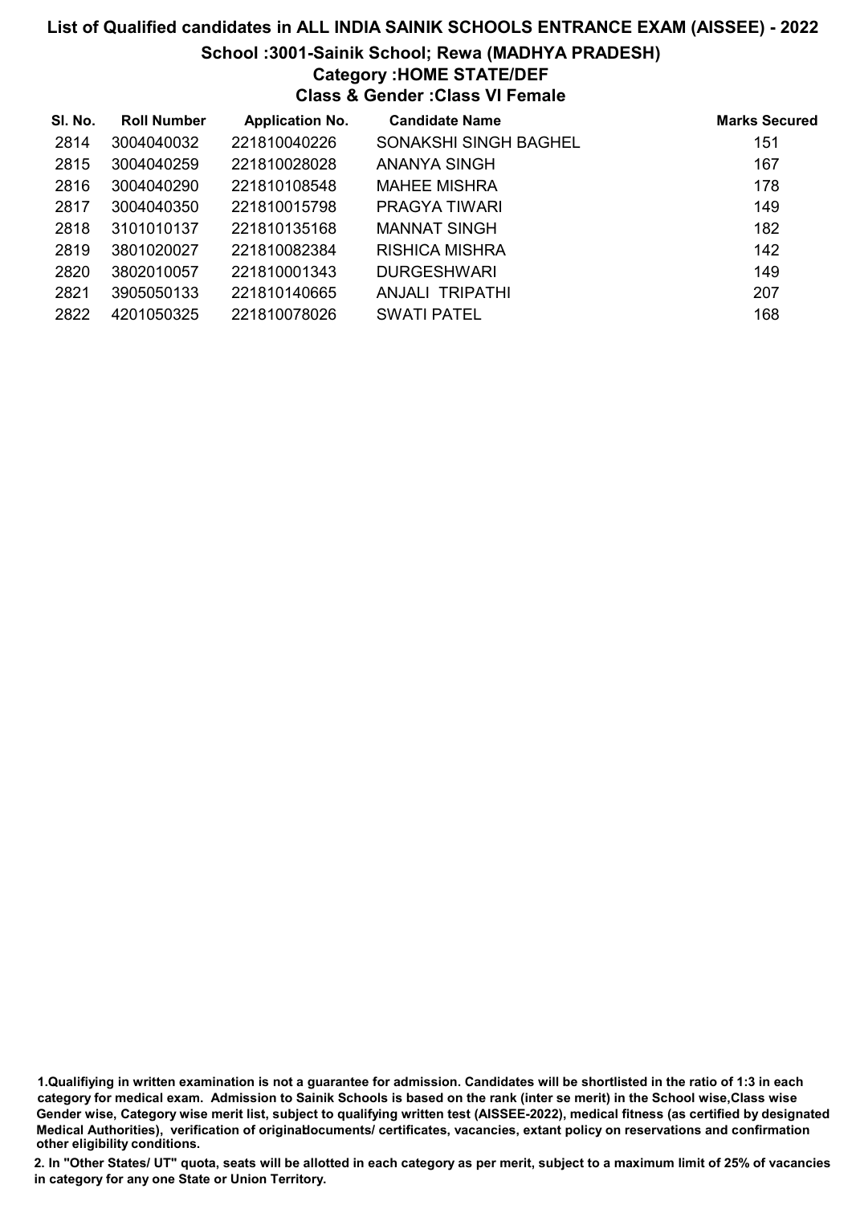# List of Qualified candidates in ALL INDIA SAINIK SCHOOLS ENTRANCE EXAM (AISSEE) - 2022

## School :3001-Sainik School; Rewa (MADHYA PRADESH)

### Category :HOME STATE/DEF

### Class & Gender :Class VI Female

| Sl. No. | Roll Number | Application No. | Candidate Name | Marks Secured |
|---|---|---|---|---|
| 2814 | 3004040032 | 221810040226 | SONAKSHI SINGH BAGHEL | 151 |
| 2815 | 3004040259 | 221810028028 | ANANYA SINGH | 167 |
| 2816 | 3004040290 | 221810108548 | MAHEE MISHRA | 178 |
| 2817 | 3004040350 | 221810015798 | PRAGYA TIWARI | 149 |
| 2818 | 3101010137 | 221810135168 | MANNAT SINGH | 182 |
| 2819 | 3801020027 | 221810082384 | RISHICA MISHRA | 142 |
| 2820 | 3802010057 | 221810001343 | DURGESHWARI | 149 |
| 2821 | 3905050133 | 221810140665 | ANJALI TRIPATHI | 207 |
| 2822 | 4201050325 | 221810078026 | SWATI PATEL | 168 |

**1.Qualifiying in written examination is not a guarantee for admission. Candidates will be shortlisted in the ratio of 1:3 in each category for medical exam. Admission to Sainik Schools is based on the rank (inter se merit) in the School wise,Class wise Gender wise, Category wise merit list, subject to qualifying written test (AISSEE-2022), medical fitness (as certified by designated Medical Authorities), verification of originaldocuments/ certificates, vacancies, extant policy on reservations and confirmation other eligibility conditions.**

**2. In "Other States/ UT" quota, seats will be allotted in each category as per merit, subject to a maximum limit of 25% of vacancies in category for any one State or Union Territory.**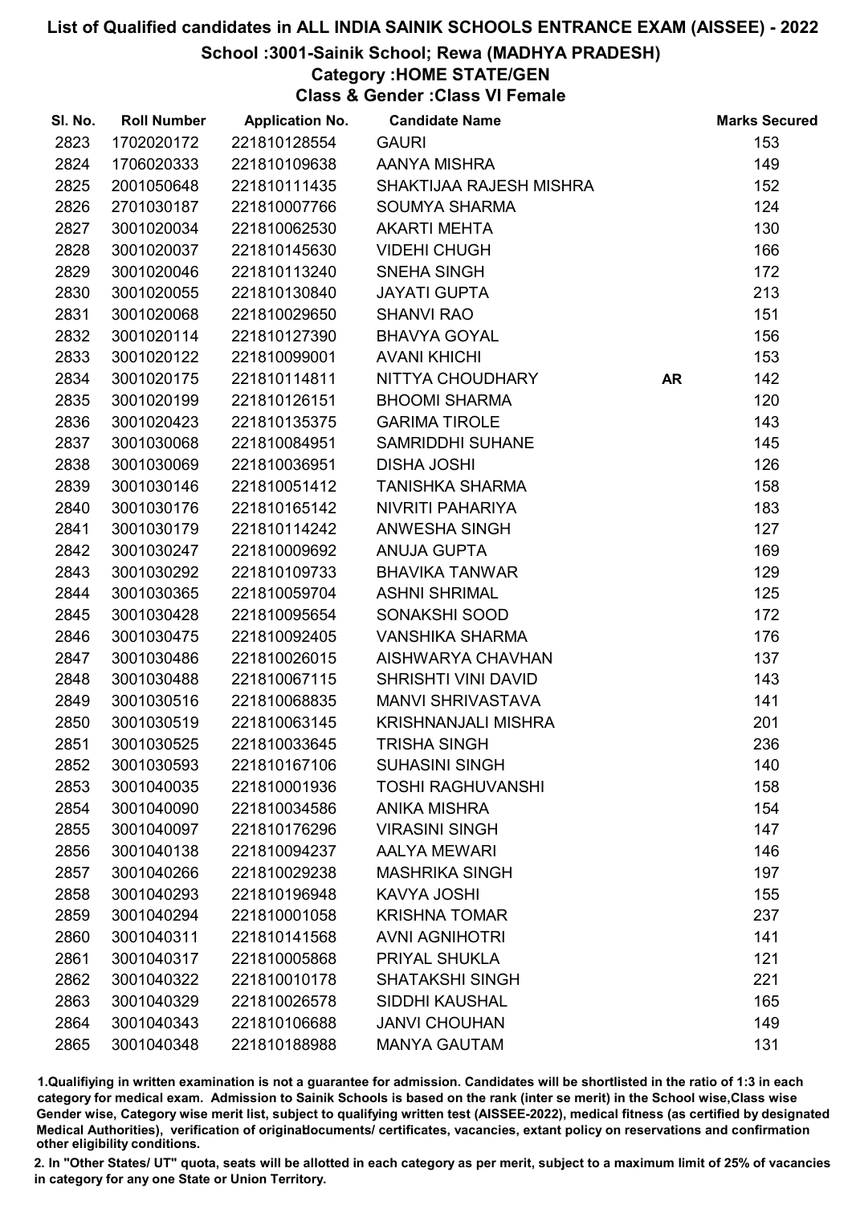# List of Qualified candidates in ALL INDIA SAINIK SCHOOLS ENTRANCE EXAM (AISSEE) - 2022

## School :3001-Sainik School; Rewa (MADHYA PRADESH)

### Category :HOME STATE/GEN

### Class & Gender :Class VI Female

| Sl. No. | Roll Number | Application No. | Candidate Name | | Marks Secured |
|---|---|---|---|---|---|
| 2823 | 1702020172 | 221810128554 | GAURI | | 153 |
| 2824 | 1706020333 | 221810109638 | AANYA MISHRA | | 149 |
| 2825 | 2001050648 | 221810111435 | SHAKTIJAA RAJESH MISHRA | | 152 |
| 2826 | 2701030187 | 221810007766 | SOUMYA SHARMA | | 124 |
| 2827 | 3001020034 | 221810062530 | AKARTI MEHTA | | 130 |
| 2828 | 3001020037 | 221810145630 | VIDEHI CHUGH | | 166 |
| 2829 | 3001020046 | 221810113240 | SNEHA SINGH | | 172 |
| 2830 | 3001020055 | 221810130840 | JAYATI GUPTA | | 213 |
| 2831 | 3001020068 | 221810029650 | SHANVI RAO | | 151 |
| 2832 | 3001020114 | 221810127390 | BHAVYA GOYAL | | 156 |
| 2833 | 3001020122 | 221810099001 | AVANI KHICHI | | 153 |
| 2834 | 3001020175 | 221810114811 | NITTYA CHOUDHARY | AR | 142 |
| 2835 | 3001020199 | 221810126151 | BHOOMI SHARMA | | 120 |
| 2836 | 3001020423 | 221810135375 | GARIMA TIROLE | | 143 |
| 2837 | 3001030068 | 221810084951 | SAMRIDDHI SUHANE | | 145 |
| 2838 | 3001030069 | 221810036951 | DISHA JOSHI | | 126 |
| 2839 | 3001030146 | 221810051412 | TANISHKA SHARMA | | 158 |
| 2840 | 3001030176 | 221810165142 | NIVRITI PAHARIYA | | 183 |
| 2841 | 3001030179 | 221810114242 | ANWESHA SINGH | | 127 |
| 2842 | 3001030247 | 221810009692 | ANUJA GUPTA | | 169 |
| 2843 | 3001030292 | 221810109733 | BHAVIKA TANWAR | | 129 |
| 2844 | 3001030365 | 221810059704 | ASHNI SHRIMAL | | 125 |
| 2845 | 3001030428 | 221810095654 | SONAKSHI SOOD | | 172 |
| 2846 | 3001030475 | 221810092405 | VANSHIKA SHARMA | | 176 |
| 2847 | 3001030486 | 221810026015 | AISHWARYA CHAVHAN | | 137 |
| 2848 | 3001030488 | 221810067115 | SHRISHTI VINI DAVID | | 143 |
| 2849 | 3001030516 | 221810068835 | MANVI SHRIVASTAVA | | 141 |
| 2850 | 3001030519 | 221810063145 | KRISHNANJALI MISHRA | | 201 |
| 2851 | 3001030525 | 221810033645 | TRISHA SINGH | | 236 |
| 2852 | 3001030593 | 221810167106 | SUHASINI SINGH | | 140 |
| 2853 | 3001040035 | 221810001936 | TOSHI RAGHUVANSHI | | 158 |
| 2854 | 3001040090 | 221810034586 | ANIKA MISHRA | | 154 |
| 2855 | 3001040097 | 221810176296 | VIRASINI SINGH | | 147 |
| 2856 | 3001040138 | 221810094237 | AALYA MEWARI | | 146 |
| 2857 | 3001040266 | 221810029238 | MASHRIKA SINGH | | 197 |
| 2858 | 3001040293 | 221810196948 | KAVYA JOSHI | | 155 |
| 2859 | 3001040294 | 221810001058 | KRISHNA TOMAR | | 237 |
| 2860 | 3001040311 | 221810141568 | AVNI AGNIHOTRI | | 141 |
| 2861 | 3001040317 | 221810005868 | PRIYAL SHUKLA | | 121 |
| 2862 | 3001040322 | 221810010178 | SHATAKSHI SINGH | | 221 |
| 2863 | 3001040329 | 221810026578 | SIDDHI KAUSHAL | | 165 |
| 2864 | 3001040343 | 221810106688 | JANVI CHOUHAN | | 149 |
| 2865 | 3001040348 | 221810188988 | MANYA GAUTAM | | 131 |

1.Qualifiying in written examination is not a guarantee for admission. Candidates will be shortlisted in the ratio of 1:3 in each category for medical exam. Admission to Sainik Schools is based on the rank (inter se merit) in the School wise,Class wise Gender wise, Category wise merit list, subject to qualifying written test (AISSEE-2022), medical fitness (as certified by designated Medical Authorities), verification of originaldocuments/ certificates, vacancies, extant policy on reservations and confirmation other eligibility conditions.

2. In "Other States/ UT" quota, seats will be allotted in each category as per merit, subject to a maximum limit of 25% of vacancies in category for any one State or Union Territory.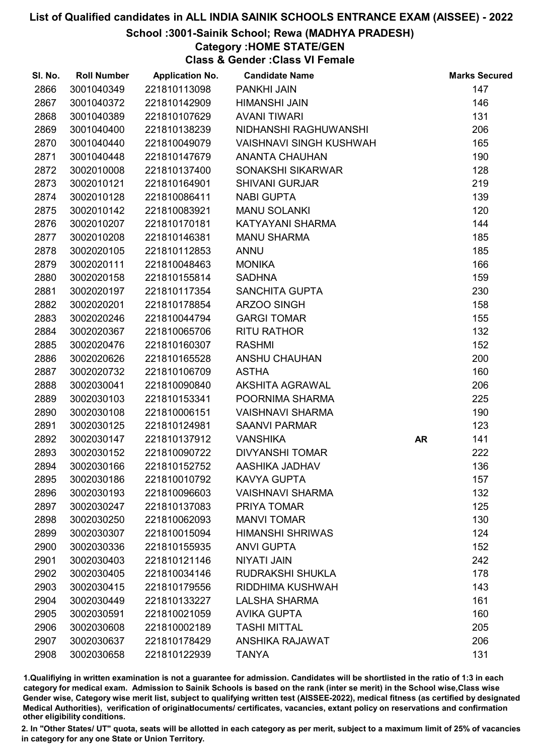# List of Qualified candidates in ALL INDIA SAINIK SCHOOLS ENTRANCE EXAM (AISSEE) - 2022

## School :3001-Sainik School; Rewa (MADHYA PRADESH)

### Category :HOME STATE/GEN

### Class & Gender :Class VI Female

| Sl. No. | Roll Number | Application No. | Candidate Name | | Marks Secured |
|---|---|---|---|---|---|
| 2866 | 3001040349 | 221810113098 | PANKHI JAIN | | 147 |
| 2867 | 3001040372 | 221810142909 | HIMANSHI JAIN | | 146 |
| 2868 | 3001040389 | 221810107629 | AVANI TIWARI | | 131 |
| 2869 | 3001040400 | 221810138239 | NIDHANSHI RAGHUWANSHI | | 206 |
| 2870 | 3001040440 | 221810049079 | VAISHNAVI SINGH KUSHWAH | | 165 |
| 2871 | 3001040448 | 221810147679 | ANANTA CHAUHAN | | 190 |
| 2872 | 3002010008 | 221810137400 | SONAKSHI SIKARWAR | | 128 |
| 2873 | 3002010121 | 221810164901 | SHIVANI GURJAR | | 219 |
| 2874 | 3002010128 | 221810086411 | NABI GUPTA | | 139 |
| 2875 | 3002010142 | 221810083921 | MANU SOLANKI | | 120 |
| 2876 | 3002010207 | 221810170181 | KATYAYANI SHARMA | | 144 |
| 2877 | 3002010208 | 221810146381 | MANU SHARMA | | 185 |
| 2878 | 3002020105 | 221810112853 | ANNU | | 185 |
| 2879 | 3002020111 | 221810048463 | MONIKA | | 166 |
| 2880 | 3002020158 | 221810155814 | SADHNA | | 159 |
| 2881 | 3002020197 | 221810117354 | SANCHITA GUPTA | | 230 |
| 2882 | 3002020201 | 221810178854 | ARZOO SINGH | | 158 |
| 2883 | 3002020246 | 221810044794 | GARGI TOMAR | | 155 |
| 2884 | 3002020367 | 221810065706 | RITU RATHOR | | 132 |
| 2885 | 3002020476 | 221810160307 | RASHMI | | 152 |
| 2886 | 3002020626 | 221810165528 | ANSHU CHAUHAN | | 200 |
| 2887 | 3002020732 | 221810106709 | ASTHA | | 160 |
| 2888 | 3002030041 | 221810090840 | AKSHITA AGRAWAL | | 206 |
| 2889 | 3002030103 | 221810153341 | POORNIMA SHARMA | | 225 |
| 2890 | 3002030108 | 221810006151 | VAISHNAVI SHARMA | | 190 |
| 2891 | 3002030125 | 221810124981 | SAANVI PARMAR | | 123 |
| 2892 | 3002030147 | 221810137912 | VANSHIKA | AR | 141 |
| 2893 | 3002030152 | 221810090722 | DIVYANSHI TOMAR | | 222 |
| 2894 | 3002030166 | 221810152752 | AASHIKA JADHAV | | 136 |
| 2895 | 3002030186 | 221810010792 | KAVYA GUPTA | | 157 |
| 2896 | 3002030193 | 221810096603 | VAISHNAVI SHARMA | | 132 |
| 2897 | 3002030247 | 221810137083 | PRIYA TOMAR | | 125 |
| 2898 | 3002030250 | 221810062093 | MANVI TOMAR | | 130 |
| 2899 | 3002030307 | 221810015094 | HIMANSHI SHRIWAS | | 124 |
| 2900 | 3002030336 | 221810155935 | ANVI GUPTA | | 152 |
| 2901 | 3002030403 | 221810121146 | NIYATI JAIN | | 242 |
| 2902 | 3002030405 | 221810034146 | RUDRAKSHI SHUKLA | | 178 |
| 2903 | 3002030415 | 221810179556 | RIDDHIMA KUSHWAH | | 143 |
| 2904 | 3002030449 | 221810133227 | LALSHA SHARMA | | 161 |
| 2905 | 3002030591 | 221810021059 | AVIKA GUPTA | | 160 |
| 2906 | 3002030608 | 221810002189 | TASHI MITTAL | | 205 |
| 2907 | 3002030637 | 221810178429 | ANSHIKA RAJAWAT | | 206 |
| 2908 | 3002030658 | 221810122939 | TANYA | | 131 |

1.Qualifying in written examination is not a guarantee for admission. Candidates will be shortlisted in the ratio of 1:3 in each category for medical exam. Admission to Sainik Schools is based on the rank (inter se merit) in the School wise,Class wise Gender wise, Category wise merit list, subject to qualifying written test (AISSEE-2022), medical fitness (as certified by designated Medical Authorities), verification of originaldocuments/ certificates, vacancies, extant policy on reservations and confirmation other eligibility conditions.

2. In "Other States/ UT" quota, seats will be allotted in each category as per merit, subject to a maximum limit of 25% of vacancies in category for any one State or Union Territory.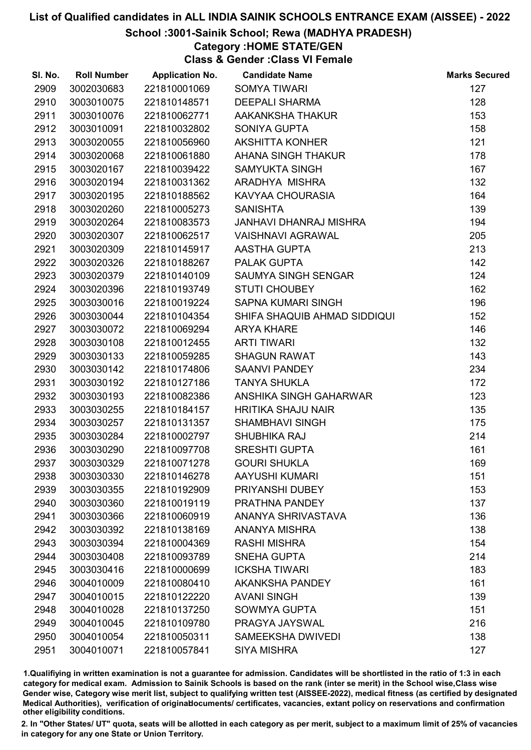# List of Qualified candidates in ALL INDIA SAINIK SCHOOLS ENTRANCE EXAM (AISSEE) - 2022

## School :3001-Sainik School; Rewa (MADHYA PRADESH)

### Category :HOME STATE/GEN

### Class & Gender :Class VI Female

| Sl. No. | Roll Number | Application No. | Candidate Name | Marks Secured |
|---|---|---|---|---|
| 2909 | 3002030683 | 221810001069 | SOMYA TIWARI | 127 |
| 2910 | 3003010075 | 221810148571 | DEEPALI SHARMA | 128 |
| 2911 | 3003010076 | 221810062771 | AAKANKSHA THAKUR | 153 |
| 2912 | 3003010091 | 221810032802 | SONIYA GUPTA | 158 |
| 2913 | 3003020055 | 221810056960 | AKSHITTA KONHER | 121 |
| 2914 | 3003020068 | 221810061880 | AHANA SINGH THAKUR | 178 |
| 2915 | 3003020167 | 221810039422 | SAMYUKTA SINGH | 167 |
| 2916 | 3003020194 | 221810031362 | ARADHYA MISHRA | 132 |
| 2917 | 3003020195 | 221810188562 | KAVYAA CHOURASIA | 164 |
| 2918 | 3003020260 | 221810005273 | SANISHTA | 139 |
| 2919 | 3003020264 | 221810083573 | JANHAVI DHANRAJ MISHRA | 194 |
| 2920 | 3003020307 | 221810062517 | VAISHNAVI AGRAWAL | 205 |
| 2921 | 3003020309 | 221810145917 | AASTHA GUPTA | 213 |
| 2922 | 3003020326 | 221810188267 | PALAK GUPTA | 142 |
| 2923 | 3003020379 | 221810140109 | SAUMYA SINGH SENGAR | 124 |
| 2924 | 3003020396 | 221810193749 | STUTI CHOUBEY | 162 |
| 2925 | 3003030016 | 221810019224 | SAPNA KUMARI SINGH | 196 |
| 2926 | 3003030044 | 221810104354 | SHIFA SHAQUIB AHMAD SIDDIQUI | 152 |
| 2927 | 3003030072 | 221810069294 | ARYA KHARE | 146 |
| 2928 | 3003030108 | 221810012455 | ARTI TIWARI | 132 |
| 2929 | 3003030133 | 221810059285 | SHAGUN RAWAT | 143 |
| 2930 | 3003030142 | 221810174806 | SAANVI PANDEY | 234 |
| 2931 | 3003030192 | 221810127186 | TANYA SHUKLA | 172 |
| 2932 | 3003030193 | 221810082386 | ANSHIKA SINGH GAHARWAR | 123 |
| 2933 | 3003030255 | 221810184157 | HRITIKA SHAJU NAIR | 135 |
| 2934 | 3003030257 | 221810131357 | SHAMBHAVI SINGH | 175 |
| 2935 | 3003030284 | 221810002797 | SHUBHIKA RAJ | 214 |
| 2936 | 3003030290 | 221810097708 | SRESHTI GUPTA | 161 |
| 2937 | 3003030329 | 221810071278 | GOURI SHUKLA | 169 |
| 2938 | 3003030330 | 221810146278 | AAYUSHI KUMARI | 151 |
| 2939 | 3003030355 | 221810192909 | PRIYANSHI DUBEY | 153 |
| 2940 | 3003030360 | 221810019119 | PRATHNA PANDEY | 137 |
| 2941 | 3003030366 | 221810060919 | ANANYA SHRIVASTAVA | 136 |
| 2942 | 3003030392 | 221810138169 | ANANYA MISHRA | 138 |
| 2943 | 3003030394 | 221810004369 | RASHI MISHRA | 154 |
| 2944 | 3003030408 | 221810093789 | SNEHA GUPTA | 214 |
| 2945 | 3003030416 | 221810000699 | ICKSHA TIWARI | 183 |
| 2946 | 3004010009 | 221810080410 | AKANKSHA PANDEY | 161 |
| 2947 | 3004010015 | 221810122220 | AVANI SINGH | 139 |
| 2948 | 3004010028 | 221810137250 | SOWMYA GUPTA | 151 |
| 2949 | 3004010045 | 221810109780 | PRAGYA JAYSWAL | 216 |
| 2950 | 3004010054 | 221810050311 | SAMEEKSHA DWIVEDI | 138 |
| 2951 | 3004010071 | 221810057841 | SIYA MISHRA | 127 |

1.Qualifiying in written examination is not a guarantee for admission. Candidates will be shortlisted in the ratio of 1:3 in each category for medical exam. Admission to Sainik Schools is based on the rank (inter se merit) in the School wise,Class wise Gender wise, Category wise merit list, subject to qualifying written test (AISSEE-2022), medical fitness (as certified by designated Medical Authorities), verification of originaldocuments/ certificates, vacancies, extant policy on reservations and confirmation other eligibility conditions.

2. In "Other States/ UT" quota, seats will be allotted in each category as per merit, subject to a maximum limit of 25% of vacancies in category for any one State or Union Territory.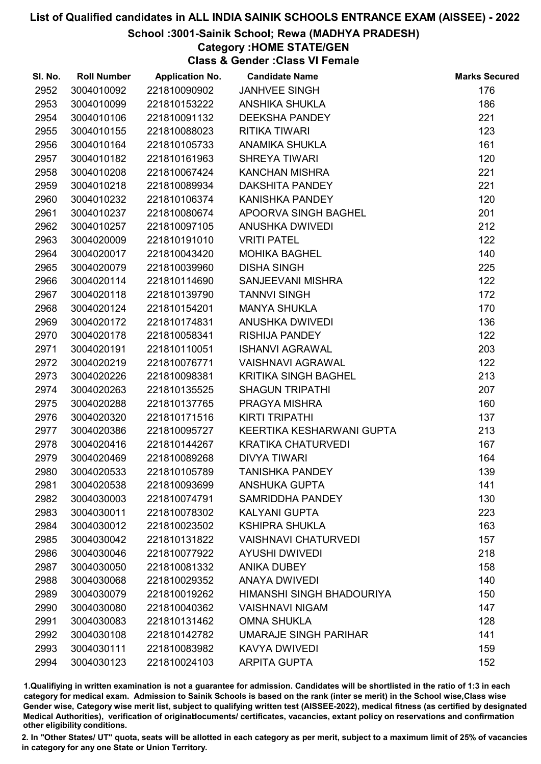# List of Qualified candidates in ALL INDIA SAINIK SCHOOLS ENTRANCE EXAM (AISSEE) - 2022

## School :3001-Sainik School; Rewa (MADHYA PRADESH)

### Category :HOME STATE/GEN

### Class & Gender :Class VI Female

| Sl. No. | Roll Number | Application No. | Candidate Name | Marks Secured |
|---|---|---|---|---|
| 2952 | 3004010092 | 221810090902 | JANHVEE SINGH | 176 |
| 2953 | 3004010099 | 221810153222 | ANSHIKA SHUKLA | 186 |
| 2954 | 3004010106 | 221810091132 | DEEKSHA PANDEY | 221 |
| 2955 | 3004010155 | 221810088023 | RITIKA TIWARI | 123 |
| 2956 | 3004010164 | 221810105733 | ANAMIKA SHUKLA | 161 |
| 2957 | 3004010182 | 221810161963 | SHREYA TIWARI | 120 |
| 2958 | 3004010208 | 221810067424 | KANCHAN MISHRA | 221 |
| 2959 | 3004010218 | 221810089934 | DAKSHITA PANDEY | 221 |
| 2960 | 3004010232 | 221810106374 | KANISHKA PANDEY | 120 |
| 2961 | 3004010237 | 221810080674 | APOORVA SINGH BAGHEL | 201 |
| 2962 | 3004010257 | 221810097105 | ANUSHKA DWIVEDI | 212 |
| 2963 | 3004020009 | 221810191010 | VRITI PATEL | 122 |
| 2964 | 3004020017 | 221810043420 | MOHIKA BAGHEL | 140 |
| 2965 | 3004020079 | 221810039960 | DISHA SINGH | 225 |
| 2966 | 3004020114 | 221810114690 | SANJEEVANI MISHRA | 122 |
| 2967 | 3004020118 | 221810139790 | TANNVI SINGH | 172 |
| 2968 | 3004020124 | 221810154201 | MANYA SHUKLA | 170 |
| 2969 | 3004020172 | 221810174831 | ANUSHKA DWIVEDI | 136 |
| 2970 | 3004020178 | 221810058341 | RISHIJA PANDEY | 122 |
| 2971 | 3004020191 | 221810110051 | ISHANVI AGRAWAL | 203 |
| 2972 | 3004020219 | 221810076771 | VAISHNAVI AGRAWAL | 122 |
| 2973 | 3004020226 | 221810098381 | KRITIKA SINGH BAGHEL | 213 |
| 2974 | 3004020263 | 221810135525 | SHAGUN TRIPATHI | 207 |
| 2975 | 3004020288 | 221810137765 | PRAGYA MISHRA | 160 |
| 2976 | 3004020320 | 221810171516 | KIRTI TRIPATHI | 137 |
| 2977 | 3004020386 | 221810095727 | KEERTIKA KESHARWANI GUPTA | 213 |
| 2978 | 3004020416 | 221810144267 | KRATIKA CHATURVEDI | 167 |
| 2979 | 3004020469 | 221810089268 | DIVYA TIWARI | 164 |
| 2980 | 3004020533 | 221810105789 | TANISHKA PANDEY | 139 |
| 2981 | 3004020538 | 221810093699 | ANSHUKA GUPTA | 141 |
| 2982 | 3004030003 | 221810074791 | SAMRIDDHA PANDEY | 130 |
| 2983 | 3004030011 | 221810078302 | KALYANI GUPTA | 223 |
| 2984 | 3004030012 | 221810023502 | KSHIPRA SHUKLA | 163 |
| 2985 | 3004030042 | 221810131822 | VAISHNAVI CHATURVEDI | 157 |
| 2986 | 3004030046 | 221810077922 | AYUSHI DWIVEDI | 218 |
| 2987 | 3004030050 | 221810081332 | ANIKA DUBEY | 158 |
| 2988 | 3004030068 | 221810029352 | ANAYA DWIVEDI | 140 |
| 2989 | 3004030079 | 221810019262 | HIMANSHI SINGH BHADOURIYA | 150 |
| 2990 | 3004030080 | 221810040362 | VAISHNAVI NIGAM | 147 |
| 2991 | 3004030083 | 221810131462 | OMNA SHUKLA | 128 |
| 2992 | 3004030108 | 221810142782 | UMARAJE SINGH PARIHAR | 141 |
| 2993 | 3004030111 | 221810083982 | KAVYA DWIVEDI | 159 |
| 2994 | 3004030123 | 221810024103 | ARPITA GUPTA | 152 |

1.Qualifiying in written examination is not a guarantee for admission. Candidates will be shortlisted in the ratio of 1:3 in each category for medical exam. Admission to Sainik Schools is based on the rank (inter se merit) in the School wise,Class wise Gender wise, Category wise merit list, subject to qualifying written test (AISSEE-2022), medical fitness (as certified by designated Medical Authorities), verification of originaldocuments/ certificates, vacancies, extant policy on reservations and confirmation other eligibility conditions.

2. In "Other States/ UT" quota, seats will be allotted in each category as per merit, subject to a maximum limit of 25% of vacancies in category for any one State or Union Territory.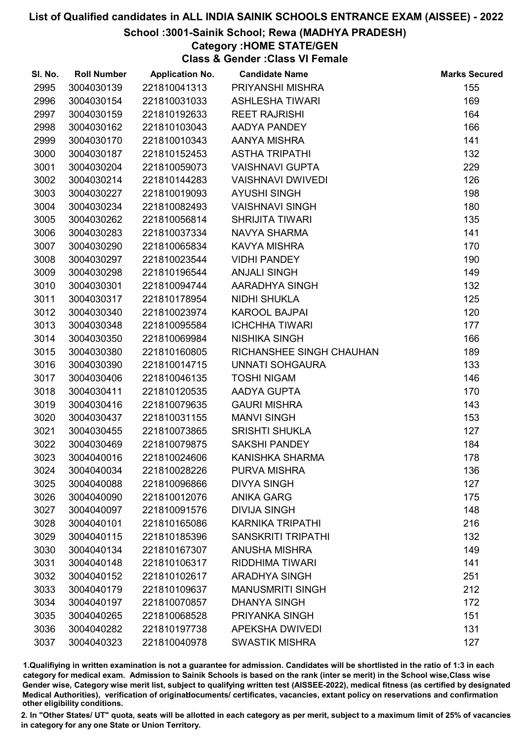# List of Qualified candidates in ALL INDIA SAINIK SCHOOLS ENTRANCE EXAM (AISSEE) - 2022

## School :3001-Sainik School; Rewa (MADHYA PRADESH)

### Category :HOME STATE/GEN

### Class & Gender :Class VI Female

| Sl. No. | Roll Number | Application No. | Candidate Name | Marks Secured |
|---|---|---|---|---|
| 2995 | 3004030139 | 221810041313 | PRIYANSHI MISHRA | 155 |
| 2996 | 3004030154 | 221810031033 | ASHLESHA TIWARI | 169 |
| 2997 | 3004030159 | 221810192633 | REET RAJRISHI | 164 |
| 2998 | 3004030162 | 221810103043 | AADYA PANDEY | 166 |
| 2999 | 3004030170 | 221810010343 | AANYA MISHRA | 141 |
| 3000 | 3004030187 | 221810152453 | ASTHA TRIPATHI | 132 |
| 3001 | 3004030204 | 221810059073 | VAISHNAVI GUPTA | 229 |
| 3002 | 3004030214 | 221810144283 | VAISHNAVI DWIVEDI | 126 |
| 3003 | 3004030227 | 221810019093 | AYUSHI SINGH | 198 |
| 3004 | 3004030234 | 221810082493 | VAISHNAVI SINGH | 180 |
| 3005 | 3004030262 | 221810056814 | SHRIJITA TIWARI | 135 |
| 3006 | 3004030283 | 221810037334 | NAVYA SHARMA | 141 |
| 3007 | 3004030290 | 221810065834 | KAVYA MISHRA | 170 |
| 3008 | 3004030297 | 221810023544 | VIDHI PANDEY | 190 |
| 3009 | 3004030298 | 221810196544 | ANJALI SINGH | 149 |
| 3010 | 3004030301 | 221810094744 | AARADHYA SINGH | 132 |
| 3011 | 3004030317 | 221810178954 | NIDHI SHUKLA | 125 |
| 3012 | 3004030340 | 221810023974 | KAROOL BAJPAI | 120 |
| 3013 | 3004030348 | 221810095584 | ICHCHHA TIWARI | 177 |
| 3014 | 3004030350 | 221810069984 | NISHIKA SINGH | 166 |
| 3015 | 3004030380 | 221810160805 | RICHANSHEE SINGH CHAUHAN | 189 |
| 3016 | 3004030390 | 221810014715 | UNNATI SOHGAURA | 133 |
| 3017 | 3004030406 | 221810046135 | TOSHI NIGAM | 146 |
| 3018 | 3004030411 | 221810120535 | AADYA GUPTA | 170 |
| 3019 | 3004030416 | 221810079635 | GAURI MISHRA | 143 |
| 3020 | 3004030437 | 221810031155 | MANVI SINGH | 153 |
| 3021 | 3004030455 | 221810073865 | SRISHTI SHUKLA | 127 |
| 3022 | 3004030469 | 221810079875 | SAKSHI PANDEY | 184 |
| 3023 | 3004040016 | 221810024606 | KANISHKA SHARMA | 178 |
| 3024 | 3004040034 | 221810028226 | PURVA MISHRA | 136 |
| 3025 | 3004040088 | 221810096866 | DIVYA SINGH | 127 |
| 3026 | 3004040090 | 221810012076 | ANIKA GARG | 175 |
| 3027 | 3004040097 | 221810091576 | DIVIJA SINGH | 148 |
| 3028 | 3004040101 | 221810165086 | KARNIKA TRIPATHI | 216 |
| 3029 | 3004040115 | 221810185396 | SANSKRITI TRIPATHI | 132 |
| 3030 | 3004040134 | 221810167307 | ANUSHA MISHRA | 149 |
| 3031 | 3004040148 | 221810106317 | RIDDHIMA TIWARI | 141 |
| 3032 | 3004040152 | 221810102617 | ARADHYA SINGH | 251 |
| 3033 | 3004040179 | 221810109637 | MANUSMRITI SINGH | 212 |
| 3034 | 3004040197 | 221810070857 | DHANYA SINGH | 172 |
| 3035 | 3004040265 | 221810068528 | PRIYANKA SINGH | 151 |
| 3036 | 3004040282 | 221810197738 | APEKSHA DWIVEDI | 131 |
| 3037 | 3004040323 | 221810040978 | SWASTIK MISHRA | 127 |

1.Qualifying in written examination is not a guarantee for admission. Candidates will be shortlisted in the ratio of 1:3 in each category for medical exam. Admission to Sainik Schools is based on the rank (inter se merit) in the School wise,Class wise Gender wise, Category wise merit list, subject to qualifying written test (AISSEE-2022), medical fitness (as certified by designated Medical Authorities), verification of originaldocuments/ certificates, vacancies, extant policy on reservations and confirmation other eligibility conditions.

2. In "Other States/ UT" quota, seats will be allotted in each category as per merit, subject to a maximum limit of 25% of vacancies in category for any one State or Union Territory.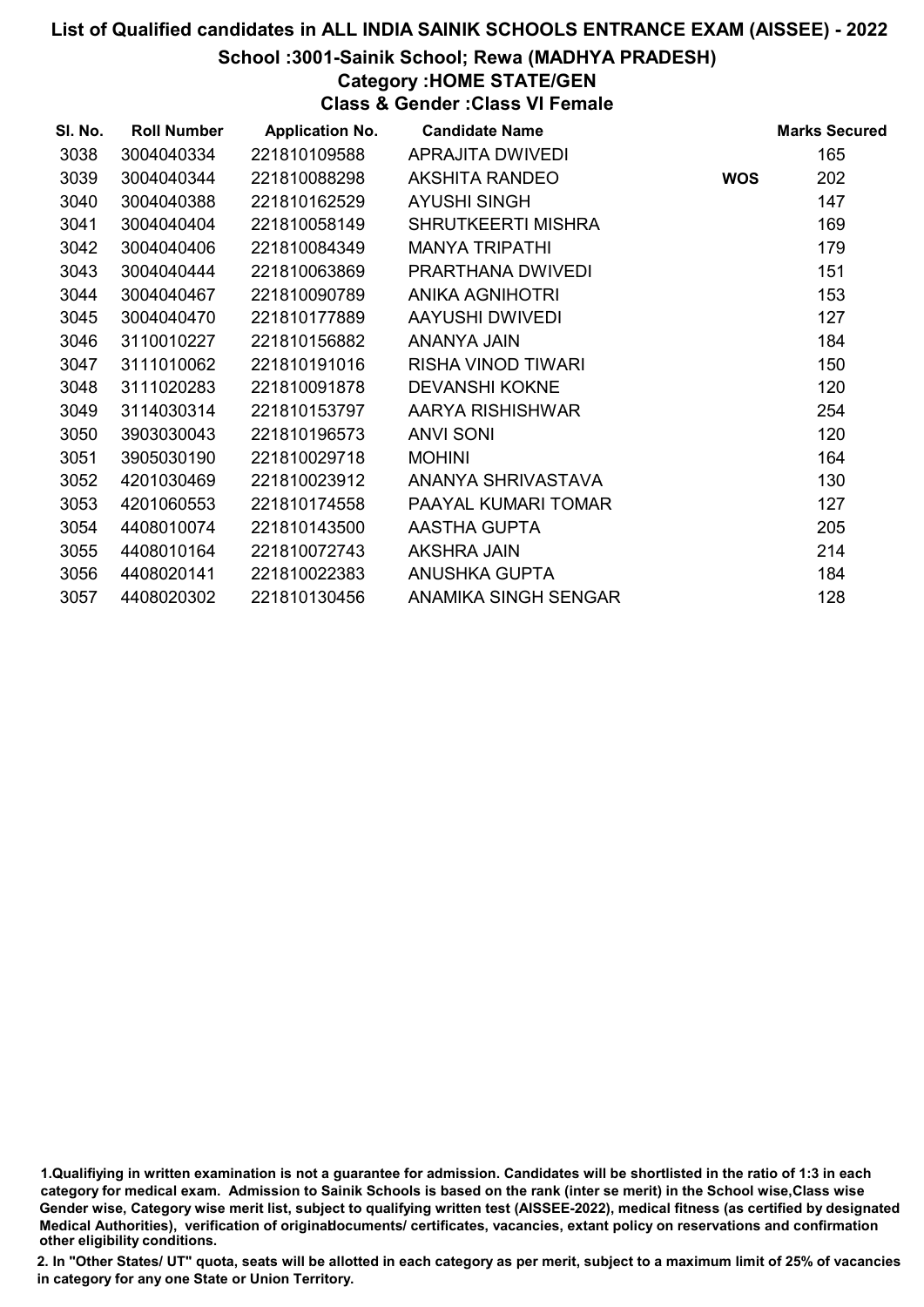# List of Qualified candidates in ALL INDIA SAINIK SCHOOLS ENTRANCE EXAM (AISSEE) - 2022

## School :3001-Sainik School; Rewa (MADHYA PRADESH)

### Category :HOME STATE/GEN

### Class & Gender :Class VI Female

| Sl. No. | Roll Number | Application No. | Candidate Name | | Marks Secured |
|---|---|---|---|---|---|
| 3038 | 3004040334 | 221810109588 | APRAJITA DWIVEDI | | 165 |
| 3039 | 3004040344 | 221810088298 | AKSHITA RANDEO | WOS | 202 |
| 3040 | 3004040388 | 221810162529 | AYUSHI SINGH | | 147 |
| 3041 | 3004040404 | 221810058149 | SHRUTKEERTI MISHRA | | 169 |
| 3042 | 3004040406 | 221810084349 | MANYA TRIPATHI | | 179 |
| 3043 | 3004040444 | 221810063869 | PRARTHANA DWIVEDI | | 151 |
| 3044 | 3004040467 | 221810090789 | ANIKA AGNIHOTRI | | 153 |
| 3045 | 3004040470 | 221810177889 | AAYUSHI DWIVEDI | | 127 |
| 3046 | 3110010227 | 221810156882 | ANANYA JAIN | | 184 |
| 3047 | 3111010062 | 221810191016 | RISHA VINOD TIWARI | | 150 |
| 3048 | 3111020283 | 221810091878 | DEVANSHI KOKNE | | 120 |
| 3049 | 3114030314 | 221810153797 | AARYA RISHISHWAR | | 254 |
| 3050 | 3903030043 | 221810196573 | ANVI SONI | | 120 |
| 3051 | 3905030190 | 221810029718 | MOHINI | | 164 |
| 3052 | 4201030469 | 221810023912 | ANANYA SHRIVASTAVA | | 130 |
| 3053 | 4201060553 | 221810174558 | PAAYAL KUMARI TOMAR | | 127 |
| 3054 | 4408010074 | 221810143500 | AASTHA GUPTA | | 205 |
| 3055 | 4408010164 | 221810072743 | AKSHRA JAIN | | 214 |
| 3056 | 4408020141 | 221810022383 | ANUSHKA GUPTA | | 184 |
| 3057 | 4408020302 | 221810130456 | ANAMIKA SINGH SENGAR | | 128 |

1.Qualifiying in written examination is not a guarantee for admission. Candidates will be shortlisted in the ratio of 1:3 in each category for medical exam. Admission to Sainik Schools is based on the rank (inter se merit) in the School wise,Class wise Gender wise, Category wise merit list, subject to qualifying written test (AISSEE-2022), medical fitness (as certified by designated Medical Authorities), verification of originaldocuments/ certificates, vacancies, extant policy on reservations and confirmation other eligibility conditions.

2. In "Other States/ UT" quota, seats will be allotted in each category as per merit, subject to a maximum limit of 25% of vacancies in category for any one State or Union Territory.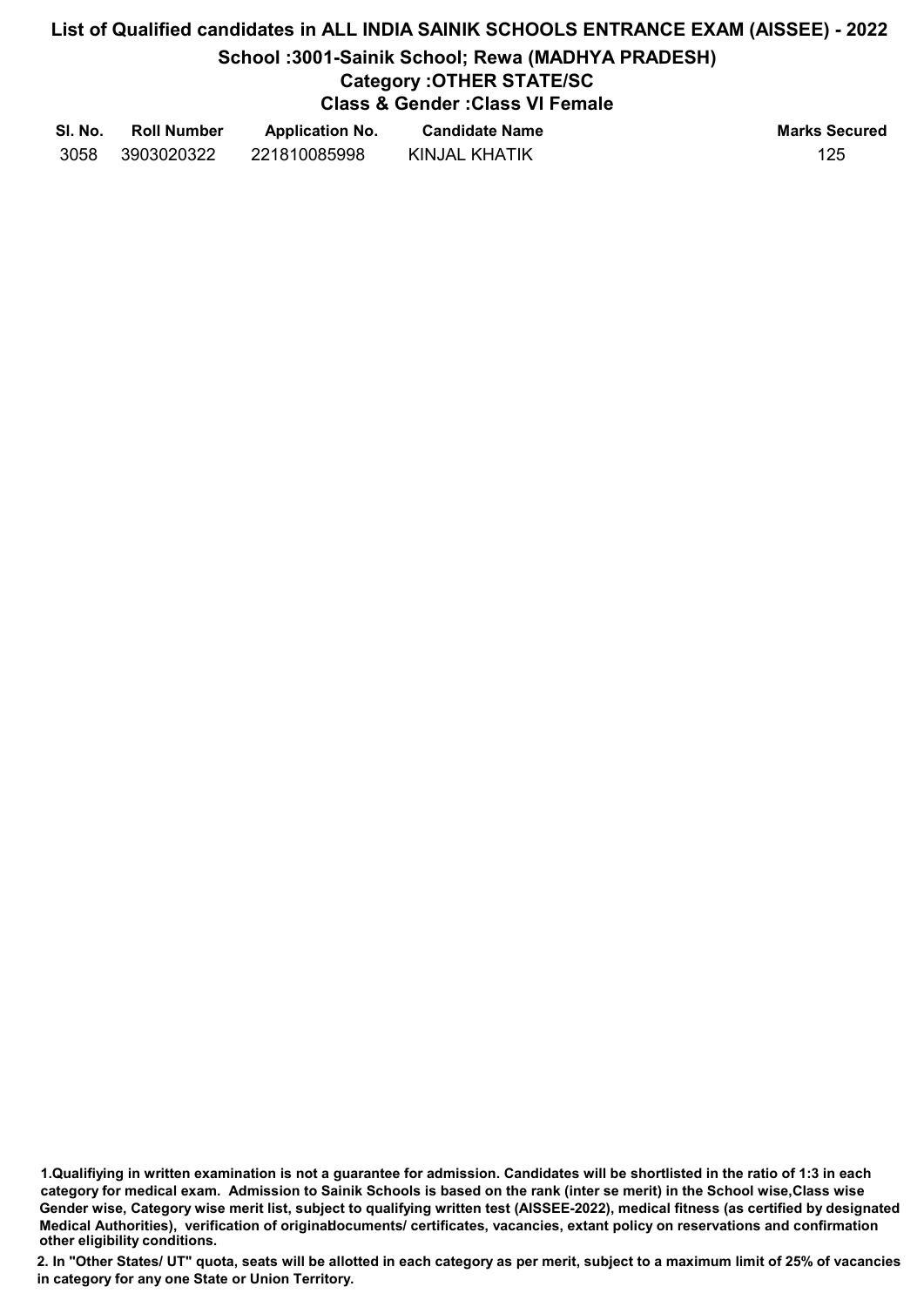# List of Qualified candidates in ALL INDIA SAINIK SCHOOLS ENTRANCE EXAM (AISSEE) - 2022

## School :3001-Sainik School; Rewa (MADHYA PRADESH)

### Category :OTHER STATE/SC

### Class & Gender :Class VI Female

| Sl. No. | Roll Number | Application No. | Candidate Name | Marks Secured |
|---|---|---|---|---|
| 3058 | 3903020322 | 221810085998 | KINJAL KHATIK | 125 |

**1.Qualifiying in written examination is not a guarantee for admission. Candidates will be shortlisted in the ratio of 1:3 in each category for medical exam. Admission to Sainik Schools is based on the rank (inter se merit) in the School wise,Class wise Gender wise, Category wise merit list, subject to qualifying written test (AISSEE-2022), medical fitness (as certified by designated Medical Authorities), verification of originaldocuments/ certificates, vacancies, extant policy on reservations and confirmation other eligibility conditions.**

**2. In "Other States/ UT" quota, seats will be allotted in each category as per merit, subject to a maximum limit of 25% of vacancies in category for any one State or Union Territory.**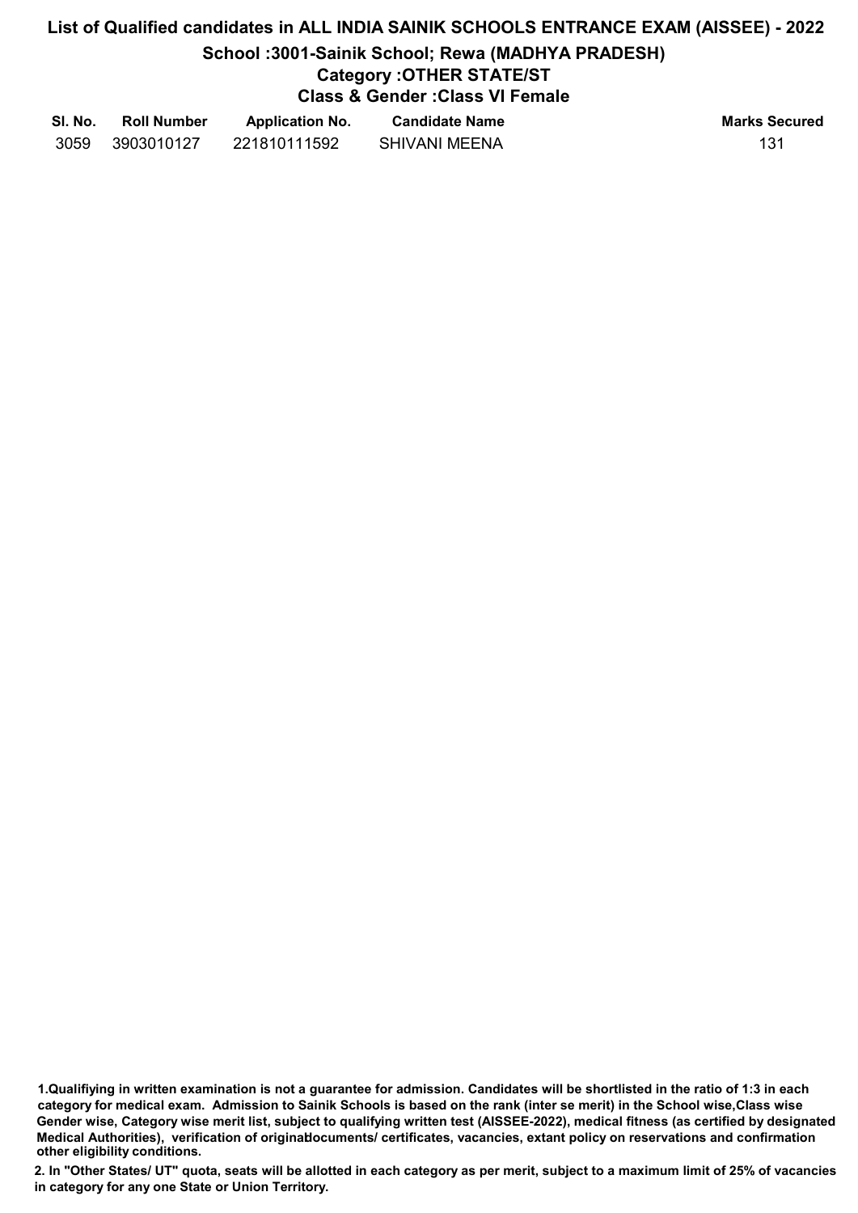# List of Qualified candidates in ALL INDIA SAINIK SCHOOLS ENTRANCE EXAM (AISSEE) - 2022

## School :3001-Sainik School; Rewa (MADHYA PRADESH)

### Category :OTHER STATE/ST

### Class & Gender :Class VI Female

| Sl. No. | Roll Number | Application No. | Candidate Name | Marks Secured |
|---|---|---|---|---|
| 3059 | 3903010127 | 221810111592 | SHIVANI MEENA | 131 |

**1.Qualifiying in written examination is not a guarantee for admission. Candidates will be shortlisted in the ratio of 1:3 in each category for medical exam. Admission to Sainik Schools is based on the rank (inter se merit) in the School wise,Class wise Gender wise, Category wise merit list, subject to qualifying written test (AISSEE-2022), medical fitness (as certified by designated Medical Authorities), verification of originaldocuments/ certificates, vacancies, extant policy on reservations and confirmation other eligibility conditions.**

**2. In "Other States/ UT" quota, seats will be allotted in each category as per merit, subject to a maximum limit of 25% of vacancies in category for any one State or Union Territory.**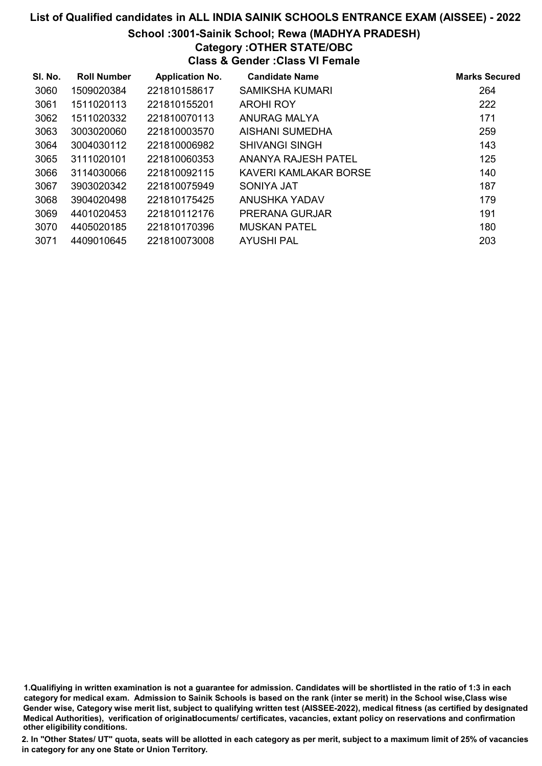# List of Qualified candidates in ALL INDIA SAINIK SCHOOLS ENTRANCE EXAM (AISSEE) - 2022

## School :3001-Sainik School; Rewa (MADHYA PRADESH)

### Category :OTHER STATE/OBC

### Class & Gender :Class VI Female

| Sl. No. | Roll Number | Application No. | Candidate Name | Marks Secured |
|---|---|---|---|---|
| 3060 | 1509020384 | 221810158617 | SAMIKSHA KUMARI | 264 |
| 3061 | 1511020113 | 221810155201 | AROHI ROY | 222 |
| 3062 | 1511020332 | 221810070113 | ANURAG MALYA | 171 |
| 3063 | 3003020060 | 221810003570 | AISHANI SUMEDHA | 259 |
| 3064 | 3004030112 | 221810006982 | SHIVANGI SINGH | 143 |
| 3065 | 3111020101 | 221810060353 | ANANYA RAJESH PATEL | 125 |
| 3066 | 3114030066 | 221810092115 | KAVERI KAMLAKAR BORSE | 140 |
| 3067 | 3903020342 | 221810075949 | SONIYA JAT | 187 |
| 3068 | 3904020498 | 221810175425 | ANUSHKA YADAV | 179 |
| 3069 | 4401020453 | 221810112176 | PRERANA GURJAR | 191 |
| 3070 | 4405020185 | 221810170396 | MUSKAN PATEL | 180 |
| 3071 | 4409010645 | 221810073008 | AYUSHI PAL | 203 |

1.Qualifiying in written examination is not a guarantee for admission. Candidates will be shortlisted in the ratio of 1:3 in each category for medical exam. Admission to Sainik Schools is based on the rank (inter se merit) in the School wise,Class wise Gender wise, Category wise merit list, subject to qualifying written test (AISSEE-2022), medical fitness (as certified by designated Medical Authorities), verification of originaldocuments/ certificates, vacancies, extant policy on reservations and confirmation other eligibility conditions.

2. In "Other States/ UT" quota, seats will be allotted in each category as per merit, subject to a maximum limit of 25% of vacancies in category for any one State or Union Territory.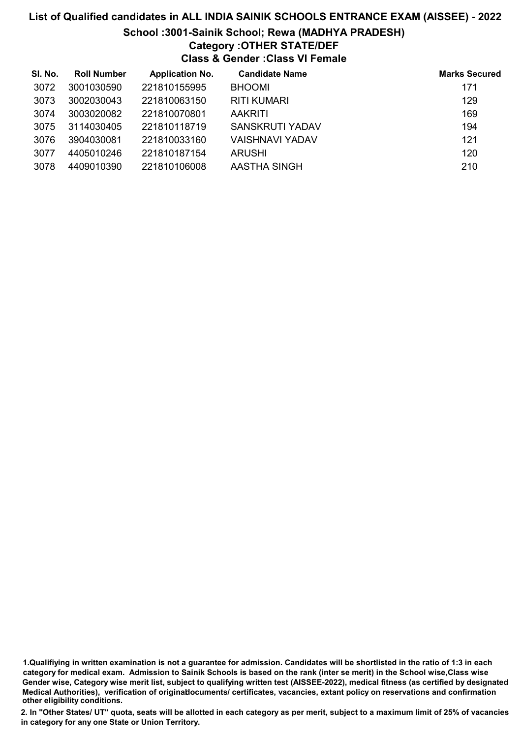# List of Qualified candidates in ALL INDIA SAINIK SCHOOLS ENTRANCE EXAM (AISSEE) - 2022

## School :3001-Sainik School; Rewa (MADHYA PRADESH)

### Category :OTHER STATE/DEF

### Class & Gender :Class VI Female

| Sl. No. | Roll Number | Application No. | Candidate Name | Marks Secured |
|---|---|---|---|---|
| 3072 | 3001030590 | 221810155995 | BHOOMI | 171 |
| 3073 | 3002030043 | 221810063150 | RITI KUMARI | 129 |
| 3074 | 3003020082 | 221810070801 | AAKRITI | 169 |
| 3075 | 3114030405 | 221810118719 | SANSKRUTI YADAV | 194 |
| 3076 | 3904030081 | 221810033160 | VAISHNAVI YADAV | 121 |
| 3077 | 4405010246 | 221810187154 | ARUSHI | 120 |
| 3078 | 4409010390 | 221810106008 | AASTHA SINGH | 210 |

**1.Qualifiying in written examination is not a guarantee for admission. Candidates will be shortlisted in the ratio of 1:3 in each category for medical exam. Admission to Sainik Schools is based on the rank (inter se merit) in the School wise,Class wise Gender wise, Category wise merit list, subject to qualifying written test (AISSEE-2022), medical fitness (as certified by designated Medical Authorities), verification of originaldocuments/ certificates, vacancies, extant policy on reservations and confirmation other eligibility conditions.**

**2. In "Other States/ UT" quota, seats will be allotted in each category as per merit, subject to a maximum limit of 25% of vacancies in category for any one State or Union Territory.**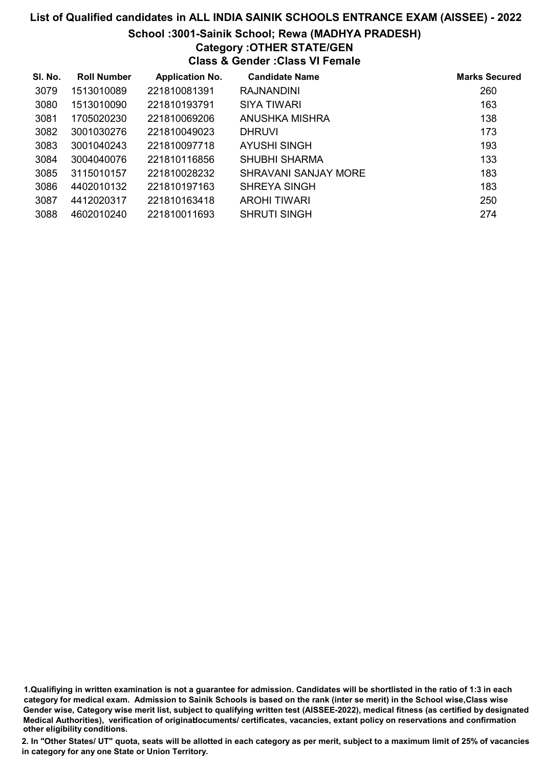# List of Qualified candidates in ALL INDIA SAINIK SCHOOLS ENTRANCE EXAM (AISSEE) - 2022

## School :3001-Sainik School; Rewa (MADHYA PRADESH)

### Category :OTHER STATE/GEN

### Class & Gender :Class VI Female

| Sl. No. | Roll Number | Application No. | Candidate Name | Marks Secured |
|---|---|---|---|---|
| 3079 | 1513010089 | 221810081391 | RAJNANDINI | 260 |
| 3080 | 1513010090 | 221810193791 | SIYA TIWARI | 163 |
| 3081 | 1705020230 | 221810069206 | ANUSHKA MISHRA | 138 |
| 3082 | 3001030276 | 221810049023 | DHRUVI | 173 |
| 3083 | 3001040243 | 221810097718 | AYUSHI SINGH | 193 |
| 3084 | 3004040076 | 221810116856 | SHUBHI SHARMA | 133 |
| 3085 | 3115010157 | 221810028232 | SHRAVANI SANJAY MORE | 183 |
| 3086 | 4402010132 | 221810197163 | SHREYA SINGH | 183 |
| 3087 | 4412020317 | 221810163418 | AROHI TIWARI | 250 |
| 3088 | 4602010240 | 221810011693 | SHRUTI SINGH | 274 |

1.Qualifiying in written examination is not a guarantee for admission. Candidates will be shortlisted in the ratio of 1:3 in each category for medical exam. Admission to Sainik Schools is based on the rank (inter se merit) in the School wise,Class wise Gender wise, Category wise merit list, subject to qualifying written test (AISSEE-2022), medical fitness (as certified by designated Medical Authorities), verification of originaldocuments/ certificates, vacancies, extant policy on reservations and confirmation other eligibility conditions.

2. In "Other States/ UT" quota, seats will be allotted in each category as per merit, subject to a maximum limit of 25% of vacancies in category for any one State or Union Territory.